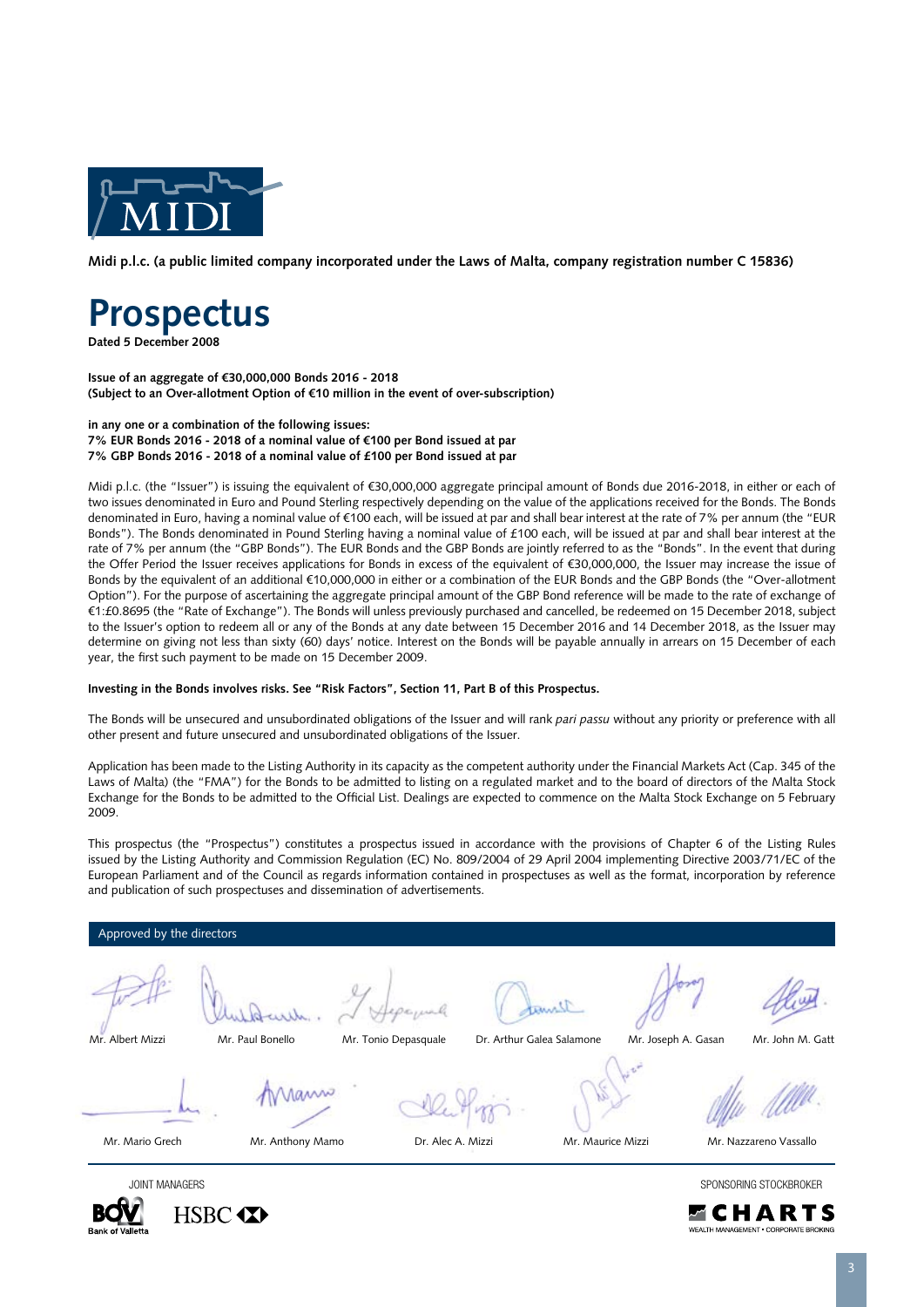MIDI

**Midi p.l.c. (a public limited company incorporated under the Laws of Malta, company registration number C 15836)**

# Prospectus

**Dated 5 December 2008**

**Issue of an aggregate of €30,000,000 Bonds 2016 - 2018**
**(Subject to an Over-allotment Option of €10 million in the event of over-subscription)**

**in any one or a combination of the following issues:**
**7% EUR Bonds 2016 - 2018 of a nominal value of €100 per Bond issued at par**
**7% GBP Bonds 2016 - 2018 of a nominal value of £100 per Bond issued at par**

Midi p.l.c. (the "Issuer") is issuing the equivalent of €30,000,000 aggregate principal amount of Bonds due 2016-2018, in either or each of two issues denominated in Euro and Pound Sterling respectively depending on the value of the applications received for the Bonds. The Bonds denominated in Euro, having a nominal value of €100 each, will be issued at par and shall bear interest at the rate of 7% per annum (the "EUR Bonds"). The Bonds denominated in Pound Sterling having a nominal value of £100 each, will be issued at par and shall bear interest at the rate of 7% per annum (the "GBP Bonds"). The EUR Bonds and the GBP Bonds are jointly referred to as the "Bonds". In the event that during the Offer Period the Issuer receives applications for Bonds in excess of the equivalent of €30,000,000, the Issuer may increase the issue of Bonds by the equivalent of an additional €10,000,000 in either or a combination of the EUR Bonds and the GBP Bonds (the "Over-allotment Option"). For the purpose of ascertaining the aggregate principal amount of the GBP Bond reference will be made to the rate of exchange of €1:£0.8695 (the "Rate of Exchange"). The Bonds will unless previously purchased and cancelled, be redeemed on 15 December 2018, subject to the Issuer's option to redeem all or any of the Bonds at any date between 15 December 2016 and 14 December 2018, as the Issuer may determine on giving not less than sixty (60) days' notice. Interest on the Bonds will be payable annually in arrears on 15 December of each year, the first such payment to be made on 15 December 2009.

**Investing in the Bonds involves risks. See "Risk Factors", Section 11, Part B of this Prospectus.**

The Bonds will be unsecured and unsubordinated obligations of the Issuer and will rank *pari passu* without any priority or preference with all other present and future unsecured and unsubordinated obligations of the Issuer.

Application has been made to the Listing Authority in its capacity as the competent authority under the Financial Markets Act (Cap. 345 of the Laws of Malta) (the "FMA") for the Bonds to be admitted to listing on a regulated market and to the board of directors of the Malta Stock Exchange for the Bonds to be admitted to the Official List. Dealings are expected to commence on the Malta Stock Exchange on 5 February 2009.

This prospectus (the "Prospectus") constitutes a prospectus issued in accordance with the provisions of Chapter 6 of the Listing Rules issued by the Listing Authority and Commission Regulation (EC) No. 809/2004 of 29 April 2004 implementing Directive 2003/71/EC of the European Parliament and of the Council as regards information contained in prospectuses as well as the format, incorporation by reference and publication of such prospectuses and dissemination of advertisements.

Approved by the directors

Mr. Albert Mizzi, Mr. Paul Bonello, Mr. Tonio Depasquale, Dr. Arthur Galea Salamone, Mr. Joseph A. Gasan, Mr. John M. Gatt

Mr. Mario Grech, Mr. Anthony Mamo, Dr. Alec A. Mizzi, Mr. Maurice Mizzi, Mr. Nazzareno Vassallo

JOINT MANAGERS

BOV Bank of Valletta | HSBC

SPONSORING STOCKBROKER

CHARTS WEALTH MANAGEMENT • CORPORATE BROKING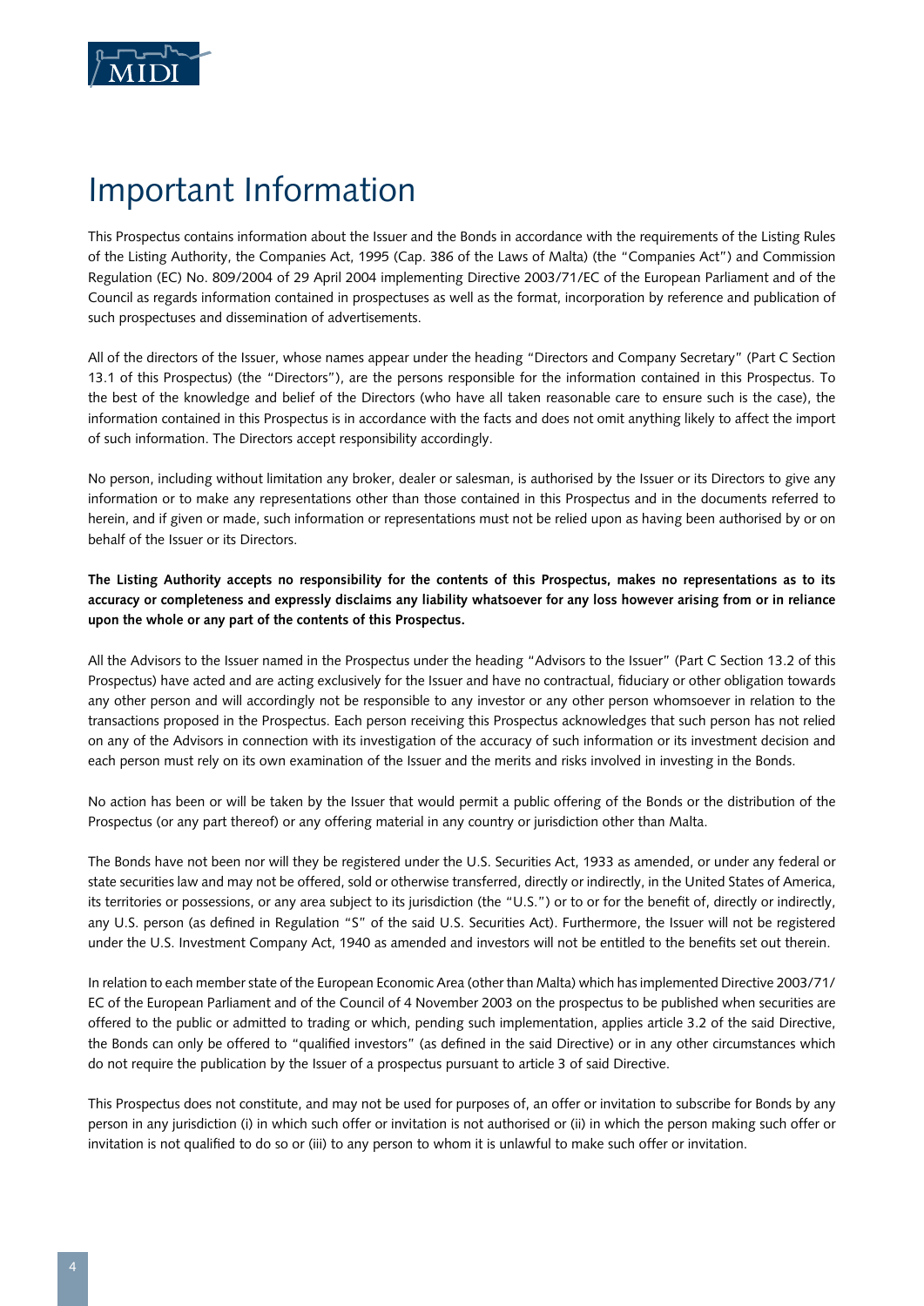# Important Information

This Prospectus contains information about the Issuer and the Bonds in accordance with the requirements of the Listing Rules of the Listing Authority, the Companies Act, 1995 (Cap. 386 of the Laws of Malta) (the "Companies Act") and Commission Regulation (EC) No. 809/2004 of 29 April 2004 implementing Directive 2003/71/EC of the European Parliament and of the Council as regards information contained in prospectuses as well as the format, incorporation by reference and publication of such prospectuses and dissemination of advertisements.

All of the directors of the Issuer, whose names appear under the heading "Directors and Company Secretary" (Part C Section 13.1 of this Prospectus) (the "Directors"), are the persons responsible for the information contained in this Prospectus. To the best of the knowledge and belief of the Directors (who have all taken reasonable care to ensure such is the case), the information contained in this Prospectus is in accordance with the facts and does not omit anything likely to affect the import of such information. The Directors accept responsibility accordingly.

No person, including without limitation any broker, dealer or salesman, is authorised by the Issuer or its Directors to give any information or to make any representations other than those contained in this Prospectus and in the documents referred to herein, and if given or made, such information or representations must not be relied upon as having been authorised by or on behalf of the Issuer or its Directors.

**The Listing Authority accepts no responsibility for the contents of this Prospectus, makes no representations as to its accuracy or completeness and expressly disclaims any liability whatsoever for any loss however arising from or in reliance upon the whole or any part of the contents of this Prospectus.**

All the Advisors to the Issuer named in the Prospectus under the heading "Advisors to the Issuer" (Part C Section 13.2 of this Prospectus) have acted and are acting exclusively for the Issuer and have no contractual, fiduciary or other obligation towards any other person and will accordingly not be responsible to any investor or any other person whomsoever in relation to the transactions proposed in the Prospectus. Each person receiving this Prospectus acknowledges that such person has not relied on any of the Advisors in connection with its investigation of the accuracy of such information or its investment decision and each person must rely on its own examination of the Issuer and the merits and risks involved in investing in the Bonds.

No action has been or will be taken by the Issuer that would permit a public offering of the Bonds or the distribution of the Prospectus (or any part thereof) or any offering material in any country or jurisdiction other than Malta.

The Bonds have not been nor will they be registered under the U.S. Securities Act, 1933 as amended, or under any federal or state securities law and may not be offered, sold or otherwise transferred, directly or indirectly, in the United States of America, its territories or possessions, or any area subject to its jurisdiction (the "U.S.") or to or for the benefit of, directly or indirectly, any U.S. person (as defined in Regulation "S" of the said U.S. Securities Act). Furthermore, the Issuer will not be registered under the U.S. Investment Company Act, 1940 as amended and investors will not be entitled to the benefits set out therein.

In relation to each member state of the European Economic Area (other than Malta) which has implemented Directive 2003/71/EC of the European Parliament and of the Council of 4 November 2003 on the prospectus to be published when securities are offered to the public or admitted to trading or which, pending such implementation, applies article 3.2 of the said Directive, the Bonds can only be offered to "qualified investors" (as defined in the said Directive) or in any other circumstances which do not require the publication by the Issuer of a prospectus pursuant to article 3 of said Directive.

This Prospectus does not constitute, and may not be used for purposes of, an offer or invitation to subscribe for Bonds by any person in any jurisdiction (i) in which such offer or invitation is not authorised or (ii) in which the person making such offer or invitation is not qualified to do so or (iii) to any person to whom it is unlawful to make such offer or invitation.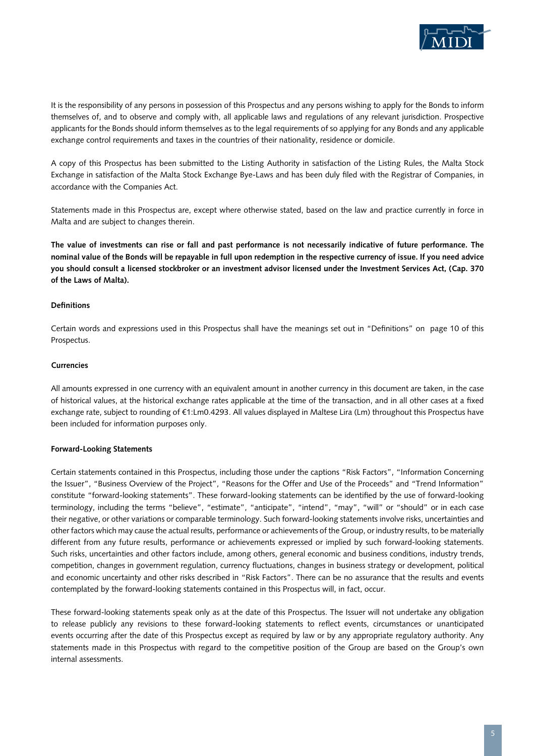It is the responsibility of any persons in possession of this Prospectus and any persons wishing to apply for the Bonds to inform themselves of, and to observe and comply with, all applicable laws and regulations of any relevant jurisdiction. Prospective applicants for the Bonds should inform themselves as to the legal requirements of so applying for any Bonds and any applicable exchange control requirements and taxes in the countries of their nationality, residence or domicile.

A copy of this Prospectus has been submitted to the Listing Authority in satisfaction of the Listing Rules, the Malta Stock Exchange in satisfaction of the Malta Stock Exchange Bye-Laws and has been duly filed with the Registrar of Companies, in accordance with the Companies Act.

Statements made in this Prospectus are, except where otherwise stated, based on the law and practice currently in force in Malta and are subject to changes therein.

**The value of investments can rise or fall and past performance is not necessarily indicative of future performance. The nominal value of the Bonds will be repayable in full upon redemption in the respective currency of issue. If you need advice you should consult a licensed stockbroker or an investment advisor licensed under the Investment Services Act, (Cap. 370 of the Laws of Malta).**

**Definitions**

Certain words and expressions used in this Prospectus shall have the meanings set out in "Definitions" on page 10 of this Prospectus.

**Currencies**

All amounts expressed in one currency with an equivalent amount in another currency in this document are taken, in the case of historical values, at the historical exchange rates applicable at the time of the transaction, and in all other cases at a fixed exchange rate, subject to rounding of €1:Lm0.4293. All values displayed in Maltese Lira (Lm) throughout this Prospectus have been included for information purposes only.

**Forward-Looking Statements**

Certain statements contained in this Prospectus, including those under the captions "Risk Factors", "Information Concerning the Issuer", "Business Overview of the Project", "Reasons for the Offer and Use of the Proceeds" and "Trend Information" constitute "forward-looking statements". These forward-looking statements can be identified by the use of forward-looking terminology, including the terms "believe", "estimate", "anticipate", "intend", "may", "will" or "should" or in each case their negative, or other variations or comparable terminology. Such forward-looking statements involve risks, uncertainties and other factors which may cause the actual results, performance or achievements of the Group, or industry results, to be materially different from any future results, performance or achievements expressed or implied by such forward-looking statements. Such risks, uncertainties and other factors include, among others, general economic and business conditions, industry trends, competition, changes in government regulation, currency fluctuations, changes in business strategy or development, political and economic uncertainty and other risks described in "Risk Factors". There can be no assurance that the results and events contemplated by the forward-looking statements contained in this Prospectus will, in fact, occur.

These forward-looking statements speak only as at the date of this Prospectus. The Issuer will not undertake any obligation to release publicly any revisions to these forward-looking statements to reflect events, circumstances or unanticipated events occurring after the date of this Prospectus except as required by law or by any appropriate regulatory authority. Any statements made in this Prospectus with regard to the competitive position of the Group are based on the Group's own internal assessments.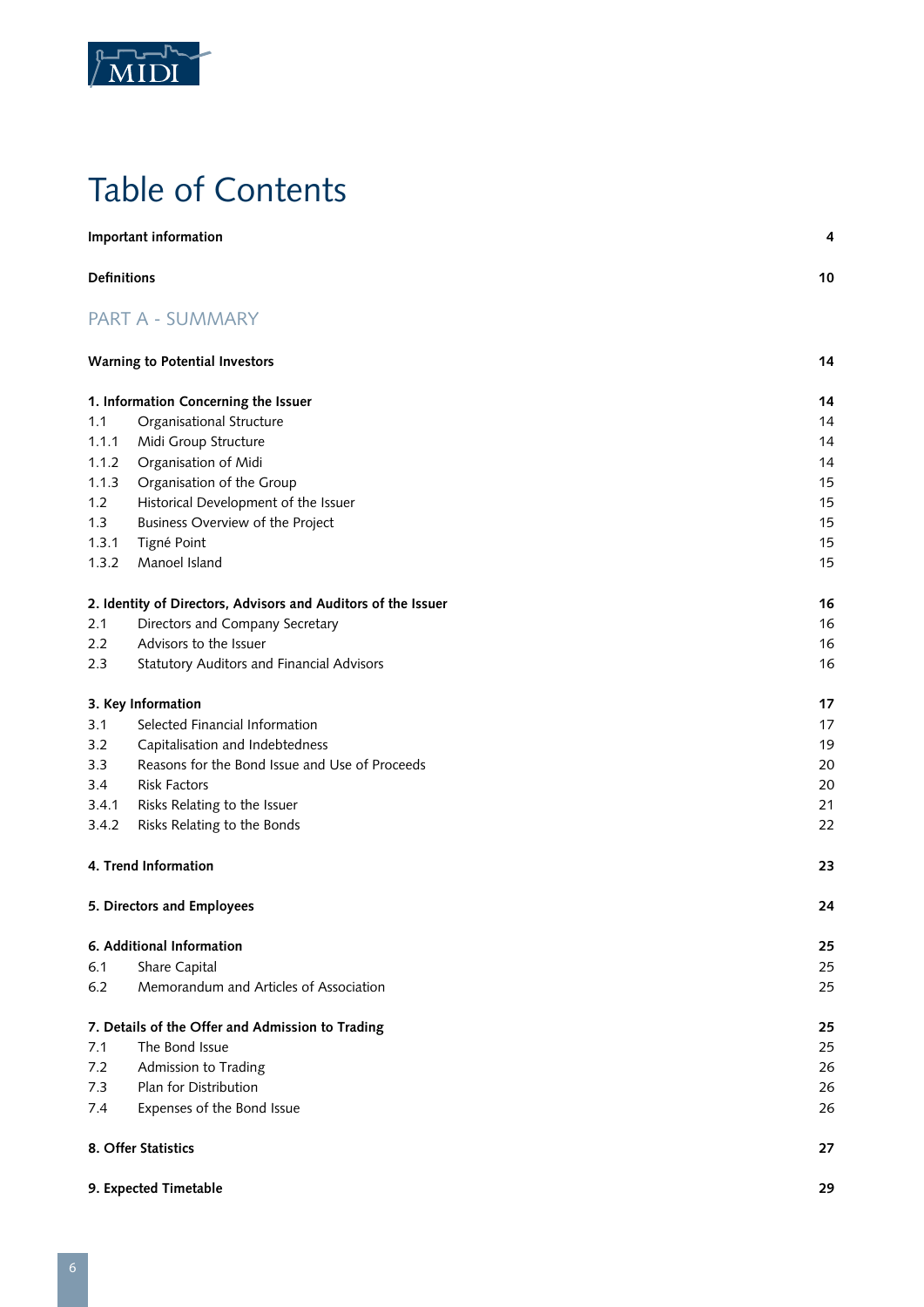# Table of Contents

| | | |
|---|---|---|
| **Important information** | | **4** |
| **Definitions** | | **10** |

## PART A - SUMMARY

| | | |
|---|---|---|
| **Warning to Potential Investors** | | **14** |
| **1. Information Concerning the Issuer** | | **14** |
| 1.1 | Organisational Structure | 14 |
| 1.1.1 | Midi Group Structure | 14 |
| 1.1.2 | Organisation of Midi | 14 |
| 1.1.3 | Organisation of the Group | 15 |
| 1.2 | Historical Development of the Issuer | 15 |
| 1.3 | Business Overview of the Project | 15 |
| 1.3.1 | Tigné Point | 15 |
| 1.3.2 | Manoel Island | 15 |
| **2. Identity of Directors, Advisors and Auditors of the Issuer** | | **16** |
| 2.1 | Directors and Company Secretary | 16 |
| 2.2 | Advisors to the Issuer | 16 |
| 2.3 | Statutory Auditors and Financial Advisors | 16 |
| **3. Key Information** | | **17** |
| 3.1 | Selected Financial Information | 17 |
| 3.2 | Capitalisation and Indebtedness | 19 |
| 3.3 | Reasons for the Bond Issue and Use of Proceeds | 20 |
| 3.4 | Risk Factors | 20 |
| 3.4.1 | Risks Relating to the Issuer | 21 |
| 3.4.2 | Risks Relating to the Bonds | 22 |
| **4. Trend Information** | | **23** |
| **5. Directors and Employees** | | **24** |
| **6. Additional Information** | | **25** |
| 6.1 | Share Capital | 25 |
| 6.2 | Memorandum and Articles of Association | 25 |
| **7. Details of the Offer and Admission to Trading** | | **25** |
| 7.1 | The Bond Issue | 25 |
| 7.2 | Admission to Trading | 26 |
| 7.3 | Plan for Distribution | 26 |
| 7.4 | Expenses of the Bond Issue | 26 |
| **8. Offer Statistics** | | **27** |
| **9. Expected Timetable** | | **29** |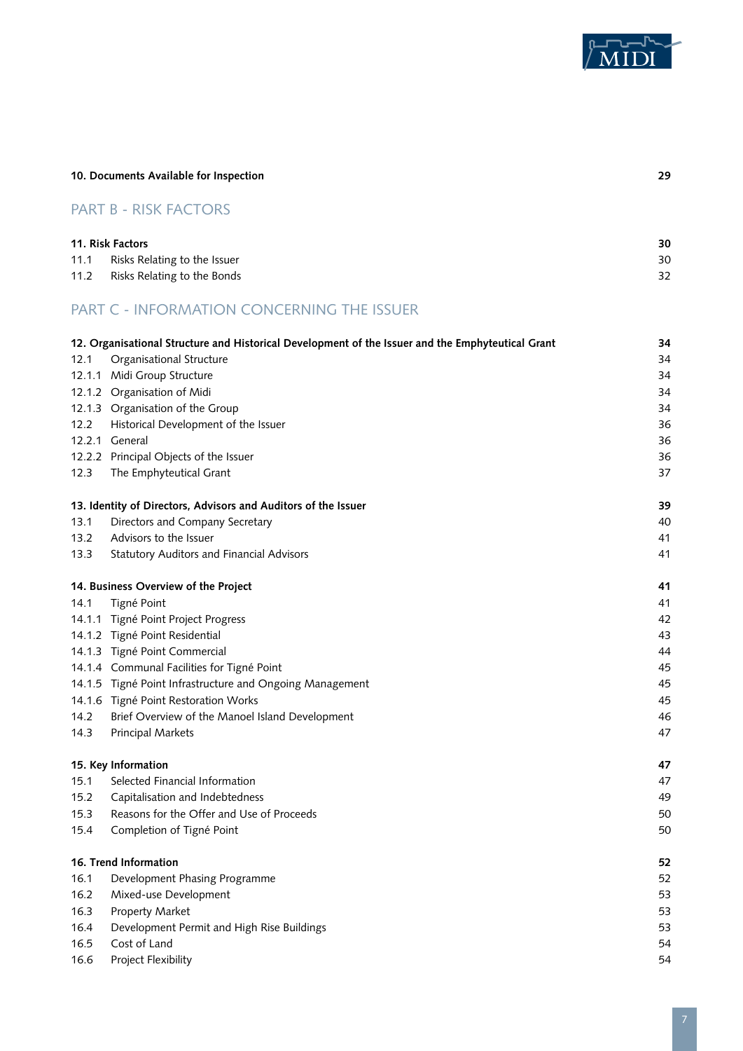| | | |
|---|---|---|
| **10. Documents Available for Inspection** | | **29** |

## PART B - RISK FACTORS

| | | |
|---|---|---|
| **11. Risk Factors** | | **30** |
| 11.1 | Risks Relating to the Issuer | 30 |
| 11.2 | Risks Relating to the Bonds | 32 |

## PART C - INFORMATION CONCERNING THE ISSUER

| | | |
|---|---|---|
| **12. Organisational Structure and Historical Development of the Issuer and the Emphyteutical Grant** | | **34** |
| 12.1 | Organisational Structure | 34 |
| 12.1.1 | Midi Group Structure | 34 |
| 12.1.2 | Organisation of Midi | 34 |
| 12.1.3 | Organisation of the Group | 34 |
| 12.2 | Historical Development of the Issuer | 36 |
| 12.2.1 | General | 36 |
| 12.2.2 | Principal Objects of the Issuer | 36 |
| 12.3 | The Emphyteutical Grant | 37 |
| **13. Identity of Directors, Advisors and Auditors of the Issuer** | | **39** |
| 13.1 | Directors and Company Secretary | 40 |
| 13.2 | Advisors to the Issuer | 41 |
| 13.3 | Statutory Auditors and Financial Advisors | 41 |
| **14. Business Overview of the Project** | | **41** |
| 14.1 | Tigné Point | 41 |
| 14.1.1 | Tigné Point Project Progress | 42 |
| 14.1.2 | Tigné Point Residential | 43 |
| 14.1.3 | Tigné Point Commercial | 44 |
| 14.1.4 | Communal Facilities for Tigné Point | 45 |
| 14.1.5 | Tigné Point Infrastructure and Ongoing Management | 45 |
| 14.1.6 | Tigné Point Restoration Works | 45 |
| 14.2 | Brief Overview of the Manoel Island Development | 46 |
| 14.3 | Principal Markets | 47 |
| **15. Key Information** | | **47** |
| 15.1 | Selected Financial Information | 47 |
| 15.2 | Capitalisation and Indebtedness | 49 |
| 15.3 | Reasons for the Offer and Use of Proceeds | 50 |
| 15.4 | Completion of Tigné Point | 50 |
| **16. Trend Information** | | **52** |
| 16.1 | Development Phasing Programme | 52 |
| 16.2 | Mixed-use Development | 53 |
| 16.3 | Property Market | 53 |
| 16.4 | Development Permit and High Rise Buildings | 53 |
| 16.5 | Cost of Land | 54 |
| 16.6 | Project Flexibility | 54 |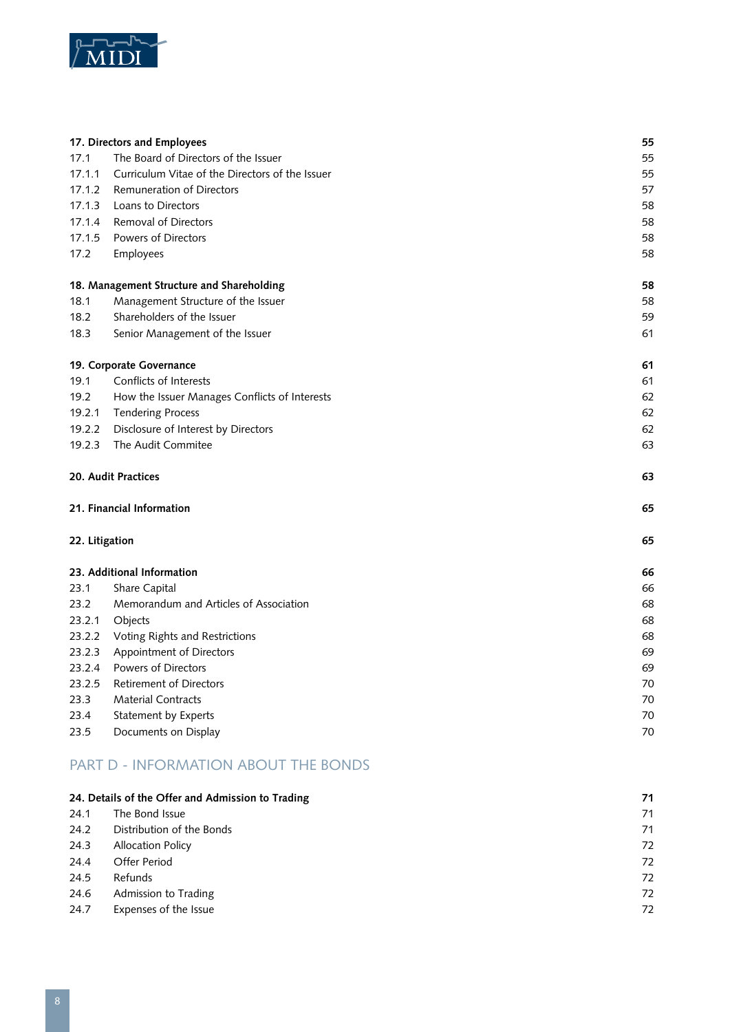| | | |
|---|---|---|
| **17. Directors and Employees** | | **55** |
| 17.1 | The Board of Directors of the Issuer | 55 |
| 17.1.1 | Curriculum Vitae of the Directors of the Issuer | 55 |
| 17.1.2 | Remuneration of Directors | 57 |
| 17.1.3 | Loans to Directors | 58 |
| 17.1.4 | Removal of Directors | 58 |
| 17.1.5 | Powers of Directors | 58 |
| 17.2 | Employees | 58 |
| **18. Management Structure and Shareholding** | | **58** |
| 18.1 | Management Structure of the Issuer | 58 |
| 18.2 | Shareholders of the Issuer | 59 |
| 18.3 | Senior Management of the Issuer | 61 |
| **19. Corporate Governance** | | **61** |
| 19.1 | Conflicts of Interests | 61 |
| 19.2 | How the Issuer Manages Conflicts of Interests | 62 |
| 19.2.1 | Tendering Process | 62 |
| 19.2.2 | Disclosure of Interest by Directors | 62 |
| 19.2.3 | The Audit Commitee | 63 |
| **20. Audit Practices** | | **63** |
| **21. Financial Information** | | **65** |
| **22. Litigation** | | **65** |
| **23. Additional Information** | | **66** |
| 23.1 | Share Capital | 66 |
| 23.2 | Memorandum and Articles of Association | 68 |
| 23.2.1 | Objects | 68 |
| 23.2.2 | Voting Rights and Restrictions | 68 |
| 23.2.3 | Appointment of Directors | 69 |
| 23.2.4 | Powers of Directors | 69 |
| 23.2.5 | Retirement of Directors | 70 |
| 23.3 | Material Contracts | 70 |
| 23.4 | Statement by Experts | 70 |
| 23.5 | Documents on Display | 70 |

## PART D - INFORMATION ABOUT THE BONDS

| | | |
|---|---|---|
| **24. Details of the Offer and Admission to Trading** | | **71** |
| 24.1 | The Bond Issue | 71 |
| 24.2 | Distribution of the Bonds | 71 |
| 24.3 | Allocation Policy | 72 |
| 24.4 | Offer Period | 72 |
| 24.5 | Refunds | 72 |
| 24.6 | Admission to Trading | 72 |
| 24.7 | Expenses of the Issue | 72 |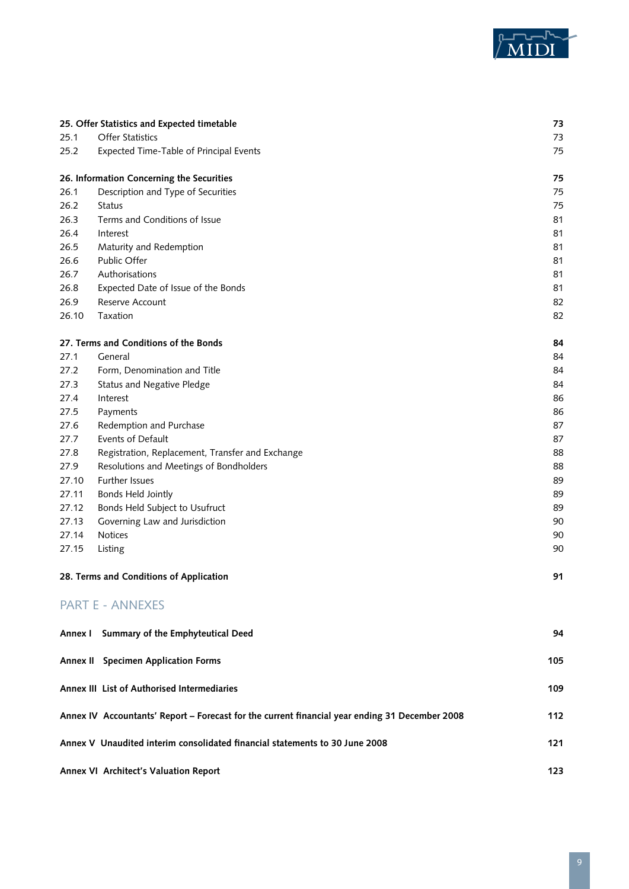| | | |
|---|---|---|
| **25. Offer Statistics and Expected timetable** | | **73** |
| 25.1 | Offer Statistics | 73 |
| 25.2 | Expected Time-Table of Principal Events | 75 |
| **26. Information Concerning the Securities** | | **75** |
| 26.1 | Description and Type of Securities | 75 |
| 26.2 | Status | 75 |
| 26.3 | Terms and Conditions of Issue | 81 |
| 26.4 | Interest | 81 |
| 26.5 | Maturity and Redemption | 81 |
| 26.6 | Public Offer | 81 |
| 26.7 | Authorisations | 81 |
| 26.8 | Expected Date of Issue of the Bonds | 81 |
| 26.9 | Reserve Account | 82 |
| 26.10 | Taxation | 82 |
| **27. Terms and Conditions of the Bonds** | | **84** |
| 27.1 | General | 84 |
| 27.2 | Form, Denomination and Title | 84 |
| 27.3 | Status and Negative Pledge | 84 |
| 27.4 | Interest | 86 |
| 27.5 | Payments | 86 |
| 27.6 | Redemption and Purchase | 87 |
| 27.7 | Events of Default | 87 |
| 27.8 | Registration, Replacement, Transfer and Exchange | 88 |
| 27.9 | Resolutions and Meetings of Bondholders | 88 |
| 27.10 | Further Issues | 89 |
| 27.11 | Bonds Held Jointly | 89 |
| 27.12 | Bonds Held Subject to Usufruct | 89 |
| 27.13 | Governing Law and Jurisdiction | 90 |
| 27.14 | Notices | 90 |
| 27.15 | Listing | 90 |
| **28. Terms and Conditions of Application** | | **91** |

## PART E - ANNEXES

| | |
|---|---|
| **Annex I Summary of the Emphyteutical Deed** | **94** |
| **Annex II Specimen Application Forms** | **105** |
| **Annex III List of Authorised Intermediaries** | **109** |
| **Annex IV Accountants' Report – Forecast for the current financial year ending 31 December 2008** | **112** |
| **Annex V Unaudited interim consolidated financial statements to 30 June 2008** | **121** |
| **Annex VI Architect's Valuation Report** | **123** |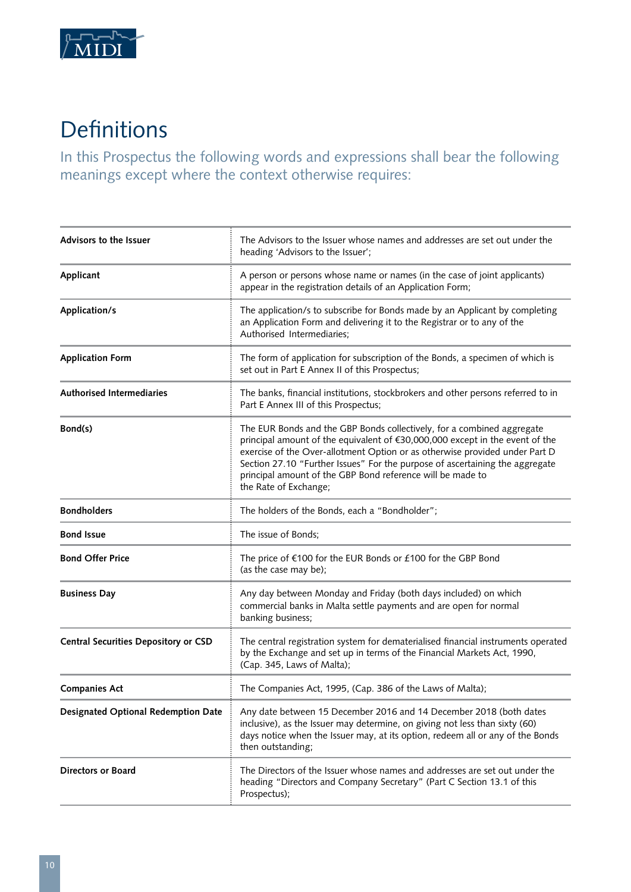# Definitions

In this Prospectus the following words and expressions shall bear the following meanings except where the context otherwise requires:

| | |
|---|---|
| **Advisors to the Issuer** | The Advisors to the Issuer whose names and addresses are set out under the heading 'Advisors to the Issuer'; |
| **Applicant** | A person or persons whose name or names (in the case of joint applicants) appear in the registration details of an Application Form; |
| **Application/s** | The application/s to subscribe for Bonds made by an Applicant by completing an Application Form and delivering it to the Registrar or to any of the Authorised Intermediaries; |
| **Application Form** | The form of application for subscription of the Bonds, a specimen of which is set out in Part E Annex II of this Prospectus; |
| **Authorised Intermediaries** | The banks, financial institutions, stockbrokers and other persons referred to in Part E Annex III of this Prospectus; |
| **Bond(s)** | The EUR Bonds and the GBP Bonds collectively, for a combined aggregate principal amount of the equivalent of €30,000,000 except in the event of the exercise of the Over-allotment Option or as otherwise provided under Part D Section 27.10 "Further Issues" For the purpose of ascertaining the aggregate principal amount of the GBP Bond reference will be made to the Rate of Exchange; |
| **Bondholders** | The holders of the Bonds, each a "Bondholder"; |
| **Bond Issue** | The issue of Bonds; |
| **Bond Offer Price** | The price of €100 for the EUR Bonds or £100 for the GBP Bond (as the case may be); |
| **Business Day** | Any day between Monday and Friday (both days included) on which commercial banks in Malta settle payments and are open for normal banking business; |
| **Central Securities Depository or CSD** | The central registration system for dematerialised financial instruments operated by the Exchange and set up in terms of the Financial Markets Act, 1990, (Cap. 345, Laws of Malta); |
| **Companies Act** | The Companies Act, 1995, (Cap. 386 of the Laws of Malta); |
| **Designated Optional Redemption Date** | Any date between 15 December 2016 and 14 December 2018 (both dates inclusive), as the Issuer may determine, on giving not less than sixty (60) days notice when the Issuer may, at its option, redeem all or any of the Bonds then outstanding; |
| **Directors or Board** | The Directors of the Issuer whose names and addresses are set out under the heading "Directors and Company Secretary" (Part C Section 13.1 of this Prospectus); |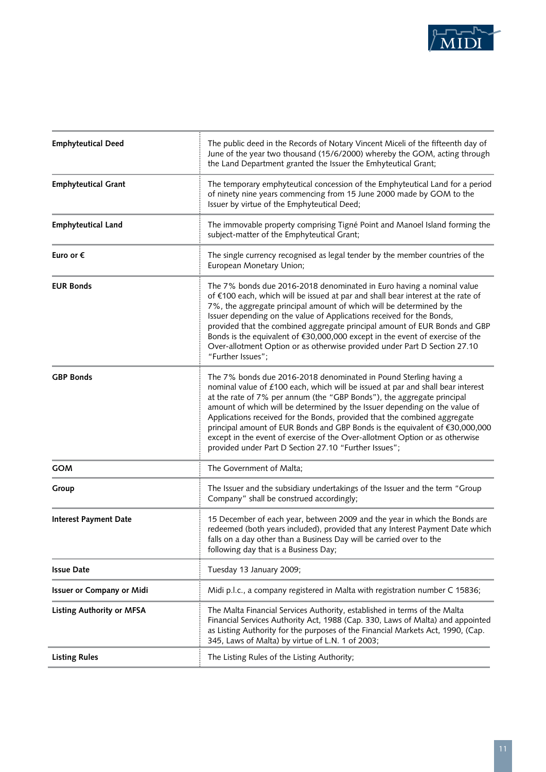| | |
|---|---|
| **Emphyteutical Deed** | The public deed in the Records of Notary Vincent Miceli of the fifteenth day of June of the year two thousand (15/6/2000) whereby the GOM, acting through the Land Department granted the Issuer the Emhyteutical Grant; |
| **Emphyteutical Grant** | The temporary emphyteutical concession of the Emphyteutical Land for a period of ninety nine years commencing from 15 June 2000 made by GOM to the Issuer by virtue of the Emphyteutical Deed; |
| **Emphyteutical Land** | The immovable property comprising Tigné Point and Manoel Island forming the subject-matter of the Emphyteutical Grant; |
| **Euro or €** | The single currency recognised as legal tender by the member countries of the European Monetary Union; |
| **EUR Bonds** | The 7% bonds due 2016-2018 denominated in Euro having a nominal value of €100 each, which will be issued at par and shall bear interest at the rate of 7%, the aggregate principal amount of which will be determined by the Issuer depending on the value of Applications received for the Bonds, provided that the combined aggregate principal amount of EUR Bonds and GBP Bonds is the equivalent of €30,000,000 except in the event of exercise of the Over-allotment Option or as otherwise provided under Part D Section 27.10 "Further Issues"; |
| **GBP Bonds** | The 7% bonds due 2016-2018 denominated in Pound Sterling having a nominal value of £100 each, which will be issued at par and shall bear interest at the rate of 7% per annum (the "GBP Bonds"), the aggregate principal amount of which will be determined by the Issuer depending on the value of Applications received for the Bonds, provided that the combined aggregate principal amount of EUR Bonds and GBP Bonds is the equivalent of €30,000,000 except in the event of exercise of the Over-allotment Option or as otherwise provided under Part D Section 27.10 "Further Issues"; |
| **GOM** | The Government of Malta; |
| **Group** | The Issuer and the subsidiary undertakings of the Issuer and the term "Group Company" shall be construed accordingly; |
| **Interest Payment Date** | 15 December of each year, between 2009 and the year in which the Bonds are redeemed (both years included), provided that any Interest Payment Date which falls on a day other than a Business Day will be carried over to the following day that is a Business Day; |
| **Issue Date** | Tuesday 13 January 2009; |
| **Issuer or Company or Midi** | Midi p.l.c., a company registered in Malta with registration number C 15836; |
| **Listing Authority or MFSA** | The Malta Financial Services Authority, established in terms of the Malta Financial Services Authority Act, 1988 (Cap. 330, Laws of Malta) and appointed as Listing Authority for the purposes of the Financial Markets Act, 1990, (Cap. 345, Laws of Malta) by virtue of L.N. 1 of 2003; |
| **Listing Rules** | The Listing Rules of the Listing Authority; |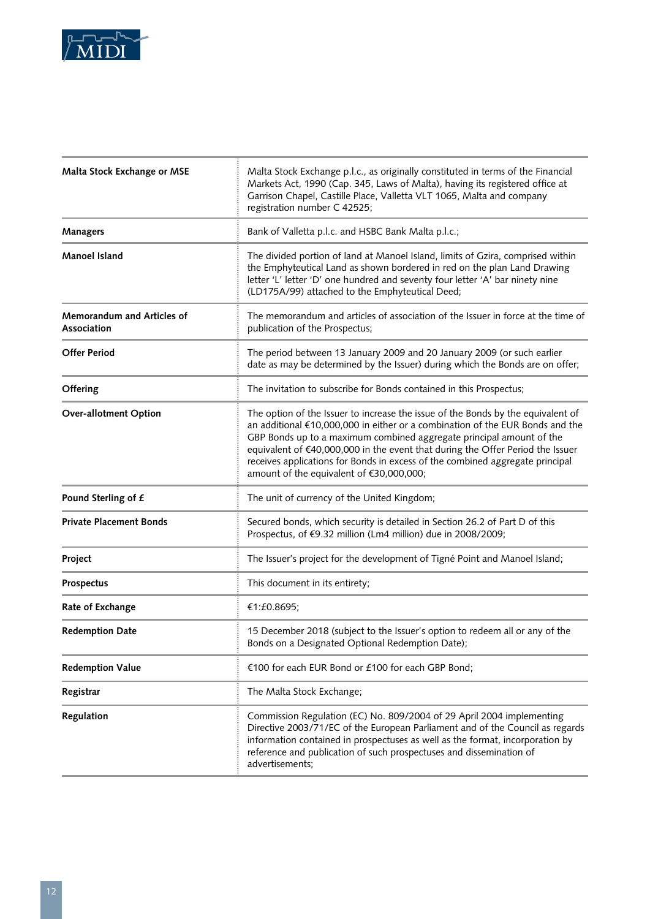| | |
|---|---|
| **Malta Stock Exchange or MSE** | Malta Stock Exchange p.l.c., as originally constituted in terms of the Financial Markets Act, 1990 (Cap. 345, Laws of Malta), having its registered office at Garrison Chapel, Castille Place, Valletta VLT 1065, Malta and company registration number C 42525; |
| **Managers** | Bank of Valletta p.l.c. and HSBC Bank Malta p.l.c.; |
| **Manoel Island** | The divided portion of land at Manoel Island, limits of Gzira, comprised within the Emphyteutical Land as shown bordered in red on the plan Land Drawing letter 'L' letter 'D' one hundred and seventy four letter 'A' bar ninety nine (LD175A/99) attached to the Emphyteutical Deed; |
| **Memorandum and Articles of Association** | The memorandum and articles of association of the Issuer in force at the time of publication of the Prospectus; |
| **Offer Period** | The period between 13 January 2009 and 20 January 2009 (or such earlier date as may be determined by the Issuer) during which the Bonds are on offer; |
| **Offering** | The invitation to subscribe for Bonds contained in this Prospectus; |
| **Over-allotment Option** | The option of the Issuer to increase the issue of the Bonds by the equivalent of an additional €10,000,000 in either or a combination of the EUR Bonds and the GBP Bonds up to a maximum combined aggregate principal amount of the equivalent of €40,000,000 in the event that during the Offer Period the Issuer receives applications for Bonds in excess of the combined aggregate principal amount of the equivalent of €30,000,000; |
| **Pound Sterling of £** | The unit of currency of the United Kingdom; |
| **Private Placement Bonds** | Secured bonds, which security is detailed in Section 26.2 of Part D of this Prospectus, of €9.32 million (Lm4 million) due in 2008/2009; |
| **Project** | The Issuer's project for the development of Tigné Point and Manoel Island; |
| **Prospectus** | This document in its entirety; |
| **Rate of Exchange** | €1:£0.8695; |
| **Redemption Date** | 15 December 2018 (subject to the Issuer's option to redeem all or any of the Bonds on a Designated Optional Redemption Date); |
| **Redemption Value** | €100 for each EUR Bond or £100 for each GBP Bond; |
| **Registrar** | The Malta Stock Exchange; |
| **Regulation** | Commission Regulation (EC) No. 809/2004 of 29 April 2004 implementing Directive 2003/71/EC of the European Parliament and of the Council as regards information contained in prospectuses as well as the format, incorporation by reference and publication of such prospectuses and dissemination of advertisements; |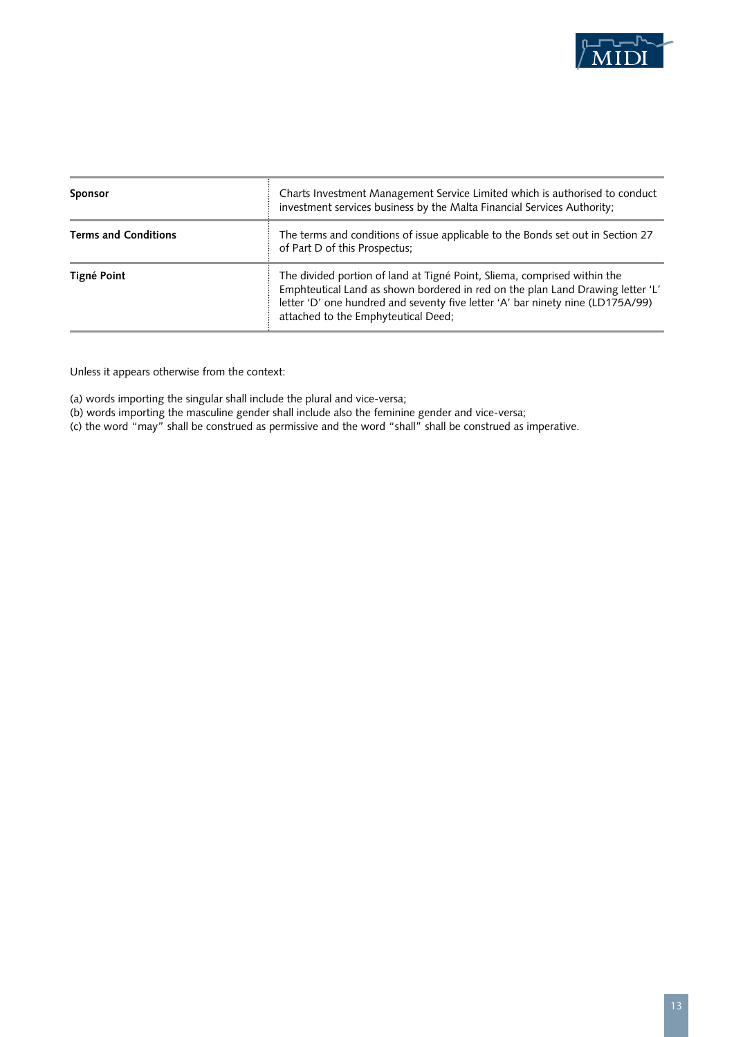| | |
|---|---|
| **Sponsor** | Charts Investment Management Service Limited which is authorised to conduct investment services business by the Malta Financial Services Authority; |
| **Terms and Conditions** | The terms and conditions of issue applicable to the Bonds set out in Section 27 of Part D of this Prospectus; |
| **Tigné Point** | The divided portion of land at Tigné Point, Sliema, comprised within the Emphteutical Land as shown bordered in red on the plan Land Drawing letter 'L' letter 'D' one hundred and seventy five letter 'A' bar ninety nine (LD175A/99) attached to the Emphyteutical Deed; |

Unless it appears otherwise from the context:

(a) words importing the singular shall include the plural and vice-versa;
(b) words importing the masculine gender shall include also the feminine gender and vice-versa;
(c) the word "may" shall be construed as permissive and the word "shall" shall be construed as imperative.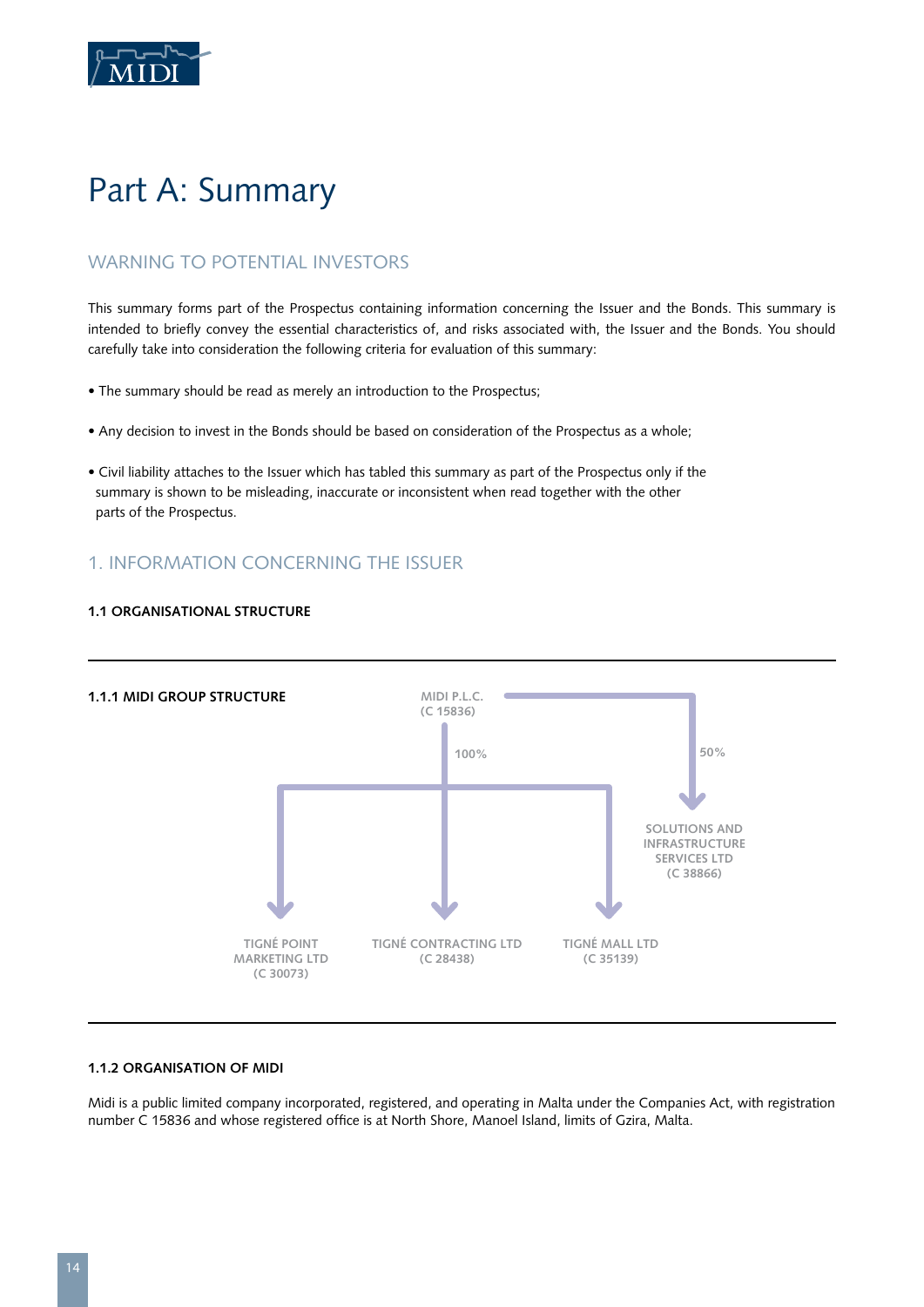# Part A: Summary

## WARNING TO POTENTIAL INVESTORS

This summary forms part of the Prospectus containing information concerning the Issuer and the Bonds. This summary is intended to briefly convey the essential characteristics of, and risks associated with, the Issuer and the Bonds. You should carefully take into consideration the following criteria for evaluation of this summary:

- The summary should be read as merely an introduction to the Prospectus;
- Any decision to invest in the Bonds should be based on consideration of the Prospectus as a whole;
- Civil liability attaches to the Issuer which has tabled this summary as part of the Prospectus only if the summary is shown to be misleading, inaccurate or inconsistent when read together with the other parts of the Prospectus.

## 1. INFORMATION CONCERNING THE ISSUER

### 1.1 ORGANISATIONAL STRUCTURE

#### 1.1.1 MIDI GROUP STRUCTURE

MIDI P.L.C. (C 15836)

- 100%: TIGNÉ POINT MARKETING LTD (C 30073)
- 100%: TIGNÉ CONTRACTING LTD (C 28438)
- 100%: TIGNÉ MALL LTD (C 35139)
- 50%: SOLUTIONS AND INFRASTRUCTURE SERVICES LTD (C 38866)

#### 1.1.2 ORGANISATION OF MIDI

Midi is a public limited company incorporated, registered, and operating in Malta under the Companies Act, with registration number C 15836 and whose registered office is at North Shore, Manoel Island, limits of Gzira, Malta.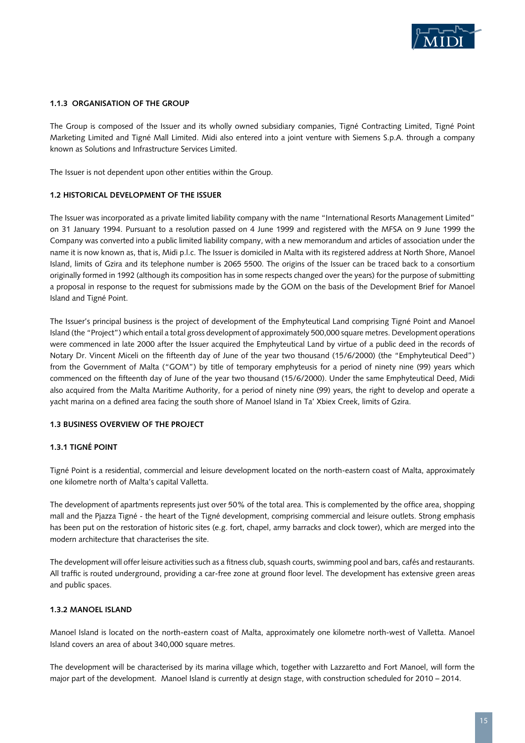### 1.1.3 ORGANISATION OF THE GROUP

The Group is composed of the Issuer and its wholly owned subsidiary companies, Tigné Contracting Limited, Tigné Point Marketing Limited and Tigné Mall Limited. Midi also entered into a joint venture with Siemens S.p.A. through a company known as Solutions and Infrastructure Services Limited.

The Issuer is not dependent upon other entities within the Group.

## 1.2 HISTORICAL DEVELOPMENT OF THE ISSUER

The Issuer was incorporated as a private limited liability company with the name "International Resorts Management Limited" on 31 January 1994. Pursuant to a resolution passed on 4 June 1999 and registered with the MFSA on 9 June 1999 the Company was converted into a public limited liability company, with a new memorandum and articles of association under the name it is now known as, that is, Midi p.l.c. The Issuer is domiciled in Malta with its registered address at North Shore, Manoel Island, limits of Gzira and its telephone number is 2065 5500. The origins of the Issuer can be traced back to a consortium originally formed in 1992 (although its composition has in some respects changed over the years) for the purpose of submitting a proposal in response to the request for submissions made by the GOM on the basis of the Development Brief for Manoel Island and Tigné Point.

The Issuer's principal business is the project of development of the Emphyteutical Land comprising Tigné Point and Manoel Island (the "Project") which entail a total gross development of approximately 500,000 square metres. Development operations were commenced in late 2000 after the Issuer acquired the Emphyteutical Land by virtue of a public deed in the records of Notary Dr. Vincent Miceli on the fifteenth day of June of the year two thousand (15/6/2000) (the "Emphyteutical Deed") from the Government of Malta ("GOM") by title of temporary emphyteusis for a period of ninety nine (99) years which commenced on the fifteenth day of June of the year two thousand (15/6/2000). Under the same Emphyteutical Deed, Midi also acquired from the Malta Maritime Authority, for a period of ninety nine (99) years, the right to develop and operate a yacht marina on a defined area facing the south shore of Manoel Island in Ta' Xbiex Creek, limits of Gzira.

## 1.3 BUSINESS OVERVIEW OF THE PROJECT

### 1.3.1 TIGNÉ POINT

Tigné Point is a residential, commercial and leisure development located on the north-eastern coast of Malta, approximately one kilometre north of Malta's capital Valletta.

The development of apartments represents just over 50% of the total area. This is complemented by the office area, shopping mall and the Pjazza Tigné - the heart of the Tigné development, comprising commercial and leisure outlets. Strong emphasis has been put on the restoration of historic sites (e.g. fort, chapel, army barracks and clock tower), which are merged into the modern architecture that characterises the site.

The development will offer leisure activities such as a fitness club, squash courts, swimming pool and bars, cafés and restaurants. All traffic is routed underground, providing a car-free zone at ground floor level. The development has extensive green areas and public spaces.

### 1.3.2 MANOEL ISLAND

Manoel Island is located on the north-eastern coast of Malta, approximately one kilometre north-west of Valletta. Manoel Island covers an area of about 340,000 square metres.

The development will be characterised by its marina village which, together with Lazzaretto and Fort Manoel, will form the major part of the development. Manoel Island is currently at design stage, with construction scheduled for 2010 – 2014.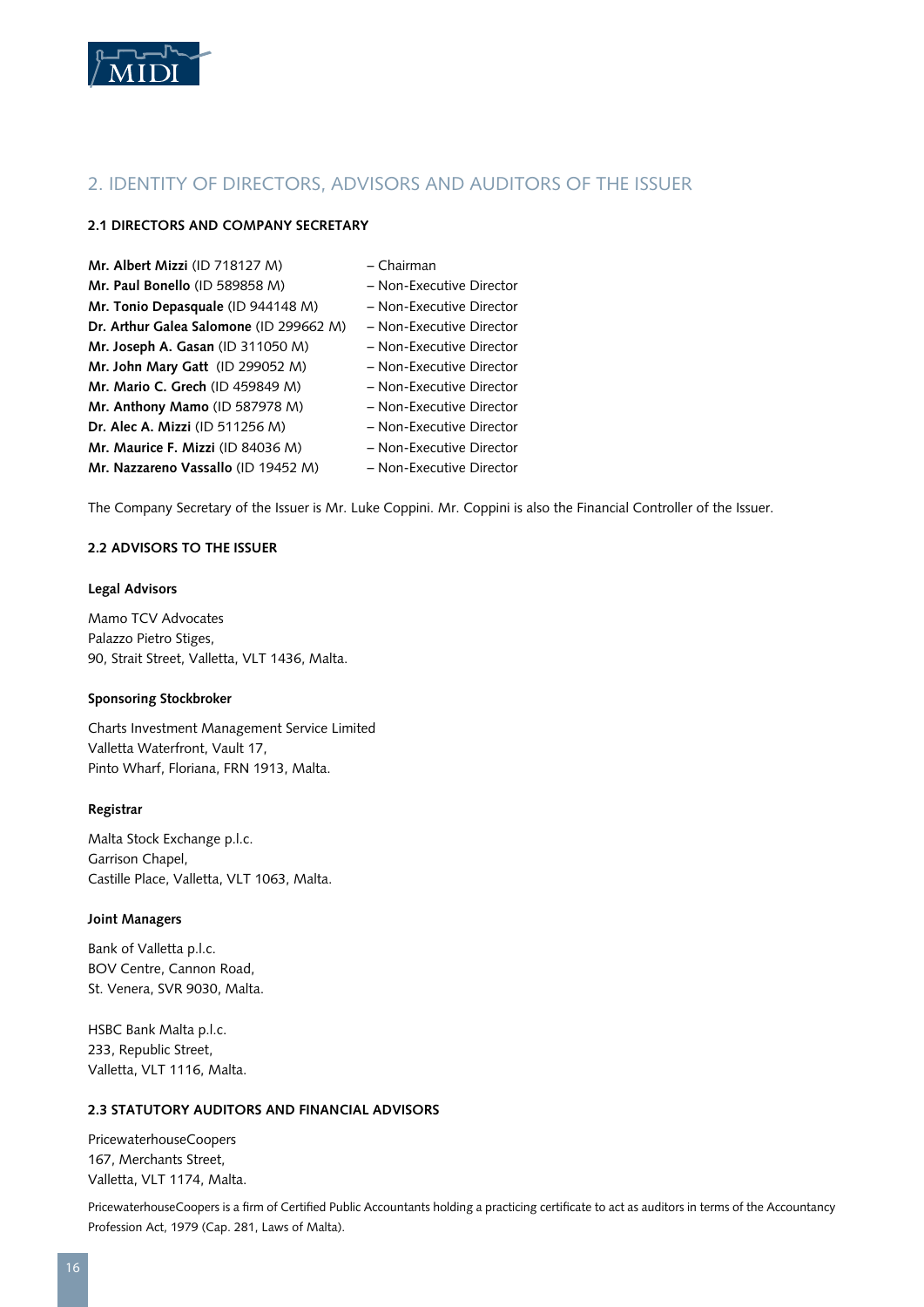## 2. IDENTITY OF DIRECTORS, ADVISORS AND AUDITORS OF THE ISSUER

### 2.1 DIRECTORS AND COMPANY SECRETARY

| | |
|---|---|
| **Mr. Albert Mizzi** (ID 718127 M) | – Chairman |
| **Mr. Paul Bonello** (ID 589858 M) | – Non-Executive Director |
| **Mr. Tonio Depasquale** (ID 944148 M) | – Non-Executive Director |
| **Dr. Arthur Galea Salomone** (ID 299662 M) | – Non-Executive Director |
| **Mr. Joseph A. Gasan** (ID 311050 M) | – Non-Executive Director |
| **Mr. John Mary Gatt** (ID 299052 M) | – Non-Executive Director |
| **Mr. Mario C. Grech** (ID 459849 M) | – Non-Executive Director |
| **Mr. Anthony Mamo** (ID 587978 M) | – Non-Executive Director |
| **Dr. Alec A. Mizzi** (ID 511256 M) | – Non-Executive Director |
| **Mr. Maurice F. Mizzi** (ID 84036 M) | – Non-Executive Director |
| **Mr. Nazzareno Vassallo** (ID 19452 M) | – Non-Executive Director |

The Company Secretary of the Issuer is Mr. Luke Coppini. Mr. Coppini is also the Financial Controller of the Issuer.

### 2.2 ADVISORS TO THE ISSUER

**Legal Advisors**

Mamo TCV Advocates
Palazzo Pietro Stiges,
90, Strait Street, Valletta, VLT 1436, Malta.

**Sponsoring Stockbroker**

Charts Investment Management Service Limited
Valletta Waterfront, Vault 17,
Pinto Wharf, Floriana, FRN 1913, Malta.

**Registrar**

Malta Stock Exchange p.l.c.
Garrison Chapel,
Castille Place, Valletta, VLT 1063, Malta.

**Joint Managers**

Bank of Valletta p.l.c.
BOV Centre, Cannon Road,
St. Venera, SVR 9030, Malta.

HSBC Bank Malta p.l.c.
233, Republic Street,
Valletta, VLT 1116, Malta.

### 2.3 STATUTORY AUDITORS AND FINANCIAL ADVISORS

PricewaterhouseCoopers
167, Merchants Street,
Valletta, VLT 1174, Malta.

PricewaterhouseCoopers is a firm of Certified Public Accountants holding a practicing certificate to act as auditors in terms of the Accountancy Profession Act, 1979 (Cap. 281, Laws of Malta).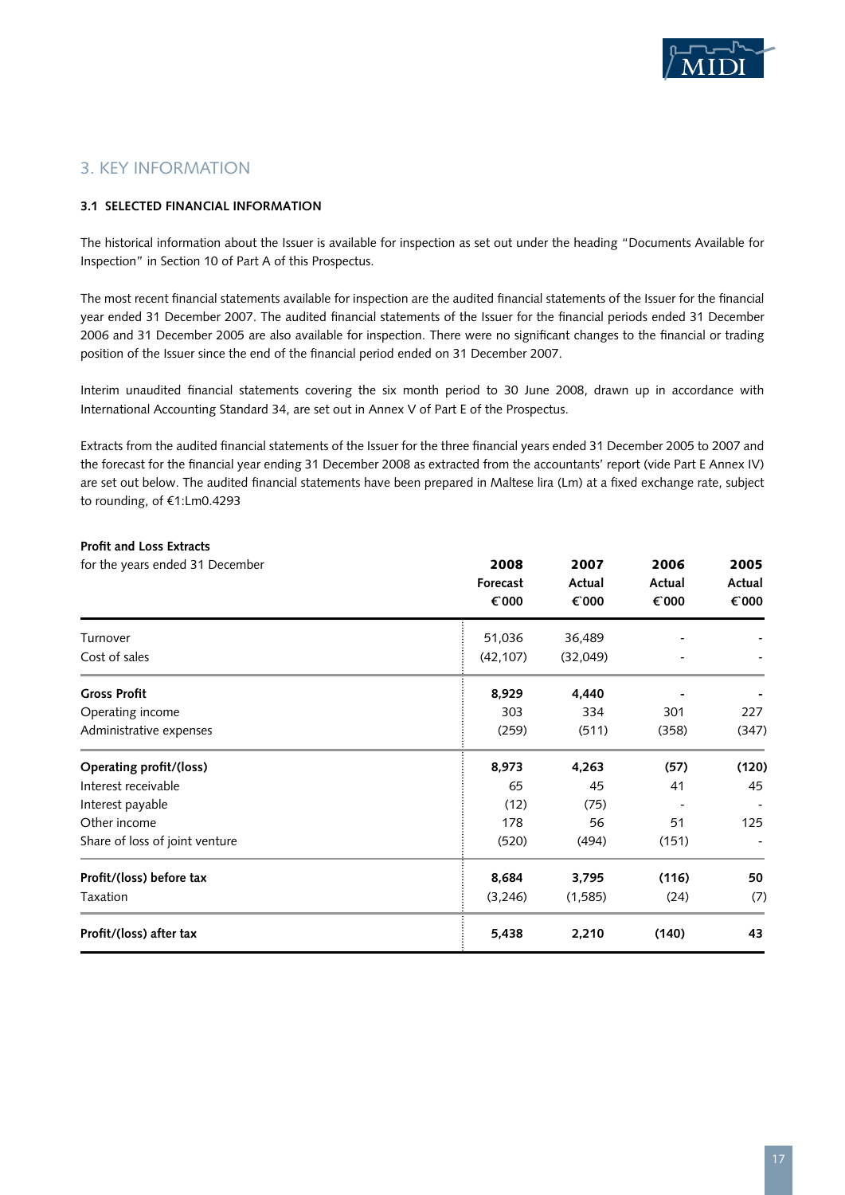## 3. KEY INFORMATION

### 3.1 SELECTED FINANCIAL INFORMATION

The historical information about the Issuer is available for inspection as set out under the heading "Documents Available for Inspection" in Section 10 of Part A of this Prospectus.

The most recent financial statements available for inspection are the audited financial statements of the Issuer for the financial year ended 31 December 2007. The audited financial statements of the Issuer for the financial periods ended 31 December 2006 and 31 December 2005 are also available for inspection. There were no significant changes to the financial or trading position of the Issuer since the end of the financial period ended on 31 December 2007.

Interim unaudited financial statements covering the six month period to 30 June 2008, drawn up in accordance with International Accounting Standard 34, are set out in Annex V of Part E of the Prospectus.

Extracts from the audited financial statements of the Issuer for the three financial years ended 31 December 2005 to 2007 and the forecast for the financial year ending 31 December 2008 as extracted from the accountants' report (vide Part E Annex IV) are set out below. The audited financial statements have been prepared in Maltese lira (Lm) at a fixed exchange rate, subject to rounding, of €1:Lm0.4293

**Profit and Loss Extracts**

| for the years ended 31 December | **2008 Forecast €000** | **2007 Actual €000** | **2006 Actual €000** | **2005 Actual €000** |
|---|---|---|---|---|
| Turnover | 51,036 | 36,489 | - | - |
| Cost of sales | (42,107) | (32,049) | - | - |
| **Gross Profit** | **8,929** | **4,440** | **-** | **-** |
| Operating income | 303 | 334 | 301 | 227 |
| Administrative expenses | (259) | (511) | (358) | (347) |
| **Operating profit/(loss)** | **8,973** | **4,263** | **(57)** | **(120)** |
| Interest receivable | 65 | 45 | 41 | 45 |
| Interest payable | (12) | (75) | - | - |
| Other income | 178 | 56 | 51 | 125 |
| Share of loss of joint venture | (520) | (494) | (151) | - |
| **Profit/(loss) before tax** | **8,684** | **3,795** | **(116)** | **50** |
| Taxation | (3,246) | (1,585) | (24) | (7) |
| **Profit/(loss) after tax** | **5,438** | **2,210** | **(140)** | **43** |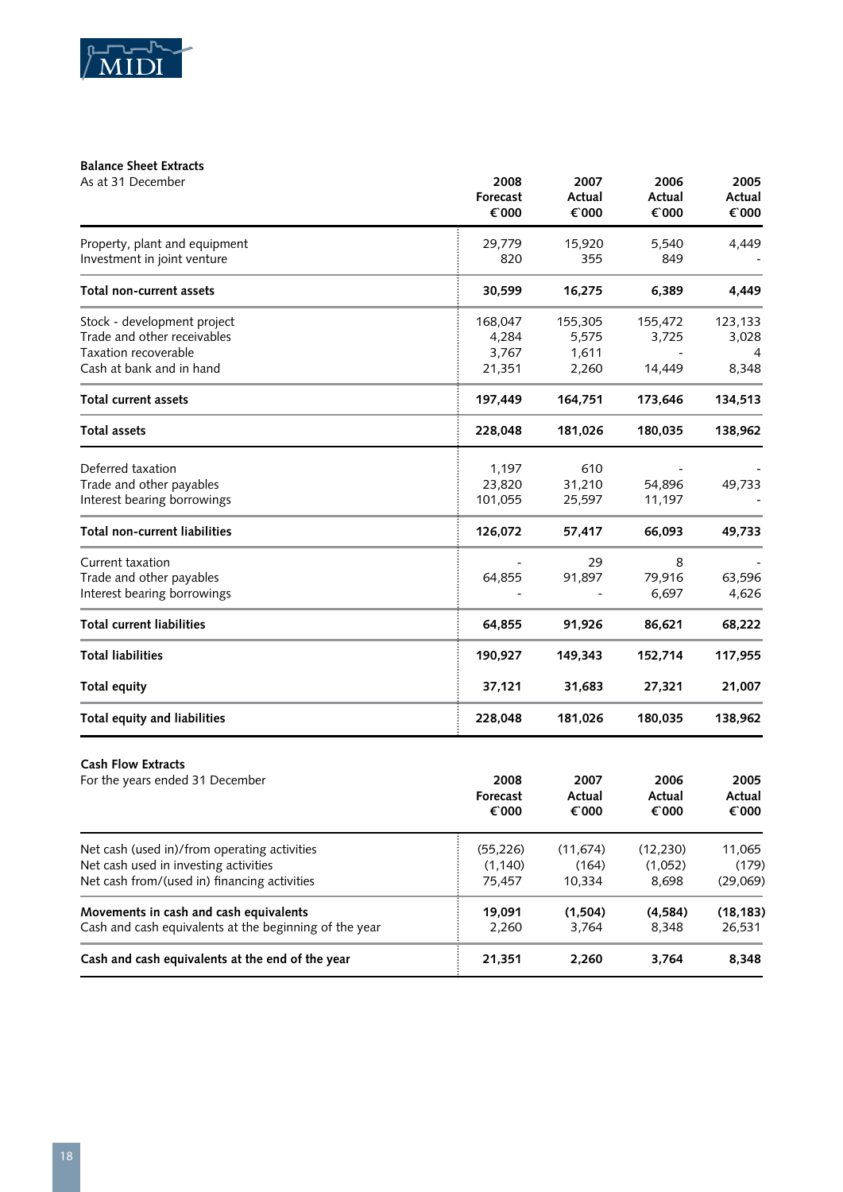### Balance Sheet Extracts

| As at 31 December | 2008 Forecast €000 | 2007 Actual €000 | 2006 Actual €000 | 2005 Actual €000 |
|---|---|---|---|---|
| Property, plant and equipment | 29,779 | 15,920 | 5,540 | 4,449 |
| Investment in joint venture | 820 | 355 | 849 | - |
| **Total non-current assets** | **30,599** | **16,275** | **6,389** | **4,449** |
| Stock - development project | 168,047 | 155,305 | 155,472 | 123,133 |
| Trade and other receivables | 4,284 | 5,575 | 3,725 | 3,028 |
| Taxation recoverable | 3,767 | 1,611 | - | 4 |
| Cash at bank and in hand | 21,351 | 2,260 | 14,449 | 8,348 |
| **Total current assets** | **197,449** | **164,751** | **173,646** | **134,513** |
| **Total assets** | **228,048** | **181,026** | **180,035** | **138,962** |
| Deferred taxation | 1,197 | 610 | - | - |
| Trade and other payables | 23,820 | 31,210 | 54,896 | 49,733 |
| Interest bearing borrowings | 101,055 | 25,597 | 11,197 | - |
| **Total non-current liabilities** | **126,072** | **57,417** | **66,093** | **49,733** |
| Current taxation | - | 29 | 8 | - |
| Trade and other payables | 64,855 | 91,897 | 79,916 | 63,596 |
| Interest bearing borrowings | - | - | 6,697 | 4,626 |
| **Total current liabilities** | **64,855** | **91,926** | **86,621** | **68,222** |
| **Total liabilities** | **190,927** | **149,343** | **152,714** | **117,955** |
| **Total equity** | **37,121** | **31,683** | **27,321** | **21,007** |
| **Total equity and liabilities** | **228,048** | **181,026** | **180,035** | **138,962** |

### Cash Flow Extracts

| For the years ended 31 December | 2008 Forecast €000 | 2007 Actual €000 | 2006 Actual €000 | 2005 Actual €000 |
|---|---|---|---|---|
| Net cash (used in)/from operating activities | (55,226) | (11,674) | (12,230) | 11,065 |
| Net cash used in investing activities | (1,140) | (164) | (1,052) | (179) |
| Net cash from/(used in) financing activities | 75,457 | 10,334 | 8,698 | (29,069) |
| **Movements in cash and cash equivalents** | **19,091** | **(1,504)** | **(4,584)** | **(18,183)** |
| Cash and cash equivalents at the beginning of the year | 2,260 | 3,764 | 8,348 | 26,531 |
| **Cash and cash equivalents at the end of the year** | **21,351** | **2,260** | **3,764** | **8,348** |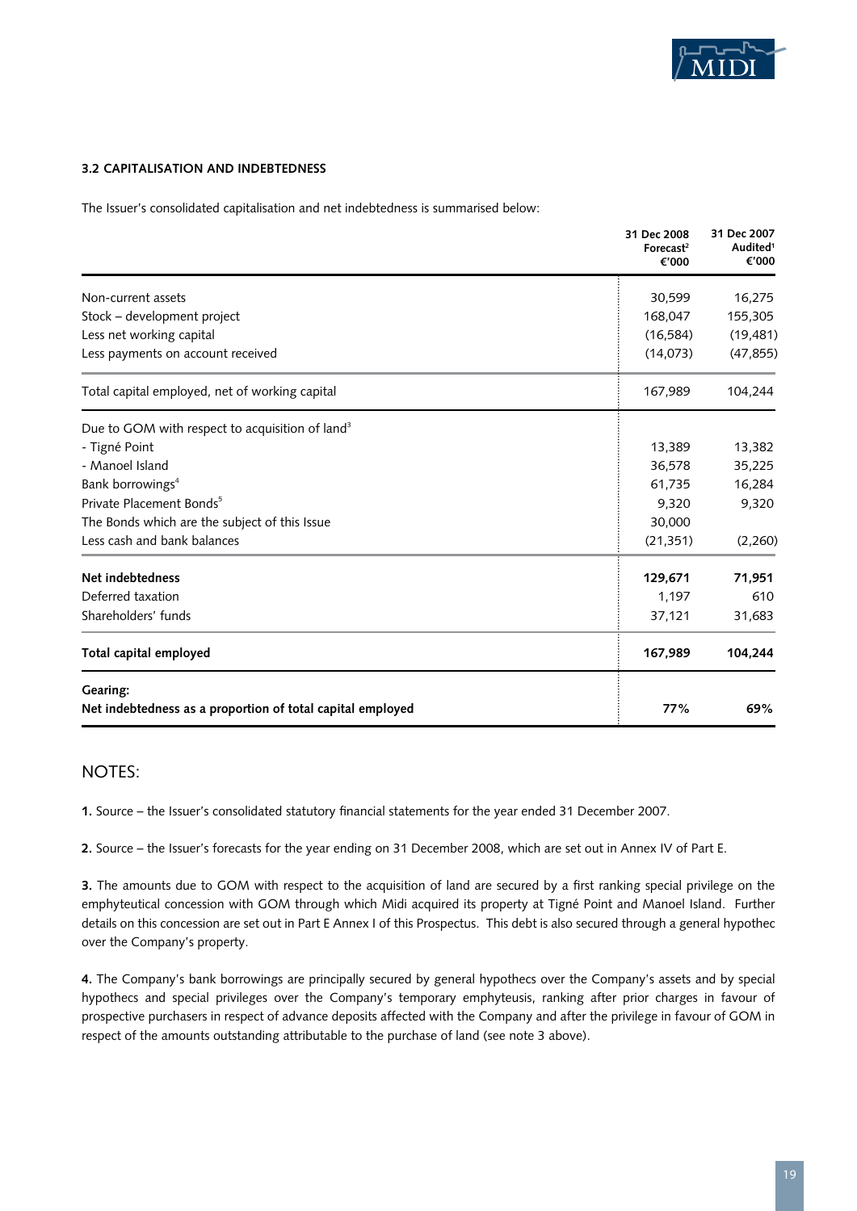### 3.2 CAPITALISATION AND INDEBTEDNESS

The Issuer's consolidated capitalisation and net indebtedness is summarised below:

| | 31 Dec 2008 Forecast[2] €'000 | 31 Dec 2007 Audited[1] €'000 |
|---|---|---|
| Non-current assets | 30,599 | 16,275 |
| Stock – development project | 168,047 | 155,305 |
| Less net working capital | (16,584) | (19,481) |
| Less payments on account received | (14,073) | (47,855) |
| Total capital employed, net of working capital | 167,989 | 104,244 |
| Due to GOM with respect to acquisition of land[3] | | |
| - Tigné Point | 13,389 | 13,382 |
| - Manoel Island | 36,578 | 35,225 |
| Bank borrowings[4] | 61,735 | 16,284 |
| Private Placement Bonds[5] | 9,320 | 9,320 |
| The Bonds which are the subject of this Issue | 30,000 | |
| Less cash and bank balances | (21,351) | (2,260) |
| **Net indebtedness** | **129,671** | **71,951** |
| Deferred taxation | 1,197 | 610 |
| Shareholders' funds | 37,121 | 31,683 |
| **Total capital employed** | **167,989** | **104,244** |
| **Gearing:** | | |
| **Net indebtedness as a proportion of total capital employed** | **77%** | **69%** |

## NOTES:

**1.** Source – the Issuer's consolidated statutory financial statements for the year ended 31 December 2007.

**2.** Source – the Issuer's forecasts for the year ending on 31 December 2008, which are set out in Annex IV of Part E.

**3.** The amounts due to GOM with respect to the acquisition of land are secured by a first ranking special privilege on the emphyteutical concession with GOM through which Midi acquired its property at Tigné Point and Manoel Island. Further details on this concession are set out in Part E Annex I of this Prospectus. This debt is also secured through a general hypothec over the Company's property.

**4.** The Company's bank borrowings are principally secured by general hypothecs over the Company's assets and by special hypothecs and special privileges over the Company's temporary emphyteusis, ranking after prior charges in favour of prospective purchasers in respect of advance deposits affected with the Company and after the privilege in favour of GOM in respect of the amounts outstanding attributable to the purchase of land (see note 3 above).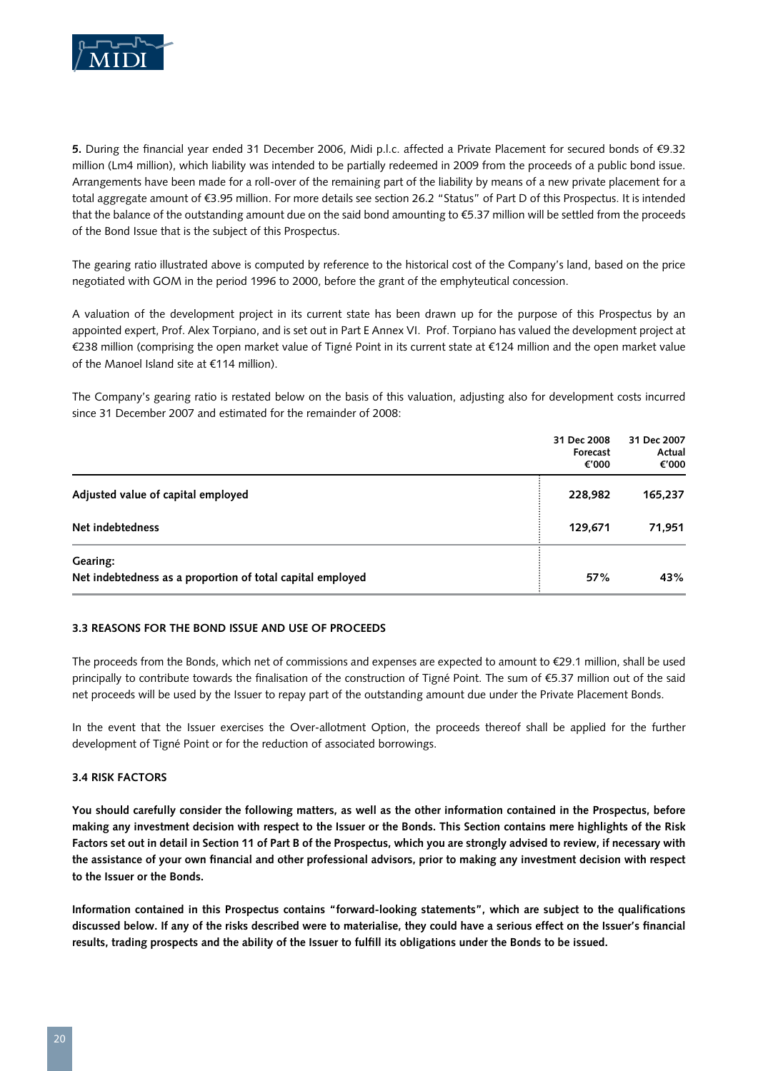**5.** During the financial year ended 31 December 2006, Midi p.l.c. affected a Private Placement for secured bonds of €9.32 million (Lm4 million), which liability was intended to be partially redeemed in 2009 from the proceeds of a public bond issue. Arrangements have been made for a roll-over of the remaining part of the liability by means of a new private placement for a total aggregate amount of €3.95 million. For more details see section 26.2 "Status" of Part D of this Prospectus. It is intended that the balance of the outstanding amount due on the said bond amounting to €5.37 million will be settled from the proceeds of the Bond Issue that is the subject of this Prospectus.

The gearing ratio illustrated above is computed by reference to the historical cost of the Company's land, based on the price negotiated with GOM in the period 1996 to 2000, before the grant of the emphyteutical concession.

A valuation of the development project in its current state has been drawn up for the purpose of this Prospectus by an appointed expert, Prof. Alex Torpiano, and is set out in Part E Annex VI. Prof. Torpiano has valued the development project at €238 million (comprising the open market value of Tigné Point in its current state at €124 million and the open market value of the Manoel Island site at €114 million).

The Company's gearing ratio is restated below on the basis of this valuation, adjusting also for development costs incurred since 31 December 2007 and estimated for the remainder of 2008:

| | 31 Dec 2008 Forecast €'000 | 31 Dec 2007 Actual €'000 |
|---|---|---|
| **Adjusted value of capital employed** | **228,982** | **165,237** |
| **Net indebtedness** | **129,671** | **71,951** |
| **Gearing:** <br> **Net indebtedness as a proportion of total capital employed** | **57%** | **43%** |

**3.3 REASONS FOR THE BOND ISSUE AND USE OF PROCEEDS**

The proceeds from the Bonds, which net of commissions and expenses are expected to amount to €29.1 million, shall be used principally to contribute towards the finalisation of the construction of Tigné Point. The sum of €5.37 million out of the said net proceeds will be used by the Issuer to repay part of the outstanding amount due under the Private Placement Bonds.

In the event that the Issuer exercises the Over-allotment Option, the proceeds thereof shall be applied for the further development of Tigné Point or for the reduction of associated borrowings.

**3.4 RISK FACTORS**

**You should carefully consider the following matters, as well as the other information contained in the Prospectus, before making any investment decision with respect to the Issuer or the Bonds. This Section contains mere highlights of the Risk Factors set out in detail in Section 11 of Part B of the Prospectus, which you are strongly advised to review, if necessary with the assistance of your own financial and other professional advisors, prior to making any investment decision with respect to the Issuer or the Bonds.**

**Information contained in this Prospectus contains "forward-looking statements", which are subject to the qualifications discussed below. If any of the risks described were to materialise, they could have a serious effect on the Issuer's financial results, trading prospects and the ability of the Issuer to fulfill its obligations under the Bonds to be issued.**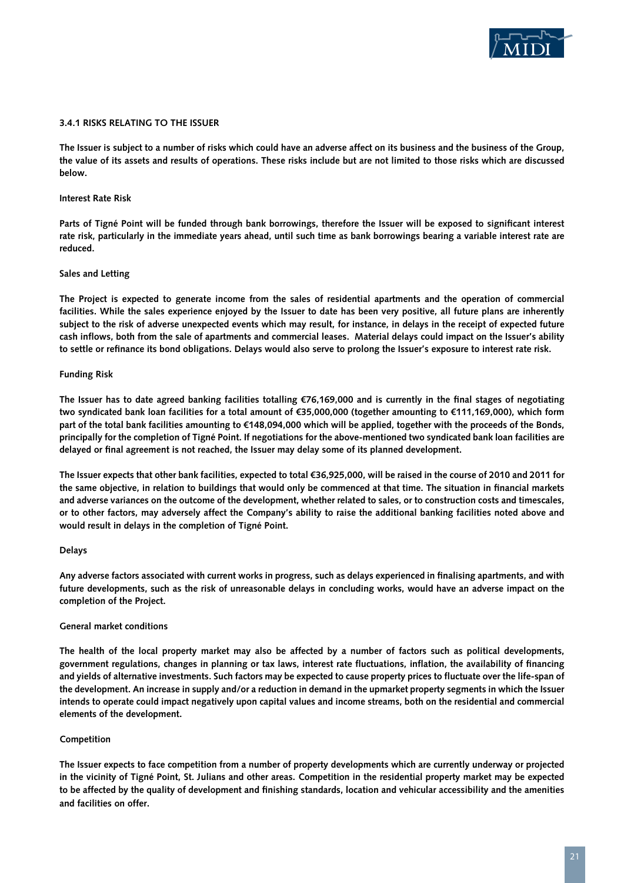### 3.4.1 RISKS RELATING TO THE ISSUER

**The Issuer is subject to a number of risks which could have an adverse affect on its business and the business of the Group, the value of its assets and results of operations. These risks include but are not limited to those risks which are discussed below.**

**Interest Rate Risk**

**Parts of Tigné Point will be funded through bank borrowings, therefore the Issuer will be exposed to significant interest rate risk, particularly in the immediate years ahead, until such time as bank borrowings bearing a variable interest rate are reduced.**

**Sales and Letting**

**The Project is expected to generate income from the sales of residential apartments and the operation of commercial facilities. While the sales experience enjoyed by the Issuer to date has been very positive, all future plans are inherently subject to the risk of adverse unexpected events which may result, for instance, in delays in the receipt of expected future cash inflows, both from the sale of apartments and commercial leases. Material delays could impact on the Issuer's ability to settle or refinance its bond obligations. Delays would also serve to prolong the Issuer's exposure to interest rate risk.**

**Funding Risk**

**The Issuer has to date agreed banking facilities totalling €76,169,000 and is currently in the final stages of negotiating two syndicated bank loan facilities for a total amount of €35,000,000 (together amounting to €111,169,000), which form part of the total bank facilities amounting to €148,094,000 which will be applied, together with the proceeds of the Bonds, principally for the completion of Tigné Point. If negotiations for the above-mentioned two syndicated bank loan facilities are delayed or final agreement is not reached, the Issuer may delay some of its planned development.**

**The Issuer expects that other bank facilities, expected to total €36,925,000, will be raised in the course of 2010 and 2011 for the same objective, in relation to buildings that would only be commenced at that time. The situation in financial markets and adverse variances on the outcome of the development, whether related to sales, or to construction costs and timescales, or to other factors, may adversely affect the Company's ability to raise the additional banking facilities noted above and would result in delays in the completion of Tigné Point.**

**Delays**

**Any adverse factors associated with current works in progress, such as delays experienced in finalising apartments, and with future developments, such as the risk of unreasonable delays in concluding works, would have an adverse impact on the completion of the Project.**

**General market conditions**

**The health of the local property market may also be affected by a number of factors such as political developments, government regulations, changes in planning or tax laws, interest rate fluctuations, inflation, the availability of financing and yields of alternative investments. Such factors may be expected to cause property prices to fluctuate over the life-span of the development. An increase in supply and/or a reduction in demand in the upmarket property segments in which the Issuer intends to operate could impact negatively upon capital values and income streams, both on the residential and commercial elements of the development.**

**Competition**

**The Issuer expects to face competition from a number of property developments which are currently underway or projected in the vicinity of Tigné Point, St. Julians and other areas. Competition in the residential property market may be expected to be affected by the quality of development and finishing standards, location and vehicular accessibility and the amenities and facilities on offer.**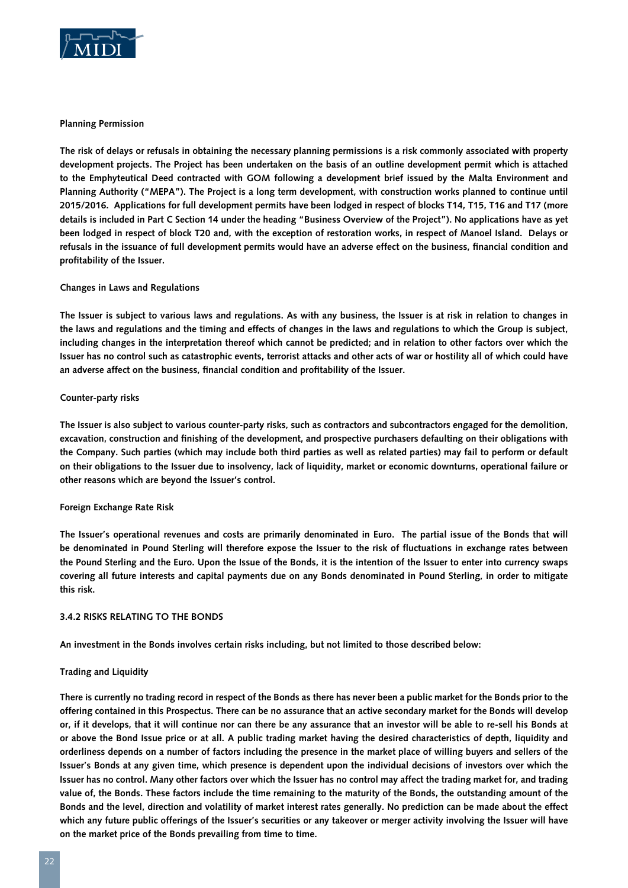#### Planning Permission

**The risk of delays or refusals in obtaining the necessary planning permissions is a risk commonly associated with property development projects. The Project has been undertaken on the basis of an outline development permit which is attached to the Emphyteutical Deed contracted with GOM following a development brief issued by the Malta Environment and Planning Authority ("MEPA"). The Project is a long term development, with construction works planned to continue until 2015/2016. Applications for full development permits have been lodged in respect of blocks T14, T15, T16 and T17 (more details is included in Part C Section 14 under the heading "Business Overview of the Project"). No applications have as yet been lodged in respect of block T20 and, with the exception of restoration works, in respect of Manoel Island. Delays or refusals in the issuance of full development permits would have an adverse effect on the business, financial condition and profitability of the Issuer.**

#### Changes in Laws and Regulations

**The Issuer is subject to various laws and regulations. As with any business, the Issuer is at risk in relation to changes in the laws and regulations and the timing and effects of changes in the laws and regulations to which the Group is subject, including changes in the interpretation thereof which cannot be predicted; and in relation to other factors over which the Issuer has no control such as catastrophic events, terrorist attacks and other acts of war or hostility all of which could have an adverse affect on the business, financial condition and profitability of the Issuer.**

#### Counter-party risks

**The Issuer is also subject to various counter-party risks, such as contractors and subcontractors engaged for the demolition, excavation, construction and finishing of the development, and prospective purchasers defaulting on their obligations with the Company. Such parties (which may include both third parties as well as related parties) may fail to perform or default on their obligations to the Issuer due to insolvency, lack of liquidity, market or economic downturns, operational failure or other reasons which are beyond the Issuer's control.**

#### Foreign Exchange Rate Risk

**The Issuer's operational revenues and costs are primarily denominated in Euro. The partial issue of the Bonds that will be denominated in Pound Sterling will therefore expose the Issuer to the risk of fluctuations in exchange rates between the Pound Sterling and the Euro. Upon the Issue of the Bonds, it is the intention of the Issuer to enter into currency swaps covering all future interests and capital payments due on any Bonds denominated in Pound Sterling, in order to mitigate this risk.**

### 3.4.2 RISKS RELATING TO THE BONDS

**An investment in the Bonds involves certain risks including, but not limited to those described below:**

#### Trading and Liquidity

**There is currently no trading record in respect of the Bonds as there has never been a public market for the Bonds prior to the offering contained in this Prospectus. There can be no assurance that an active secondary market for the Bonds will develop or, if it develops, that it will continue nor can there be any assurance that an investor will be able to re-sell his Bonds at or above the Bond Issue price or at all. A public trading market having the desired characteristics of depth, liquidity and orderliness depends on a number of factors including the presence in the market place of willing buyers and sellers of the Issuer's Bonds at any given time, which presence is dependent upon the individual decisions of investors over which the Issuer has no control. Many other factors over which the Issuer has no control may affect the trading market for, and trading value of, the Bonds. These factors include the time remaining to the maturity of the Bonds, the outstanding amount of the Bonds and the level, direction and volatility of market interest rates generally. No prediction can be made about the effect which any future public offerings of the Issuer's securities or any takeover or merger activity involving the Issuer will have on the market price of the Bonds prevailing from time to time.**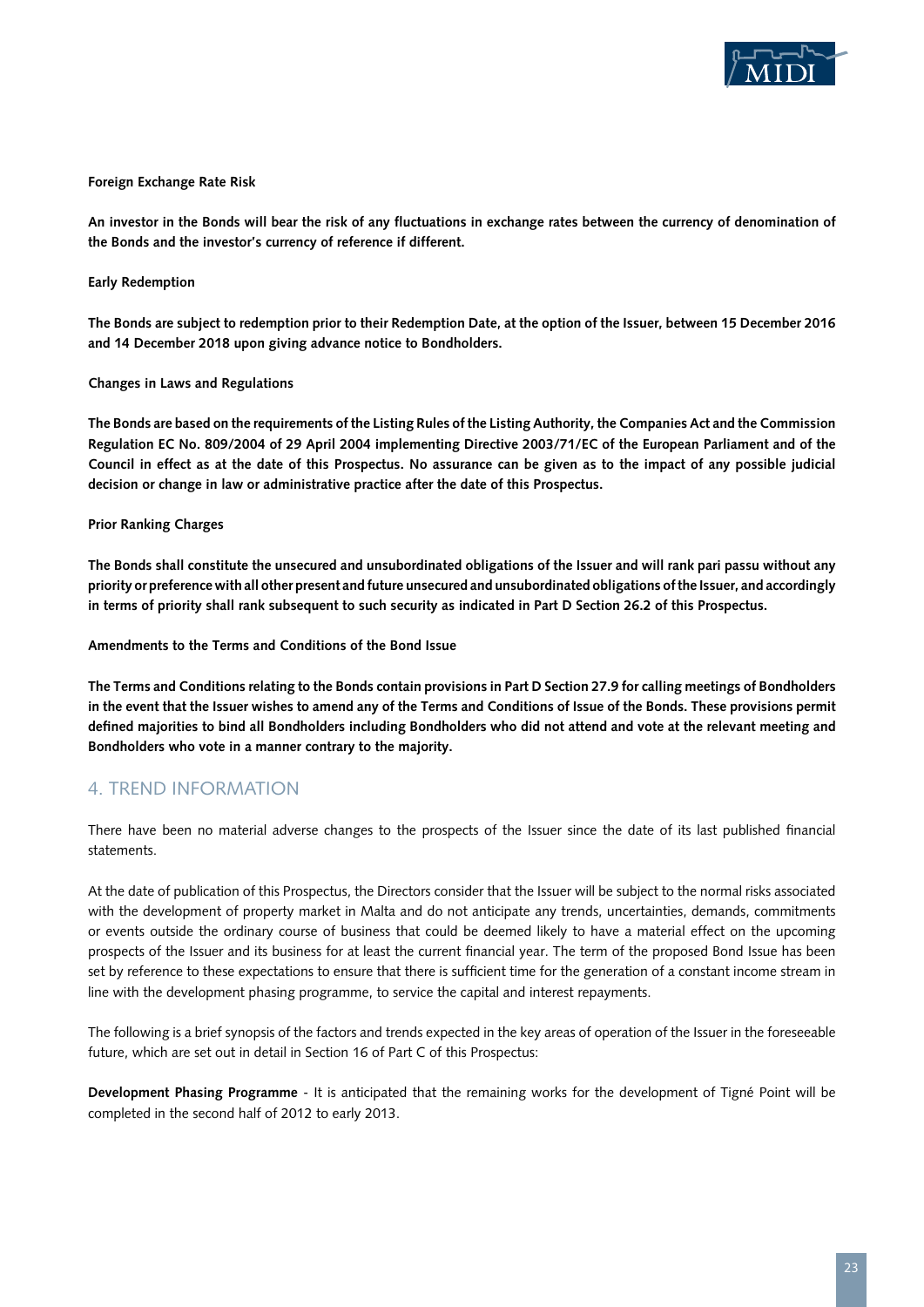**Foreign Exchange Rate Risk**

**An investor in the Bonds will bear the risk of any fluctuations in exchange rates between the currency of denomination of the Bonds and the investor's currency of reference if different.**

**Early Redemption**

**The Bonds are subject to redemption prior to their Redemption Date, at the option of the Issuer, between 15 December 2016 and 14 December 2018 upon giving advance notice to Bondholders.**

**Changes in Laws and Regulations**

**The Bonds are based on the requirements of the Listing Rules of the Listing Authority, the Companies Act and the Commission Regulation EC No. 809/2004 of 29 April 2004 implementing Directive 2003/71/EC of the European Parliament and of the Council in effect as at the date of this Prospectus. No assurance can be given as to the impact of any possible judicial decision or change in law or administrative practice after the date of this Prospectus.**

**Prior Ranking Charges**

**The Bonds shall constitute the unsecured and unsubordinated obligations of the Issuer and will rank pari passu without any priority or preference with all other present and future unsecured and unsubordinated obligations of the Issuer, and accordingly in terms of priority shall rank subsequent to such security as indicated in Part D Section 26.2 of this Prospectus.**

**Amendments to the Terms and Conditions of the Bond Issue**

**The Terms and Conditions relating to the Bonds contain provisions in Part D Section 27.9 for calling meetings of Bondholders in the event that the Issuer wishes to amend any of the Terms and Conditions of Issue of the Bonds. These provisions permit defined majorities to bind all Bondholders including Bondholders who did not attend and vote at the relevant meeting and Bondholders who vote in a manner contrary to the majority.**

## 4. TREND INFORMATION

There have been no material adverse changes to the prospects of the Issuer since the date of its last published financial statements.

At the date of publication of this Prospectus, the Directors consider that the Issuer will be subject to the normal risks associated with the development of property market in Malta and do not anticipate any trends, uncertainties, demands, commitments or events outside the ordinary course of business that could be deemed likely to have a material effect on the upcoming prospects of the Issuer and its business for at least the current financial year. The term of the proposed Bond Issue has been set by reference to these expectations to ensure that there is sufficient time for the generation of a constant income stream in line with the development phasing programme, to service the capital and interest repayments.

The following is a brief synopsis of the factors and trends expected in the key areas of operation of the Issuer in the foreseeable future, which are set out in detail in Section 16 of Part C of this Prospectus:

**Development Phasing Programme** - It is anticipated that the remaining works for the development of Tigné Point will be completed in the second half of 2012 to early 2013.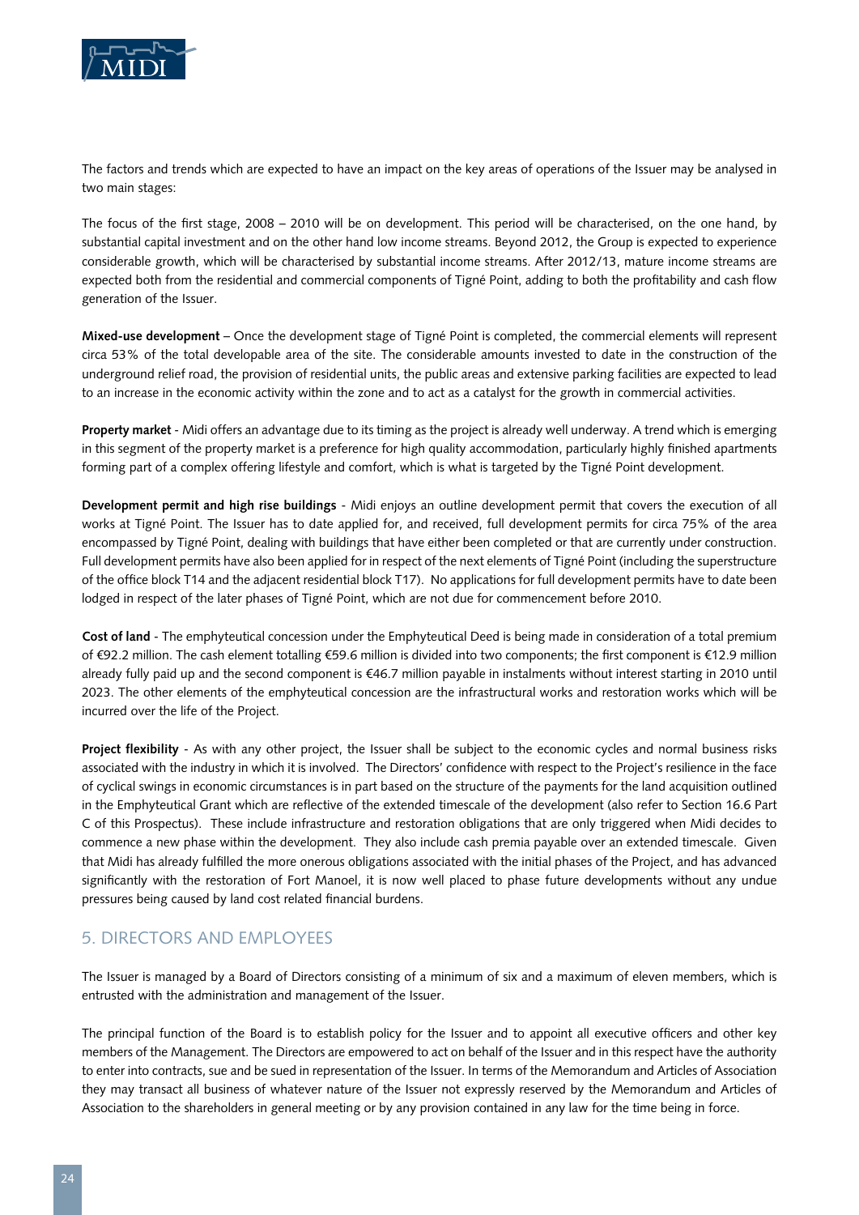The factors and trends which are expected to have an impact on the key areas of operations of the Issuer may be analysed in two main stages:

The focus of the first stage, 2008 – 2010 will be on development. This period will be characterised, on the one hand, by substantial capital investment and on the other hand low income streams. Beyond 2012, the Group is expected to experience considerable growth, which will be characterised by substantial income streams. After 2012/13, mature income streams are expected both from the residential and commercial components of Tigné Point, adding to both the profitability and cash flow generation of the Issuer.

**Mixed-use development** – Once the development stage of Tigné Point is completed, the commercial elements will represent circa 53% of the total developable area of the site. The considerable amounts invested to date in the construction of the underground relief road, the provision of residential units, the public areas and extensive parking facilities are expected to lead to an increase in the economic activity within the zone and to act as a catalyst for the growth in commercial activities.

**Property market** - Midi offers an advantage due to its timing as the project is already well underway. A trend which is emerging in this segment of the property market is a preference for high quality accommodation, particularly highly finished apartments forming part of a complex offering lifestyle and comfort, which is what is targeted by the Tigné Point development.

**Development permit and high rise buildings** - Midi enjoys an outline development permit that covers the execution of all works at Tigné Point. The Issuer has to date applied for, and received, full development permits for circa 75% of the area encompassed by Tigné Point, dealing with buildings that have either been completed or that are currently under construction. Full development permits have also been applied for in respect of the next elements of Tigné Point (including the superstructure of the office block T14 and the adjacent residential block T17). No applications for full development permits have to date been lodged in respect of the later phases of Tigné Point, which are not due for commencement before 2010.

**Cost of land** - The emphyteutical concession under the Emphyteutical Deed is being made in consideration of a total premium of €92.2 million. The cash element totalling €59.6 million is divided into two components; the first component is €12.9 million already fully paid up and the second component is €46.7 million payable in instalments without interest starting in 2010 until 2023. The other elements of the emphyteutical concession are the infrastructural works and restoration works which will be incurred over the life of the Project.

**Project flexibility** - As with any other project, the Issuer shall be subject to the economic cycles and normal business risks associated with the industry in which it is involved. The Directors' confidence with respect to the Project's resilience in the face of cyclical swings in economic circumstances is in part based on the structure of the payments for the land acquisition outlined in the Emphyteutical Grant which are reflective of the extended timescale of the development (also refer to Section 16.6 Part C of this Prospectus). These include infrastructure and restoration obligations that are only triggered when Midi decides to commence a new phase within the development. They also include cash premia payable over an extended timescale. Given that Midi has already fulfilled the more onerous obligations associated with the initial phases of the Project, and has advanced significantly with the restoration of Fort Manoel, it is now well placed to phase future developments without any undue pressures being caused by land cost related financial burdens.

## 5. DIRECTORS AND EMPLOYEES

The Issuer is managed by a Board of Directors consisting of a minimum of six and a maximum of eleven members, which is entrusted with the administration and management of the Issuer.

The principal function of the Board is to establish policy for the Issuer and to appoint all executive officers and other key members of the Management. The Directors are empowered to act on behalf of the Issuer and in this respect have the authority to enter into contracts, sue and be sued in representation of the Issuer. In terms of the Memorandum and Articles of Association they may transact all business of whatever nature of the Issuer not expressly reserved by the Memorandum and Articles of Association to the shareholders in general meeting or by any provision contained in any law for the time being in force.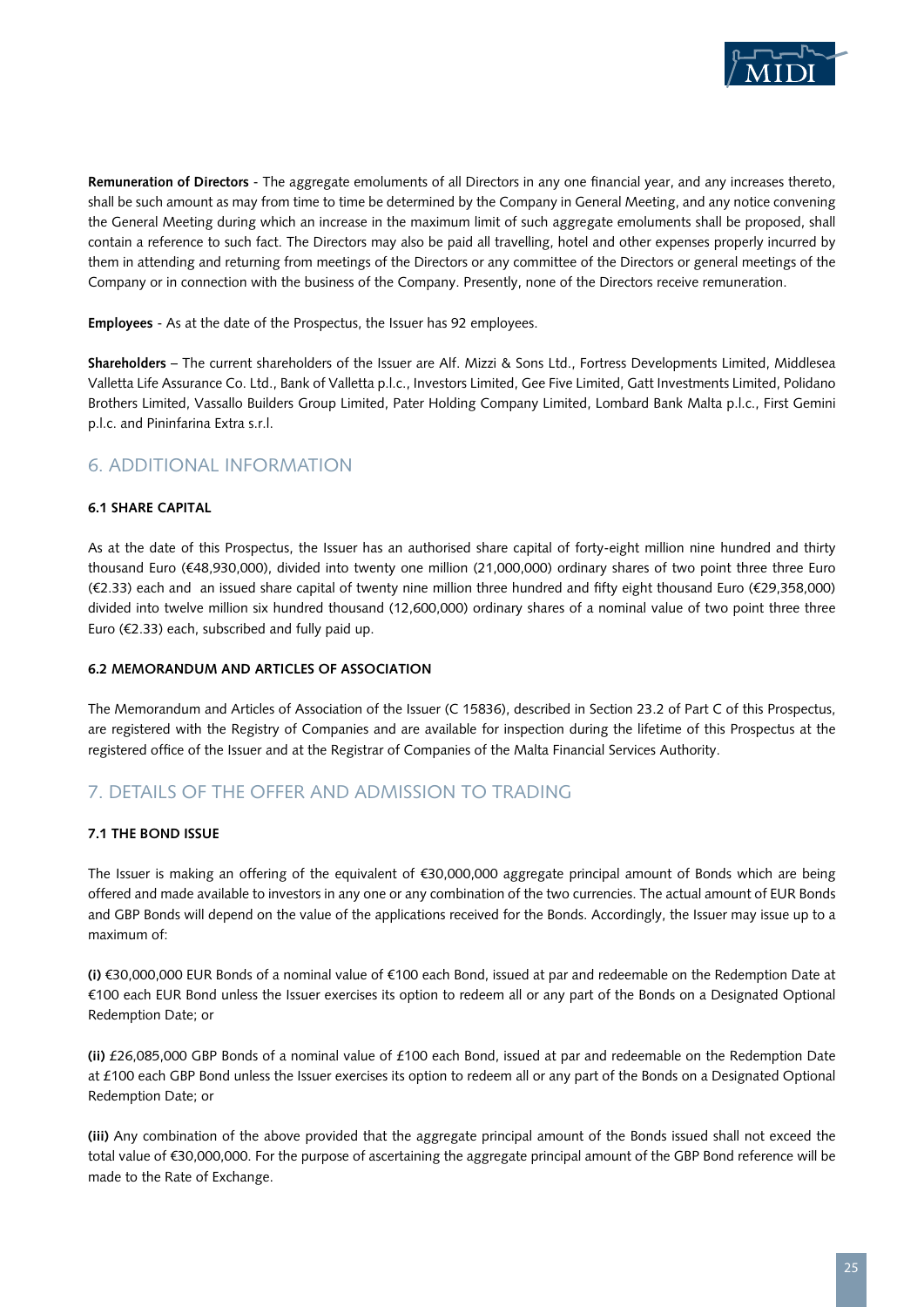**Remuneration of Directors** - The aggregate emoluments of all Directors in any one financial year, and any increases thereto, shall be such amount as may from time to time be determined by the Company in General Meeting, and any notice convening the General Meeting during which an increase in the maximum limit of such aggregate emoluments shall be proposed, shall contain a reference to such fact. The Directors may also be paid all travelling, hotel and other expenses properly incurred by them in attending and returning from meetings of the Directors or any committee of the Directors or general meetings of the Company or in connection with the business of the Company. Presently, none of the Directors receive remuneration.

**Employees** - As at the date of the Prospectus, the Issuer has 92 employees.

**Shareholders** – The current shareholders of the Issuer are Alf. Mizzi & Sons Ltd., Fortress Developments Limited, Middlesea Valletta Life Assurance Co. Ltd., Bank of Valletta p.l.c., Investors Limited, Gee Five Limited, Gatt Investments Limited, Polidano Brothers Limited, Vassallo Builders Group Limited, Pater Holding Company Limited, Lombard Bank Malta p.l.c., First Gemini p.l.c. and Pininfarina Extra s.r.l.

## 6. ADDITIONAL INFORMATION

### 6.1 SHARE CAPITAL

As at the date of this Prospectus, the Issuer has an authorised share capital of forty-eight million nine hundred and thirty thousand Euro (€48,930,000), divided into twenty one million (21,000,000) ordinary shares of two point three three Euro (€2.33) each and an issued share capital of twenty nine million three hundred and fifty eight thousand Euro (€29,358,000) divided into twelve million six hundred thousand (12,600,000) ordinary shares of a nominal value of two point three three Euro (€2.33) each, subscribed and fully paid up.

### 6.2 MEMORANDUM AND ARTICLES OF ASSOCIATION

The Memorandum and Articles of Association of the Issuer (C 15836), described in Section 23.2 of Part C of this Prospectus, are registered with the Registry of Companies and are available for inspection during the lifetime of this Prospectus at the registered office of the Issuer and at the Registrar of Companies of the Malta Financial Services Authority.

## 7. DETAILS OF THE OFFER AND ADMISSION TO TRADING

### 7.1 THE BOND ISSUE

The Issuer is making an offering of the equivalent of €30,000,000 aggregate principal amount of Bonds which are being offered and made available to investors in any one or any combination of the two currencies. The actual amount of EUR Bonds and GBP Bonds will depend on the value of the applications received for the Bonds. Accordingly, the Issuer may issue up to a maximum of:

**(i)** €30,000,000 EUR Bonds of a nominal value of €100 each Bond, issued at par and redeemable on the Redemption Date at €100 each EUR Bond unless the Issuer exercises its option to redeem all or any part of the Bonds on a Designated Optional Redemption Date; or

**(ii)** £26,085,000 GBP Bonds of a nominal value of £100 each Bond, issued at par and redeemable on the Redemption Date at £100 each GBP Bond unless the Issuer exercises its option to redeem all or any part of the Bonds on a Designated Optional Redemption Date; or

**(iii)** Any combination of the above provided that the aggregate principal amount of the Bonds issued shall not exceed the total value of €30,000,000. For the purpose of ascertaining the aggregate principal amount of the GBP Bond reference will be made to the Rate of Exchange.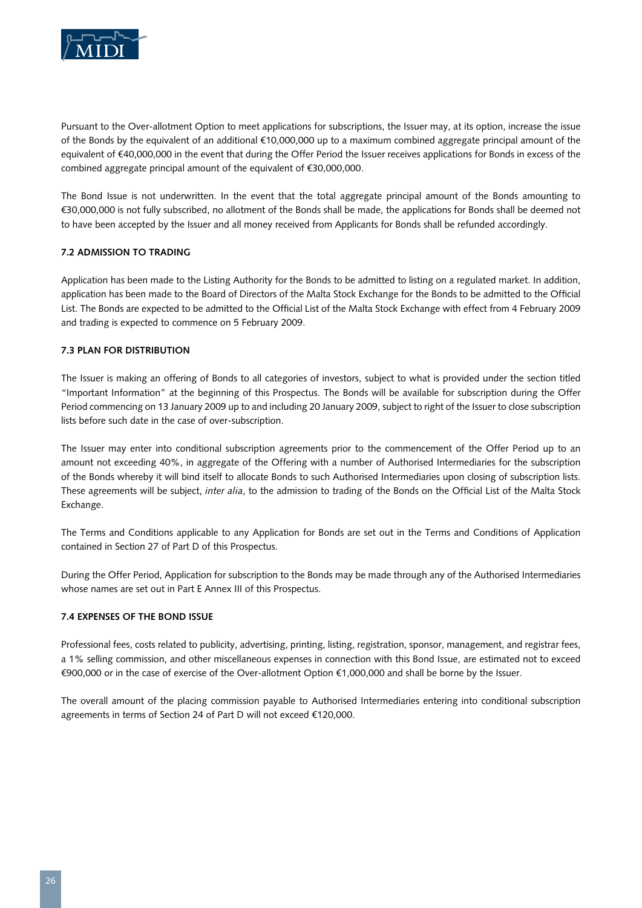Pursuant to the Over-allotment Option to meet applications for subscriptions, the Issuer may, at its option, increase the issue of the Bonds by the equivalent of an additional €10,000,000 up to a maximum combined aggregate principal amount of the equivalent of €40,000,000 in the event that during the Offer Period the Issuer receives applications for Bonds in excess of the combined aggregate principal amount of the equivalent of €30,000,000.

The Bond Issue is not underwritten. In the event that the total aggregate principal amount of the Bonds amounting to €30,000,000 is not fully subscribed, no allotment of the Bonds shall be made, the applications for Bonds shall be deemed not to have been accepted by the Issuer and all money received from Applicants for Bonds shall be refunded accordingly.

### 7.2 ADMISSION TO TRADING

Application has been made to the Listing Authority for the Bonds to be admitted to listing on a regulated market. In addition, application has been made to the Board of Directors of the Malta Stock Exchange for the Bonds to be admitted to the Official List. The Bonds are expected to be admitted to the Official List of the Malta Stock Exchange with effect from 4 February 2009 and trading is expected to commence on 5 February 2009.

### 7.3 PLAN FOR DISTRIBUTION

The Issuer is making an offering of Bonds to all categories of investors, subject to what is provided under the section titled "Important Information" at the beginning of this Prospectus. The Bonds will be available for subscription during the Offer Period commencing on 13 January 2009 up to and including 20 January 2009, subject to right of the Issuer to close subscription lists before such date in the case of over-subscription.

The Issuer may enter into conditional subscription agreements prior to the commencement of the Offer Period up to an amount not exceeding 40%, in aggregate of the Offering with a number of Authorised Intermediaries for the subscription of the Bonds whereby it will bind itself to allocate Bonds to such Authorised Intermediaries upon closing of subscription lists. These agreements will be subject, *inter alia*, to the admission to trading of the Bonds on the Official List of the Malta Stock Exchange.

The Terms and Conditions applicable to any Application for Bonds are set out in the Terms and Conditions of Application contained in Section 27 of Part D of this Prospectus.

During the Offer Period, Application for subscription to the Bonds may be made through any of the Authorised Intermediaries whose names are set out in Part E Annex III of this Prospectus.

### 7.4 EXPENSES OF THE BOND ISSUE

Professional fees, costs related to publicity, advertising, printing, listing, registration, sponsor, management, and registrar fees, a 1% selling commission, and other miscellaneous expenses in connection with this Bond Issue, are estimated not to exceed €900,000 or in the case of exercise of the Over-allotment Option €1,000,000 and shall be borne by the Issuer.

The overall amount of the placing commission payable to Authorised Intermediaries entering into conditional subscription agreements in terms of Section 24 of Part D will not exceed €120,000.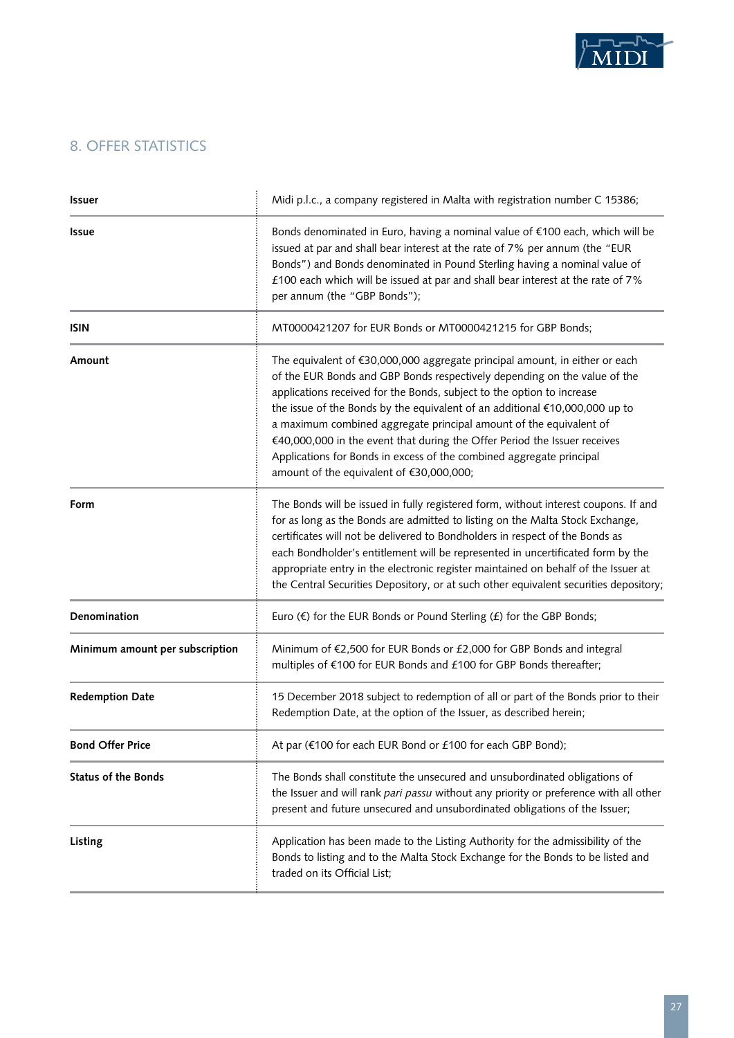## 8. OFFER STATISTICS

| | |
|---|---|
| **Issuer** | Midi p.l.c., a company registered in Malta with registration number C 15386; |
| **Issue** | Bonds denominated in Euro, having a nominal value of €100 each, which will be issued at par and shall bear interest at the rate of 7% per annum (the "EUR Bonds") and Bonds denominated in Pound Sterling having a nominal value of £100 each which will be issued at par and shall bear interest at the rate of 7% per annum (the "GBP Bonds"); |
| **ISIN** | MT0000421207 for EUR Bonds or MT0000421215 for GBP Bonds; |
| **Amount** | The equivalent of €30,000,000 aggregate principal amount, in either or each of the EUR Bonds and GBP Bonds respectively depending on the value of the applications received for the Bonds, subject to the option to increase the issue of the Bonds by the equivalent of an additional €10,000,000 up to a maximum combined aggregate principal amount of the equivalent of €40,000,000 in the event that during the Offer Period the Issuer receives Applications for Bonds in excess of the combined aggregate principal amount of the equivalent of €30,000,000; |
| **Form** | The Bonds will be issued in fully registered form, without interest coupons. If and for as long as the Bonds are admitted to listing on the Malta Stock Exchange, certificates will not be delivered to Bondholders in respect of the Bonds as each Bondholder's entitlement will be represented in uncertificated form by the appropriate entry in the electronic register maintained on behalf of the Issuer at the Central Securities Depository, or at such other equivalent securities depository; |
| **Denomination** | Euro (€) for the EUR Bonds or Pound Sterling (£) for the GBP Bonds; |
| **Minimum amount per subscription** | Minimum of €2,500 for EUR Bonds or £2,000 for GBP Bonds and integral multiples of €100 for EUR Bonds and £100 for GBP Bonds thereafter; |
| **Redemption Date** | 15 December 2018 subject to redemption of all or part of the Bonds prior to their Redemption Date, at the option of the Issuer, as described herein; |
| **Bond Offer Price** | At par (€100 for each EUR Bond or £100 for each GBP Bond); |
| **Status of the Bonds** | The Bonds shall constitute the unsecured and unsubordinated obligations of the Issuer and will rank *pari passu* without any priority or preference with all other present and future unsecured and unsubordinated obligations of the Issuer; |
| **Listing** | Application has been made to the Listing Authority for the admissibility of the Bonds to listing and to the Malta Stock Exchange for the Bonds to be listed and traded on its Official List; |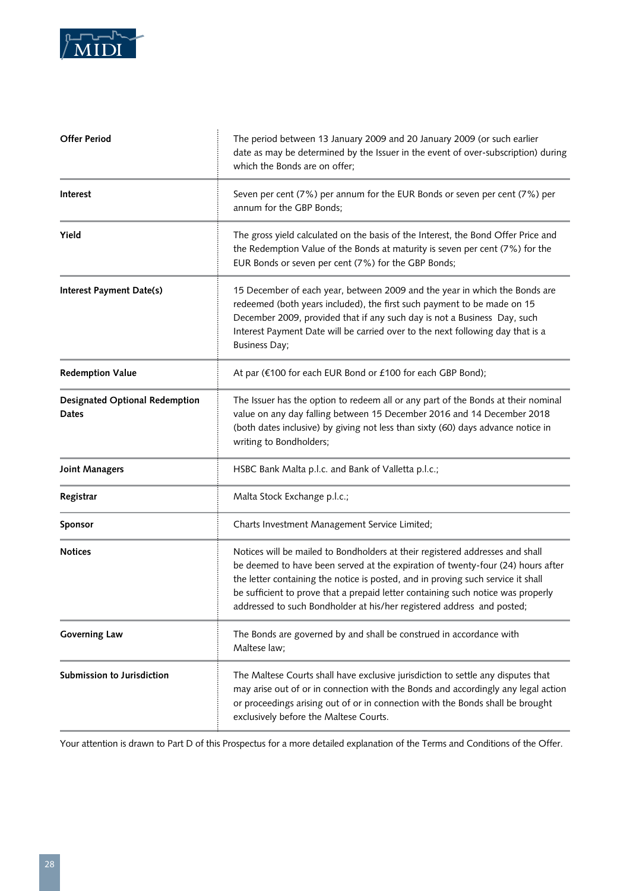| | |
|---|---|
| **Offer Period** | The period between 13 January 2009 and 20 January 2009 (or such earlier date as may be determined by the Issuer in the event of over-subscription) during which the Bonds are on offer; |
| **Interest** | Seven per cent (7%) per annum for the EUR Bonds or seven per cent (7%) per annum for the GBP Bonds; |
| **Yield** | The gross yield calculated on the basis of the Interest, the Bond Offer Price and the Redemption Value of the Bonds at maturity is seven per cent (7%) for the EUR Bonds or seven per cent (7%) for the GBP Bonds; |
| **Interest Payment Date(s)** | 15 December of each year, between 2009 and the year in which the Bonds are redeemed (both years included), the first such payment to be made on 15 December 2009, provided that if any such day is not a Business Day, such Interest Payment Date will be carried over to the next following day that is a Business Day; |
| **Redemption Value** | At par (€100 for each EUR Bond or £100 for each GBP Bond); |
| **Designated Optional Redemption Dates** | The Issuer has the option to redeem all or any part of the Bonds at their nominal value on any day falling between 15 December 2016 and 14 December 2018 (both dates inclusive) by giving not less than sixty (60) days advance notice in writing to Bondholders; |
| **Joint Managers** | HSBC Bank Malta p.l.c. and Bank of Valletta p.l.c.; |
| **Registrar** | Malta Stock Exchange p.l.c.; |
| **Sponsor** | Charts Investment Management Service Limited; |
| **Notices** | Notices will be mailed to Bondholders at their registered addresses and shall be deemed to have been served at the expiration of twenty-four (24) hours after the letter containing the notice is posted, and in proving such service it shall be sufficient to prove that a prepaid letter containing such notice was properly addressed to such Bondholder at his/her registered address and posted; |
| **Governing Law** | The Bonds are governed by and shall be construed in accordance with Maltese law; |
| **Submission to Jurisdiction** | The Maltese Courts shall have exclusive jurisdiction to settle any disputes that may arise out of or in connection with the Bonds and accordingly any legal action or proceedings arising out of or in connection with the Bonds shall be brought exclusively before the Maltese Courts. |

Your attention is drawn to Part D of this Prospectus for a more detailed explanation of the Terms and Conditions of the Offer.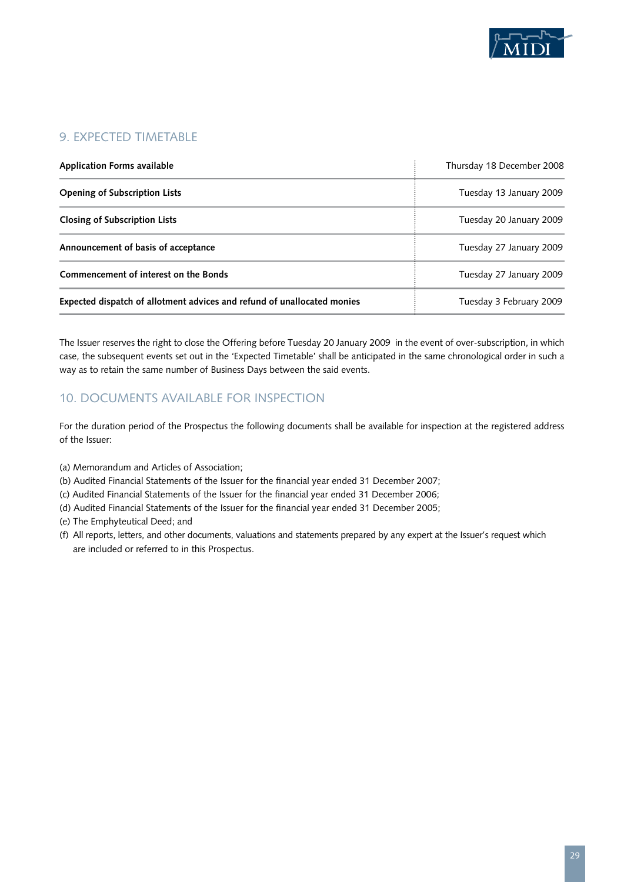## 9. EXPECTED TIMETABLE

| | |
|---|---|
| **Application Forms available** | Thursday 18 December 2008 |
| **Opening of Subscription Lists** | Tuesday 13 January 2009 |
| **Closing of Subscription Lists** | Tuesday 20 January 2009 |
| **Announcement of basis of acceptance** | Tuesday 27 January 2009 |
| **Commencement of interest on the Bonds** | Tuesday 27 January 2009 |
| **Expected dispatch of allotment advices and refund of unallocated monies** | Tuesday 3 February 2009 |

The Issuer reserves the right to close the Offering before Tuesday 20 January 2009 in the event of over-subscription, in which case, the subsequent events set out in the 'Expected Timetable' shall be anticipated in the same chronological order in such a way as to retain the same number of Business Days between the said events.

## 10. DOCUMENTS AVAILABLE FOR INSPECTION

For the duration period of the Prospectus the following documents shall be available for inspection at the registered address of the Issuer:

(a) Memorandum and Articles of Association;
(b) Audited Financial Statements of the Issuer for the financial year ended 31 December 2007;
(c) Audited Financial Statements of the Issuer for the financial year ended 31 December 2006;
(d) Audited Financial Statements of the Issuer for the financial year ended 31 December 2005;
(e) The Emphyteutical Deed; and
(f) All reports, letters, and other documents, valuations and statements prepared by any expert at the Issuer's request which are included or referred to in this Prospectus.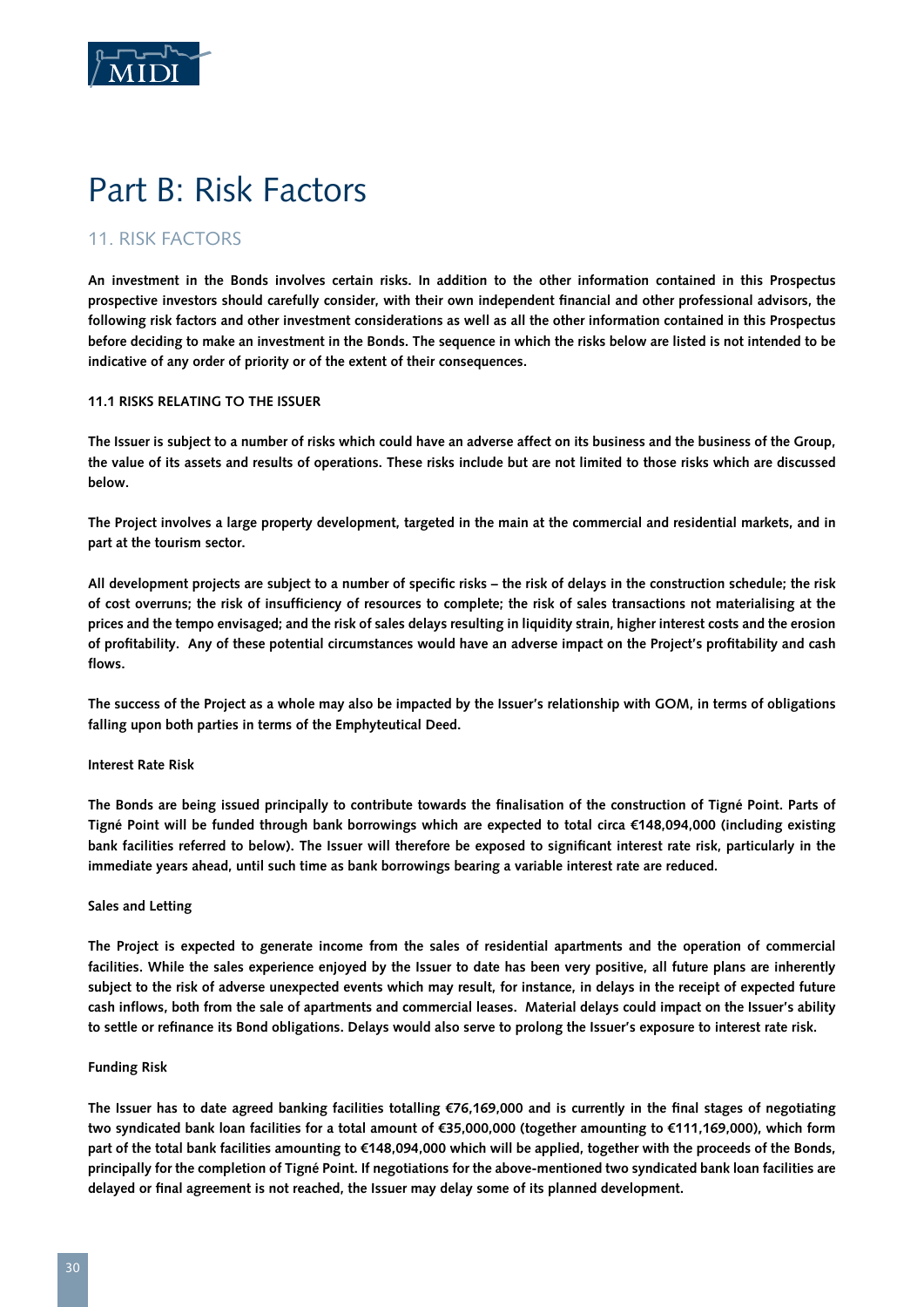# Part B: Risk Factors

## 11. RISK FACTORS

**An investment in the Bonds involves certain risks. In addition to the other information contained in this Prospectus prospective investors should carefully consider, with their own independent financial and other professional advisors, the following risk factors and other investment considerations as well as all the other information contained in this Prospectus before deciding to make an investment in the Bonds. The sequence in which the risks below are listed is not intended to be indicative of any order of priority or of the extent of their consequences.**

### 11.1 RISKS RELATING TO THE ISSUER

**The Issuer is subject to a number of risks which could have an adverse affect on its business and the business of the Group, the value of its assets and results of operations. These risks include but are not limited to those risks which are discussed below.**

**The Project involves a large property development, targeted in the main at the commercial and residential markets, and in part at the tourism sector.**

**All development projects are subject to a number of specific risks – the risk of delays in the construction schedule; the risk of cost overruns; the risk of insufficiency of resources to complete; the risk of sales transactions not materialising at the prices and the tempo envisaged; and the risk of sales delays resulting in liquidity strain, higher interest costs and the erosion of profitability. Any of these potential circumstances would have an adverse impact on the Project's profitability and cash flows.**

**The success of the Project as a whole may also be impacted by the Issuer's relationship with GOM, in terms of obligations falling upon both parties in terms of the Emphyteutical Deed.**

#### Interest Rate Risk

**The Bonds are being issued principally to contribute towards the finalisation of the construction of Tigné Point. Parts of Tigné Point will be funded through bank borrowings which are expected to total circa €148,094,000 (including existing bank facilities referred to below). The Issuer will therefore be exposed to significant interest rate risk, particularly in the immediate years ahead, until such time as bank borrowings bearing a variable interest rate are reduced.**

#### Sales and Letting

**The Project is expected to generate income from the sales of residential apartments and the operation of commercial facilities. While the sales experience enjoyed by the Issuer to date has been very positive, all future plans are inherently subject to the risk of adverse unexpected events which may result, for instance, in delays in the receipt of expected future cash inflows, both from the sale of apartments and commercial leases. Material delays could impact on the Issuer's ability to settle or refinance its Bond obligations. Delays would also serve to prolong the Issuer's exposure to interest rate risk.**

#### Funding Risk

**The Issuer has to date agreed banking facilities totalling €76,169,000 and is currently in the final stages of negotiating two syndicated bank loan facilities for a total amount of €35,000,000 (together amounting to €111,169,000), which form part of the total bank facilities amounting to €148,094,000 which will be applied, together with the proceeds of the Bonds, principally for the completion of Tigné Point. If negotiations for the above-mentioned two syndicated bank loan facilities are delayed or final agreement is not reached, the Issuer may delay some of its planned development.**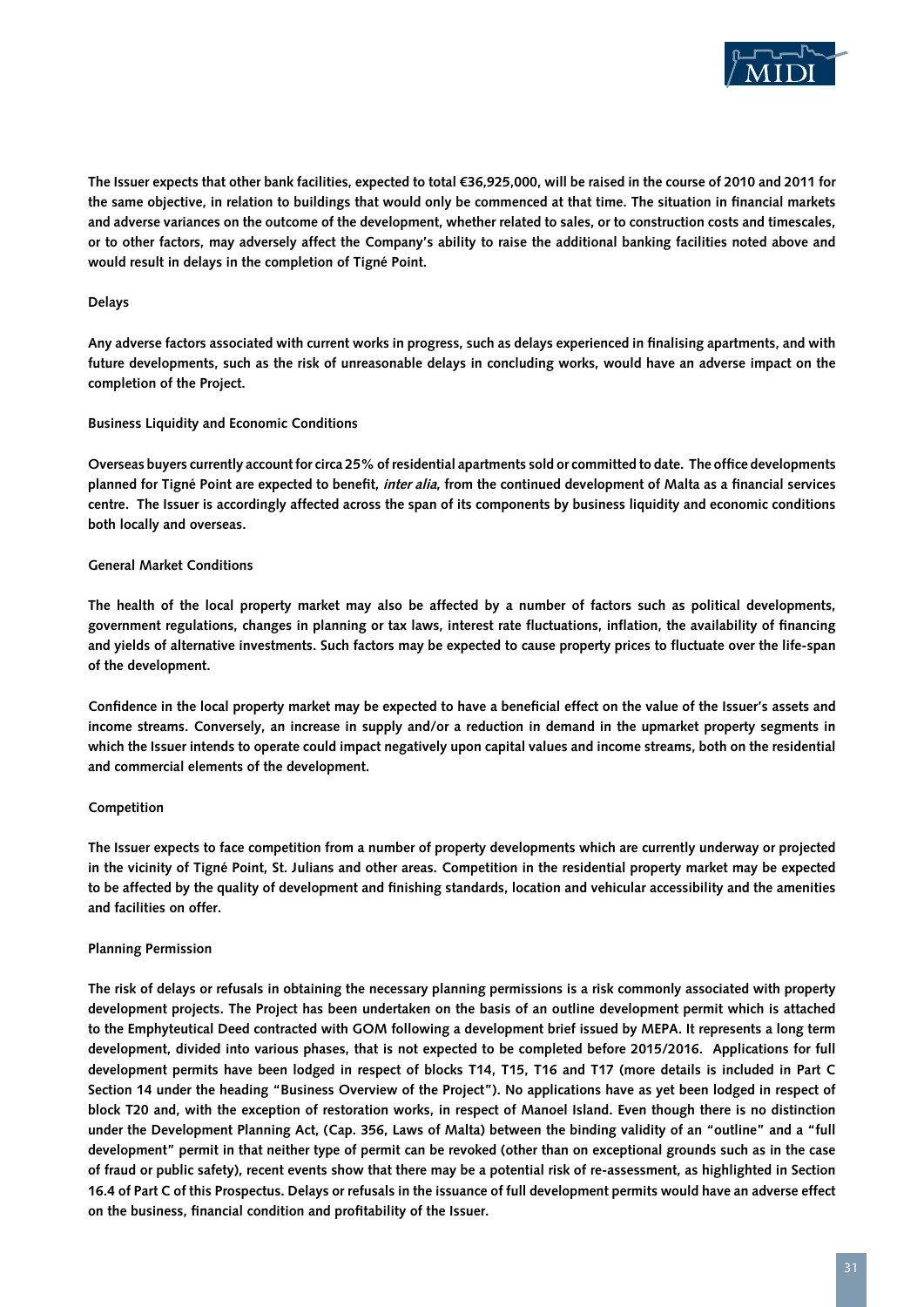**The Issuer expects that other bank facilities, expected to total €36,925,000, will be raised in the course of 2010 and 2011 for the same objective, in relation to buildings that would only be commenced at that time. The situation in financial markets and adverse variances on the outcome of the development, whether related to sales, or to construction costs and timescales, or to other factors, may adversely affect the Company's ability to raise the additional banking facilities noted above and would result in delays in the completion of Tigné Point.**

#### Delays

**Any adverse factors associated with current works in progress, such as delays experienced in finalising apartments, and with future developments, such as the risk of unreasonable delays in concluding works, would have an adverse impact on the completion of the Project.**

#### Business Liquidity and Economic Conditions

**Overseas buyers currently account for circa 25% of residential apartments sold or committed to date. The office developments planned for Tigné Point are expected to benefit, *inter alia*, from the continued development of Malta as a financial services centre. The Issuer is accordingly affected across the span of its components by business liquidity and economic conditions both locally and overseas.**

#### General Market Conditions

**The health of the local property market may also be affected by a number of factors such as political developments, government regulations, changes in planning or tax laws, interest rate fluctuations, inflation, the availability of financing and yields of alternative investments. Such factors may be expected to cause property prices to fluctuate over the life-span of the development.**

**Confidence in the local property market may be expected to have a beneficial effect on the value of the Issuer's assets and income streams. Conversely, an increase in supply and/or a reduction in demand in the upmarket property segments in which the Issuer intends to operate could impact negatively upon capital values and income streams, both on the residential and commercial elements of the development.**

#### Competition

**The Issuer expects to face competition from a number of property developments which are currently underway or projected in the vicinity of Tigné Point, St. Julians and other areas. Competition in the residential property market may be expected to be affected by the quality of development and finishing standards, location and vehicular accessibility and the amenities and facilities on offer.**

#### Planning Permission

**The risk of delays or refusals in obtaining the necessary planning permissions is a risk commonly associated with property development projects. The Project has been undertaken on the basis of an outline development permit which is attached to the Emphyteutical Deed contracted with GOM following a development brief issued by MEPA. It represents a long term development, divided into various phases, that is not expected to be completed before 2015/2016. Applications for full development permits have been lodged in respect of blocks T14, T15, T16 and T17 (more details is included in Part C Section 14 under the heading "Business Overview of the Project"). No applications have as yet been lodged in respect of block T20 and, with the exception of restoration works, in respect of Manoel Island. Even though there is no distinction under the Development Planning Act, (Cap. 356, Laws of Malta) between the binding validity of an "outline" and a "full development" permit in that neither type of permit can be revoked (other than on exceptional grounds such as in the case of fraud or public safety), recent events show that there may be a potential risk of re-assessment, as highlighted in Section 16.4 of Part C of this Prospectus. Delays or refusals in the issuance of full development permits would have an adverse effect on the business, financial condition and profitability of the Issuer.**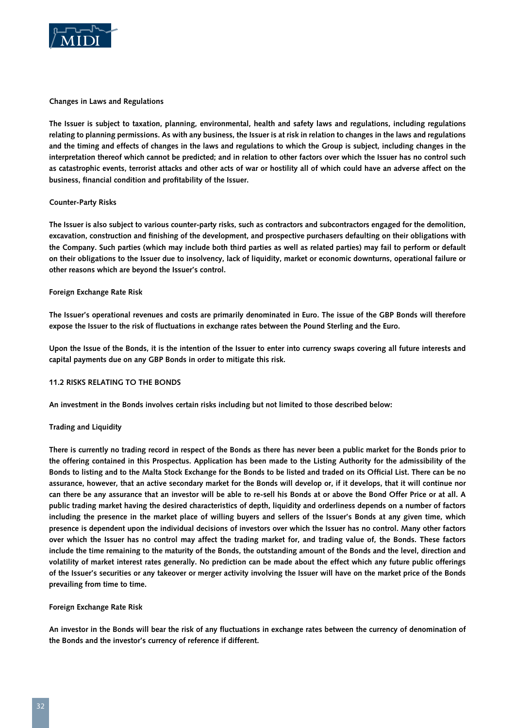### Changes in Laws and Regulations

**The Issuer is subject to taxation, planning, environmental, health and safety laws and regulations, including regulations relating to planning permissions. As with any business, the Issuer is at risk in relation to changes in the laws and regulations and the timing and effects of changes in the laws and regulations to which the Group is subject, including changes in the interpretation thereof which cannot be predicted; and in relation to other factors over which the Issuer has no control such as catastrophic events, terrorist attacks and other acts of war or hostility all of which could have an adverse affect on the business, financial condition and profitability of the Issuer.**

### Counter-Party Risks

**The Issuer is also subject to various counter-party risks, such as contractors and subcontractors engaged for the demolition, excavation, construction and finishing of the development, and prospective purchasers defaulting on their obligations with the Company. Such parties (which may include both third parties as well as related parties) may fail to perform or default on their obligations to the Issuer due to insolvency, lack of liquidity, market or economic downturns, operational failure or other reasons which are beyond the Issuer's control.**

### Foreign Exchange Rate Risk

**The Issuer's operational revenues and costs are primarily denominated in Euro. The issue of the GBP Bonds will therefore expose the Issuer to the risk of fluctuations in exchange rates between the Pound Sterling and the Euro.**

**Upon the Issue of the Bonds, it is the intention of the Issuer to enter into currency swaps covering all future interests and capital payments due on any GBP Bonds in order to mitigate this risk.**

## 11.2 RISKS RELATING TO THE BONDS

**An investment in the Bonds involves certain risks including but not limited to those described below:**

### Trading and Liquidity

**There is currently no trading record in respect of the Bonds as there has never been a public market for the Bonds prior to the offering contained in this Prospectus. Application has been made to the Listing Authority for the admissibility of the Bonds to listing and to the Malta Stock Exchange for the Bonds to be listed and traded on its Official List. There can be no assurance, however, that an active secondary market for the Bonds will develop or, if it develops, that it will continue nor can there be any assurance that an investor will be able to re-sell his Bonds at or above the Bond Offer Price or at all. A public trading market having the desired characteristics of depth, liquidity and orderliness depends on a number of factors including the presence in the market place of willing buyers and sellers of the Issuer's Bonds at any given time, which presence is dependent upon the individual decisions of investors over which the Issuer has no control. Many other factors over which the Issuer has no control may affect the trading market for, and trading value of, the Bonds. These factors include the time remaining to the maturity of the Bonds, the outstanding amount of the Bonds and the level, direction and volatility of market interest rates generally. No prediction can be made about the effect which any future public offerings of the Issuer's securities or any takeover or merger activity involving the Issuer will have on the market price of the Bonds prevailing from time to time.**

### Foreign Exchange Rate Risk

**An investor in the Bonds will bear the risk of any fluctuations in exchange rates between the currency of denomination of the Bonds and the investor's currency of reference if different.**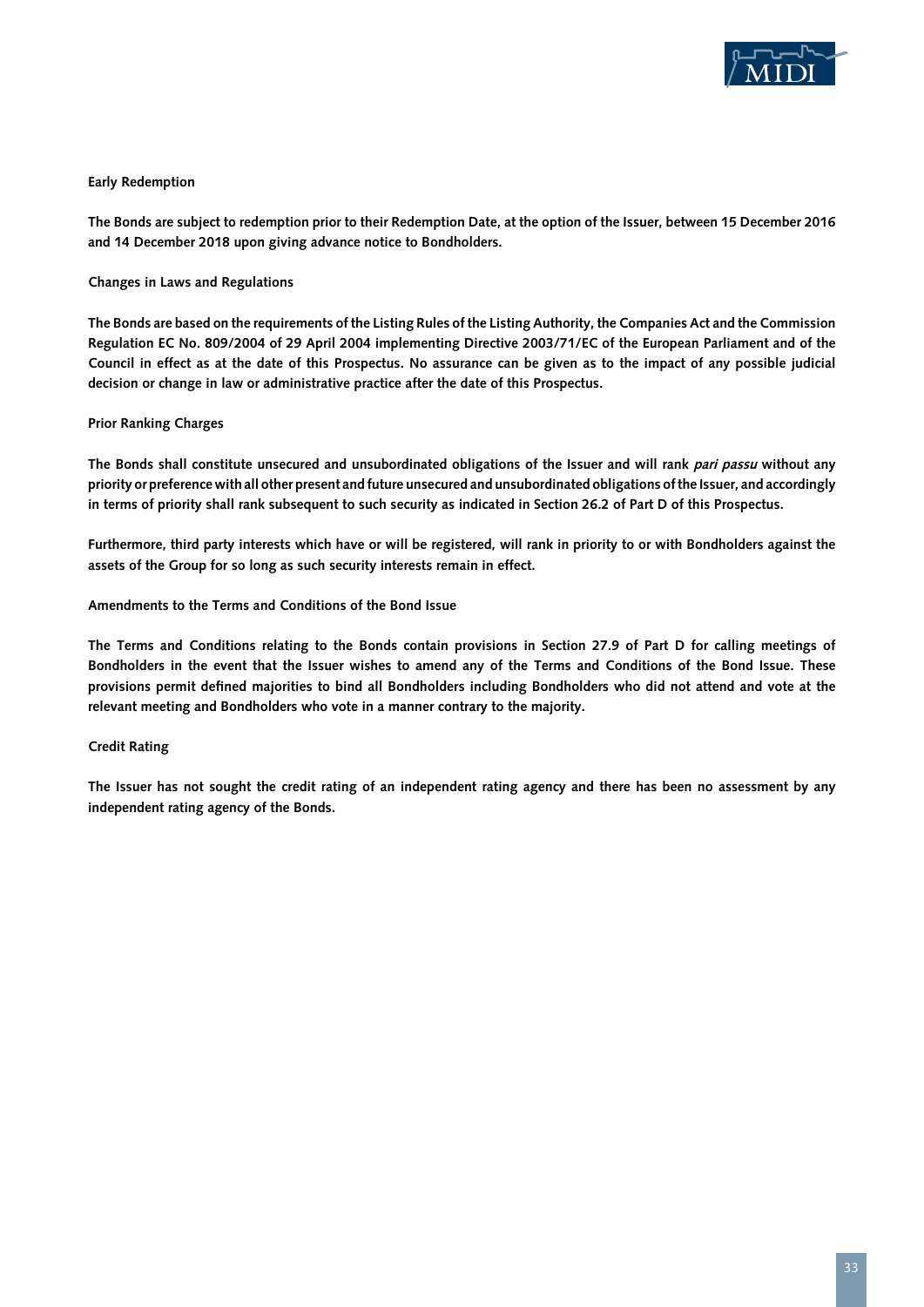**Early Redemption**

**The Bonds are subject to redemption prior to their Redemption Date, at the option of the Issuer, between 15 December 2016 and 14 December 2018 upon giving advance notice to Bondholders.**

**Changes in Laws and Regulations**

**The Bonds are based on the requirements of the Listing Rules of the Listing Authority, the Companies Act and the Commission Regulation EC No. 809/2004 of 29 April 2004 implementing Directive 2003/71/EC of the European Parliament and of the Council in effect as at the date of this Prospectus. No assurance can be given as to the impact of any possible judicial decision or change in law or administrative practice after the date of this Prospectus.**

**Prior Ranking Charges**

**The Bonds shall constitute unsecured and unsubordinated obligations of the Issuer and will rank *pari passu* without any priority or preference with all other present and future unsecured and unsubordinated obligations of the Issuer, and accordingly in terms of priority shall rank subsequent to such security as indicated in Section 26.2 of Part D of this Prospectus.**

**Furthermore, third party interests which have or will be registered, will rank in priority to or with Bondholders against the assets of the Group for so long as such security interests remain in effect.**

**Amendments to the Terms and Conditions of the Bond Issue**

**The Terms and Conditions relating to the Bonds contain provisions in Section 27.9 of Part D for calling meetings of Bondholders in the event that the Issuer wishes to amend any of the Terms and Conditions of the Bond Issue. These provisions permit defined majorities to bind all Bondholders including Bondholders who did not attend and vote at the relevant meeting and Bondholders who vote in a manner contrary to the majority.**

**Credit Rating**

**The Issuer has not sought the credit rating of an independent rating agency and there has been no assessment by any independent rating agency of the Bonds.**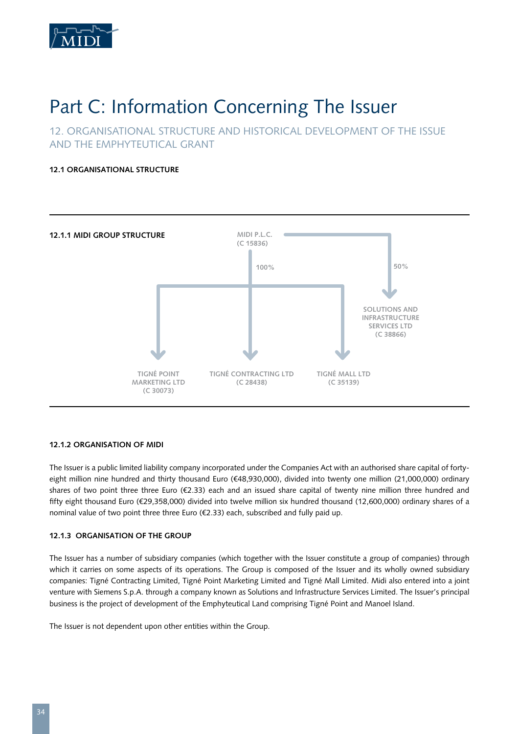# Part C: Information Concerning The Issuer

## 12. ORGANISATIONAL STRUCTURE AND HISTORICAL DEVELOPMENT OF THE ISSUE AND THE EMPHYTEUTICAL GRANT

### 12.1 ORGANISATIONAL STRUCTURE

#### 12.1.1 MIDI GROUP STRUCTURE

MIDI P.L.C.
(C 15836)

100%

50%

SOLUTIONS AND INFRASTRUCTURE SERVICES LTD
(C 38866)

TIGNÉ POINT MARKETING LTD
(C 30073)

TIGNÉ CONTRACTING LTD
(C 28438)

TIGNÉ MALL LTD
(C 35139)

#### 12.1.2 ORGANISATION OF MIDI

The Issuer is a public limited liability company incorporated under the Companies Act with an authorised share capital of forty-eight million nine hundred and thirty thousand Euro (€48,930,000), divided into twenty one million (21,000,000) ordinary shares of two point three three Euro (€2.33) each and an issued share capital of twenty nine million three hundred and fifty eight thousand Euro (€29,358,000) divided into twelve million six hundred thousand (12,600,000) ordinary shares of a nominal value of two point three three Euro (€2.33) each, subscribed and fully paid up.

#### 12.1.3 ORGANISATION OF THE GROUP

The Issuer has a number of subsidiary companies (which together with the Issuer constitute a group of companies) through which it carries on some aspects of its operations. The Group is composed of the Issuer and its wholly owned subsidiary companies: Tigné Contracting Limited, Tigné Point Marketing Limited and Tigné Mall Limited. Midi also entered into a joint venture with Siemens S.p.A. through a company known as Solutions and Infrastructure Services Limited. The Issuer's principal business is the project of development of the Emphyteutical Land comprising Tigné Point and Manoel Island.

The Issuer is not dependent upon other entities within the Group.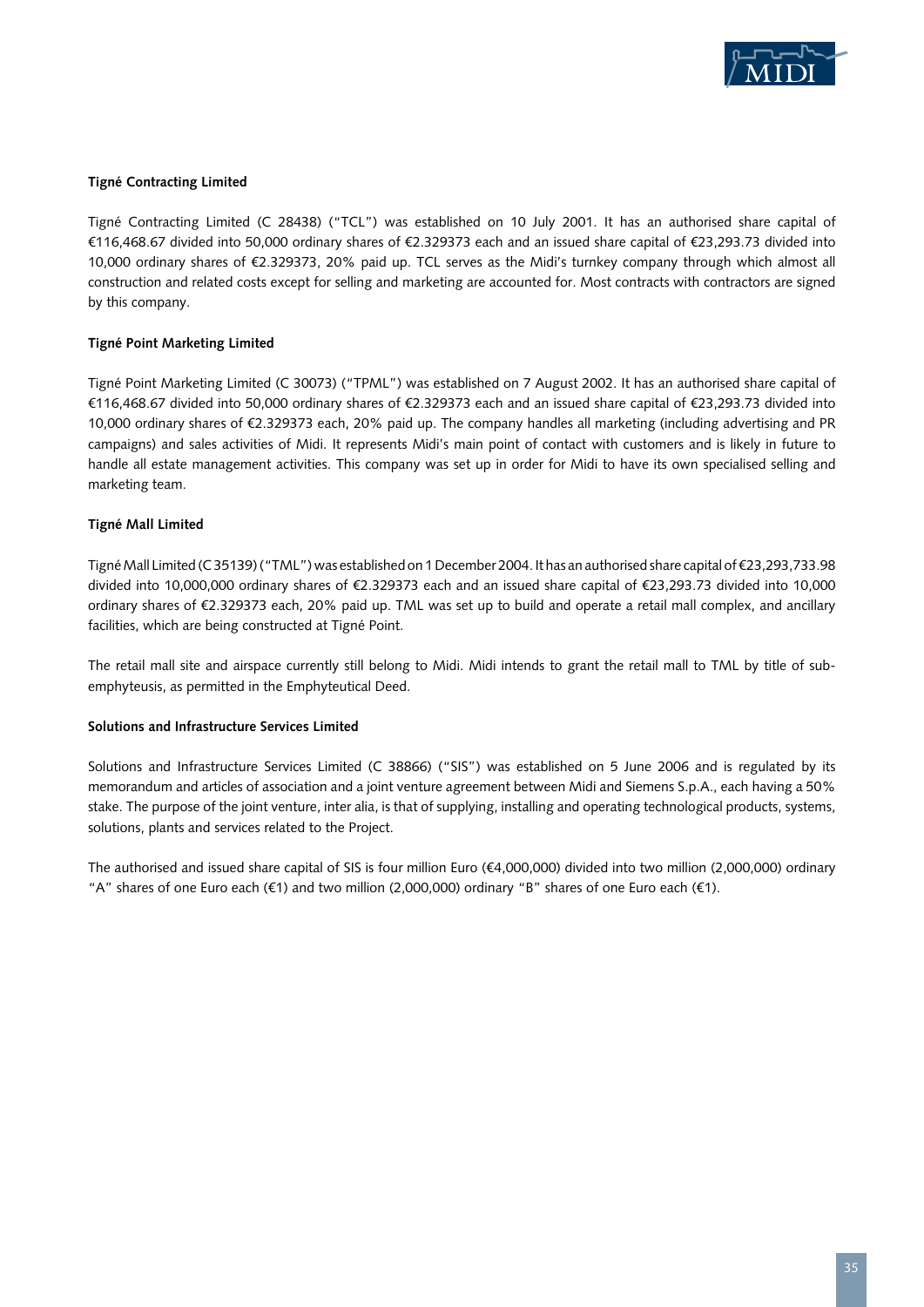#### Tigné Contracting Limited

Tigné Contracting Limited (C 28438) ("TCL") was established on 10 July 2001. It has an authorised share capital of €116,468.67 divided into 50,000 ordinary shares of €2.329373 each and an issued share capital of €23,293.73 divided into 10,000 ordinary shares of €2.329373, 20% paid up. TCL serves as the Midi's turnkey company through which almost all construction and related costs except for selling and marketing are accounted for. Most contracts with contractors are signed by this company.

#### Tigné Point Marketing Limited

Tigné Point Marketing Limited (C 30073) ("TPML") was established on 7 August 2002. It has an authorised share capital of €116,468.67 divided into 50,000 ordinary shares of €2.329373 each and an issued share capital of €23,293.73 divided into 10,000 ordinary shares of €2.329373 each, 20% paid up. The company handles all marketing (including advertising and PR campaigns) and sales activities of Midi. It represents Midi's main point of contact with customers and is likely in future to handle all estate management activities. This company was set up in order for Midi to have its own specialised selling and marketing team.

#### Tigné Mall Limited

Tigné Mall Limited (C 35139) ("TML") was established on 1 December 2004. It has an authorised share capital of €23,293,733.98 divided into 10,000,000 ordinary shares of €2.329373 each and an issued share capital of €23,293.73 divided into 10,000 ordinary shares of €2.329373 each, 20% paid up. TML was set up to build and operate a retail mall complex, and ancillary facilities, which are being constructed at Tigné Point.

The retail mall site and airspace currently still belong to Midi. Midi intends to grant the retail mall to TML by title of sub-emphyteusis, as permitted in the Emphyteutical Deed.

#### Solutions and Infrastructure Services Limited

Solutions and Infrastructure Services Limited (C 38866) ("SIS") was established on 5 June 2006 and is regulated by its memorandum and articles of association and a joint venture agreement between Midi and Siemens S.p.A., each having a 50% stake. The purpose of the joint venture, inter alia, is that of supplying, installing and operating technological products, systems, solutions, plants and services related to the Project.

The authorised and issued share capital of SIS is four million Euro (€4,000,000) divided into two million (2,000,000) ordinary "A" shares of one Euro each (€1) and two million (2,000,000) ordinary "B" shares of one Euro each (€1).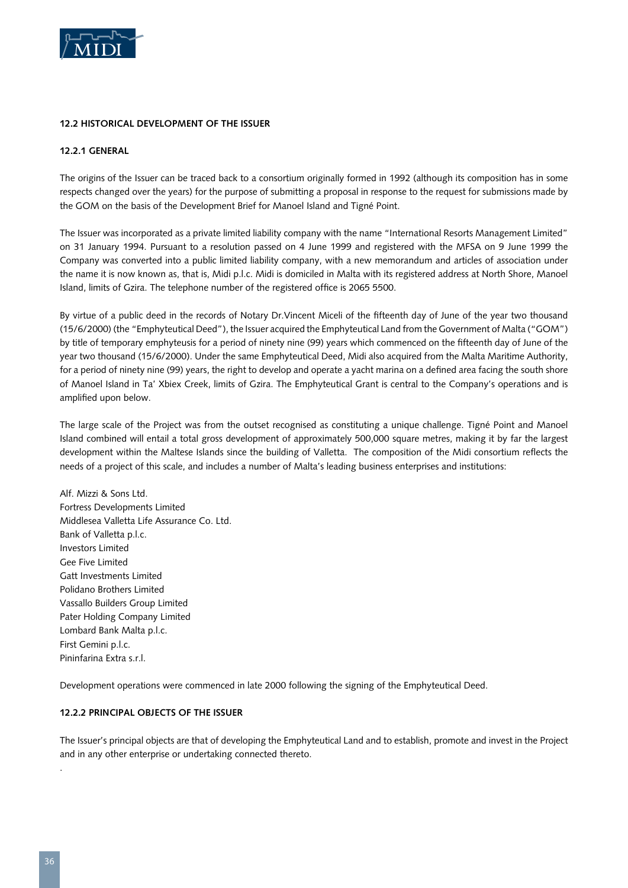### 12.2 HISTORICAL DEVELOPMENT OF THE ISSUER

#### 12.2.1 GENERAL

The origins of the Issuer can be traced back to a consortium originally formed in 1992 (although its composition has in some respects changed over the years) for the purpose of submitting a proposal in response to the request for submissions made by the GOM on the basis of the Development Brief for Manoel Island and Tigné Point.

The Issuer was incorporated as a private limited liability company with the name "International Resorts Management Limited" on 31 January 1994. Pursuant to a resolution passed on 4 June 1999 and registered with the MFSA on 9 June 1999 the Company was converted into a public limited liability company, with a new memorandum and articles of association under the name it is now known as, that is, Midi p.l.c. Midi is domiciled in Malta with its registered address at North Shore, Manoel Island, limits of Gzira. The telephone number of the registered office is 2065 5500.

By virtue of a public deed in the records of Notary Dr.Vincent Miceli of the fifteenth day of June of the year two thousand (15/6/2000) (the "Emphyteutical Deed"), the Issuer acquired the Emphyteutical Land from the Government of Malta ("GOM") by title of temporary emphyteusis for a period of ninety nine (99) years which commenced on the fifteenth day of June of the year two thousand (15/6/2000). Under the same Emphyteutical Deed, Midi also acquired from the Malta Maritime Authority, for a period of ninety nine (99) years, the right to develop and operate a yacht marina on a defined area facing the south shore of Manoel Island in Ta' Xbiex Creek, limits of Gzira. The Emphyteutical Grant is central to the Company's operations and is amplified upon below.

The large scale of the Project was from the outset recognised as constituting a unique challenge. Tigné Point and Manoel Island combined will entail a total gross development of approximately 500,000 square metres, making it by far the largest development within the Maltese Islands since the building of Valletta. The composition of the Midi consortium reflects the needs of a project of this scale, and includes a number of Malta's leading business enterprises and institutions:

Alf. Mizzi & Sons Ltd.
Fortress Developments Limited
Middlesea Valletta Life Assurance Co. Ltd.
Bank of Valletta p.l.c.
Investors Limited
Gee Five Limited
Gatt Investments Limited
Polidano Brothers Limited
Vassallo Builders Group Limited
Pater Holding Company Limited
Lombard Bank Malta p.l.c.
First Gemini p.l.c.
Pininfarina Extra s.r.l.

Development operations were commenced in late 2000 following the signing of the Emphyteutical Deed.

#### 12.2.2 PRINCIPAL OBJECTS OF THE ISSUER

The Issuer's principal objects are that of developing the Emphyteutical Land and to establish, promote and invest in the Project and in any other enterprise or undertaking connected thereto.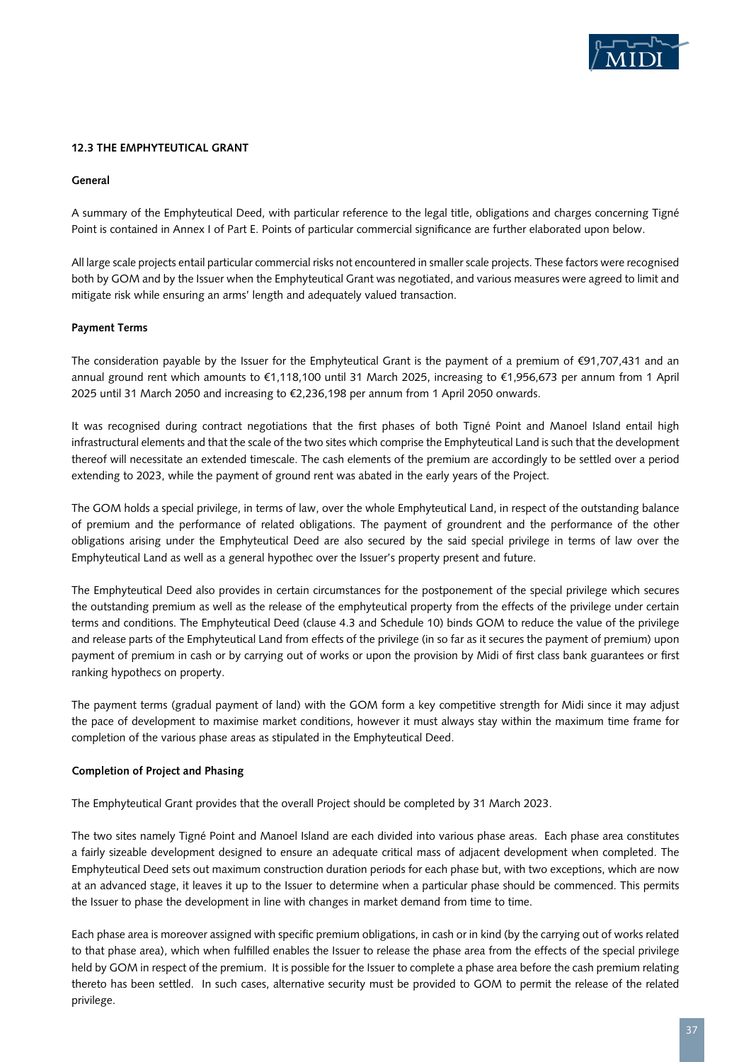## 12.3 THE EMPHYTEUTICAL GRANT

### General

A summary of the Emphyteutical Deed, with particular reference to the legal title, obligations and charges concerning Tigné Point is contained in Annex I of Part E. Points of particular commercial significance are further elaborated upon below.

All large scale projects entail particular commercial risks not encountered in smaller scale projects. These factors were recognised both by GOM and by the Issuer when the Emphyteutical Grant was negotiated, and various measures were agreed to limit and mitigate risk while ensuring an arms' length and adequately valued transaction.

### Payment Terms

The consideration payable by the Issuer for the Emphyteutical Grant is the payment of a premium of €91,707,431 and an annual ground rent which amounts to €1,118,100 until 31 March 2025, increasing to €1,956,673 per annum from 1 April 2025 until 31 March 2050 and increasing to €2,236,198 per annum from 1 April 2050 onwards.

It was recognised during contract negotiations that the first phases of both Tigné Point and Manoel Island entail high infrastructural elements and that the scale of the two sites which comprise the Emphyteutical Land is such that the development thereof will necessitate an extended timescale. The cash elements of the premium are accordingly to be settled over a period extending to 2023, while the payment of ground rent was abated in the early years of the Project.

The GOM holds a special privilege, in terms of law, over the whole Emphyteutical Land, in respect of the outstanding balance of premium and the performance of related obligations. The payment of groundrent and the performance of the other obligations arising under the Emphyteutical Deed are also secured by the said special privilege in terms of law over the Emphyteutical Land as well as a general hypothec over the Issuer's property present and future.

The Emphyteutical Deed also provides in certain circumstances for the postponement of the special privilege which secures the outstanding premium as well as the release of the emphyteutical property from the effects of the privilege under certain terms and conditions. The Emphyteutical Deed (clause 4.3 and Schedule 10) binds GOM to reduce the value of the privilege and release parts of the Emphyteutical Land from effects of the privilege (in so far as it secures the payment of premium) upon payment of premium in cash or by carrying out of works or upon the provision by Midi of first class bank guarantees or first ranking hypothecs on property.

The payment terms (gradual payment of land) with the GOM form a key competitive strength for Midi since it may adjust the pace of development to maximise market conditions, however it must always stay within the maximum time frame for completion of the various phase areas as stipulated in the Emphyteutical Deed.

### Completion of Project and Phasing

The Emphyteutical Grant provides that the overall Project should be completed by 31 March 2023.

The two sites namely Tigné Point and Manoel Island are each divided into various phase areas. Each phase area constitutes a fairly sizeable development designed to ensure an adequate critical mass of adjacent development when completed. The Emphyteutical Deed sets out maximum construction duration periods for each phase but, with two exceptions, which are now at an advanced stage, it leaves it up to the Issuer to determine when a particular phase should be commenced. This permits the Issuer to phase the development in line with changes in market demand from time to time.

Each phase area is moreover assigned with specific premium obligations, in cash or in kind (by the carrying out of works related to that phase area), which when fulfilled enables the Issuer to release the phase area from the effects of the special privilege held by GOM in respect of the premium. It is possible for the Issuer to complete a phase area before the cash premium relating thereto has been settled. In such cases, alternative security must be provided to GOM to permit the release of the related privilege.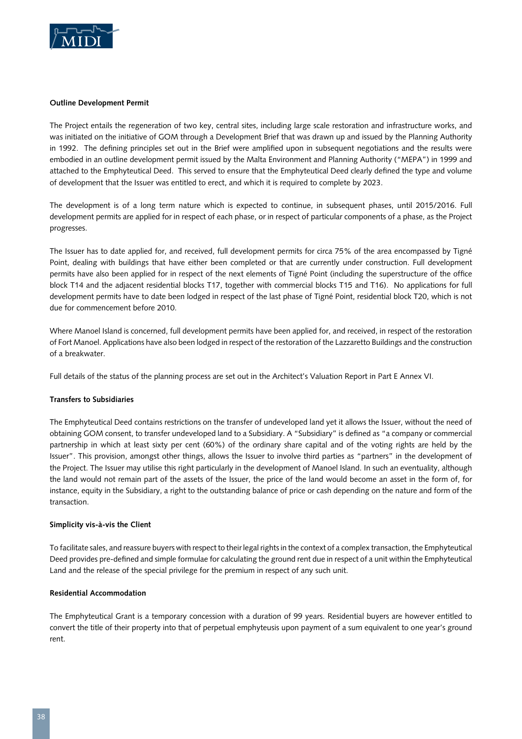**Outline Development Permit**

The Project entails the regeneration of two key, central sites, including large scale restoration and infrastructure works, and was initiated on the initiative of GOM through a Development Brief that was drawn up and issued by the Planning Authority in 1992. The defining principles set out in the Brief were amplified upon in subsequent negotiations and the results were embodied in an outline development permit issued by the Malta Environment and Planning Authority ("MEPA") in 1999 and attached to the Emphyteutical Deed. This served to ensure that the Emphyteutical Deed clearly defined the type and volume of development that the Issuer was entitled to erect, and which it is required to complete by 2023.

The development is of a long term nature which is expected to continue, in subsequent phases, until 2015/2016. Full development permits are applied for in respect of each phase, or in respect of particular components of a phase, as the Project progresses.

The Issuer has to date applied for, and received, full development permits for circa 75% of the area encompassed by Tigné Point, dealing with buildings that have either been completed or that are currently under construction. Full development permits have also been applied for in respect of the next elements of Tigné Point (including the superstructure of the office block T14 and the adjacent residential blocks T17, together with commercial blocks T15 and T16). No applications for full development permits have to date been lodged in respect of the last phase of Tigné Point, residential block T20, which is not due for commencement before 2010.

Where Manoel Island is concerned, full development permits have been applied for, and received, in respect of the restoration of Fort Manoel. Applications have also been lodged in respect of the restoration of the Lazzaretto Buildings and the construction of a breakwater.

Full details of the status of the planning process are set out in the Architect's Valuation Report in Part E Annex VI.

**Transfers to Subsidiaries**

The Emphyteutical Deed contains restrictions on the transfer of undeveloped land yet it allows the Issuer, without the need of obtaining GOM consent, to transfer undeveloped land to a Subsidiary. A "Subsidiary" is defined as "a company or commercial partnership in which at least sixty per cent (60%) of the ordinary share capital and of the voting rights are held by the Issuer". This provision, amongst other things, allows the Issuer to involve third parties as "partners" in the development of the Project. The Issuer may utilise this right particularly in the development of Manoel Island. In such an eventuality, although the land would not remain part of the assets of the Issuer, the price of the land would become an asset in the form of, for instance, equity in the Subsidiary, a right to the outstanding balance of price or cash depending on the nature and form of the transaction.

**Simplicity vis-à-vis the Client**

To facilitate sales, and reassure buyers with respect to their legal rights in the context of a complex transaction, the Emphyteutical Deed provides pre-defined and simple formulae for calculating the ground rent due in respect of a unit within the Emphyteutical Land and the release of the special privilege for the premium in respect of any such unit.

**Residential Accommodation**

The Emphyteutical Grant is a temporary concession with a duration of 99 years. Residential buyers are however entitled to convert the title of their property into that of perpetual emphyteusis upon payment of a sum equivalent to one year's ground rent.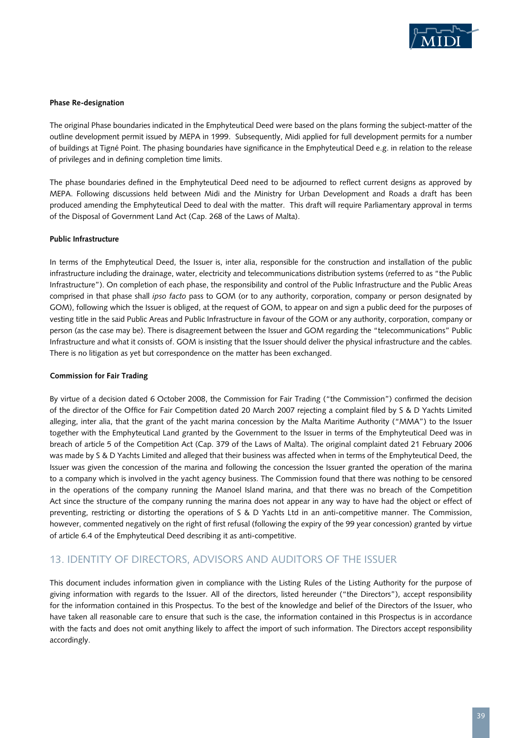**Phase Re-designation**

The original Phase boundaries indicated in the Emphyteutical Deed were based on the plans forming the subject-matter of the outline development permit issued by MEPA in 1999. Subsequently, Midi applied for full development permits for a number of buildings at Tigné Point. The phasing boundaries have significance in the Emphyteutical Deed e.g. in relation to the release of privileges and in defining completion time limits.

The phase boundaries defined in the Emphyteutical Deed need to be adjourned to reflect current designs as approved by MEPA. Following discussions held between Midi and the Ministry for Urban Development and Roads a draft has been produced amending the Emphyteutical Deed to deal with the matter. This draft will require Parliamentary approval in terms of the Disposal of Government Land Act (Cap. 268 of the Laws of Malta).

**Public Infrastructure**

In terms of the Emphyteutical Deed, the Issuer is, inter alia, responsible for the construction and installation of the public infrastructure including the drainage, water, electricity and telecommunications distribution systems (referred to as "the Public Infrastructure"). On completion of each phase, the responsibility and control of the Public Infrastructure and the Public Areas comprised in that phase shall *ipso facto* pass to GOM (or to any authority, corporation, company or person designated by GOM), following which the Issuer is obliged, at the request of GOM, to appear on and sign a public deed for the purposes of vesting title in the said Public Areas and Public Infrastructure in favour of the GOM or any authority, corporation, company or person (as the case may be). There is disagreement between the Issuer and GOM regarding the "telecommunications" Public Infrastructure and what it consists of. GOM is insisting that the Issuer should deliver the physical infrastructure and the cables. There is no litigation as yet but correspondence on the matter has been exchanged.

**Commission for Fair Trading**

By virtue of a decision dated 6 October 2008, the Commission for Fair Trading ("the Commission") confirmed the decision of the director of the Office for Fair Competition dated 20 March 2007 rejecting a complaint filed by S & D Yachts Limited alleging, inter alia, that the grant of the yacht marina concession by the Malta Maritime Authority ("MMA") to the Issuer together with the Emphyteutical Land granted by the Government to the Issuer in terms of the Emphyteutical Deed was in breach of article 5 of the Competition Act (Cap. 379 of the Laws of Malta). The original complaint dated 21 February 2006 was made by S & D Yachts Limited and alleged that their business was affected when in terms of the Emphyteutical Deed, the Issuer was given the concession of the marina and following the concession the Issuer granted the operation of the marina to a company which is involved in the yacht agency business. The Commission found that there was nothing to be censored in the operations of the company running the Manoel Island marina, and that there was no breach of the Competition Act since the structure of the company running the marina does not appear in any way to have had the object or effect of preventing, restricting or distorting the operations of S & D Yachts Ltd in an anti-competitive manner. The Commission, however, commented negatively on the right of first refusal (following the expiry of the 99 year concession) granted by virtue of article 6.4 of the Emphyteutical Deed describing it as anti-competitive.

## 13. IDENTITY OF DIRECTORS, ADVISORS AND AUDITORS OF THE ISSUER

This document includes information given in compliance with the Listing Rules of the Listing Authority for the purpose of giving information with regards to the Issuer. All of the directors, listed hereunder ("the Directors"), accept responsibility for the information contained in this Prospectus. To the best of the knowledge and belief of the Directors of the Issuer, who have taken all reasonable care to ensure that such is the case, the information contained in this Prospectus is in accordance with the facts and does not omit anything likely to affect the import of such information. The Directors accept responsibility accordingly.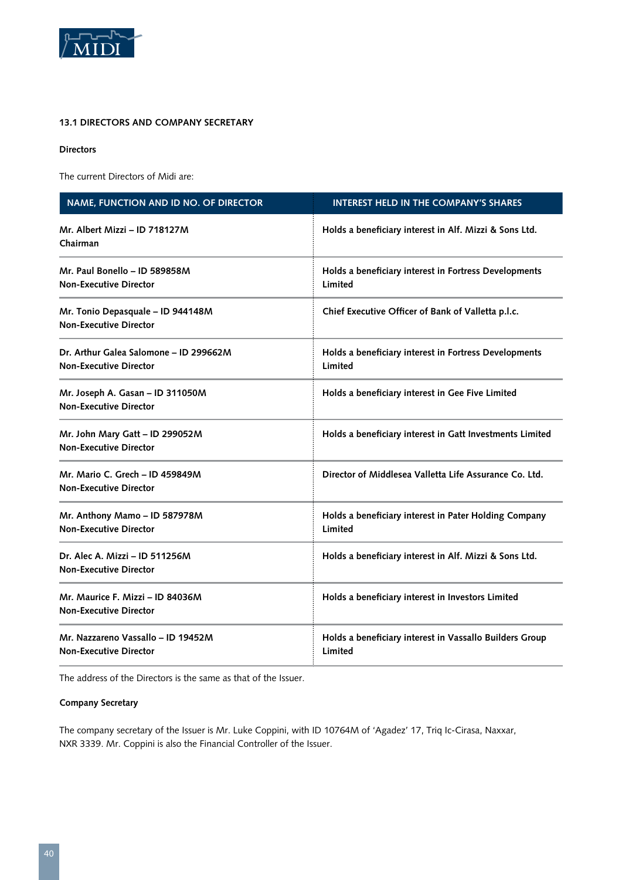### 13.1 DIRECTORS AND COMPANY SECRETARY

**Directors**

The current Directors of Midi are:

| NAME, FUNCTION AND ID NO. OF DIRECTOR | INTEREST HELD IN THE COMPANY'S SHARES |
|---|---|
| **Mr. Albert Mizzi – ID 718127M**<br>**Chairman** | **Holds a beneficiary interest in Alf. Mizzi & Sons Ltd.** |
| **Mr. Paul Bonello – ID 589858M**<br>**Non-Executive Director** | **Holds a beneficiary interest in Fortress Developments Limited** |
| **Mr. Tonio Depasquale – ID 944148M**<br>**Non-Executive Director** | **Chief Executive Officer of Bank of Valletta p.l.c.** |
| **Dr. Arthur Galea Salomone – ID 299662M**<br>**Non-Executive Director** | **Holds a beneficiary interest in Fortress Developments Limited** |
| **Mr. Joseph A. Gasan – ID 311050M**<br>**Non-Executive Director** | **Holds a beneficiary interest in Gee Five Limited** |
| **Mr. John Mary Gatt – ID 299052M**<br>**Non-Executive Director** | **Holds a beneficiary interest in Gatt Investments Limited** |
| **Mr. Mario C. Grech – ID 459849M**<br>**Non-Executive Director** | **Director of Middlesea Valletta Life Assurance Co. Ltd.** |
| **Mr. Anthony Mamo – ID 587978M**<br>**Non-Executive Director** | **Holds a beneficiary interest in Pater Holding Company Limited** |
| **Dr. Alec A. Mizzi – ID 511256M**<br>**Non-Executive Director** | **Holds a beneficiary interest in Alf. Mizzi & Sons Ltd.** |
| **Mr. Maurice F. Mizzi – ID 84036M**<br>**Non-Executive Director** | **Holds a beneficiary interest in Investors Limited** |
| **Mr. Nazzareno Vassallo – ID 19452M**<br>**Non-Executive Director** | **Holds a beneficiary interest in Vassallo Builders Group Limited** |

The address of the Directors is the same as that of the Issuer.

**Company Secretary**

The company secretary of the Issuer is Mr. Luke Coppini, with ID 10764M of 'Agadez' 17, Triq Ic-Cirasa, Naxxar, NXR 3339. Mr. Coppini is also the Financial Controller of the Issuer.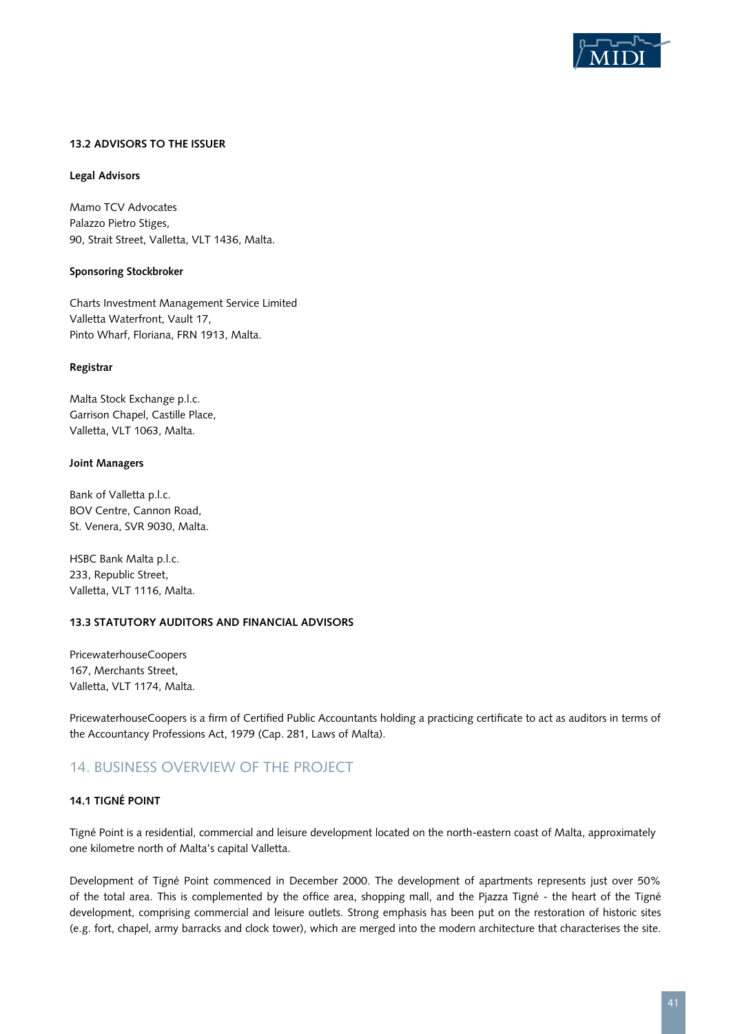### 13.2 ADVISORS TO THE ISSUER

**Legal Advisors**

Mamo TCV Advocates
Palazzo Pietro Stiges,
90, Strait Street, Valletta, VLT 1436, Malta.

**Sponsoring Stockbroker**

Charts Investment Management Service Limited
Valletta Waterfront, Vault 17,
Pinto Wharf, Floriana, FRN 1913, Malta.

**Registrar**

Malta Stock Exchange p.l.c.
Garrison Chapel, Castille Place,
Valletta, VLT 1063, Malta.

**Joint Managers**

Bank of Valletta p.l.c.
BOV Centre, Cannon Road,
St. Venera, SVR 9030, Malta.

HSBC Bank Malta p.l.c.
233, Republic Street,
Valletta, VLT 1116, Malta.

### 13.3 STATUTORY AUDITORS AND FINANCIAL ADVISORS

PricewaterhouseCoopers
167, Merchants Street,
Valletta, VLT 1174, Malta.

PricewaterhouseCoopers is a firm of Certified Public Accountants holding a practicing certificate to act as auditors in terms of the Accountancy Professions Act, 1979 (Cap. 281, Laws of Malta).

## 14. BUSINESS OVERVIEW OF THE PROJECT

### 14.1 TIGNÉ POINT

Tigné Point is a residential, commercial and leisure development located on the north-eastern coast of Malta, approximately one kilometre north of Malta's capital Valletta.

Development of Tigné Point commenced in December 2000. The development of apartments represents just over 50% of the total area. This is complemented by the office area, shopping mall, and the Pjazza Tigné - the heart of the Tigné development, comprising commercial and leisure outlets. Strong emphasis has been put on the restoration of historic sites (e.g. fort, chapel, army barracks and clock tower), which are merged into the modern architecture that characterises the site.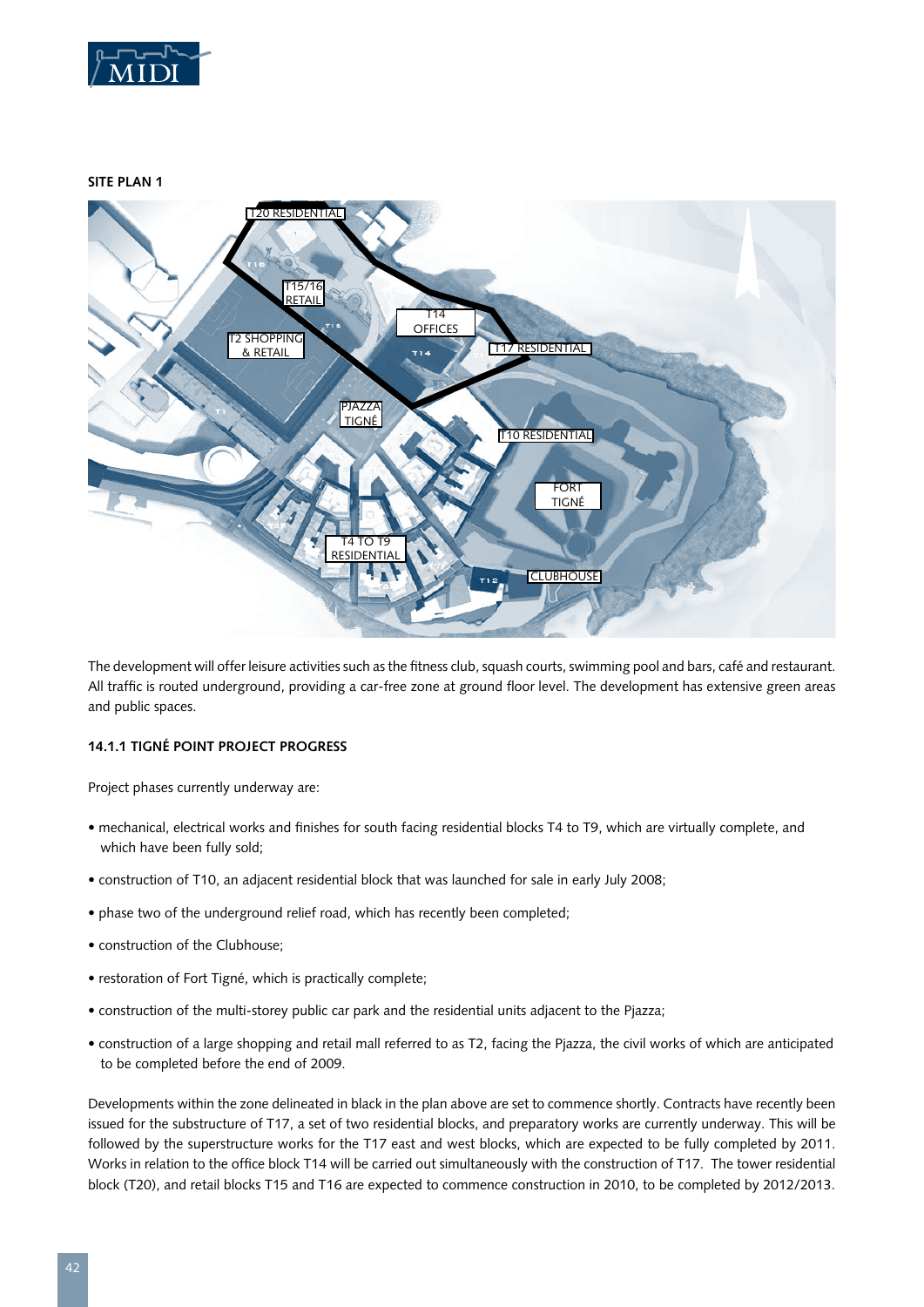**SITE PLAN 1**

T20 RESIDENTIAL

T15/16 RETAIL

T14 OFFICES

T2 SHOPPING & RETAIL

T17 RESIDENTIAL

PJAZZA TIGNÉ

T10 RESIDENTIAL

FORT TIGNÉ

T4 TO T9 RESIDENTIAL

CLUBHOUSE

The development will offer leisure activities such as the fitness club, squash courts, swimming pool and bars, café and restaurant. All traffic is routed underground, providing a car-free zone at ground floor level. The development has extensive green areas and public spaces.

### 14.1.1 TIGNÉ POINT PROJECT PROGRESS

Project phases currently underway are:

- mechanical, electrical works and finishes for south facing residential blocks T4 to T9, which are virtually complete, and which have been fully sold;
- construction of T10, an adjacent residential block that was launched for sale in early July 2008;
- phase two of the underground relief road, which has recently been completed;
- construction of the Clubhouse;
- restoration of Fort Tigné, which is practically complete;
- construction of the multi-storey public car park and the residential units adjacent to the Pjazza;
- construction of a large shopping and retail mall referred to as T2, facing the Pjazza, the civil works of which are anticipated to be completed before the end of 2009.

Developments within the zone delineated in black in the plan above are set to commence shortly. Contracts have recently been issued for the substructure of T17, a set of two residential blocks, and preparatory works are currently underway. This will be followed by the superstructure works for the T17 east and west blocks, which are expected to be fully completed by 2011. Works in relation to the office block T14 will be carried out simultaneously with the construction of T17. The tower residential block (T20), and retail blocks T15 and T16 are expected to commence construction in 2010, to be completed by 2012/2013.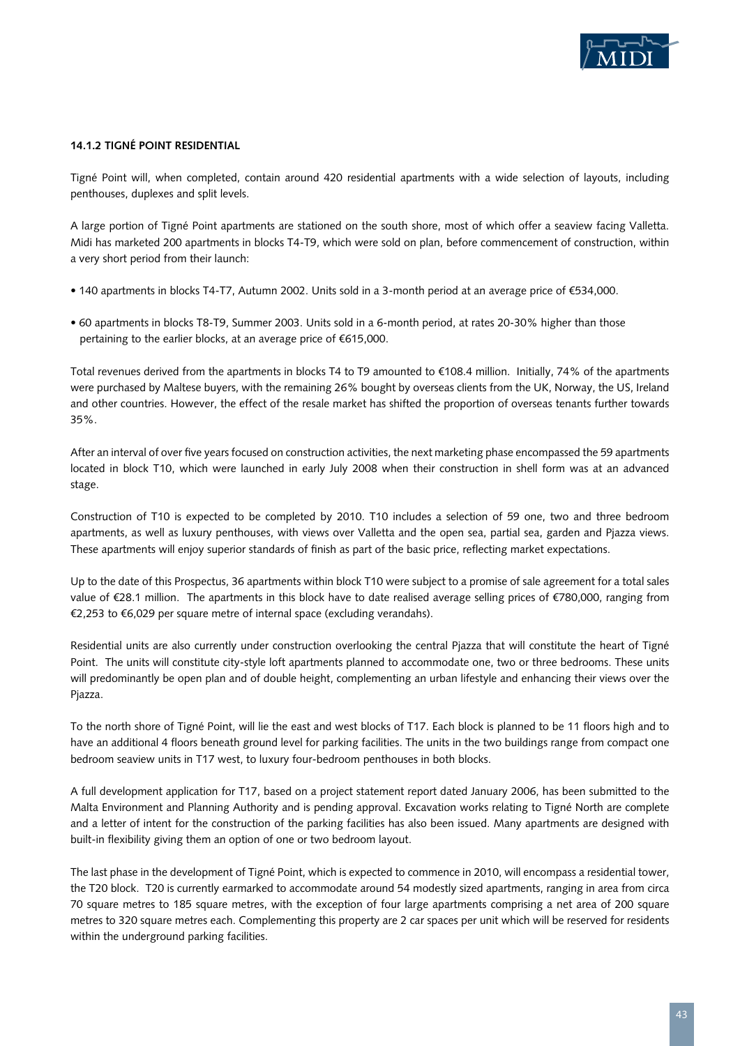#### 14.1.2 TIGNÉ POINT RESIDENTIAL

Tigné Point will, when completed, contain around 420 residential apartments with a wide selection of layouts, including penthouses, duplexes and split levels.

A large portion of Tigné Point apartments are stationed on the south shore, most of which offer a seaview facing Valletta. Midi has marketed 200 apartments in blocks T4-T9, which were sold on plan, before commencement of construction, within a very short period from their launch:

- 140 apartments in blocks T4-T7, Autumn 2002. Units sold in a 3-month period at an average price of €534,000.
- 60 apartments in blocks T8-T9, Summer 2003. Units sold in a 6-month period, at rates 20-30% higher than those pertaining to the earlier blocks, at an average price of €615,000.

Total revenues derived from the apartments in blocks T4 to T9 amounted to €108.4 million. Initially, 74% of the apartments were purchased by Maltese buyers, with the remaining 26% bought by overseas clients from the UK, Norway, the US, Ireland and other countries. However, the effect of the resale market has shifted the proportion of overseas tenants further towards 35%.

After an interval of over five years focused on construction activities, the next marketing phase encompassed the 59 apartments located in block T10, which were launched in early July 2008 when their construction in shell form was at an advanced stage.

Construction of T10 is expected to be completed by 2010. T10 includes a selection of 59 one, two and three bedroom apartments, as well as luxury penthouses, with views over Valletta and the open sea, partial sea, garden and Pjazza views. These apartments will enjoy superior standards of finish as part of the basic price, reflecting market expectations.

Up to the date of this Prospectus, 36 apartments within block T10 were subject to a promise of sale agreement for a total sales value of €28.1 million. The apartments in this block have to date realised average selling prices of €780,000, ranging from €2,253 to €6,029 per square metre of internal space (excluding verandahs).

Residential units are also currently under construction overlooking the central Pjazza that will constitute the heart of Tigné Point. The units will constitute city-style loft apartments planned to accommodate one, two or three bedrooms. These units will predominantly be open plan and of double height, complementing an urban lifestyle and enhancing their views over the Pjazza.

To the north shore of Tigné Point, will lie the east and west blocks of T17. Each block is planned to be 11 floors high and to have an additional 4 floors beneath ground level for parking facilities. The units in the two buildings range from compact one bedroom seaview units in T17 west, to luxury four-bedroom penthouses in both blocks.

A full development application for T17, based on a project statement report dated January 2006, has been submitted to the Malta Environment and Planning Authority and is pending approval. Excavation works relating to Tigné North are complete and a letter of intent for the construction of the parking facilities has also been issued. Many apartments are designed with built-in flexibility giving them an option of one or two bedroom layout.

The last phase in the development of Tigné Point, which is expected to commence in 2010, will encompass a residential tower, the T20 block. T20 is currently earmarked to accommodate around 54 modestly sized apartments, ranging in area from circa 70 square metres to 185 square metres, with the exception of four large apartments comprising a net area of 200 square metres to 320 square metres each. Complementing this property are 2 car spaces per unit which will be reserved for residents within the underground parking facilities.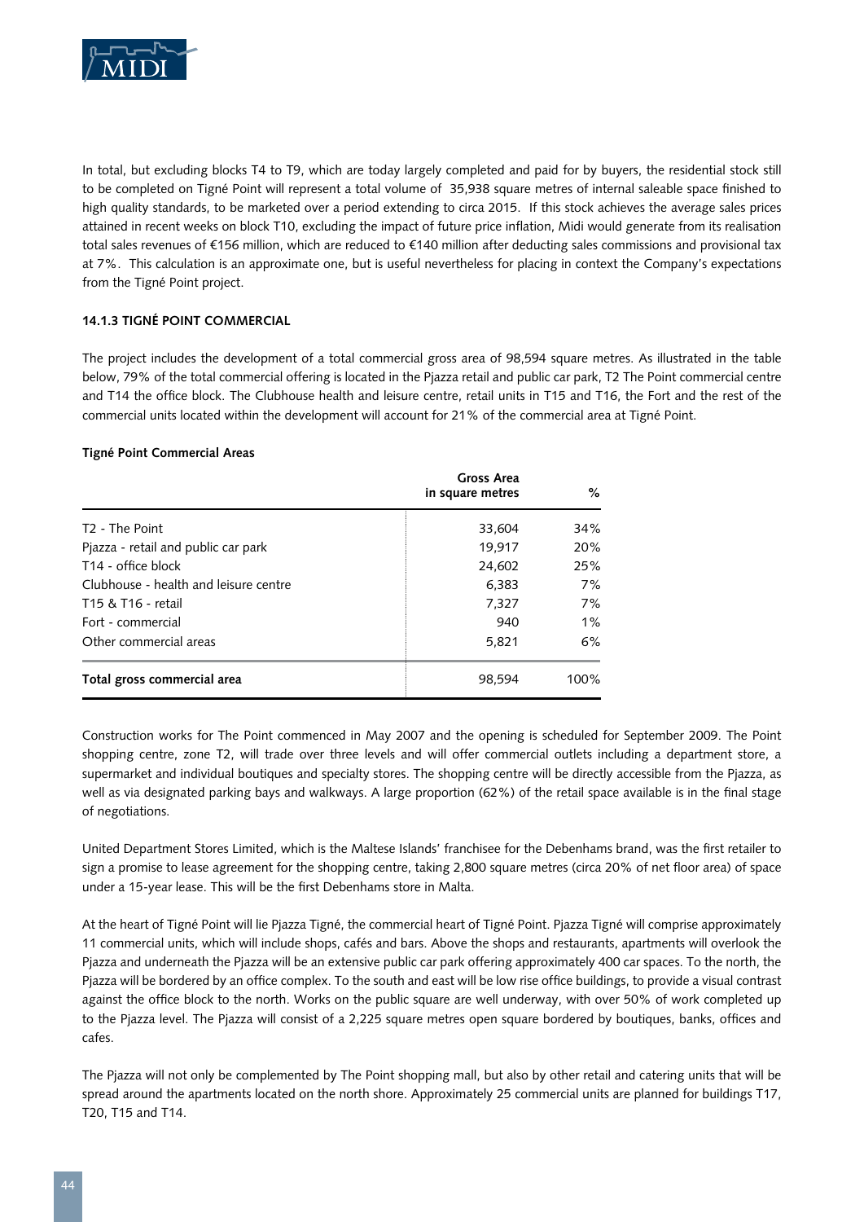In total, but excluding blocks T4 to T9, which are today largely completed and paid for by buyers, the residential stock still to be completed on Tigné Point will represent a total volume of 35,938 square metres of internal saleable space finished to high quality standards, to be marketed over a period extending to circa 2015. If this stock achieves the average sales prices attained in recent weeks on block T10, excluding the impact of future price inflation, Midi would generate from its realisation total sales revenues of €156 million, which are reduced to €140 million after deducting sales commissions and provisional tax at 7%. This calculation is an approximate one, but is useful nevertheless for placing in context the Company's expectations from the Tigné Point project.

#### 14.1.3 TIGNÉ POINT COMMERCIAL

The project includes the development of a total commercial gross area of 98,594 square metres. As illustrated in the table below, 79% of the total commercial offering is located in the Pjazza retail and public car park, T2 The Point commercial centre and T14 the office block. The Clubhouse health and leisure centre, retail units in T15 and T16, the Fort and the rest of the commercial units located within the development will account for 21% of the commercial area at Tigné Point.

**Tigné Point Commercial Areas**

| | Gross Area in square metres | % |
|---|---|---|
| T2 - The Point | 33,604 | 34% |
| Pjazza - retail and public car park | 19,917 | 20% |
| T14 - office block | 24,602 | 25% |
| Clubhouse - health and leisure centre | 6,383 | 7% |
| T15 & T16 - retail | 7,327 | 7% |
| Fort - commercial | 940 | 1% |
| Other commercial areas | 5,821 | 6% |
| **Total gross commercial area** | 98,594 | 100% |

Construction works for The Point commenced in May 2007 and the opening is scheduled for September 2009. The Point shopping centre, zone T2, will trade over three levels and will offer commercial outlets including a department store, a supermarket and individual boutiques and specialty stores. The shopping centre will be directly accessible from the Pjazza, as well as via designated parking bays and walkways. A large proportion (62%) of the retail space available is in the final stage of negotiations.

United Department Stores Limited, which is the Maltese Islands' franchisee for the Debenhams brand, was the first retailer to sign a promise to lease agreement for the shopping centre, taking 2,800 square metres (circa 20% of net floor area) of space under a 15-year lease. This will be the first Debenhams store in Malta.

At the heart of Tigné Point will lie Pjazza Tigné, the commercial heart of Tigné Point. Pjazza Tigné will comprise approximately 11 commercial units, which will include shops, cafés and bars. Above the shops and restaurants, apartments will overlook the Pjazza and underneath the Pjazza will be an extensive public car park offering approximately 400 car spaces. To the north, the Pjazza will be bordered by an office complex. To the south and east will be low rise office buildings, to provide a visual contrast against the office block to the north. Works on the public square are well underway, with over 50% of work completed up to the Pjazza level. The Pjazza will consist of a 2,225 square metres open square bordered by boutiques, banks, offices and cafes.

The Pjazza will not only be complemented by The Point shopping mall, but also by other retail and catering units that will be spread around the apartments located on the north shore. Approximately 25 commercial units are planned for buildings T17, T20, T15 and T14.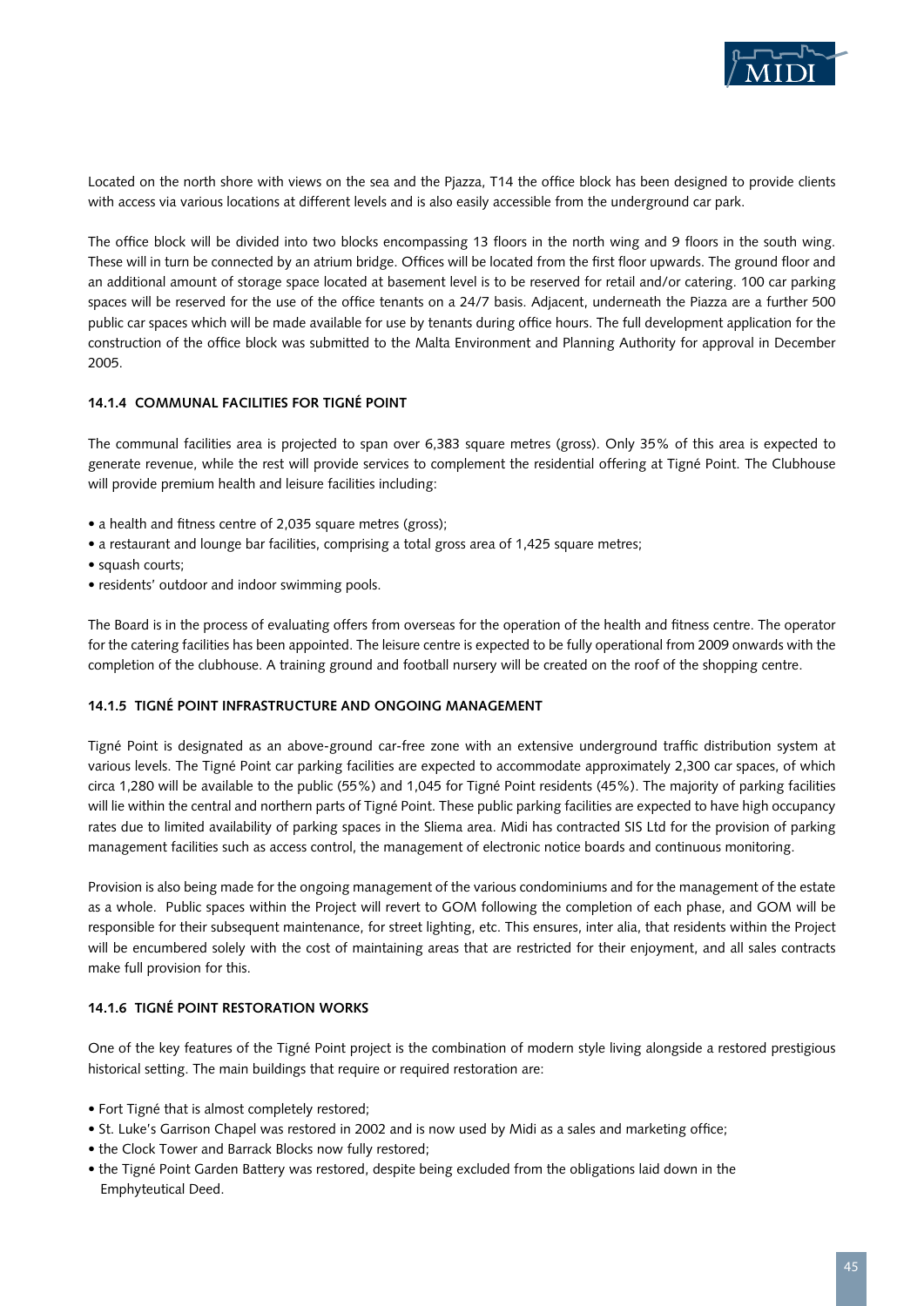Located on the north shore with views on the sea and the Pjazza, T14 the office block has been designed to provide clients with access via various locations at different levels and is also easily accessible from the underground car park.

The office block will be divided into two blocks encompassing 13 floors in the north wing and 9 floors in the south wing. These will in turn be connected by an atrium bridge. Offices will be located from the first floor upwards. The ground floor and an additional amount of storage space located at basement level is to be reserved for retail and/or catering. 100 car parking spaces will be reserved for the use of the office tenants on a 24/7 basis. Adjacent, underneath the Piazza are a further 500 public car spaces which will be made available for use by tenants during office hours. The full development application for the construction of the office block was submitted to the Malta Environment and Planning Authority for approval in December 2005.

#### 14.1.4 COMMUNAL FACILITIES FOR TIGNÉ POINT

The communal facilities area is projected to span over 6,383 square metres (gross). Only 35% of this area is expected to generate revenue, while the rest will provide services to complement the residential offering at Tigné Point. The Clubhouse will provide premium health and leisure facilities including:

- a health and fitness centre of 2,035 square metres (gross);
- a restaurant and lounge bar facilities, comprising a total gross area of 1,425 square metres;
- squash courts;
- residents' outdoor and indoor swimming pools.

The Board is in the process of evaluating offers from overseas for the operation of the health and fitness centre. The operator for the catering facilities has been appointed. The leisure centre is expected to be fully operational from 2009 onwards with the completion of the clubhouse. A training ground and football nursery will be created on the roof of the shopping centre.

#### 14.1.5 TIGNÉ POINT INFRASTRUCTURE AND ONGOING MANAGEMENT

Tigné Point is designated as an above-ground car-free zone with an extensive underground traffic distribution system at various levels. The Tigné Point car parking facilities are expected to accommodate approximately 2,300 car spaces, of which circa 1,280 will be available to the public (55%) and 1,045 for Tigné Point residents (45%). The majority of parking facilities will lie within the central and northern parts of Tigné Point. These public parking facilities are expected to have high occupancy rates due to limited availability of parking spaces in the Sliema area. Midi has contracted SIS Ltd for the provision of parking management facilities such as access control, the management of electronic notice boards and continuous monitoring.

Provision is also being made for the ongoing management of the various condominiums and for the management of the estate as a whole. Public spaces within the Project will revert to GOM following the completion of each phase, and GOM will be responsible for their subsequent maintenance, for street lighting, etc. This ensures, inter alia, that residents within the Project will be encumbered solely with the cost of maintaining areas that are restricted for their enjoyment, and all sales contracts make full provision for this.

#### 14.1.6 TIGNÉ POINT RESTORATION WORKS

One of the key features of the Tigné Point project is the combination of modern style living alongside a restored prestigious historical setting. The main buildings that require or required restoration are:

- Fort Tigné that is almost completely restored;
- St. Luke's Garrison Chapel was restored in 2002 and is now used by Midi as a sales and marketing office;
- the Clock Tower and Barrack Blocks now fully restored;
- the Tigné Point Garden Battery was restored, despite being excluded from the obligations laid down in the Emphyteutical Deed.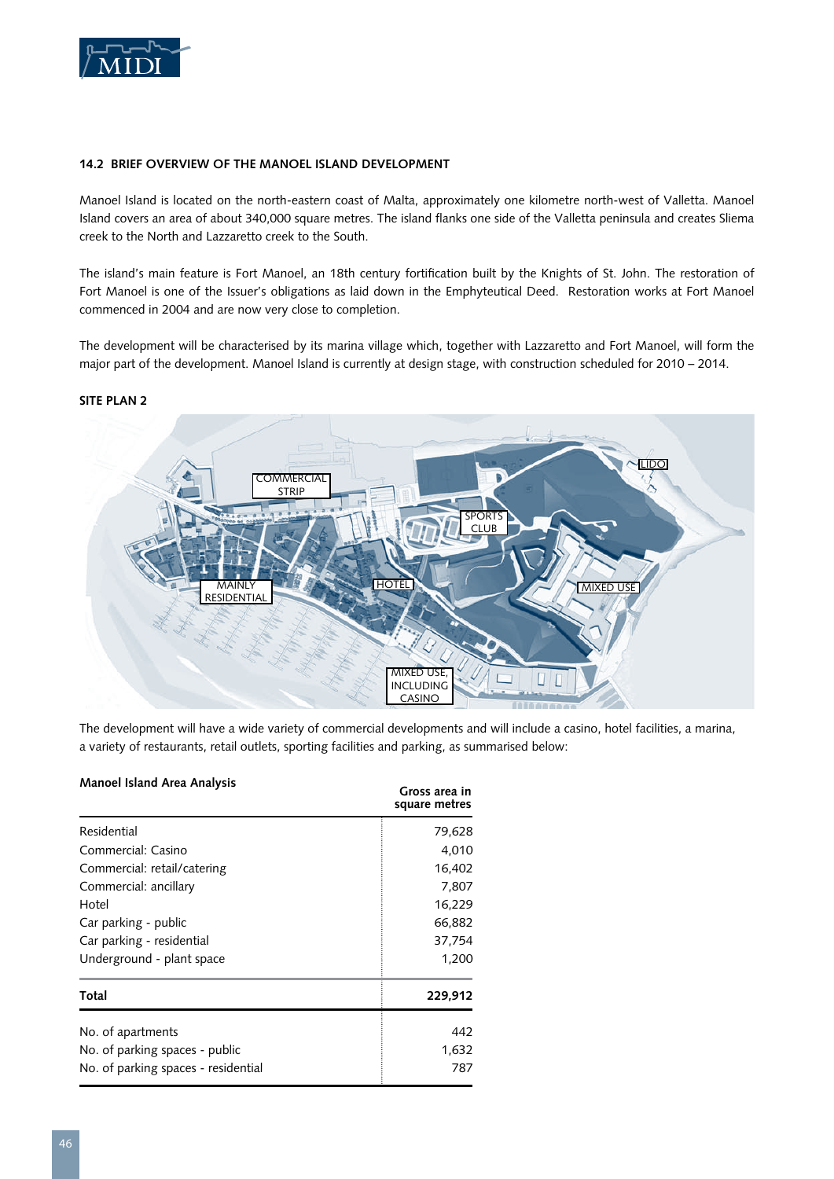### 14.2 BRIEF OVERVIEW OF THE MANOEL ISLAND DEVELOPMENT

Manoel Island is located on the north-eastern coast of Malta, approximately one kilometre north-west of Valletta. Manoel Island covers an area of about 340,000 square metres. The island flanks one side of the Valletta peninsula and creates Sliema creek to the North and Lazzaretto creek to the South.

The island's main feature is Fort Manoel, an 18th century fortification built by the Knights of St. John. The restoration of Fort Manoel is one of the Issuer's obligations as laid down in the Emphyteutical Deed. Restoration works at Fort Manoel commenced in 2004 and are now very close to completion.

The development will be characterised by its marina village which, together with Lazzaretto and Fort Manoel, will form the major part of the development. Manoel Island is currently at design stage, with construction scheduled for 2010 – 2014.

**SITE PLAN 2**

The development will have a wide variety of commercial developments and will include a casino, hotel facilities, a marina, a variety of restaurants, retail outlets, sporting facilities and parking, as summarised below:

| Manoel Island Area Analysis | Gross area in square metres |
|---|---|
| Residential | 79,628 |
| Commercial: Casino | 4,010 |
| Commercial: retail/catering | 16,402 |
| Commercial: ancillary | 7,807 |
| Hotel | 16,229 |
| Car parking - public | 66,882 |
| Car parking - residential | 37,754 |
| Underground - plant space | 1,200 |
| **Total** | **229,912** |
| No. of apartments | 442 |
| No. of parking spaces - public | 1,632 |
| No. of parking spaces - residential | 787 |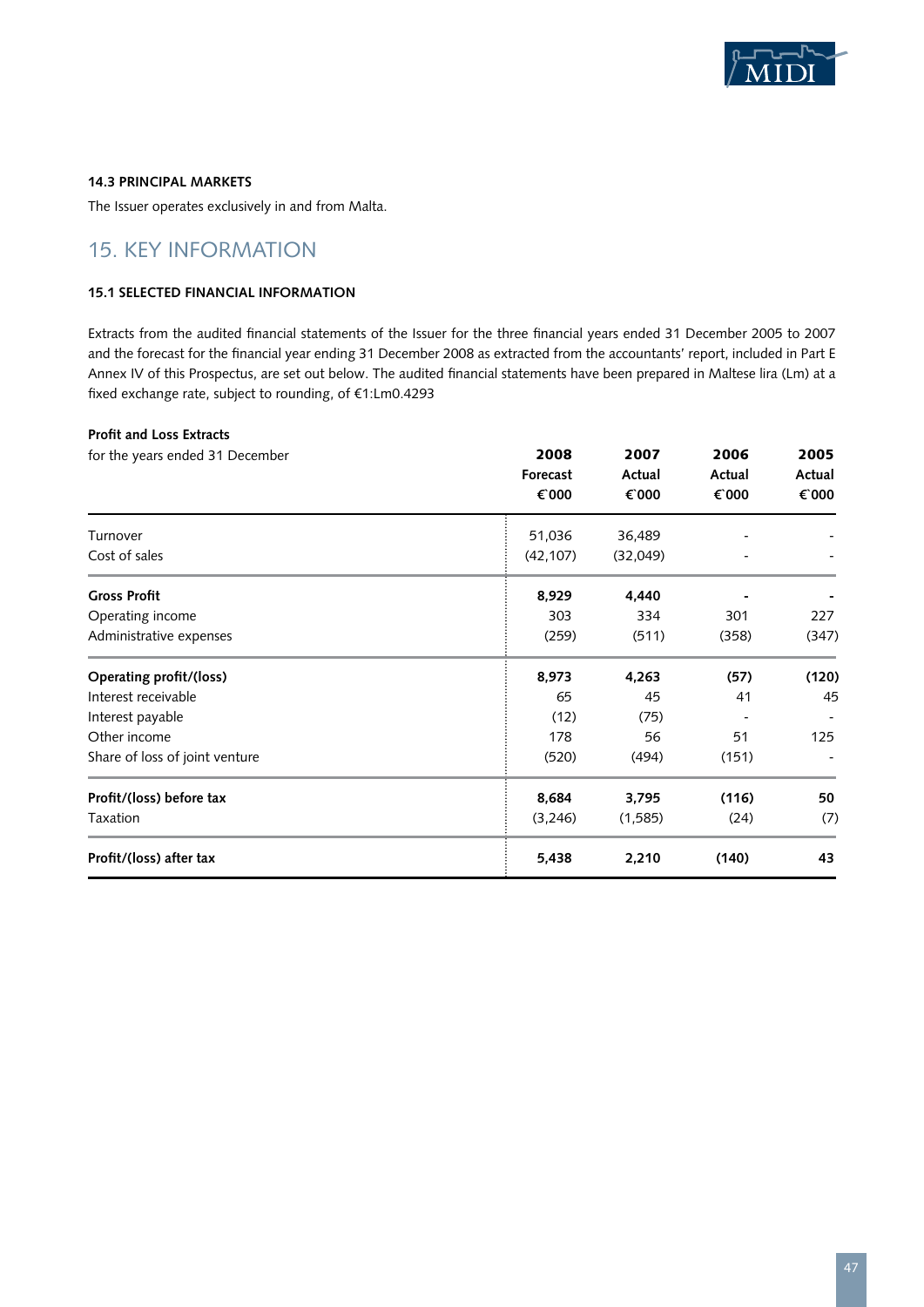### 14.3 PRINCIPAL MARKETS

The Issuer operates exclusively in and from Malta.

## 15. KEY INFORMATION

### 15.1 SELECTED FINANCIAL INFORMATION

Extracts from the audited financial statements of the Issuer for the three financial years ended 31 December 2005 to 2007 and the forecast for the financial year ending 31 December 2008 as extracted from the accountants' report, included in Part E Annex IV of this Prospectus, are set out below. The audited financial statements have been prepared in Maltese lira (Lm) at a fixed exchange rate, subject to rounding, of €1:Lm0.4293

**Profit and Loss Extracts**

| for the years ended 31 December | 2008 Forecast €'000 | 2007 Actual €'000 | 2006 Actual €'000 | 2005 Actual €'000 |
|---|---|---|---|---|
| Turnover | 51,036 | 36,489 | - | - |
| Cost of sales | (42,107) | (32,049) | - | - |
| **Gross Profit** | **8,929** | **4,440** | **-** | **-** |
| Operating income | 303 | 334 | 301 | 227 |
| Administrative expenses | (259) | (511) | (358) | (347) |
| **Operating profit/(loss)** | **8,973** | **4,263** | **(57)** | **(120)** |
| Interest receivable | 65 | 45 | 41 | 45 |
| Interest payable | (12) | (75) | - | - |
| Other income | 178 | 56 | 51 | 125 |
| Share of loss of joint venture | (520) | (494) | (151) | - |
| **Profit/(loss) before tax** | **8,684** | **3,795** | **(116)** | **50** |
| Taxation | (3,246) | (1,585) | (24) | (7) |
| **Profit/(loss) after tax** | **5,438** | **2,210** | **(140)** | **43** |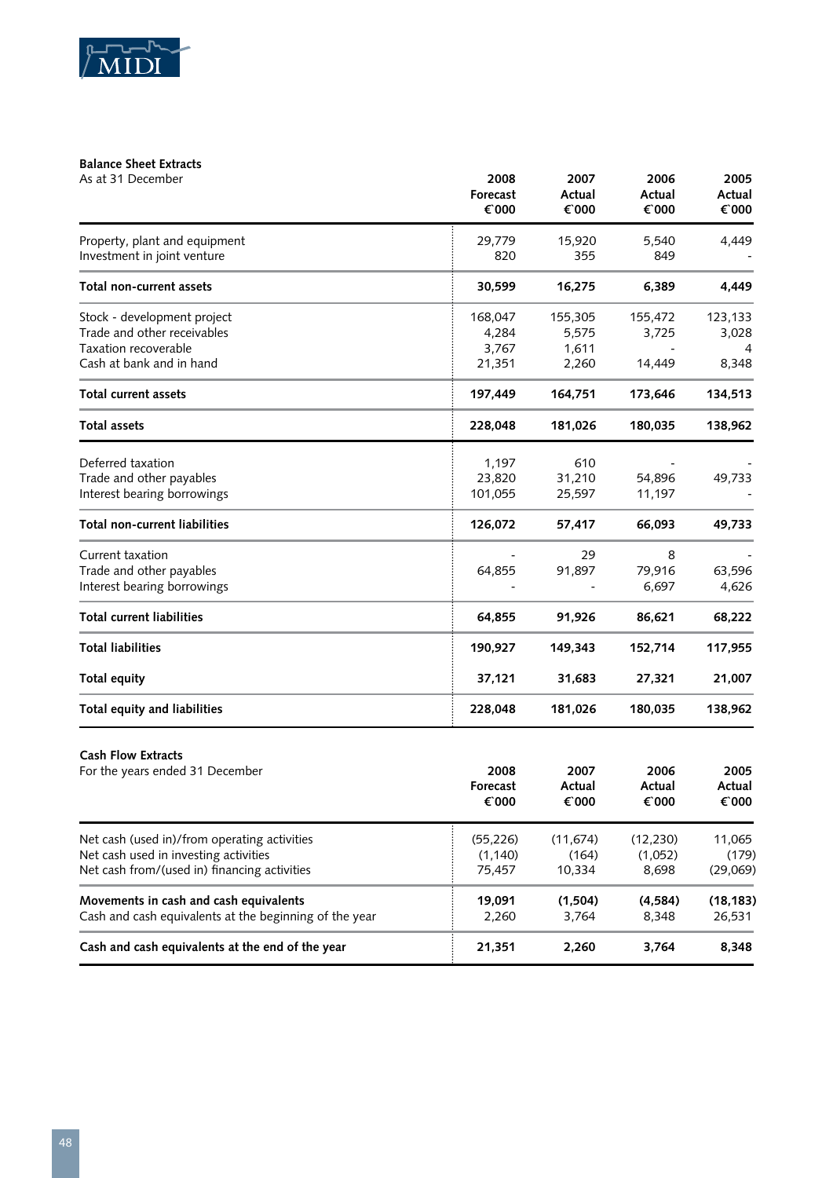**Balance Sheet Extracts**

As at 31 December

| | 2008 Forecast €000 | 2007 Actual €000 | 2006 Actual €000 | 2005 Actual €000 |
|---|---|---|---|---|
| Property, plant and equipment | 29,779 | 15,920 | 5,540 | 4,449 |
| Investment in joint venture | 820 | 355 | 849 | - |
| **Total non-current assets** | **30,599** | **16,275** | **6,389** | **4,449** |
| Stock - development project | 168,047 | 155,305 | 155,472 | 123,133 |
| Trade and other receivables | 4,284 | 5,575 | 3,725 | 3,028 |
| Taxation recoverable | 3,767 | 1,611 | - | 4 |
| Cash at bank and in hand | 21,351 | 2,260 | 14,449 | 8,348 |
| **Total current assets** | **197,449** | **164,751** | **173,646** | **134,513** |
| **Total assets** | **228,048** | **181,026** | **180,035** | **138,962** |
| Deferred taxation | 1,197 | 610 | - | - |
| Trade and other payables | 23,820 | 31,210 | 54,896 | 49,733 |
| Interest bearing borrowings | 101,055 | 25,597 | 11,197 | - |
| **Total non-current liabilities** | **126,072** | **57,417** | **66,093** | **49,733** |
| Current taxation | - | 29 | 8 | - |
| Trade and other payables | 64,855 | 91,897 | 79,916 | 63,596 |
| Interest bearing borrowings | - | - | 6,697 | 4,626 |
| **Total current liabilities** | **64,855** | **91,926** | **86,621** | **68,222** |
| **Total liabilities** | **190,927** | **149,343** | **152,714** | **117,955** |
| **Total equity** | **37,121** | **31,683** | **27,321** | **21,007** |
| **Total equity and liabilities** | **228,048** | **181,026** | **180,035** | **138,962** |

**Cash Flow Extracts**

For the years ended 31 December

| | 2008 Forecast €000 | 2007 Actual €000 | 2006 Actual €000 | 2005 Actual €000 |
|---|---|---|---|---|
| Net cash (used in)/from operating activities | (55,226) | (11,674) | (12,230) | 11,065 |
| Net cash used in investing activities | (1,140) | (164) | (1,052) | (179) |
| Net cash from/(used in) financing activities | 75,457 | 10,334 | 8,698 | (29,069) |
| **Movements in cash and cash equivalents** | **19,091** | **(1,504)** | **(4,584)** | **(18,183)** |
| Cash and cash equivalents at the beginning of the year | 2,260 | 3,764 | 8,348 | 26,531 |
| **Cash and cash equivalents at the end of the year** | **21,351** | **2,260** | **3,764** | **8,348** |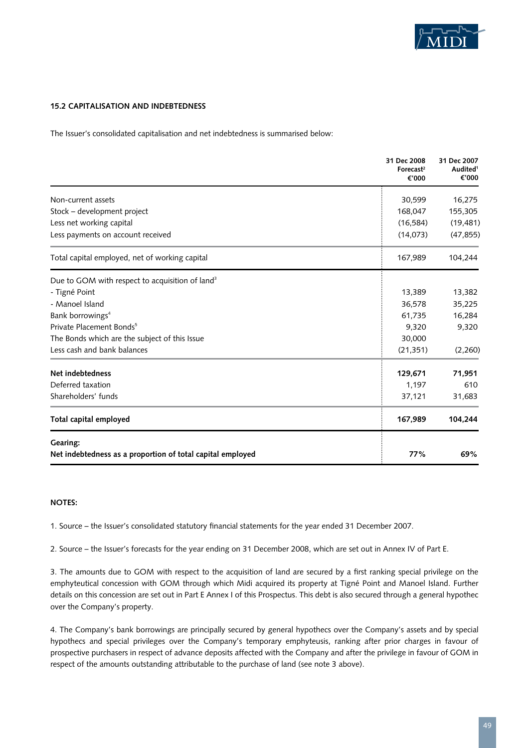### 15.2 CAPITALISATION AND INDEBTEDNESS

The Issuer's consolidated capitalisation and net indebtedness is summarised below:

| | 31 Dec 2008 Forecast[2] €'000 | 31 Dec 2007 Audited[1] €'000 |
|---|---|---|
| Non-current assets | 30,599 | 16,275 |
| Stock – development project | 168,047 | 155,305 |
| Less net working capital | (16,584) | (19,481) |
| Less payments on account received | (14,073) | (47,855) |
| Total capital employed, net of working capital | 167,989 | 104,244 |
| Due to GOM with respect to acquisition of land[3] | | |
| - Tigné Point | 13,389 | 13,382 |
| - Manoel Island | 36,578 | 35,225 |
| Bank borrowings[4] | 61,735 | 16,284 |
| Private Placement Bonds[5] | 9,320 | 9,320 |
| The Bonds which are the subject of this Issue | 30,000 | |
| Less cash and bank balances | (21,351) | (2,260) |
| **Net indebtedness** | **129,671** | **71,951** |
| Deferred taxation | 1,197 | 610 |
| Shareholders' funds | 37,121 | 31,683 |
| **Total capital employed** | **167,989** | **104,244** |
| **Gearing:** | | |
| **Net indebtedness as a proportion of total capital employed** | **77%** | **69%** |

**NOTES:**

1. Source – the Issuer's consolidated statutory financial statements for the year ended 31 December 2007.

2. Source – the Issuer's forecasts for the year ending on 31 December 2008, which are set out in Annex IV of Part E.

3. The amounts due to GOM with respect to the acquisition of land are secured by a first ranking special privilege on the emphyteutical concession with GOM through which Midi acquired its property at Tigné Point and Manoel Island. Further details on this concession are set out in Part E Annex I of this Prospectus. This debt is also secured through a general hypothec over the Company's property.

4. The Company's bank borrowings are principally secured by general hypothecs over the Company's assets and by special hypothecs and special privileges over the Company's temporary emphyteusis, ranking after prior charges in favour of prospective purchasers in respect of advance deposits affected with the Company and after the privilege in favour of GOM in respect of the amounts outstanding attributable to the purchase of land (see note 3 above).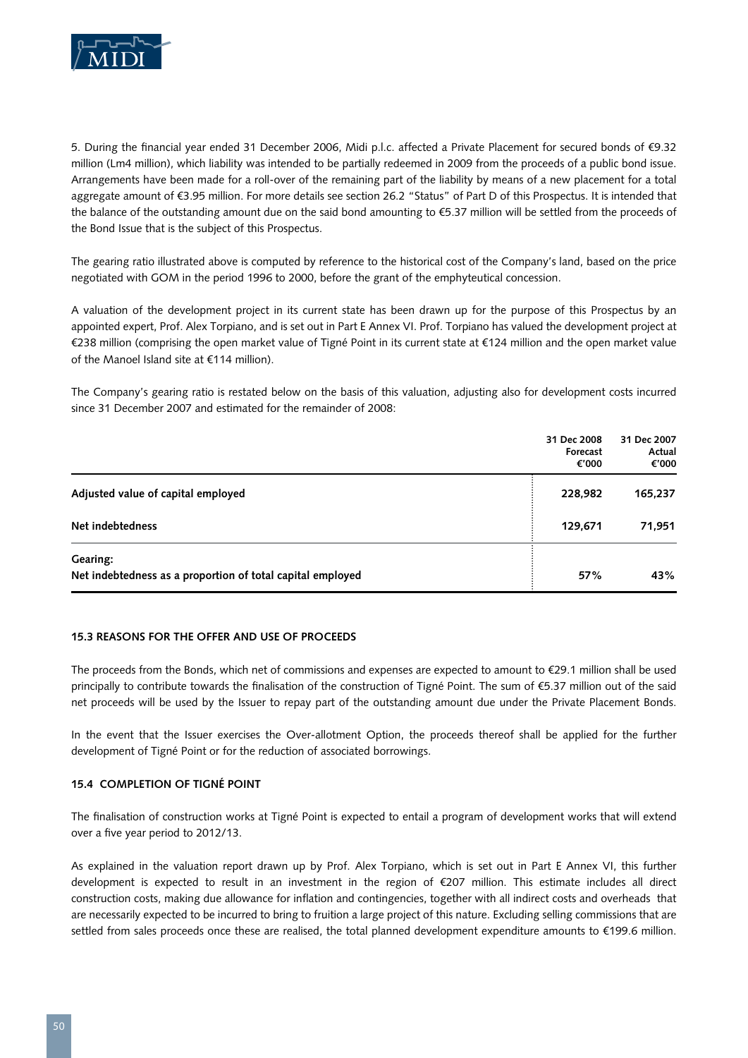5. During the financial year ended 31 December 2006, Midi p.l.c. affected a Private Placement for secured bonds of €9.32 million (Lm4 million), which liability was intended to be partially redeemed in 2009 from the proceeds of a public bond issue. Arrangements have been made for a roll-over of the remaining part of the liability by means of a new placement for a total aggregate amount of €3.95 million. For more details see section 26.2 "Status" of Part D of this Prospectus. It is intended that the balance of the outstanding amount due on the said bond amounting to €5.37 million will be settled from the proceeds of the Bond Issue that is the subject of this Prospectus.

The gearing ratio illustrated above is computed by reference to the historical cost of the Company's land, based on the price negotiated with GOM in the period 1996 to 2000, before the grant of the emphyteutical concession.

A valuation of the development project in its current state has been drawn up for the purpose of this Prospectus by an appointed expert, Prof. Alex Torpiano, and is set out in Part E Annex VI. Prof. Torpiano has valued the development project at €238 million (comprising the open market value of Tigné Point in its current state at €124 million and the open market value of the Manoel Island site at €114 million).

The Company's gearing ratio is restated below on the basis of this valuation, adjusting also for development costs incurred since 31 December 2007 and estimated for the remainder of 2008:

| | 31 Dec 2008 Forecast €'000 | 31 Dec 2007 Actual €'000 |
|---|---|---|
| **Adjusted value of capital employed** | **228,982** | **165,237** |
| **Net indebtedness** | **129,671** | **71,951** |
| **Gearing:** Net indebtedness as a proportion of total capital employed | **57%** | **43%** |

### 15.3 REASONS FOR THE OFFER AND USE OF PROCEEDS

The proceeds from the Bonds, which net of commissions and expenses are expected to amount to €29.1 million shall be used principally to contribute towards the finalisation of the construction of Tigné Point. The sum of €5.37 million out of the said net proceeds will be used by the Issuer to repay part of the outstanding amount due under the Private Placement Bonds.

In the event that the Issuer exercises the Over-allotment Option, the proceeds thereof shall be applied for the further development of Tigné Point or for the reduction of associated borrowings.

### 15.4 COMPLETION OF TIGNÉ POINT

The finalisation of construction works at Tigné Point is expected to entail a program of development works that will extend over a five year period to 2012/13.

As explained in the valuation report drawn up by Prof. Alex Torpiano, which is set out in Part E Annex VI, this further development is expected to result in an investment in the region of €207 million. This estimate includes all direct construction costs, making due allowance for inflation and contingencies, together with all indirect costs and overheads that are necessarily expected to be incurred to bring to fruition a large project of this nature. Excluding selling commissions that are settled from sales proceeds once these are realised, the total planned development expenditure amounts to €199.6 million.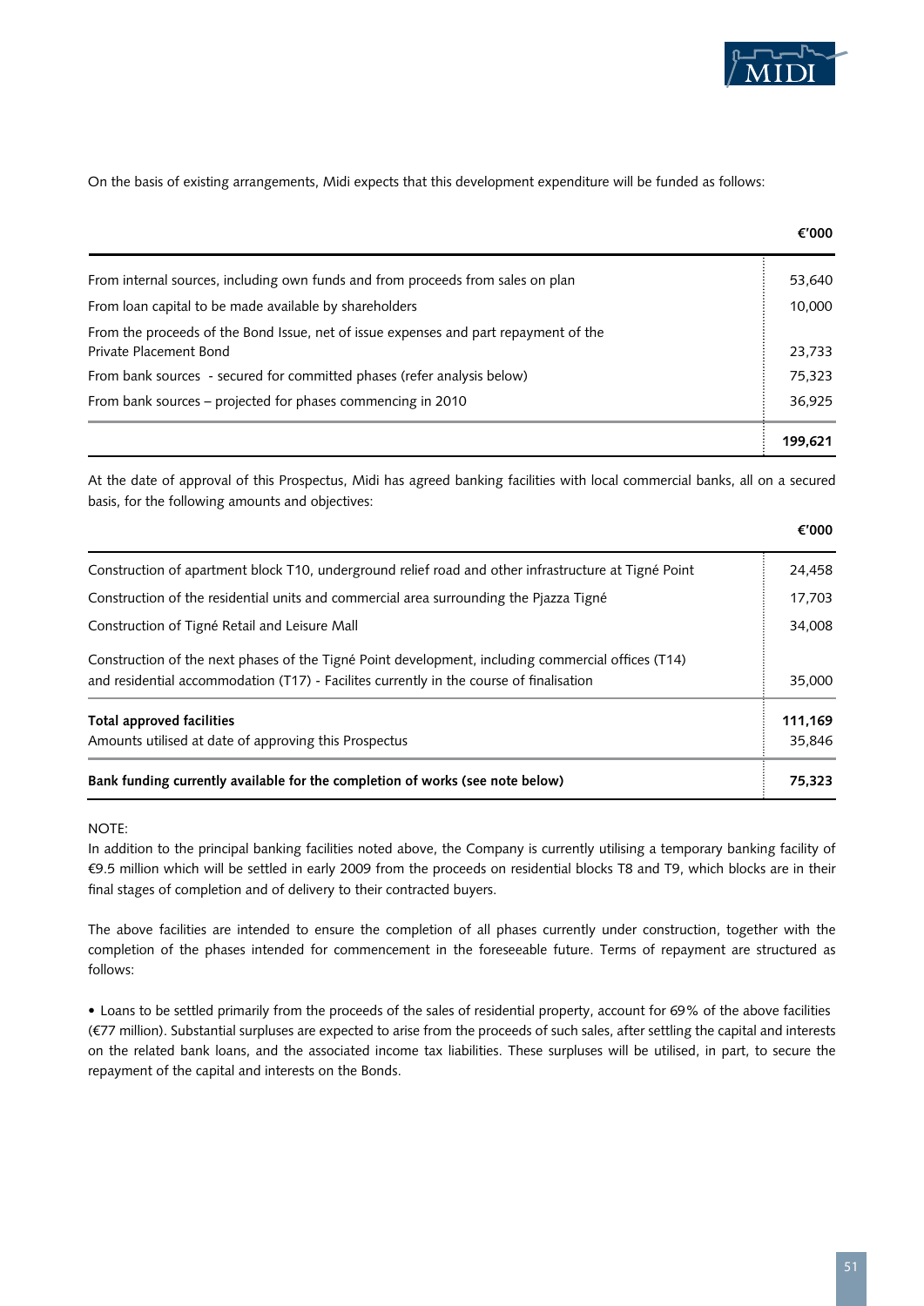On the basis of existing arrangements, Midi expects that this development expenditure will be funded as follows:

| | €'000 |
|---|---|
| From internal sources, including own funds and from proceeds from sales on plan | 53,640 |
| From loan capital to be made available by shareholders | 10,000 |
| From the proceeds of the Bond Issue, net of issue expenses and part repayment of the Private Placement Bond | 23,733 |
| From bank sources - secured for committed phases (refer analysis below) | 75,323 |
| From bank sources – projected for phases commencing in 2010 | 36,925 |
| | **199,621** |

At the date of approval of this Prospectus, Midi has agreed banking facilities with local commercial banks, all on a secured basis, for the following amounts and objectives:

| | €'000 |
|---|---|
| Construction of apartment block T10, underground relief road and other infrastructure at Tigné Point | 24,458 |
| Construction of the residential units and commercial area surrounding the Pjazza Tigné | 17,703 |
| Construction of Tigné Retail and Leisure Mall | 34,008 |
| Construction of the next phases of the Tigné Point development, including commercial offices (T14) and residential accommodation (T17) - Facilites currently in the course of finalisation | 35,000 |
| **Total approved facilities** | **111,169** |
| Amounts utilised at date of approving this Prospectus | 35,846 |
| **Bank funding currently available for the completion of works (see note below)** | **75,323** |

NOTE:
In addition to the principal banking facilities noted above, the Company is currently utilising a temporary banking facility of €9.5 million which will be settled in early 2009 from the proceeds on residential blocks T8 and T9, which blocks are in their final stages of completion and of delivery to their contracted buyers.

The above facilities are intended to ensure the completion of all phases currently under construction, together with the completion of the phases intended for commencement in the foreseeable future. Terms of repayment are structured as follows:

- Loans to be settled primarily from the proceeds of the sales of residential property, account for 69% of the above facilities (€77 million). Substantial surpluses are expected to arise from the proceeds of such sales, after settling the capital and interests on the related bank loans, and the associated income tax liabilities. These surpluses will be utilised, in part, to secure the repayment of the capital and interests on the Bonds.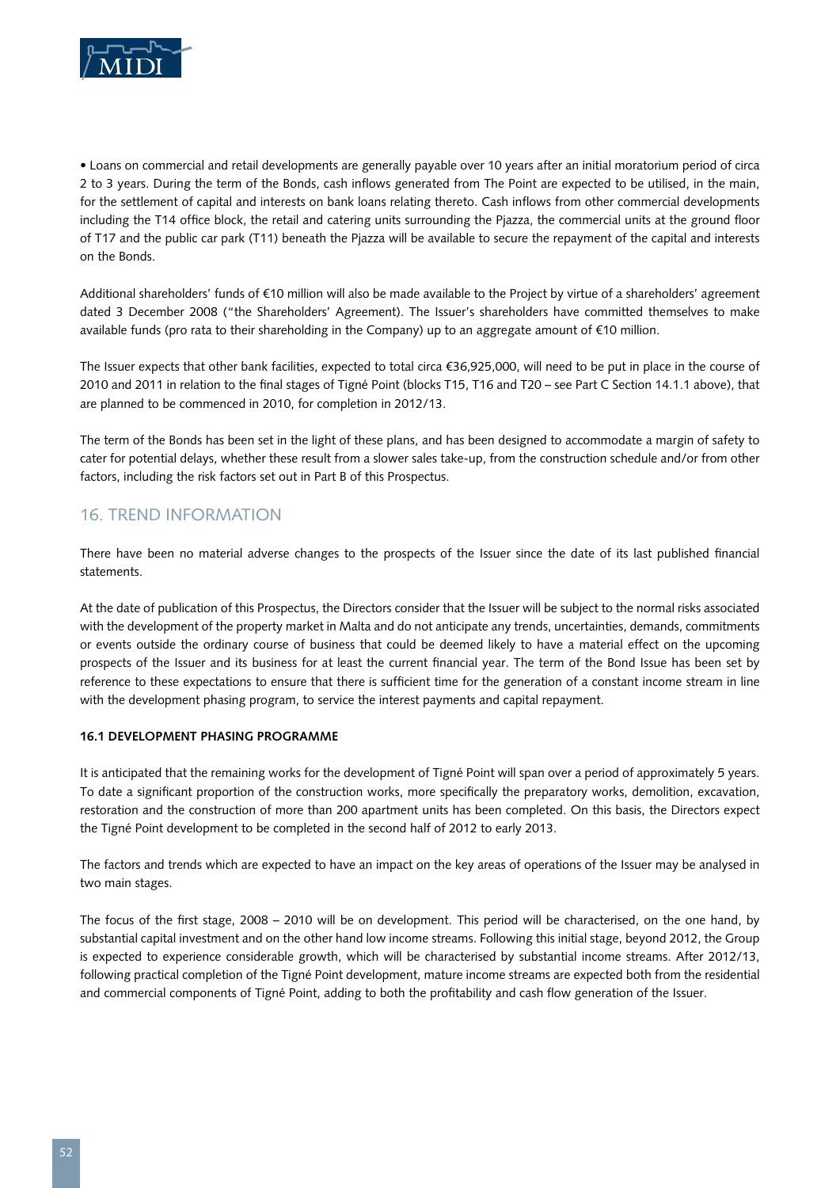- Loans on commercial and retail developments are generally payable over 10 years after an initial moratorium period of circa 2 to 3 years. During the term of the Bonds, cash inflows generated from The Point are expected to be utilised, in the main, for the settlement of capital and interests on bank loans relating thereto. Cash inflows from other commercial developments including the T14 office block, the retail and catering units surrounding the Pjazza, the commercial units at the ground floor of T17 and the public car park (T11) beneath the Pjazza will be available to secure the repayment of the capital and interests on the Bonds.

Additional shareholders' funds of €10 million will also be made available to the Project by virtue of a shareholders' agreement dated 3 December 2008 ("the Shareholders' Agreement). The Issuer's shareholders have committed themselves to make available funds (pro rata to their shareholding in the Company) up to an aggregate amount of €10 million.

The Issuer expects that other bank facilities, expected to total circa €36,925,000, will need to be put in place in the course of 2010 and 2011 in relation to the final stages of Tigné Point (blocks T15, T16 and T20 – see Part C Section 14.1.1 above), that are planned to be commenced in 2010, for completion in 2012/13.

The term of the Bonds has been set in the light of these plans, and has been designed to accommodate a margin of safety to cater for potential delays, whether these result from a slower sales take-up, from the construction schedule and/or from other factors, including the risk factors set out in Part B of this Prospectus.

## 16. TREND INFORMATION

There have been no material adverse changes to the prospects of the Issuer since the date of its last published financial statements.

At the date of publication of this Prospectus, the Directors consider that the Issuer will be subject to the normal risks associated with the development of the property market in Malta and do not anticipate any trends, uncertainties, demands, commitments or events outside the ordinary course of business that could be deemed likely to have a material effect on the upcoming prospects of the Issuer and its business for at least the current financial year. The term of the Bond Issue has been set by reference to these expectations to ensure that there is sufficient time for the generation of a constant income stream in line with the development phasing program, to service the interest payments and capital repayment.

### 16.1 DEVELOPMENT PHASING PROGRAMME

It is anticipated that the remaining works for the development of Tigné Point will span over a period of approximately 5 years. To date a significant proportion of the construction works, more specifically the preparatory works, demolition, excavation, restoration and the construction of more than 200 apartment units has been completed. On this basis, the Directors expect the Tigné Point development to be completed in the second half of 2012 to early 2013.

The factors and trends which are expected to have an impact on the key areas of operations of the Issuer may be analysed in two main stages.

The focus of the first stage, 2008 – 2010 will be on development. This period will be characterised, on the one hand, by substantial capital investment and on the other hand low income streams. Following this initial stage, beyond 2012, the Group is expected to experience considerable growth, which will be characterised by substantial income streams. After 2012/13, following practical completion of the Tigné Point development, mature income streams are expected both from the residential and commercial components of Tigné Point, adding to both the profitability and cash flow generation of the Issuer.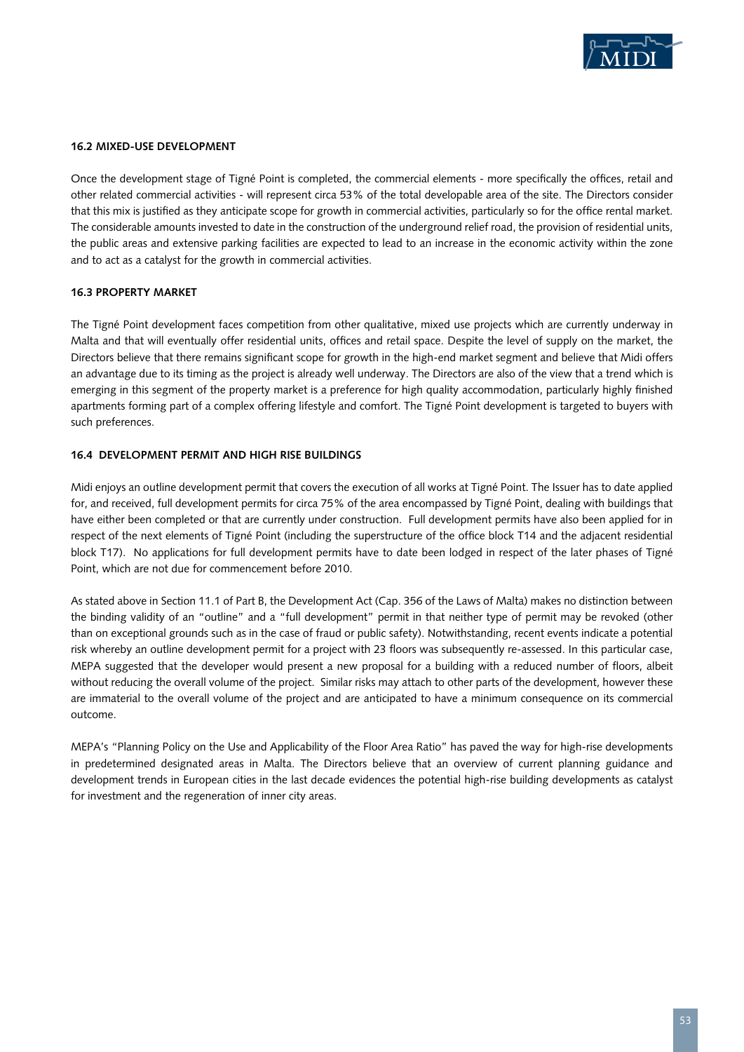### 16.2 MIXED-USE DEVELOPMENT

Once the development stage of Tigné Point is completed, the commercial elements - more specifically the offices, retail and other related commercial activities - will represent circa 53% of the total developable area of the site. The Directors consider that this mix is justified as they anticipate scope for growth in commercial activities, particularly so for the office rental market. The considerable amounts invested to date in the construction of the underground relief road, the provision of residential units, the public areas and extensive parking facilities are expected to lead to an increase in the economic activity within the zone and to act as a catalyst for the growth in commercial activities.

### 16.3 PROPERTY MARKET

The Tigné Point development faces competition from other qualitative, mixed use projects which are currently underway in Malta and that will eventually offer residential units, offices and retail space. Despite the level of supply on the market, the Directors believe that there remains significant scope for growth in the high-end market segment and believe that Midi offers an advantage due to its timing as the project is already well underway. The Directors are also of the view that a trend which is emerging in this segment of the property market is a preference for high quality accommodation, particularly highly finished apartments forming part of a complex offering lifestyle and comfort. The Tigné Point development is targeted to buyers with such preferences.

### 16.4 DEVELOPMENT PERMIT AND HIGH RISE BUILDINGS

Midi enjoys an outline development permit that covers the execution of all works at Tigné Point. The Issuer has to date applied for, and received, full development permits for circa 75% of the area encompassed by Tigné Point, dealing with buildings that have either been completed or that are currently under construction. Full development permits have also been applied for in respect of the next elements of Tigné Point (including the superstructure of the office block T14 and the adjacent residential block T17). No applications for full development permits have to date been lodged in respect of the later phases of Tigné Point, which are not due for commencement before 2010.

As stated above in Section 11.1 of Part B, the Development Act (Cap. 356 of the Laws of Malta) makes no distinction between the binding validity of an "outline" and a "full development" permit in that neither type of permit may be revoked (other than on exceptional grounds such as in the case of fraud or public safety). Notwithstanding, recent events indicate a potential risk whereby an outline development permit for a project with 23 floors was subsequently re-assessed. In this particular case, MEPA suggested that the developer would present a new proposal for a building with a reduced number of floors, albeit without reducing the overall volume of the project. Similar risks may attach to other parts of the development, however these are immaterial to the overall volume of the project and are anticipated to have a minimum consequence on its commercial outcome.

MEPA's "Planning Policy on the Use and Applicability of the Floor Area Ratio" has paved the way for high-rise developments in predetermined designated areas in Malta. The Directors believe that an overview of current planning guidance and development trends in European cities in the last decade evidences the potential high-rise building developments as catalyst for investment and the regeneration of inner city areas.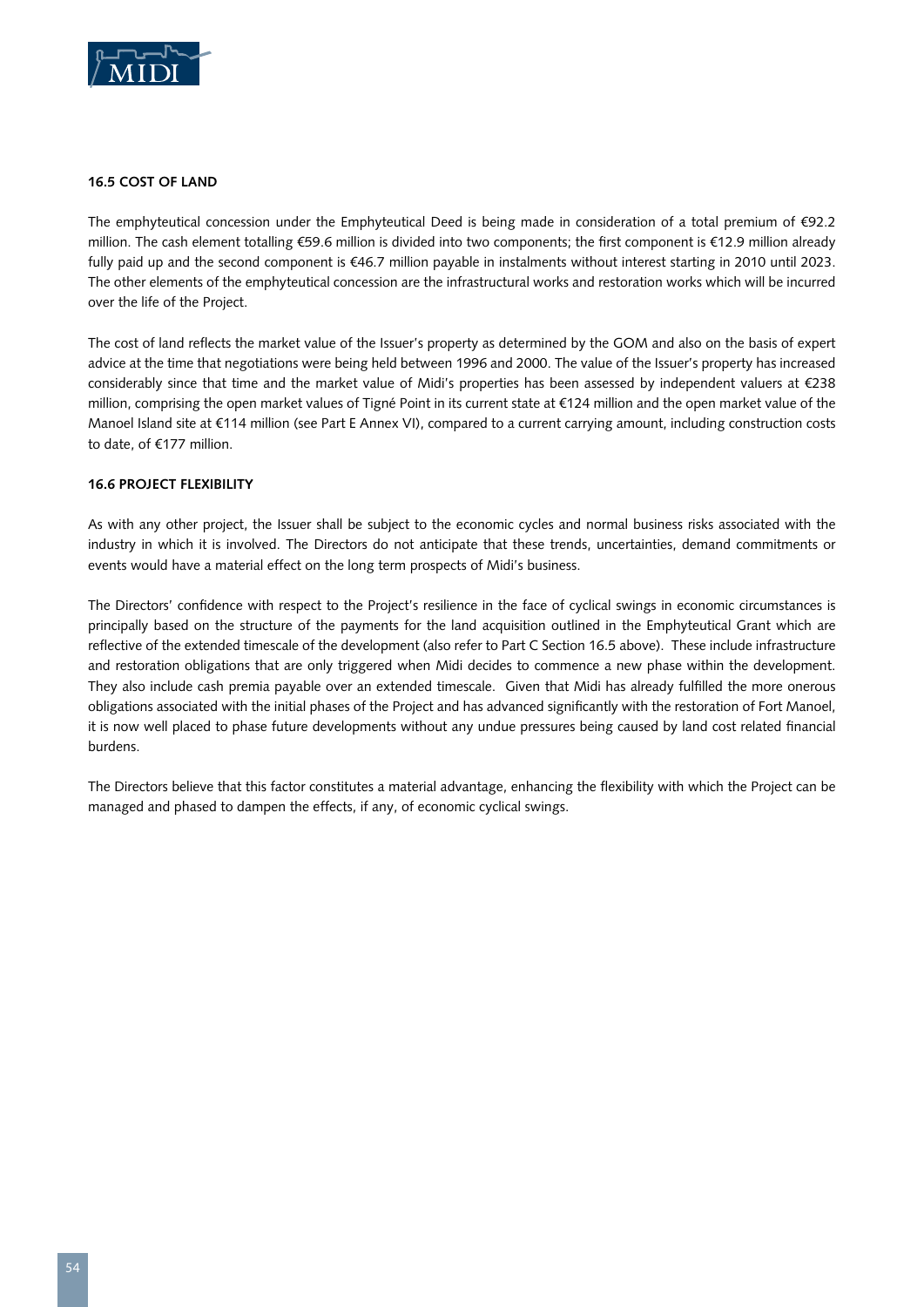### 16.5 COST OF LAND

The emphyteutical concession under the Emphyteutical Deed is being made in consideration of a total premium of €92.2 million. The cash element totalling €59.6 million is divided into two components; the first component is €12.9 million already fully paid up and the second component is €46.7 million payable in instalments without interest starting in 2010 until 2023. The other elements of the emphyteutical concession are the infrastructural works and restoration works which will be incurred over the life of the Project.

The cost of land reflects the market value of the Issuer's property as determined by the GOM and also on the basis of expert advice at the time that negotiations were being held between 1996 and 2000. The value of the Issuer's property has increased considerably since that time and the market value of Midi's properties has been assessed by independent valuers at €238 million, comprising the open market values of Tigné Point in its current state at €124 million and the open market value of the Manoel Island site at €114 million (see Part E Annex VI), compared to a current carrying amount, including construction costs to date, of €177 million.

### 16.6 PROJECT FLEXIBILITY

As with any other project, the Issuer shall be subject to the economic cycles and normal business risks associated with the industry in which it is involved. The Directors do not anticipate that these trends, uncertainties, demand commitments or events would have a material effect on the long term prospects of Midi's business.

The Directors' confidence with respect to the Project's resilience in the face of cyclical swings in economic circumstances is principally based on the structure of the payments for the land acquisition outlined in the Emphyteutical Grant which are reflective of the extended timescale of the development (also refer to Part C Section 16.5 above). These include infrastructure and restoration obligations that are only triggered when Midi decides to commence a new phase within the development. They also include cash premia payable over an extended timescale. Given that Midi has already fulfilled the more onerous obligations associated with the initial phases of the Project and has advanced significantly with the restoration of Fort Manoel, it is now well placed to phase future developments without any undue pressures being caused by land cost related financial burdens.

The Directors believe that this factor constitutes a material advantage, enhancing the flexibility with which the Project can be managed and phased to dampen the effects, if any, of economic cyclical swings.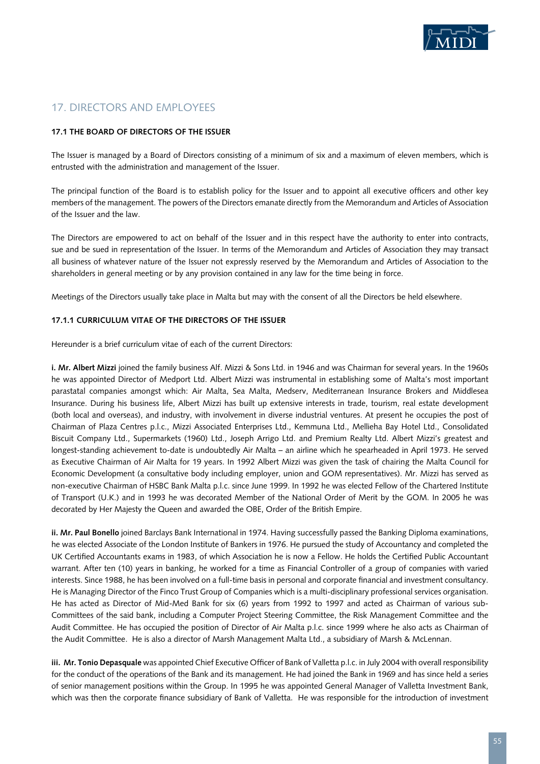## 17. DIRECTORS AND EMPLOYEES

### 17.1 THE BOARD OF DIRECTORS OF THE ISSUER

The Issuer is managed by a Board of Directors consisting of a minimum of six and a maximum of eleven members, which is entrusted with the administration and management of the Issuer.

The principal function of the Board is to establish policy for the Issuer and to appoint all executive officers and other key members of the management. The powers of the Directors emanate directly from the Memorandum and Articles of Association of the Issuer and the law.

The Directors are empowered to act on behalf of the Issuer and in this respect have the authority to enter into contracts, sue and be sued in representation of the Issuer. In terms of the Memorandum and Articles of Association they may transact all business of whatever nature of the Issuer not expressly reserved by the Memorandum and Articles of Association to the shareholders in general meeting or by any provision contained in any law for the time being in force.

Meetings of the Directors usually take place in Malta but may with the consent of all the Directors be held elsewhere.

#### 17.1.1 CURRICULUM VITAE OF THE DIRECTORS OF THE ISSUER

Hereunder is a brief curriculum vitae of each of the current Directors:

**i. Mr. Albert Mizzi** joined the family business Alf. Mizzi & Sons Ltd. in 1946 and was Chairman for several years. In the 1960s he was appointed Director of Medport Ltd. Albert Mizzi was instrumental in establishing some of Malta's most important parastatal companies amongst which: Air Malta, Sea Malta, Medserv, Mediterranean Insurance Brokers and Middlesea Insurance. During his business life, Albert Mizzi has built up extensive interests in trade, tourism, real estate development (both local and overseas), and industry, with involvement in diverse industrial ventures. At present he occupies the post of Chairman of Plaza Centres p.l.c., Mizzi Associated Enterprises Ltd., Kemmuna Ltd., Mellieha Bay Hotel Ltd., Consolidated Biscuit Company Ltd., Supermarkets (1960) Ltd., Joseph Arrigo Ltd. and Premium Realty Ltd. Albert Mizzi's greatest and longest-standing achievement to-date is undoubtedly Air Malta – an airline which he spearheaded in April 1973. He served as Executive Chairman of Air Malta for 19 years. In 1992 Albert Mizzi was given the task of chairing the Malta Council for Economic Development (a consultative body including employer, union and GOM representatives). Mr. Mizzi has served as non-executive Chairman of HSBC Bank Malta p.l.c. since June 1999. In 1992 he was elected Fellow of the Chartered Institute of Transport (U.K.) and in 1993 he was decorated Member of the National Order of Merit by the GOM. In 2005 he was decorated by Her Majesty the Queen and awarded the OBE, Order of the British Empire.

**ii. Mr. Paul Bonello** joined Barclays Bank International in 1974. Having successfully passed the Banking Diploma examinations, he was elected Associate of the London Institute of Bankers in 1976. He pursued the study of Accountancy and completed the UK Certified Accountants exams in 1983, of which Association he is now a Fellow. He holds the Certified Public Accountant warrant. After ten (10) years in banking, he worked for a time as Financial Controller of a group of companies with varied interests. Since 1988, he has been involved on a full-time basis in personal and corporate financial and investment consultancy. He is Managing Director of the Finco Trust Group of Companies which is a multi-disciplinary professional services organisation. He has acted as Director of Mid-Med Bank for six (6) years from 1992 to 1997 and acted as Chairman of various sub-Committees of the said bank, including a Computer Project Steering Committee, the Risk Management Committee and the Audit Committee. He has occupied the position of Director of Air Malta p.l.c. since 1999 where he also acts as Chairman of the Audit Committee. He is also a director of Marsh Management Malta Ltd., a subsidiary of Marsh & McLennan.

**iii. Mr. Tonio Depasquale** was appointed Chief Executive Officer of Bank of Valletta p.l.c. in July 2004 with overall responsibility for the conduct of the operations of the Bank and its management. He had joined the Bank in 1969 and has since held a series of senior management positions within the Group. In 1995 he was appointed General Manager of Valletta Investment Bank, which was then the corporate finance subsidiary of Bank of Valletta. He was responsible for the introduction of investment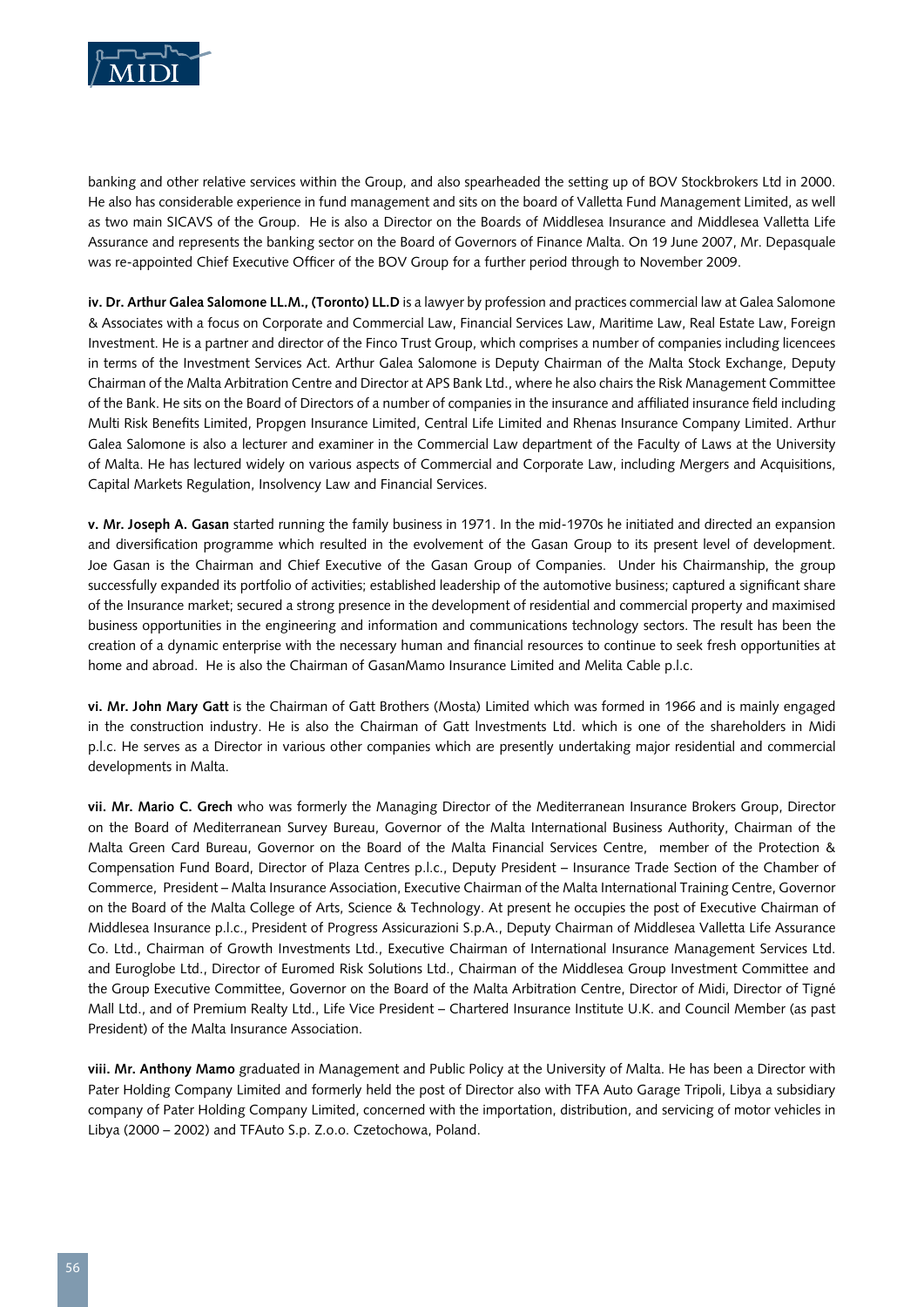banking and other relative services within the Group, and also spearheaded the setting up of BOV Stockbrokers Ltd in 2000. He also has considerable experience in fund management and sits on the board of Valletta Fund Management Limited, as well as two main SICAVS of the Group. He is also a Director on the Boards of Middlesea Insurance and Middlesea Valletta Life Assurance and represents the banking sector on the Board of Governors of Finance Malta. On 19 June 2007, Mr. Depasquale was re-appointed Chief Executive Officer of the BOV Group for a further period through to November 2009.

**iv. Dr. Arthur Galea Salomone LL.M., (Toronto) LL.D** is a lawyer by profession and practices commercial law at Galea Salomone & Associates with a focus on Corporate and Commercial Law, Financial Services Law, Maritime Law, Real Estate Law, Foreign Investment. He is a partner and director of the Finco Trust Group, which comprises a number of companies including licencees in terms of the Investment Services Act. Arthur Galea Salomone is Deputy Chairman of the Malta Stock Exchange, Deputy Chairman of the Malta Arbitration Centre and Director at APS Bank Ltd., where he also chairs the Risk Management Committee of the Bank. He sits on the Board of Directors of a number of companies in the insurance and affiliated insurance field including Multi Risk Benefits Limited, Propgen Insurance Limited, Central Life Limited and Rhenas Insurance Company Limited. Arthur Galea Salomone is also a lecturer and examiner in the Commercial Law department of the Faculty of Laws at the University of Malta. He has lectured widely on various aspects of Commercial and Corporate Law, including Mergers and Acquisitions, Capital Markets Regulation, Insolvency Law and Financial Services.

**v. Mr. Joseph A. Gasan** started running the family business in 1971. In the mid-1970s he initiated and directed an expansion and diversification programme which resulted in the evolvement of the Gasan Group to its present level of development. Joe Gasan is the Chairman and Chief Executive of the Gasan Group of Companies. Under his Chairmanship, the group successfully expanded its portfolio of activities; established leadership of the automotive business; captured a significant share of the Insurance market; secured a strong presence in the development of residential and commercial property and maximised business opportunities in the engineering and information and communications technology sectors. The result has been the creation of a dynamic enterprise with the necessary human and financial resources to continue to seek fresh opportunities at home and abroad. He is also the Chairman of GasanMamo Insurance Limited and Melita Cable p.l.c.

**vi. Mr. John Mary Gatt** is the Chairman of Gatt Brothers (Mosta) Limited which was formed in 1966 and is mainly engaged in the construction industry. He is also the Chairman of Gatt Investments Ltd. which is one of the shareholders in Midi p.l.c. He serves as a Director in various other companies which are presently undertaking major residential and commercial developments in Malta.

**vii. Mr. Mario C. Grech** who was formerly the Managing Director of the Mediterranean Insurance Brokers Group, Director on the Board of Mediterranean Survey Bureau, Governor of the Malta International Business Authority, Chairman of the Malta Green Card Bureau, Governor on the Board of the Malta Financial Services Centre, member of the Protection & Compensation Fund Board, Director of Plaza Centres p.l.c., Deputy President – Insurance Trade Section of the Chamber of Commerce, President – Malta Insurance Association, Executive Chairman of the Malta International Training Centre, Governor on the Board of the Malta College of Arts, Science & Technology. At present he occupies the post of Executive Chairman of Middlesea Insurance p.l.c., President of Progress Assicurazioni S.p.A., Deputy Chairman of Middlesea Valletta Life Assurance Co. Ltd., Chairman of Growth Investments Ltd., Executive Chairman of International Insurance Management Services Ltd. and Euroglobe Ltd., Director of Euromed Risk Solutions Ltd., Chairman of the Middlesea Group Investment Committee and the Group Executive Committee, Governor on the Board of the Malta Arbitration Centre, Director of Midi, Director of Tigné Mall Ltd., and of Premium Realty Ltd., Life Vice President – Chartered Insurance Institute U.K. and Council Member (as past President) of the Malta Insurance Association.

**viii. Mr. Anthony Mamo** graduated in Management and Public Policy at the University of Malta. He has been a Director with Pater Holding Company Limited and formerly held the post of Director also with TFA Auto Garage Tripoli, Libya a subsidiary company of Pater Holding Company Limited, concerned with the importation, distribution, and servicing of motor vehicles in Libya (2000 – 2002) and TFAuto S.p. Z.o.o. Czetochowa, Poland.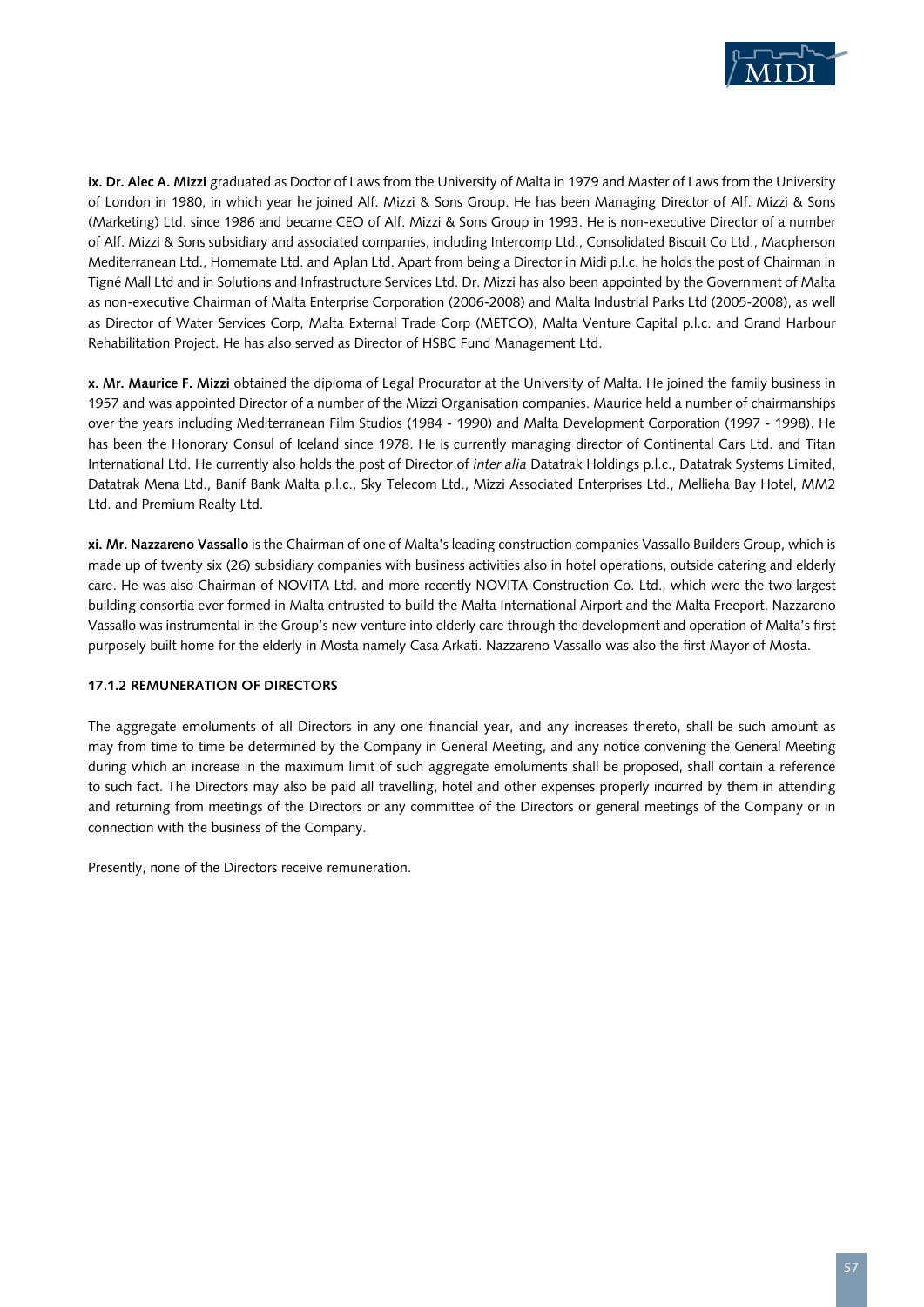**ix. Dr. Alec A. Mizzi** graduated as Doctor of Laws from the University of Malta in 1979 and Master of Laws from the University of London in 1980, in which year he joined Alf. Mizzi & Sons Group. He has been Managing Director of Alf. Mizzi & Sons (Marketing) Ltd. since 1986 and became CEO of Alf. Mizzi & Sons Group in 1993. He is non-executive Director of a number of Alf. Mizzi & Sons subsidiary and associated companies, including Intercomp Ltd., Consolidated Biscuit Co Ltd., Macpherson Mediterranean Ltd., Homemate Ltd. and Aplan Ltd. Apart from being a Director in Midi p.l.c. he holds the post of Chairman in Tigné Mall Ltd and in Solutions and Infrastructure Services Ltd. Dr. Mizzi has also been appointed by the Government of Malta as non-executive Chairman of Malta Enterprise Corporation (2006-2008) and Malta Industrial Parks Ltd (2005-2008), as well as Director of Water Services Corp, Malta External Trade Corp (METCO), Malta Venture Capital p.l.c. and Grand Harbour Rehabilitation Project. He has also served as Director of HSBC Fund Management Ltd.

**x. Mr. Maurice F. Mizzi** obtained the diploma of Legal Procurator at the University of Malta. He joined the family business in 1957 and was appointed Director of a number of the Mizzi Organisation companies. Maurice held a number of chairmanships over the years including Mediterranean Film Studios (1984 - 1990) and Malta Development Corporation (1997 - 1998). He has been the Honorary Consul of Iceland since 1978. He is currently managing director of Continental Cars Ltd. and Titan International Ltd. He currently also holds the post of Director of *inter alia* Datatrak Holdings p.l.c., Datatrak Systems Limited, Datatrak Mena Ltd., Banif Bank Malta p.l.c., Sky Telecom Ltd., Mizzi Associated Enterprises Ltd., Mellieha Bay Hotel, MM2 Ltd. and Premium Realty Ltd.

**xi. Mr. Nazzareno Vassallo** is the Chairman of one of Malta's leading construction companies Vassallo Builders Group, which is made up of twenty six (26) subsidiary companies with business activities also in hotel operations, outside catering and elderly care. He was also Chairman of NOVITA Ltd. and more recently NOVITA Construction Co. Ltd., which were the two largest building consortia ever formed in Malta entrusted to build the Malta International Airport and the Malta Freeport. Nazzareno Vassallo was instrumental in the Group's new venture into elderly care through the development and operation of Malta's first purposely built home for the elderly in Mosta namely Casa Arkati. Nazzareno Vassallo was also the first Mayor of Mosta.

#### 17.1.2 REMUNERATION OF DIRECTORS

The aggregate emoluments of all Directors in any one financial year, and any increases thereto, shall be such amount as may from time to time be determined by the Company in General Meeting, and any notice convening the General Meeting during which an increase in the maximum limit of such aggregate emoluments shall be proposed, shall contain a reference to such fact. The Directors may also be paid all travelling, hotel and other expenses properly incurred by them in attending and returning from meetings of the Directors or any committee of the Directors or general meetings of the Company or in connection with the business of the Company.

Presently, none of the Directors receive remuneration.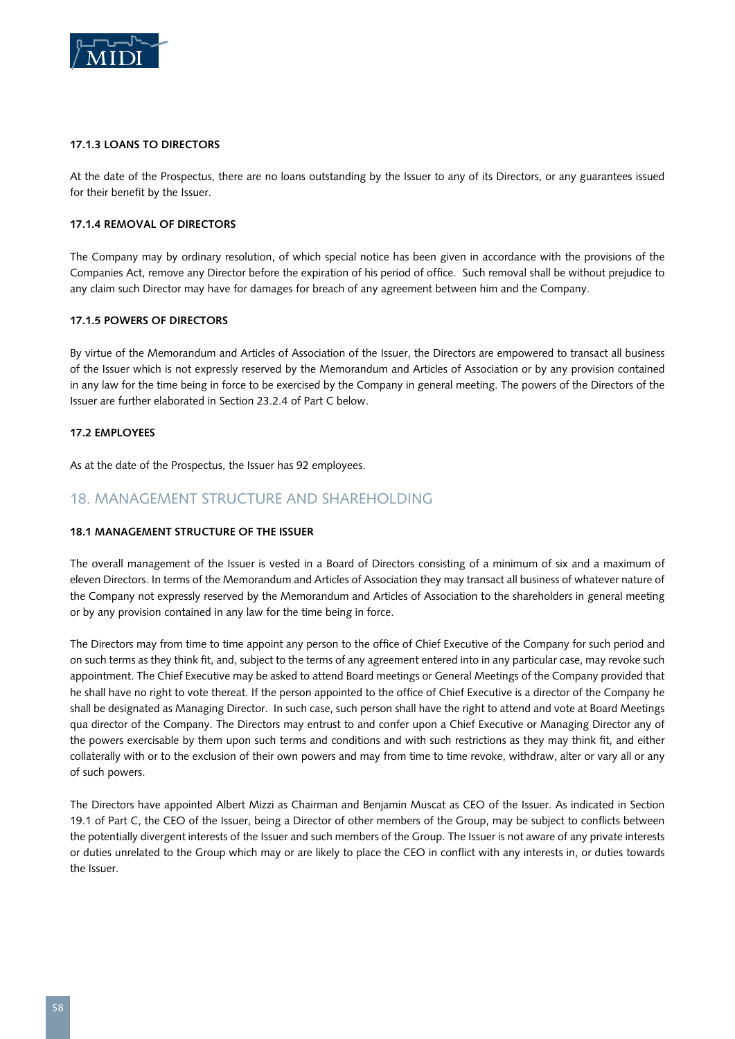#### 17.1.3 LOANS TO DIRECTORS

At the date of the Prospectus, there are no loans outstanding by the Issuer to any of its Directors, or any guarantees issued for their benefit by the Issuer.

#### 17.1.4 REMOVAL OF DIRECTORS

The Company may by ordinary resolution, of which special notice has been given in accordance with the provisions of the Companies Act, remove any Director before the expiration of his period of office. Such removal shall be without prejudice to any claim such Director may have for damages for breach of any agreement between him and the Company.

#### 17.1.5 POWERS OF DIRECTORS

By virtue of the Memorandum and Articles of Association of the Issuer, the Directors are empowered to transact all business of the Issuer which is not expressly reserved by the Memorandum and Articles of Association or by any provision contained in any law for the time being in force to be exercised by the Company in general meeting. The powers of the Directors of the Issuer are further elaborated in Section 23.2.4 of Part C below.

### 17.2 EMPLOYEES

As at the date of the Prospectus, the Issuer has 92 employees.

## 18. MANAGEMENT STRUCTURE AND SHAREHOLDING

### 18.1 MANAGEMENT STRUCTURE OF THE ISSUER

The overall management of the Issuer is vested in a Board of Directors consisting of a minimum of six and a maximum of eleven Directors. In terms of the Memorandum and Articles of Association they may transact all business of whatever nature of the Company not expressly reserved by the Memorandum and Articles of Association to the shareholders in general meeting or by any provision contained in any law for the time being in force.

The Directors may from time to time appoint any person to the office of Chief Executive of the Company for such period and on such terms as they think fit, and, subject to the terms of any agreement entered into in any particular case, may revoke such appointment. The Chief Executive may be asked to attend Board meetings or General Meetings of the Company provided that he shall have no right to vote thereat. If the person appointed to the office of Chief Executive is a director of the Company he shall be designated as Managing Director. In such case, such person shall have the right to attend and vote at Board Meetings qua director of the Company. The Directors may entrust to and confer upon a Chief Executive or Managing Director any of the powers exercisable by them upon such terms and conditions and with such restrictions as they may think fit, and either collaterally with or to the exclusion of their own powers and may from time to time revoke, withdraw, alter or vary all or any of such powers.

The Directors have appointed Albert Mizzi as Chairman and Benjamin Muscat as CEO of the Issuer. As indicated in Section 19.1 of Part C, the CEO of the Issuer, being a Director of other members of the Group, may be subject to conflicts between the potentially divergent interests of the Issuer and such members of the Group. The Issuer is not aware of any private interests or duties unrelated to the Group which may or are likely to place the CEO in conflict with any interests in, or duties towards the Issuer.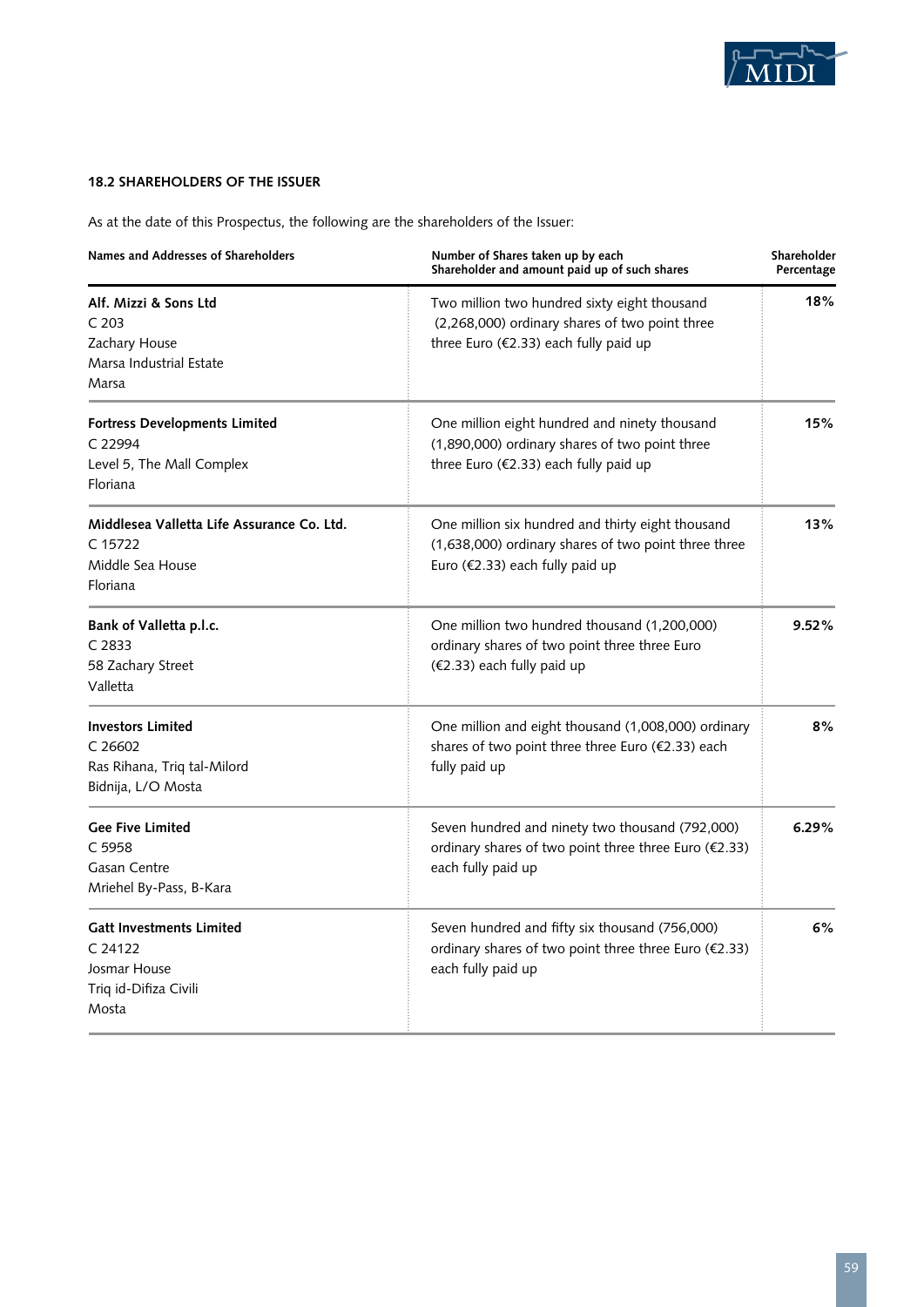### 18.2 SHAREHOLDERS OF THE ISSUER

As at the date of this Prospectus, the following are the shareholders of the Issuer:

| Names and Addresses of Shareholders | Number of Shares taken up by each Shareholder and amount paid up of such shares | Shareholder Percentage |
|---|---|---|
| **Alf. Mizzi & Sons Ltd**<br>C 203<br>Zachary House<br>Marsa Industrial Estate<br>Marsa | Two million two hundred sixty eight thousand (2,268,000) ordinary shares of two point three three Euro (€2.33) each fully paid up | 18% |
| **Fortress Developments Limited**<br>C 22994<br>Level 5, The Mall Complex<br>Floriana | One million eight hundred and ninety thousand (1,890,000) ordinary shares of two point three three Euro (€2.33) each fully paid up | 15% |
| **Middlesea Valletta Life Assurance Co. Ltd.**<br>C 15722<br>Middle Sea House<br>Floriana | One million six hundred and thirty eight thousand (1,638,000) ordinary shares of two point three three Euro (€2.33) each fully paid up | 13% |
| **Bank of Valletta p.l.c.**<br>C 2833<br>58 Zachary Street<br>Valletta | One million two hundred thousand (1,200,000) ordinary shares of two point three three Euro (€2.33) each fully paid up | 9.52% |
| **Investors Limited**<br>C 26602<br>Ras Rihana, Triq tal-Milord<br>Bidnija, L/O Mosta | One million and eight thousand (1,008,000) ordinary shares of two point three three Euro (€2.33) each fully paid up | 8% |
| **Gee Five Limited**<br>C 5958<br>Gasan Centre<br>Mriehel By-Pass, B-Kara | Seven hundred and ninety two thousand (792,000) ordinary shares of two point three three Euro (€2.33) each fully paid up | 6.29% |
| **Gatt Investments Limited**<br>C 24122<br>Josmar House<br>Triq id-Difiza Civili<br>Mosta | Seven hundred and fifty six thousand (756,000) ordinary shares of two point three three Euro (€2.33) each fully paid up | 6% |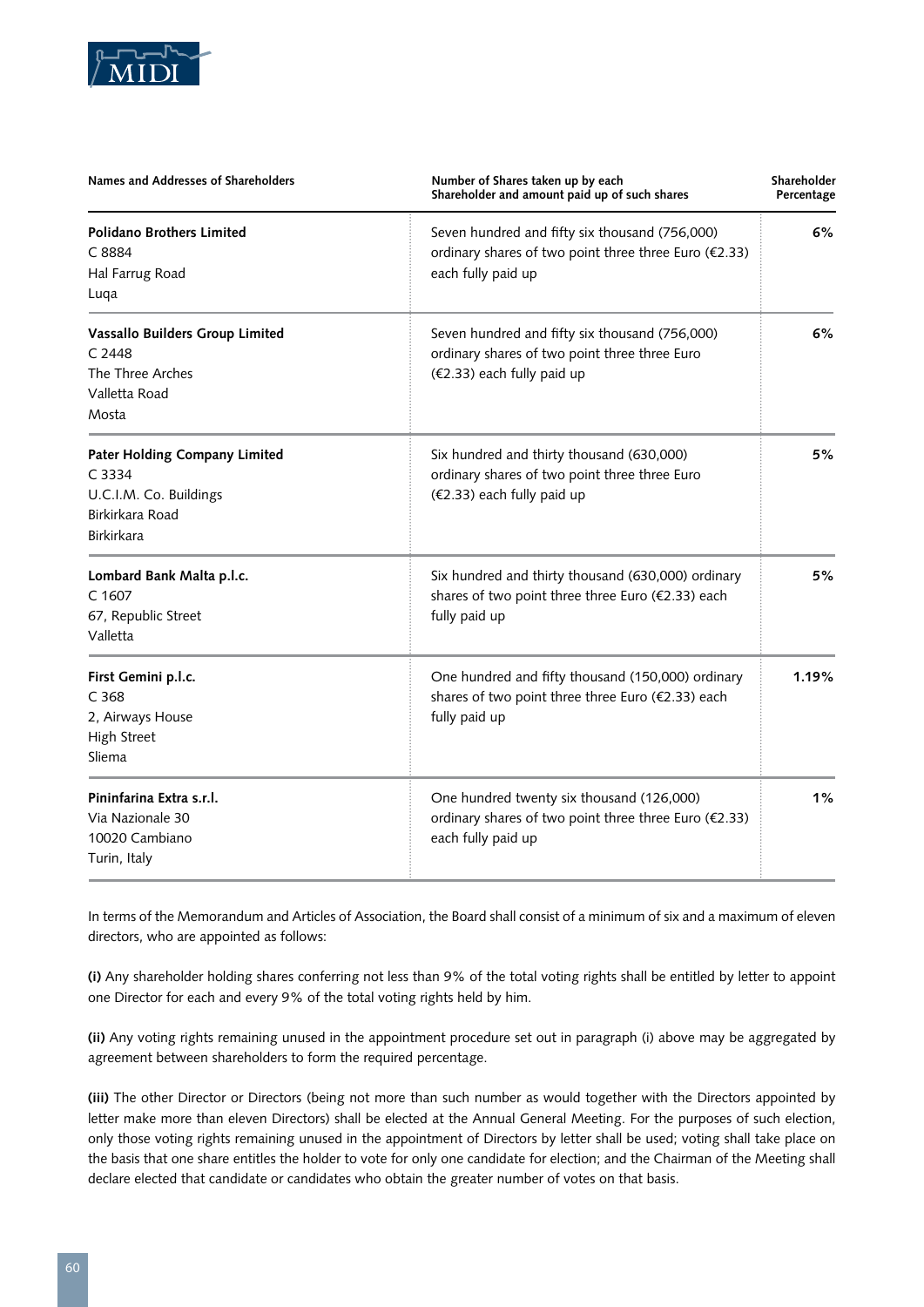| Names and Addresses of Shareholders | Number of Shares taken up by each Shareholder and amount paid up of such shares | Shareholder Percentage |
|---|---|---|
| **Polidano Brothers Limited**<br>C 8884<br>Hal Farrug Road<br>Luqa | Seven hundred and fifty six thousand (756,000) ordinary shares of two point three three Euro (€2.33) each fully paid up | **6%** |
| **Vassallo Builders Group Limited**<br>C 2448<br>The Three Arches<br>Valletta Road<br>Mosta | Seven hundred and fifty six thousand (756,000) ordinary shares of two point three three Euro (€2.33) each fully paid up | **6%** |
| **Pater Holding Company Limited**<br>C 3334<br>U.C.I.M. Co. Buildings<br>Birkirkara Road<br>Birkirkara | Six hundred and thirty thousand (630,000) ordinary shares of two point three three Euro (€2.33) each fully paid up | **5%** |
| **Lombard Bank Malta p.l.c.**<br>C 1607<br>67, Republic Street<br>Valletta | Six hundred and thirty thousand (630,000) ordinary shares of two point three three Euro (€2.33) each fully paid up | **5%** |
| **First Gemini p.l.c.**<br>C 368<br>2, Airways House<br>High Street<br>Sliema | One hundred and fifty thousand (150,000) ordinary shares of two point three three Euro (€2.33) each fully paid up | **1.19%** |
| **Pininfarina Extra s.r.l.**<br>Via Nazionale 30<br>10020 Cambiano<br>Turin, Italy | One hundred twenty six thousand (126,000) ordinary shares of two point three three Euro (€2.33) each fully paid up | **1%** |

In terms of the Memorandum and Articles of Association, the Board shall consist of a minimum of six and a maximum of eleven directors, who are appointed as follows:

**(i)** Any shareholder holding shares conferring not less than 9% of the total voting rights shall be entitled by letter to appoint one Director for each and every 9% of the total voting rights held by him.

**(ii)** Any voting rights remaining unused in the appointment procedure set out in paragraph (i) above may be aggregated by agreement between shareholders to form the required percentage.

**(iii)** The other Director or Directors (being not more than such number as would together with the Directors appointed by letter make more than eleven Directors) shall be elected at the Annual General Meeting. For the purposes of such election, only those voting rights remaining unused in the appointment of Directors by letter shall be used; voting shall take place on the basis that one share entitles the holder to vote for only one candidate for election; and the Chairman of the Meeting shall declare elected that candidate or candidates who obtain the greater number of votes on that basis.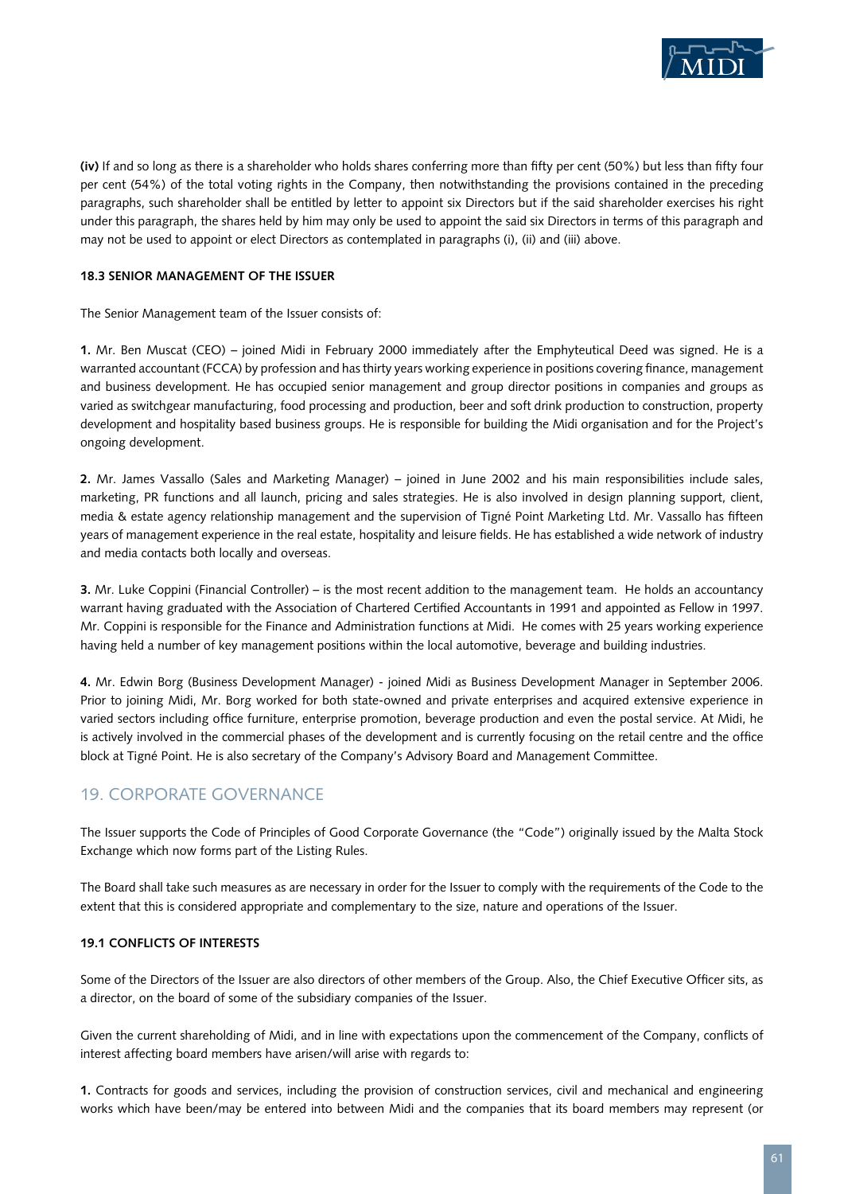**(iv)** If and so long as there is a shareholder who holds shares conferring more than fifty per cent (50%) but less than fifty four per cent (54%) of the total voting rights in the Company, then notwithstanding the provisions contained in the preceding paragraphs, such shareholder shall be entitled by letter to appoint six Directors but if the said shareholder exercises his right under this paragraph, the shares held by him may only be used to appoint the said six Directors in terms of this paragraph and may not be used to appoint or elect Directors as contemplated in paragraphs (i), (ii) and (iii) above.

### 18.3 SENIOR MANAGEMENT OF THE ISSUER

The Senior Management team of the Issuer consists of:

**1.** Mr. Ben Muscat (CEO) – joined Midi in February 2000 immediately after the Emphyteutical Deed was signed. He is a warranted accountant (FCCA) by profession and has thirty years working experience in positions covering finance, management and business development. He has occupied senior management and group director positions in companies and groups as varied as switchgear manufacturing, food processing and production, beer and soft drink production to construction, property development and hospitality based business groups. He is responsible for building the Midi organisation and for the Project's ongoing development.

**2.** Mr. James Vassallo (Sales and Marketing Manager) – joined in June 2002 and his main responsibilities include sales, marketing, PR functions and all launch, pricing and sales strategies. He is also involved in design planning support, client, media & estate agency relationship management and the supervision of Tigné Point Marketing Ltd. Mr. Vassallo has fifteen years of management experience in the real estate, hospitality and leisure fields. He has established a wide network of industry and media contacts both locally and overseas.

**3.** Mr. Luke Coppini (Financial Controller) – is the most recent addition to the management team. He holds an accountancy warrant having graduated with the Association of Chartered Certified Accountants in 1991 and appointed as Fellow in 1997. Mr. Coppini is responsible for the Finance and Administration functions at Midi. He comes with 25 years working experience having held a number of key management positions within the local automotive, beverage and building industries.

**4.** Mr. Edwin Borg (Business Development Manager) - joined Midi as Business Development Manager in September 2006. Prior to joining Midi, Mr. Borg worked for both state-owned and private enterprises and acquired extensive experience in varied sectors including office furniture, enterprise promotion, beverage production and even the postal service. At Midi, he is actively involved in the commercial phases of the development and is currently focusing on the retail centre and the office block at Tigné Point. He is also secretary of the Company's Advisory Board and Management Committee.

## 19. CORPORATE GOVERNANCE

The Issuer supports the Code of Principles of Good Corporate Governance (the "Code") originally issued by the Malta Stock Exchange which now forms part of the Listing Rules.

The Board shall take such measures as are necessary in order for the Issuer to comply with the requirements of the Code to the extent that this is considered appropriate and complementary to the size, nature and operations of the Issuer.

### 19.1 CONFLICTS OF INTERESTS

Some of the Directors of the Issuer are also directors of other members of the Group. Also, the Chief Executive Officer sits, as a director, on the board of some of the subsidiary companies of the Issuer.

Given the current shareholding of Midi, and in line with expectations upon the commencement of the Company, conflicts of interest affecting board members have arisen/will arise with regards to:

**1.** Contracts for goods and services, including the provision of construction services, civil and mechanical and engineering works which have been/may be entered into between Midi and the companies that its board members may represent (or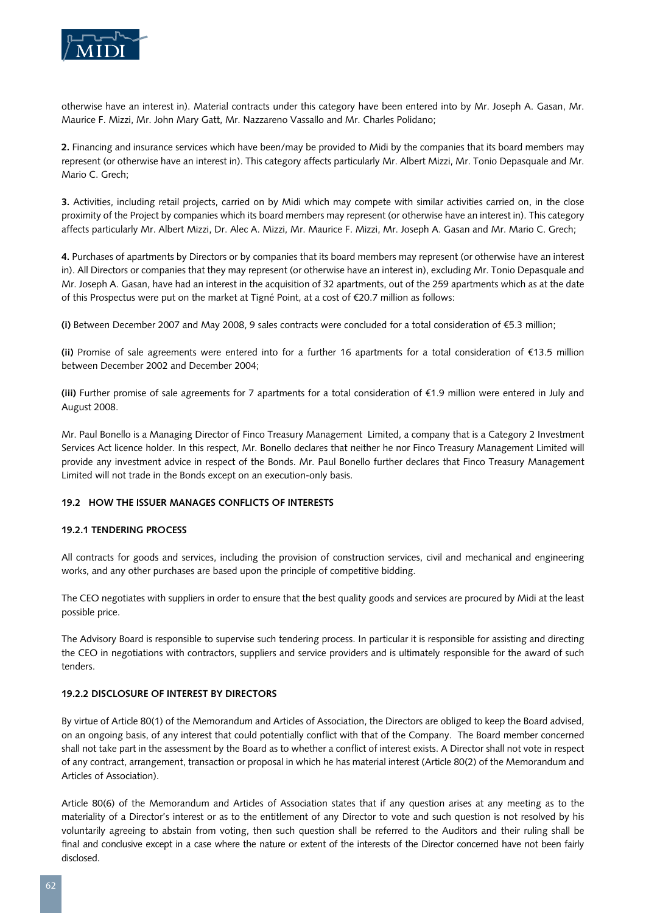otherwise have an interest in). Material contracts under this category have been entered into by Mr. Joseph A. Gasan, Mr. Maurice F. Mizzi, Mr. John Mary Gatt, Mr. Nazzareno Vassallo and Mr. Charles Polidano;

**2.** Financing and insurance services which have been/may be provided to Midi by the companies that its board members may represent (or otherwise have an interest in). This category affects particularly Mr. Albert Mizzi, Mr. Tonio Depasquale and Mr. Mario C. Grech;

**3.** Activities, including retail projects, carried on by Midi which may compete with similar activities carried on, in the close proximity of the Project by companies which its board members may represent (or otherwise have an interest in). This category affects particularly Mr. Albert Mizzi, Dr. Alec A. Mizzi, Mr. Maurice F. Mizzi, Mr. Joseph A. Gasan and Mr. Mario C. Grech;

**4.** Purchases of apartments by Directors or by companies that its board members may represent (or otherwise have an interest in). All Directors or companies that they may represent (or otherwise have an interest in), excluding Mr. Tonio Depasquale and Mr. Joseph A. Gasan, have had an interest in the acquisition of 32 apartments, out of the 259 apartments which as at the date of this Prospectus were put on the market at Tigné Point, at a cost of €20.7 million as follows:

**(i)** Between December 2007 and May 2008, 9 sales contracts were concluded for a total consideration of €5.3 million;

**(ii)** Promise of sale agreements were entered into for a further 16 apartments for a total consideration of €13.5 million between December 2002 and December 2004;

**(iii)** Further promise of sale agreements for 7 apartments for a total consideration of €1.9 million were entered in July and August 2008.

Mr. Paul Bonello is a Managing Director of Finco Treasury Management Limited, a company that is a Category 2 Investment Services Act licence holder. In this respect, Mr. Bonello declares that neither he nor Finco Treasury Management Limited will provide any investment advice in respect of the Bonds. Mr. Paul Bonello further declares that Finco Treasury Management Limited will not trade in the Bonds except on an execution-only basis.

### 19.2 HOW THE ISSUER MANAGES CONFLICTS OF INTERESTS

#### 19.2.1 TENDERING PROCESS

All contracts for goods and services, including the provision of construction services, civil and mechanical and engineering works, and any other purchases are based upon the principle of competitive bidding.

The CEO negotiates with suppliers in order to ensure that the best quality goods and services are procured by Midi at the least possible price.

The Advisory Board is responsible to supervise such tendering process. In particular it is responsible for assisting and directing the CEO in negotiations with contractors, suppliers and service providers and is ultimately responsible for the award of such tenders.

#### 19.2.2 DISCLOSURE OF INTEREST BY DIRECTORS

By virtue of Article 80(1) of the Memorandum and Articles of Association, the Directors are obliged to keep the Board advised, on an ongoing basis, of any interest that could potentially conflict with that of the Company. The Board member concerned shall not take part in the assessment by the Board as to whether a conflict of interest exists. A Director shall not vote in respect of any contract, arrangement, transaction or proposal in which he has material interest (Article 80(2) of the Memorandum and Articles of Association).

Article 80(6) of the Memorandum and Articles of Association states that if any question arises at any meeting as to the materiality of a Director's interest or as to the entitlement of any Director to vote and such question is not resolved by his voluntarily agreeing to abstain from voting, then such question shall be referred to the Auditors and their ruling shall be final and conclusive except in a case where the nature or extent of the interests of the Director concerned have not been fairly disclosed.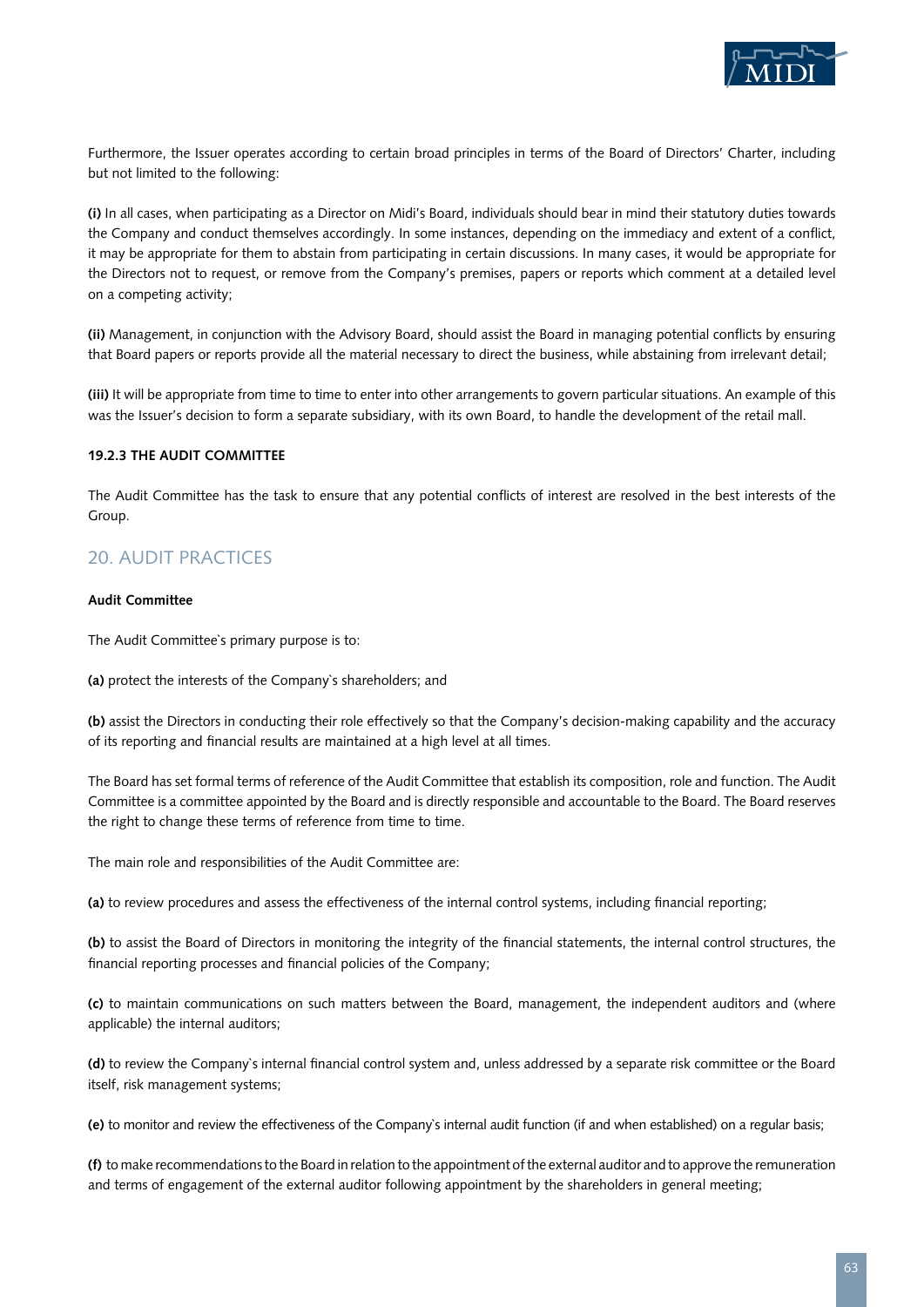Furthermore, the Issuer operates according to certain broad principles in terms of the Board of Directors' Charter, including but not limited to the following:

**(i)** In all cases, when participating as a Director on Midi's Board, individuals should bear in mind their statutory duties towards the Company and conduct themselves accordingly. In some instances, depending on the immediacy and extent of a conflict, it may be appropriate for them to abstain from participating in certain discussions. In many cases, it would be appropriate for the Directors not to request, or remove from the Company's premises, papers or reports which comment at a detailed level on a competing activity;

**(ii)** Management, in conjunction with the Advisory Board, should assist the Board in managing potential conflicts by ensuring that Board papers or reports provide all the material necessary to direct the business, while abstaining from irrelevant detail;

**(iii)** It will be appropriate from time to time to enter into other arrangements to govern particular situations. An example of this was the Issuer's decision to form a separate subsidiary, with its own Board, to handle the development of the retail mall.

#### 19.2.3 THE AUDIT COMMITTEE

The Audit Committee has the task to ensure that any potential conflicts of interest are resolved in the best interests of the Group.

## 20. AUDIT PRACTICES

#### Audit Committee

The Audit Committee`s primary purpose is to:

**(a)** protect the interests of the Company`s shareholders; and

**(b)** assist the Directors in conducting their role effectively so that the Company's decision-making capability and the accuracy of its reporting and financial results are maintained at a high level at all times.

The Board has set formal terms of reference of the Audit Committee that establish its composition, role and function. The Audit Committee is a committee appointed by the Board and is directly responsible and accountable to the Board. The Board reserves the right to change these terms of reference from time to time.

The main role and responsibilities of the Audit Committee are:

**(a)** to review procedures and assess the effectiveness of the internal control systems, including financial reporting;

**(b)** to assist the Board of Directors in monitoring the integrity of the financial statements, the internal control structures, the financial reporting processes and financial policies of the Company;

**(c)** to maintain communications on such matters between the Board, management, the independent auditors and (where applicable) the internal auditors;

**(d)** to review the Company`s internal financial control system and, unless addressed by a separate risk committee or the Board itself, risk management systems;

**(e)** to monitor and review the effectiveness of the Company`s internal audit function (if and when established) on a regular basis;

**(f)** to make recommendations to the Board in relation to the appointment of the external auditor and to approve the remuneration and terms of engagement of the external auditor following appointment by the shareholders in general meeting;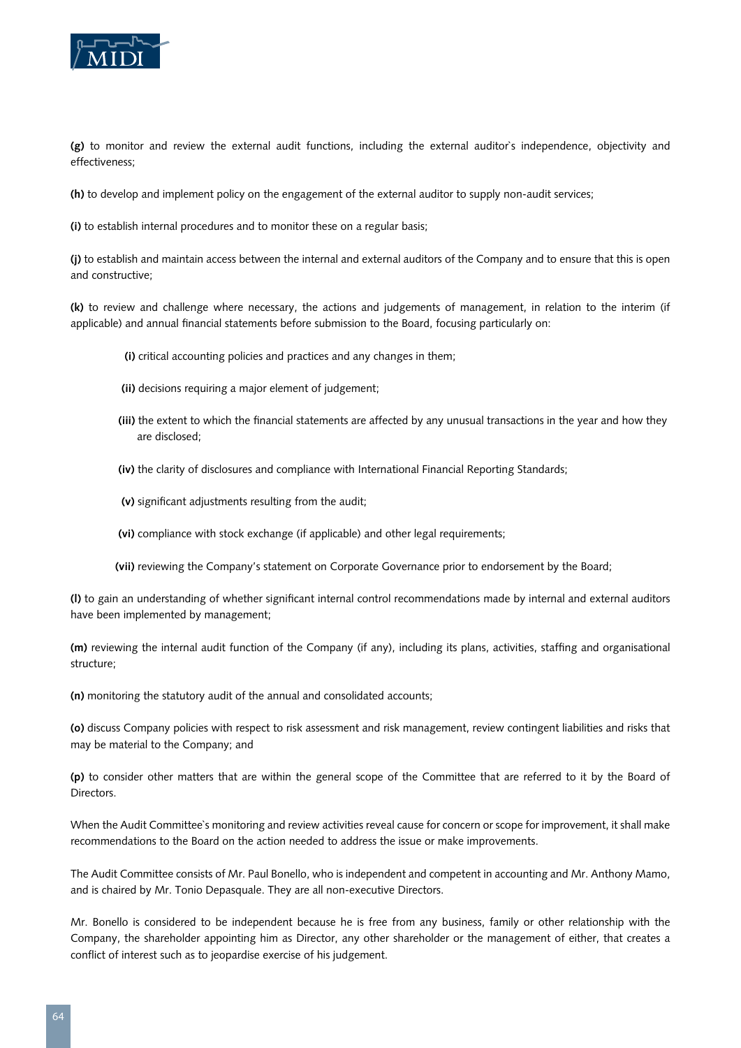**(g)** to monitor and review the external audit functions, including the external auditor`s independence, objectivity and effectiveness;

**(h)** to develop and implement policy on the engagement of the external auditor to supply non-audit services;

**(i)** to establish internal procedures and to monitor these on a regular basis;

**(j)** to establish and maintain access between the internal and external auditors of the Company and to ensure that this is open and constructive;

**(k)** to review and challenge where necessary, the actions and judgements of management, in relation to the interim (if applicable) and annual financial statements before submission to the Board, focusing particularly on:

> **(i)** critical accounting policies and practices and any changes in them;
>
> **(ii)** decisions requiring a major element of judgement;
>
> **(iii)** the extent to which the financial statements are affected by any unusual transactions in the year and how they are disclosed;
>
> **(iv)** the clarity of disclosures and compliance with International Financial Reporting Standards;
>
> **(v)** significant adjustments resulting from the audit;
>
> **(vi)** compliance with stock exchange (if applicable) and other legal requirements;
>
> **(vii)** reviewing the Company's statement on Corporate Governance prior to endorsement by the Board;

**(l)** to gain an understanding of whether significant internal control recommendations made by internal and external auditors have been implemented by management;

**(m)** reviewing the internal audit function of the Company (if any), including its plans, activities, staffing and organisational structure;

**(n)** monitoring the statutory audit of the annual and consolidated accounts;

**(o)** discuss Company policies with respect to risk assessment and risk management, review contingent liabilities and risks that may be material to the Company; and

**(p)** to consider other matters that are within the general scope of the Committee that are referred to it by the Board of Directors.

When the Audit Committee`s monitoring and review activities reveal cause for concern or scope for improvement, it shall make recommendations to the Board on the action needed to address the issue or make improvements.

The Audit Committee consists of Mr. Paul Bonello, who is independent and competent in accounting and Mr. Anthony Mamo, and is chaired by Mr. Tonio Depasquale. They are all non-executive Directors.

Mr. Bonello is considered to be independent because he is free from any business, family or other relationship with the Company, the shareholder appointing him as Director, any other shareholder or the management of either, that creates a conflict of interest such as to jeopardise exercise of his judgement.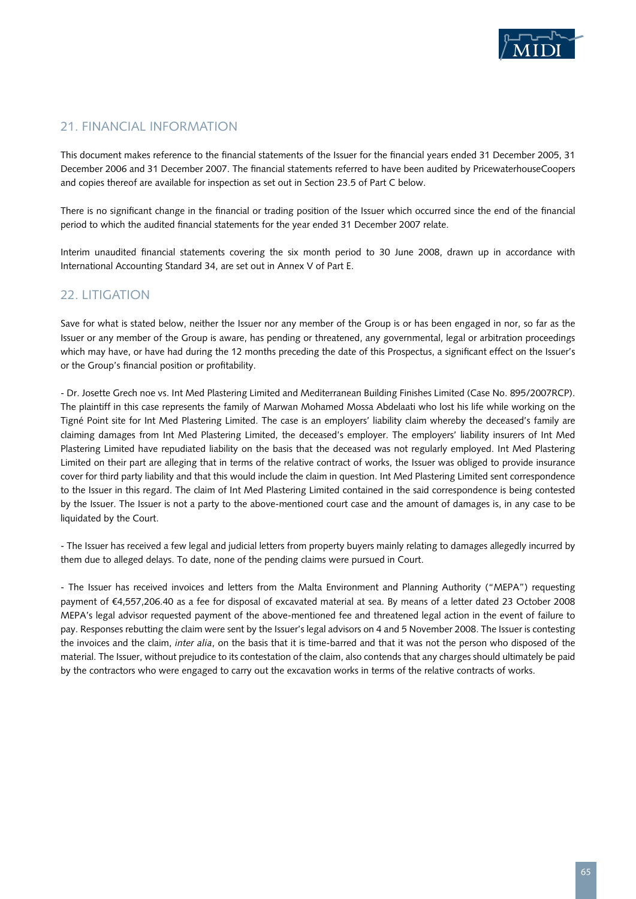## 21. FINANCIAL INFORMATION

This document makes reference to the financial statements of the Issuer for the financial years ended 31 December 2005, 31 December 2006 and 31 December 2007. The financial statements referred to have been audited by PricewaterhouseCoopers and copies thereof are available for inspection as set out in Section 23.5 of Part C below.

There is no significant change in the financial or trading position of the Issuer which occurred since the end of the financial period to which the audited financial statements for the year ended 31 December 2007 relate.

Interim unaudited financial statements covering the six month period to 30 June 2008, drawn up in accordance with International Accounting Standard 34, are set out in Annex V of Part E.

## 22. LITIGATION

Save for what is stated below, neither the Issuer nor any member of the Group is or has been engaged in nor, so far as the Issuer or any member of the Group is aware, has pending or threatened, any governmental, legal or arbitration proceedings which may have, or have had during the 12 months preceding the date of this Prospectus, a significant effect on the Issuer's or the Group's financial position or profitability.

- Dr. Josette Grech noe vs. Int Med Plastering Limited and Mediterranean Building Finishes Limited (Case No. 895/2007RCP). The plaintiff in this case represents the family of Marwan Mohamed Mossa Abdelaati who lost his life while working on the Tigné Point site for Int Med Plastering Limited. The case is an employers' liability claim whereby the deceased's family are claiming damages from Int Med Plastering Limited, the deceased's employer. The employers' liability insurers of Int Med Plastering Limited have repudiated liability on the basis that the deceased was not regularly employed. Int Med Plastering Limited on their part are alleging that in terms of the relative contract of works, the Issuer was obliged to provide insurance cover for third party liability and that this would include the claim in question. Int Med Plastering Limited sent correspondence to the Issuer in this regard. The claim of Int Med Plastering Limited contained in the said correspondence is being contested by the Issuer. The Issuer is not a party to the above-mentioned court case and the amount of damages is, in any case to be liquidated by the Court.

- The Issuer has received a few legal and judicial letters from property buyers mainly relating to damages allegedly incurred by them due to alleged delays. To date, none of the pending claims were pursued in Court.

- The Issuer has received invoices and letters from the Malta Environment and Planning Authority ("MEPA") requesting payment of €4,557,206.40 as a fee for disposal of excavated material at sea. By means of a letter dated 23 October 2008 MEPA's legal advisor requested payment of the above-mentioned fee and threatened legal action in the event of failure to pay. Responses rebutting the claim were sent by the Issuer's legal advisors on 4 and 5 November 2008. The Issuer is contesting the invoices and the claim, *inter alia*, on the basis that it is time-barred and that it was not the person who disposed of the material. The Issuer, without prejudice to its contestation of the claim, also contends that any charges should ultimately be paid by the contractors who were engaged to carry out the excavation works in terms of the relative contracts of works.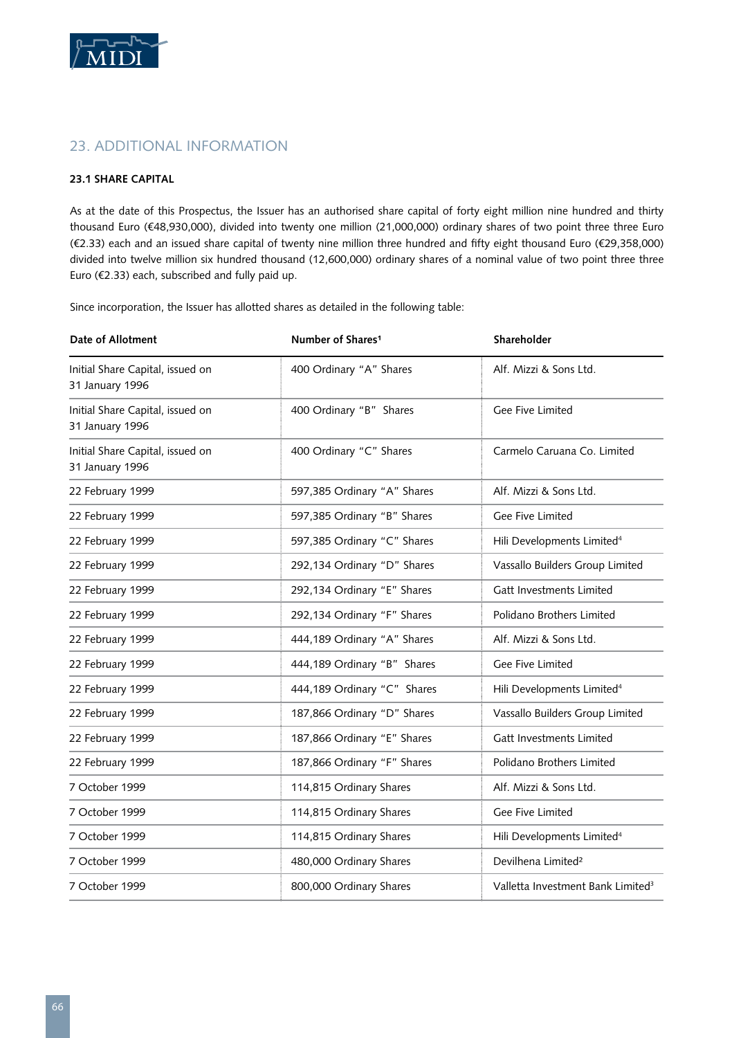## 23. ADDITIONAL INFORMATION

### 23.1 SHARE CAPITAL

As at the date of this Prospectus, the Issuer has an authorised share capital of forty eight million nine hundred and thirty thousand Euro (€48,930,000), divided into twenty one million (21,000,000) ordinary shares of two point three three Euro (€2.33) each and an issued share capital of twenty nine million three hundred and fifty eight thousand Euro (€29,358,000) divided into twelve million six hundred thousand (12,600,000) ordinary shares of a nominal value of two point three three Euro (€2.33) each, subscribed and fully paid up.

Since incorporation, the Issuer has allotted shares as detailed in the following table:

| Date of Allotment | Number of Shares[1] | Shareholder |
|---|---|---|
| Initial Share Capital, issued on 31 January 1996 | 400 Ordinary "A" Shares | Alf. Mizzi & Sons Ltd. |
| Initial Share Capital, issued on 31 January 1996 | 400 Ordinary "B" Shares | Gee Five Limited |
| Initial Share Capital, issued on 31 January 1996 | 400 Ordinary "C" Shares | Carmelo Caruana Co. Limited |
| 22 February 1999 | 597,385 Ordinary "A" Shares | Alf. Mizzi & Sons Ltd. |
| 22 February 1999 | 597,385 Ordinary "B" Shares | Gee Five Limited |
| 22 February 1999 | 597,385 Ordinary "C" Shares | Hili Developments Limited[4] |
| 22 February 1999 | 292,134 Ordinary "D" Shares | Vassallo Builders Group Limited |
| 22 February 1999 | 292,134 Ordinary "E" Shares | Gatt Investments Limited |
| 22 February 1999 | 292,134 Ordinary "F" Shares | Polidano Brothers Limited |
| 22 February 1999 | 444,189 Ordinary "A" Shares | Alf. Mizzi & Sons Ltd. |
| 22 February 1999 | 444,189 Ordinary "B" Shares | Gee Five Limited |
| 22 February 1999 | 444,189 Ordinary "C" Shares | Hili Developments Limited[4] |
| 22 February 1999 | 187,866 Ordinary "D" Shares | Vassallo Builders Group Limited |
| 22 February 1999 | 187,866 Ordinary "E" Shares | Gatt Investments Limited |
| 22 February 1999 | 187,866 Ordinary "F" Shares | Polidano Brothers Limited |
| 7 October 1999 | 114,815 Ordinary Shares | Alf. Mizzi & Sons Ltd. |
| 7 October 1999 | 114,815 Ordinary Shares | Gee Five Limited |
| 7 October 1999 | 114,815 Ordinary Shares | Hili Developments Limited[4] |
| 7 October 1999 | 480,000 Ordinary Shares | Devilhena Limited[2] |
| 7 October 1999 | 800,000 Ordinary Shares | Valletta Investment Bank Limited[3] |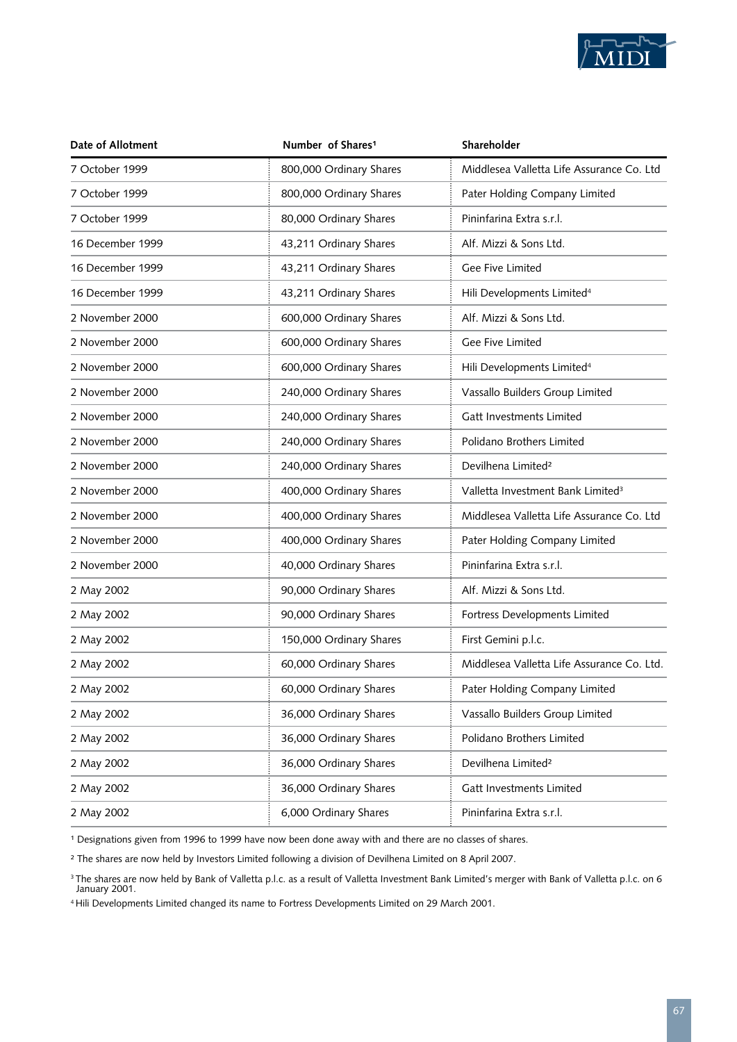| Date of Allotment | Number of Shares[1] | Shareholder |
|---|---|---|
| 7 October 1999 | 800,000 Ordinary Shares | Middlesea Valletta Life Assurance Co. Ltd |
| 7 October 1999 | 800,000 Ordinary Shares | Pater Holding Company Limited |
| 7 October 1999 | 80,000 Ordinary Shares | Pininfarina Extra s.r.l. |
| 16 December 1999 | 43,211 Ordinary Shares | Alf. Mizzi & Sons Ltd. |
| 16 December 1999 | 43,211 Ordinary Shares | Gee Five Limited |
| 16 December 1999 | 43,211 Ordinary Shares | Hili Developments Limited[4] |
| 2 November 2000 | 600,000 Ordinary Shares | Alf. Mizzi & Sons Ltd. |
| 2 November 2000 | 600,000 Ordinary Shares | Gee Five Limited |
| 2 November 2000 | 600,000 Ordinary Shares | Hili Developments Limited[4] |
| 2 November 2000 | 240,000 Ordinary Shares | Vassallo Builders Group Limited |
| 2 November 2000 | 240,000 Ordinary Shares | Gatt Investments Limited |
| 2 November 2000 | 240,000 Ordinary Shares | Polidano Brothers Limited |
| 2 November 2000 | 240,000 Ordinary Shares | Devilhena Limited[2] |
| 2 November 2000 | 400,000 Ordinary Shares | Valletta Investment Bank Limited[3] |
| 2 November 2000 | 400,000 Ordinary Shares | Middlesea Valletta Life Assurance Co. Ltd |
| 2 November 2000 | 400,000 Ordinary Shares | Pater Holding Company Limited |
| 2 November 2000 | 40,000 Ordinary Shares | Pininfarina Extra s.r.l. |
| 2 May 2002 | 90,000 Ordinary Shares | Alf. Mizzi & Sons Ltd. |
| 2 May 2002 | 90,000 Ordinary Shares | Fortress Developments Limited |
| 2 May 2002 | 150,000 Ordinary Shares | First Gemini p.l.c. |
| 2 May 2002 | 60,000 Ordinary Shares | Middlesea Valletta Life Assurance Co. Ltd. |
| 2 May 2002 | 60,000 Ordinary Shares | Pater Holding Company Limited |
| 2 May 2002 | 36,000 Ordinary Shares | Vassallo Builders Group Limited |
| 2 May 2002 | 36,000 Ordinary Shares | Polidano Brothers Limited |
| 2 May 2002 | 36,000 Ordinary Shares | Devilhena Limited[2] |
| 2 May 2002 | 36,000 Ordinary Shares | Gatt Investments Limited |
| 2 May 2002 | 6,000 Ordinary Shares | Pininfarina Extra s.r.l. |

[1] Designations given from 1996 to 1999 have now been done away with and there are no classes of shares.

[2] The shares are now held by Investors Limited following a division of Devilhena Limited on 8 April 2007.

[3] The shares are now held by Bank of Valletta p.l.c. as a result of Valletta Investment Bank Limited's merger with Bank of Valletta p.l.c. on 6 January 2001.

[4] Hili Developments Limited changed its name to Fortress Developments Limited on 29 March 2001.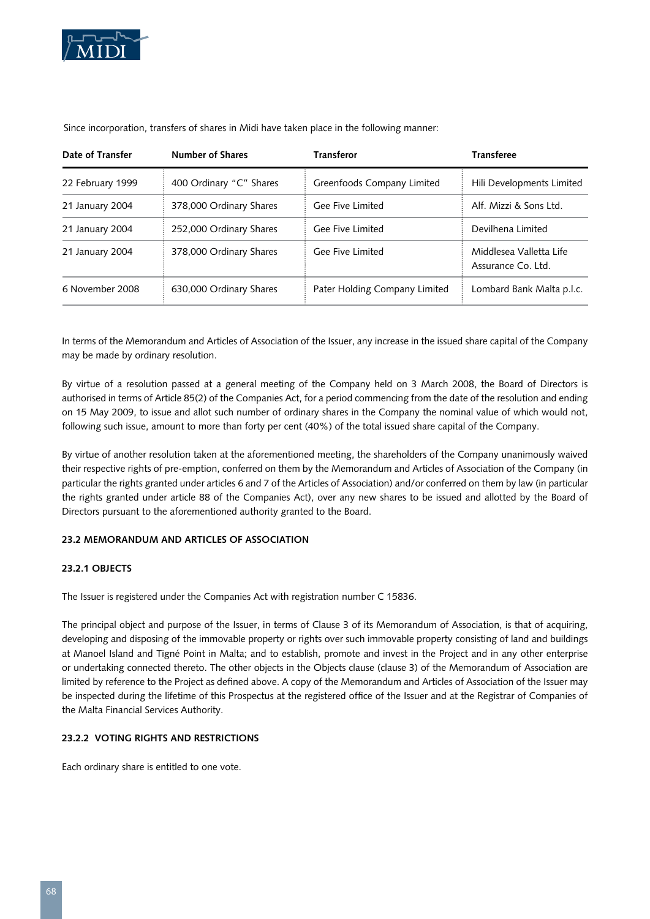Since incorporation, transfers of shares in Midi have taken place in the following manner:

| Date of Transfer | Number of Shares | Transferor | Transferee |
|---|---|---|---|
| 22 February 1999 | 400 Ordinary "C" Shares | Greenfoods Company Limited | Hili Developments Limited |
| 21 January 2004 | 378,000 Ordinary Shares | Gee Five Limited | Alf. Mizzi & Sons Ltd. |
| 21 January 2004 | 252,000 Ordinary Shares | Gee Five Limited | Devilhena Limited |
| 21 January 2004 | 378,000 Ordinary Shares | Gee Five Limited | Middlesea Valletta Life Assurance Co. Ltd. |
| 6 November 2008 | 630,000 Ordinary Shares | Pater Holding Company Limited | Lombard Bank Malta p.l.c. |

In terms of the Memorandum and Articles of Association of the Issuer, any increase in the issued share capital of the Company may be made by ordinary resolution.

By virtue of a resolution passed at a general meeting of the Company held on 3 March 2008, the Board of Directors is authorised in terms of Article 85(2) of the Companies Act, for a period commencing from the date of the resolution and ending on 15 May 2009, to issue and allot such number of ordinary shares in the Company the nominal value of which would not, following such issue, amount to more than forty per cent (40%) of the total issued share capital of the Company.

By virtue of another resolution taken at the aforementioned meeting, the shareholders of the Company unanimously waived their respective rights of pre-emption, conferred on them by the Memorandum and Articles of Association of the Company (in particular the rights granted under articles 6 and 7 of the Articles of Association) and/or conferred on them by law (in particular the rights granted under article 88 of the Companies Act), over any new shares to be issued and allotted by the Board of Directors pursuant to the aforementioned authority granted to the Board.

### 23.2 MEMORANDUM AND ARTICLES OF ASSOCIATION

#### 23.2.1 OBJECTS

The Issuer is registered under the Companies Act with registration number C 15836.

The principal object and purpose of the Issuer, in terms of Clause 3 of its Memorandum of Association, is that of acquiring, developing and disposing of the immovable property or rights over such immovable property consisting of land and buildings at Manoel Island and Tigné Point in Malta; and to establish, promote and invest in the Project and in any other enterprise or undertaking connected thereto. The other objects in the Objects clause (clause 3) of the Memorandum of Association are limited by reference to the Project as defined above. A copy of the Memorandum and Articles of Association of the Issuer may be inspected during the lifetime of this Prospectus at the registered office of the Issuer and at the Registrar of Companies of the Malta Financial Services Authority.

#### 23.2.2 VOTING RIGHTS AND RESTRICTIONS

Each ordinary share is entitled to one vote.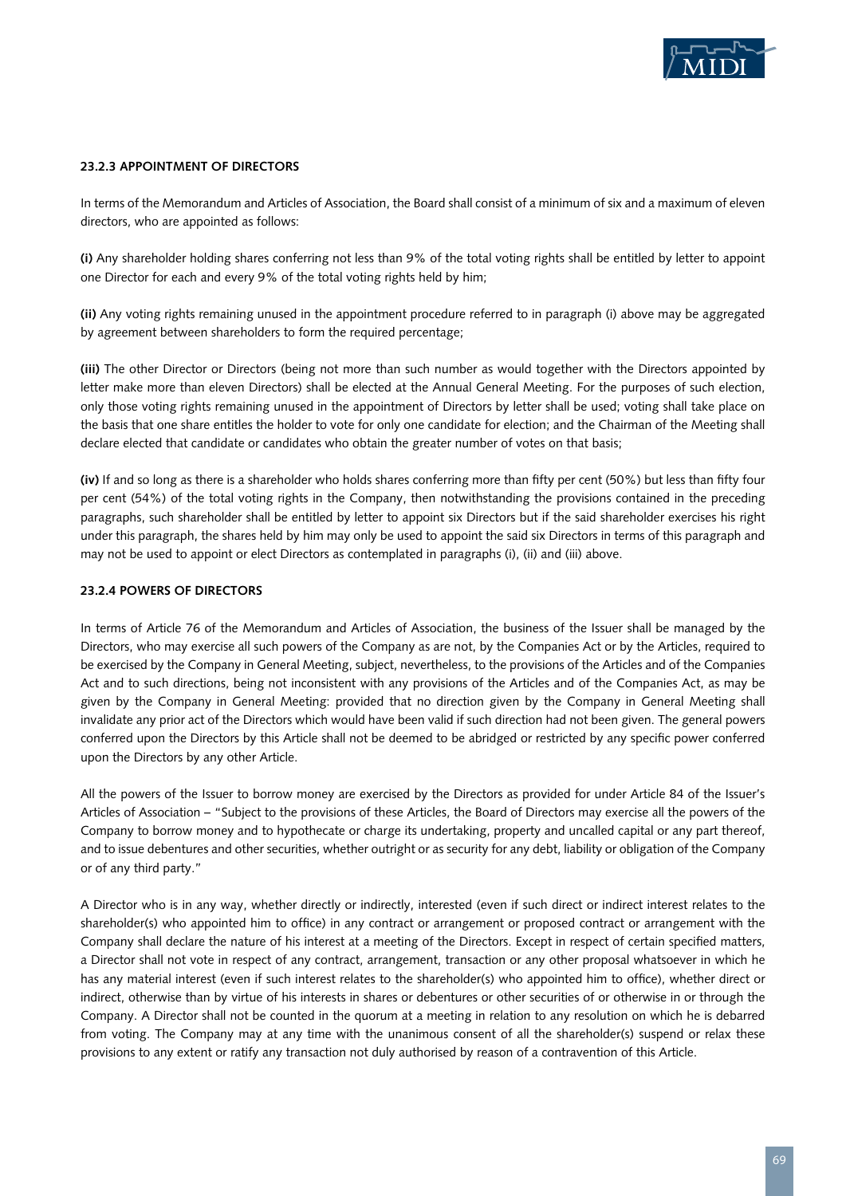#### 23.2.3 APPOINTMENT OF DIRECTORS

In terms of the Memorandum and Articles of Association, the Board shall consist of a minimum of six and a maximum of eleven directors, who are appointed as follows:

**(i)** Any shareholder holding shares conferring not less than 9% of the total voting rights shall be entitled by letter to appoint one Director for each and every 9% of the total voting rights held by him;

**(ii)** Any voting rights remaining unused in the appointment procedure referred to in paragraph (i) above may be aggregated by agreement between shareholders to form the required percentage;

**(iii)** The other Director or Directors (being not more than such number as would together with the Directors appointed by letter make more than eleven Directors) shall be elected at the Annual General Meeting. For the purposes of such election, only those voting rights remaining unused in the appointment of Directors by letter shall be used; voting shall take place on the basis that one share entitles the holder to vote for only one candidate for election; and the Chairman of the Meeting shall declare elected that candidate or candidates who obtain the greater number of votes on that basis;

**(iv)** If and so long as there is a shareholder who holds shares conferring more than fifty per cent (50%) but less than fifty four per cent (54%) of the total voting rights in the Company, then notwithstanding the provisions contained in the preceding paragraphs, such shareholder shall be entitled by letter to appoint six Directors but if the said shareholder exercises his right under this paragraph, the shares held by him may only be used to appoint the said six Directors in terms of this paragraph and may not be used to appoint or elect Directors as contemplated in paragraphs (i), (ii) and (iii) above.

#### 23.2.4 POWERS OF DIRECTORS

In terms of Article 76 of the Memorandum and Articles of Association, the business of the Issuer shall be managed by the Directors, who may exercise all such powers of the Company as are not, by the Companies Act or by the Articles, required to be exercised by the Company in General Meeting, subject, nevertheless, to the provisions of the Articles and of the Companies Act and to such directions, being not inconsistent with any provisions of the Articles and of the Companies Act, as may be given by the Company in General Meeting: provided that no direction given by the Company in General Meeting shall invalidate any prior act of the Directors which would have been valid if such direction had not been given. The general powers conferred upon the Directors by this Article shall not be deemed to be abridged or restricted by any specific power conferred upon the Directors by any other Article.

All the powers of the Issuer to borrow money are exercised by the Directors as provided for under Article 84 of the Issuer's Articles of Association – "Subject to the provisions of these Articles, the Board of Directors may exercise all the powers of the Company to borrow money and to hypothecate or charge its undertaking, property and uncalled capital or any part thereof, and to issue debentures and other securities, whether outright or as security for any debt, liability or obligation of the Company or of any third party."

A Director who is in any way, whether directly or indirectly, interested (even if such direct or indirect interest relates to the shareholder(s) who appointed him to office) in any contract or arrangement or proposed contract or arrangement with the Company shall declare the nature of his interest at a meeting of the Directors. Except in respect of certain specified matters, a Director shall not vote in respect of any contract, arrangement, transaction or any other proposal whatsoever in which he has any material interest (even if such interest relates to the shareholder(s) who appointed him to office), whether direct or indirect, otherwise than by virtue of his interests in shares or debentures or other securities of or otherwise in or through the Company. A Director shall not be counted in the quorum at a meeting in relation to any resolution on which he is debarred from voting. The Company may at any time with the unanimous consent of all the shareholder(s) suspend or relax these provisions to any extent or ratify any transaction not duly authorised by reason of a contravention of this Article.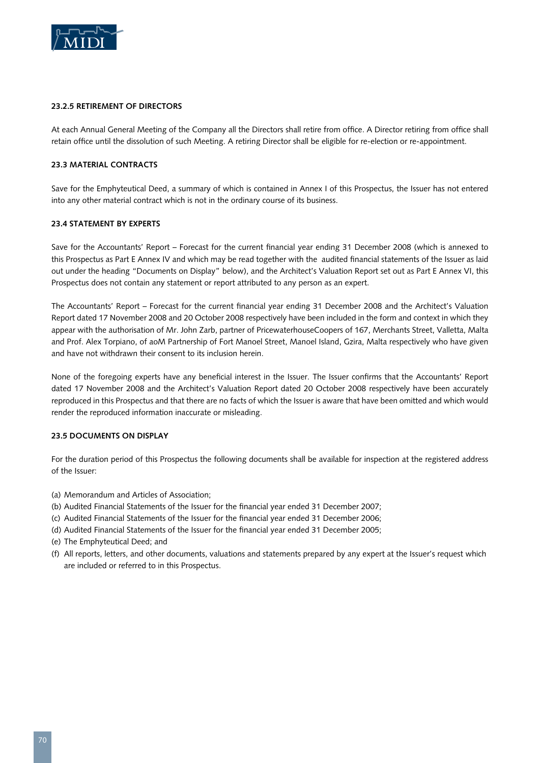### 23.2.5 RETIREMENT OF DIRECTORS

At each Annual General Meeting of the Company all the Directors shall retire from office. A Director retiring from office shall retain office until the dissolution of such Meeting. A retiring Director shall be eligible for re-election or re-appointment.

### 23.3 MATERIAL CONTRACTS

Save for the Emphyteutical Deed, a summary of which is contained in Annex I of this Prospectus, the Issuer has not entered into any other material contract which is not in the ordinary course of its business.

### 23.4 STATEMENT BY EXPERTS

Save for the Accountants' Report – Forecast for the current financial year ending 31 December 2008 (which is annexed to this Prospectus as Part E Annex IV and which may be read together with the audited financial statements of the Issuer as laid out under the heading "Documents on Display" below), and the Architect's Valuation Report set out as Part E Annex VI, this Prospectus does not contain any statement or report attributed to any person as an expert.

The Accountants' Report – Forecast for the current financial year ending 31 December 2008 and the Architect's Valuation Report dated 17 November 2008 and 20 October 2008 respectively have been included in the form and context in which they appear with the authorisation of Mr. John Zarb, partner of PricewaterhouseCoopers of 167, Merchants Street, Valletta, Malta and Prof. Alex Torpiano, of aoM Partnership of Fort Manoel Street, Manoel Island, Gzira, Malta respectively who have given and have not withdrawn their consent to its inclusion herein.

None of the foregoing experts have any beneficial interest in the Issuer. The Issuer confirms that the Accountants' Report dated 17 November 2008 and the Architect's Valuation Report dated 20 October 2008 respectively have been accurately reproduced in this Prospectus and that there are no facts of which the Issuer is aware that have been omitted and which would render the reproduced information inaccurate or misleading.

### 23.5 DOCUMENTS ON DISPLAY

For the duration period of this Prospectus the following documents shall be available for inspection at the registered address of the Issuer:

(a) Memorandum and Articles of Association;
(b) Audited Financial Statements of the Issuer for the financial year ended 31 December 2007;
(c) Audited Financial Statements of the Issuer for the financial year ended 31 December 2006;
(d) Audited Financial Statements of the Issuer for the financial year ended 31 December 2005;
(e) The Emphyteutical Deed; and
(f) All reports, letters, and other documents, valuations and statements prepared by any expert at the Issuer's request which are included or referred to in this Prospectus.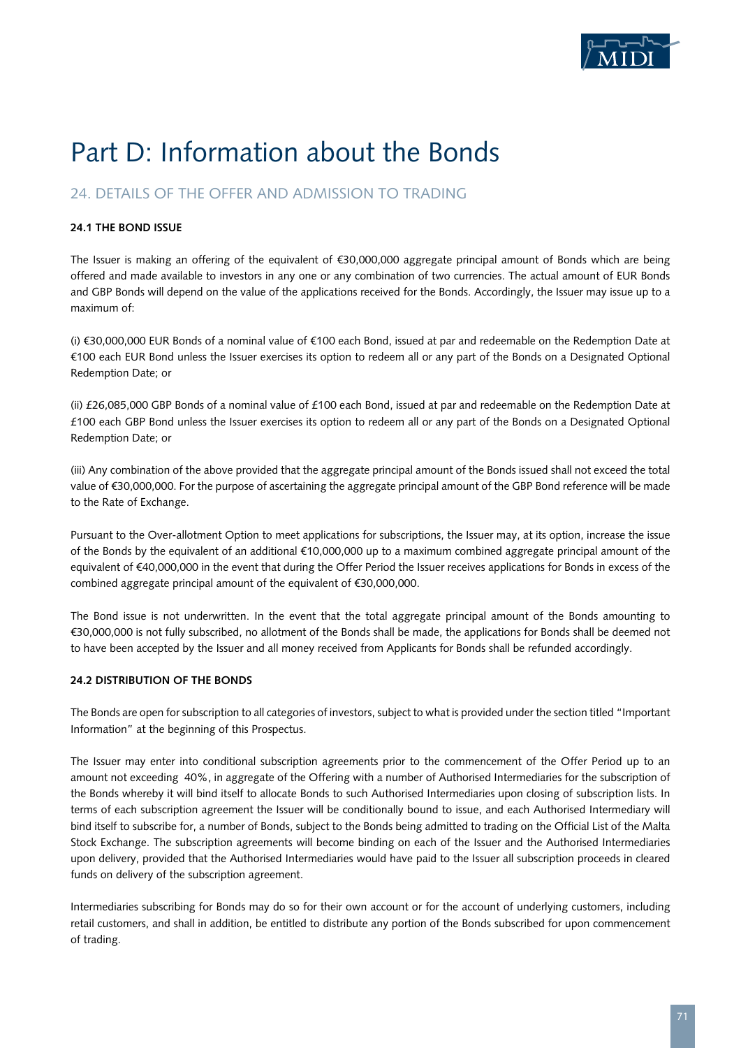# Part D: Information about the Bonds

## 24. DETAILS OF THE OFFER AND ADMISSION TO TRADING

### 24.1 THE BOND ISSUE

The Issuer is making an offering of the equivalent of €30,000,000 aggregate principal amount of Bonds which are being offered and made available to investors in any one or any combination of two currencies. The actual amount of EUR Bonds and GBP Bonds will depend on the value of the applications received for the Bonds. Accordingly, the Issuer may issue up to a maximum of:

(i) €30,000,000 EUR Bonds of a nominal value of €100 each Bond, issued at par and redeemable on the Redemption Date at €100 each EUR Bond unless the Issuer exercises its option to redeem all or any part of the Bonds on a Designated Optional Redemption Date; or

(ii) £26,085,000 GBP Bonds of a nominal value of £100 each Bond, issued at par and redeemable on the Redemption Date at £100 each GBP Bond unless the Issuer exercises its option to redeem all or any part of the Bonds on a Designated Optional Redemption Date; or

(iii) Any combination of the above provided that the aggregate principal amount of the Bonds issued shall not exceed the total value of €30,000,000. For the purpose of ascertaining the aggregate principal amount of the GBP Bond reference will be made to the Rate of Exchange.

Pursuant to the Over-allotment Option to meet applications for subscriptions, the Issuer may, at its option, increase the issue of the Bonds by the equivalent of an additional €10,000,000 up to a maximum combined aggregate principal amount of the equivalent of €40,000,000 in the event that during the Offer Period the Issuer receives applications for Bonds in excess of the combined aggregate principal amount of the equivalent of €30,000,000.

The Bond issue is not underwritten. In the event that the total aggregate principal amount of the Bonds amounting to €30,000,000 is not fully subscribed, no allotment of the Bonds shall be made, the applications for Bonds shall be deemed not to have been accepted by the Issuer and all money received from Applicants for Bonds shall be refunded accordingly.

### 24.2 DISTRIBUTION OF THE BONDS

The Bonds are open for subscription to all categories of investors, subject to what is provided under the section titled "Important Information" at the beginning of this Prospectus.

The Issuer may enter into conditional subscription agreements prior to the commencement of the Offer Period up to an amount not exceeding 40%, in aggregate of the Offering with a number of Authorised Intermediaries for the subscription of the Bonds whereby it will bind itself to allocate Bonds to such Authorised Intermediaries upon closing of subscription lists. In terms of each subscription agreement the Issuer will be conditionally bound to issue, and each Authorised Intermediary will bind itself to subscribe for, a number of Bonds, subject to the Bonds being admitted to trading on the Official List of the Malta Stock Exchange. The subscription agreements will become binding on each of the Issuer and the Authorised Intermediaries upon delivery, provided that the Authorised Intermediaries would have paid to the Issuer all subscription proceeds in cleared funds on delivery of the subscription agreement.

Intermediaries subscribing for Bonds may do so for their own account or for the account of underlying customers, including retail customers, and shall in addition, be entitled to distribute any portion of the Bonds subscribed for upon commencement of trading.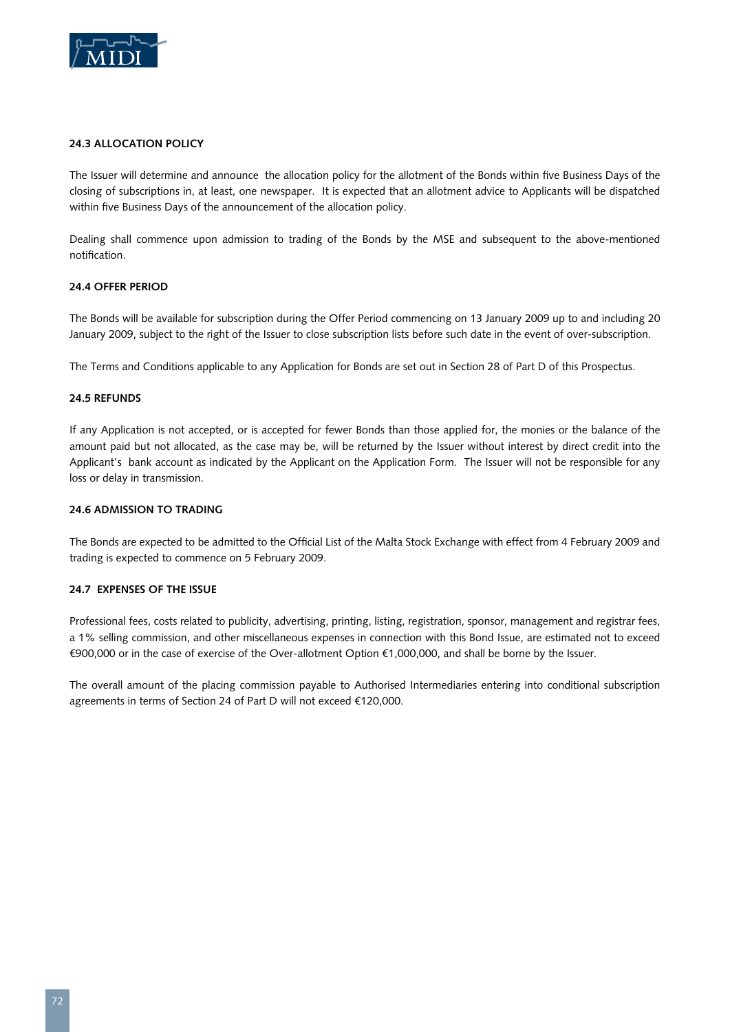#### 24.3 ALLOCATION POLICY

The Issuer will determine and announce the allocation policy for the allotment of the Bonds within five Business Days of the closing of subscriptions in, at least, one newspaper. It is expected that an allotment advice to Applicants will be dispatched within five Business Days of the announcement of the allocation policy.

Dealing shall commence upon admission to trading of the Bonds by the MSE and subsequent to the above-mentioned notification.

#### 24.4 OFFER PERIOD

The Bonds will be available for subscription during the Offer Period commencing on 13 January 2009 up to and including 20 January 2009, subject to the right of the Issuer to close subscription lists before such date in the event of over-subscription.

The Terms and Conditions applicable to any Application for Bonds are set out in Section 28 of Part D of this Prospectus.

#### 24.5 REFUNDS

If any Application is not accepted, or is accepted for fewer Bonds than those applied for, the monies or the balance of the amount paid but not allocated, as the case may be, will be returned by the Issuer without interest by direct credit into the Applicant's bank account as indicated by the Applicant on the Application Form. The Issuer will not be responsible for any loss or delay in transmission.

#### 24.6 ADMISSION TO TRADING

The Bonds are expected to be admitted to the Official List of the Malta Stock Exchange with effect from 4 February 2009 and trading is expected to commence on 5 February 2009.

#### 24.7 EXPENSES OF THE ISSUE

Professional fees, costs related to publicity, advertising, printing, listing, registration, sponsor, management and registrar fees, a 1% selling commission, and other miscellaneous expenses in connection with this Bond Issue, are estimated not to exceed €900,000 or in the case of exercise of the Over-allotment Option €1,000,000, and shall be borne by the Issuer.

The overall amount of the placing commission payable to Authorised Intermediaries entering into conditional subscription agreements in terms of Section 24 of Part D will not exceed €120,000.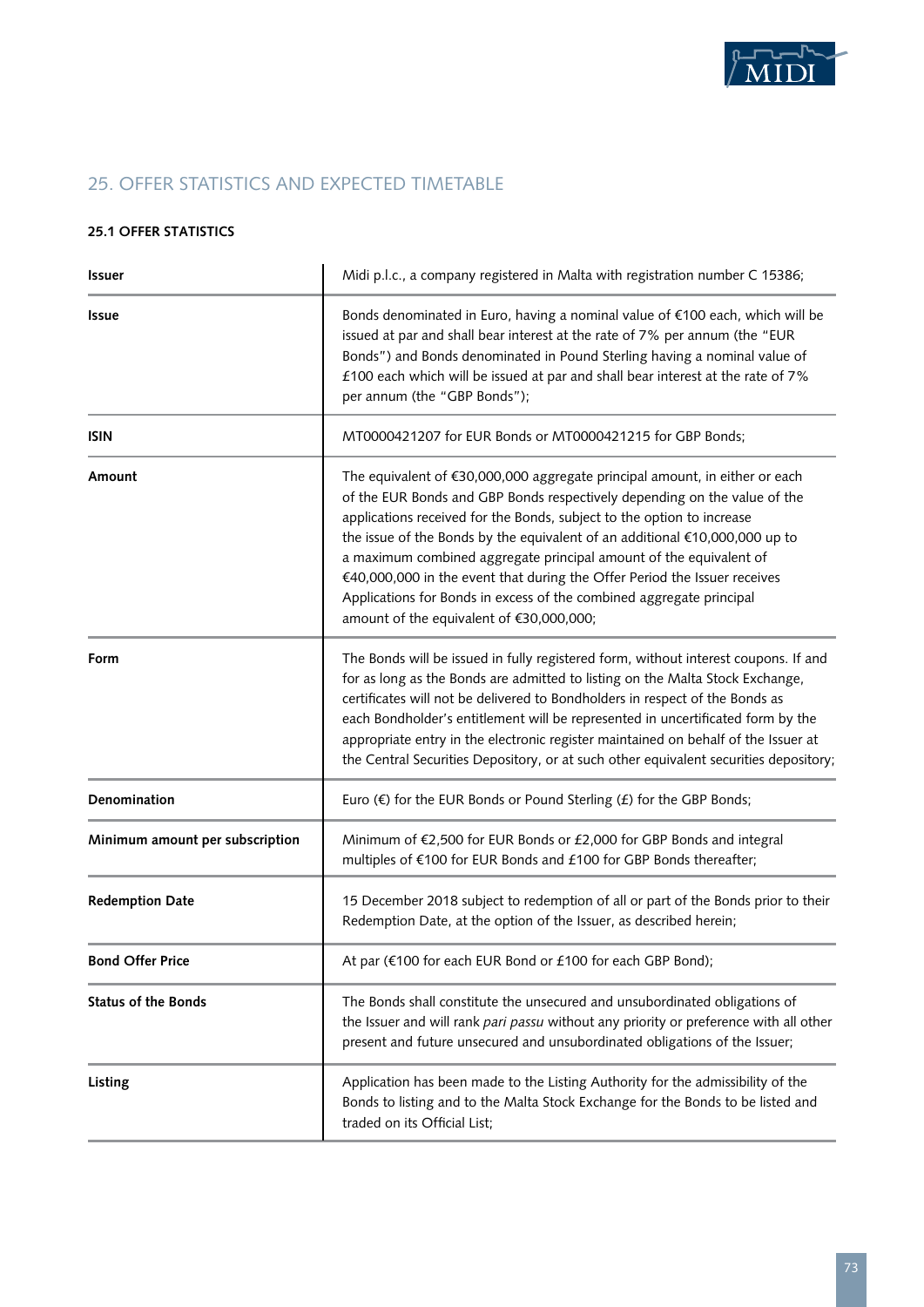## 25. OFFER STATISTICS AND EXPECTED TIMETABLE

### 25.1 OFFER STATISTICS

| | |
|---|---|
| **Issuer** | Midi p.l.c., a company registered in Malta with registration number C 15386; |
| **Issue** | Bonds denominated in Euro, having a nominal value of €100 each, which will be issued at par and shall bear interest at the rate of 7% per annum (the "EUR Bonds") and Bonds denominated in Pound Sterling having a nominal value of £100 each which will be issued at par and shall bear interest at the rate of 7% per annum (the "GBP Bonds"); |
| **ISIN** | MT0000421207 for EUR Bonds or MT0000421215 for GBP Bonds; |
| **Amount** | The equivalent of €30,000,000 aggregate principal amount, in either or each of the EUR Bonds and GBP Bonds respectively depending on the value of the applications received for the Bonds, subject to the option to increase the issue of the Bonds by the equivalent of an additional €10,000,000 up to a maximum combined aggregate principal amount of the equivalent of €40,000,000 in the event that during the Offer Period the Issuer receives Applications for Bonds in excess of the combined aggregate principal amount of the equivalent of €30,000,000; |
| **Form** | The Bonds will be issued in fully registered form, without interest coupons. If and for as long as the Bonds are admitted to listing on the Malta Stock Exchange, certificates will not be delivered to Bondholders in respect of the Bonds as each Bondholder's entitlement will be represented in uncertificated form by the appropriate entry in the electronic register maintained on behalf of the Issuer at the Central Securities Depository, or at such other equivalent securities depository; |
| **Denomination** | Euro (€) for the EUR Bonds or Pound Sterling (£) for the GBP Bonds; |
| **Minimum amount per subscription** | Minimum of €2,500 for EUR Bonds or £2,000 for GBP Bonds and integral multiples of €100 for EUR Bonds and £100 for GBP Bonds thereafter; |
| **Redemption Date** | 15 December 2018 subject to redemption of all or part of the Bonds prior to their Redemption Date, at the option of the Issuer, as described herein; |
| **Bond Offer Price** | At par (€100 for each EUR Bond or £100 for each GBP Bond); |
| **Status of the Bonds** | The Bonds shall constitute the unsecured and unsubordinated obligations of the Issuer and will rank *pari passu* without any priority or preference with all other present and future unsecured and unsubordinated obligations of the Issuer; |
| **Listing** | Application has been made to the Listing Authority for the admissibility of the Bonds to listing and to the Malta Stock Exchange for the Bonds to be listed and traded on its Official List; |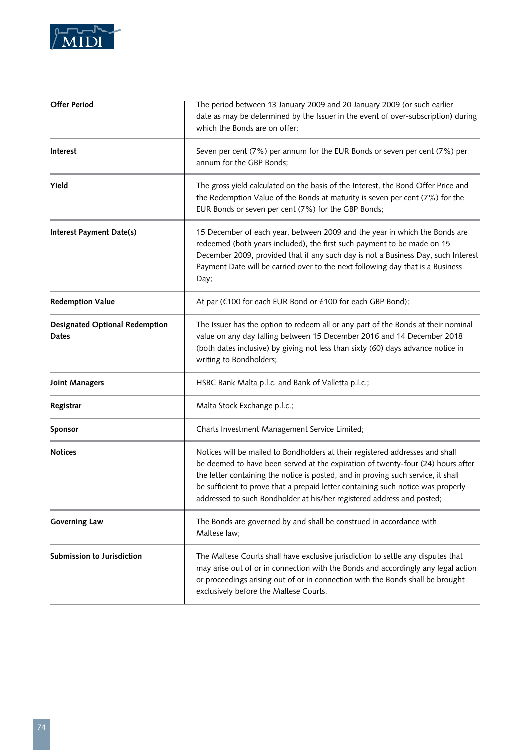| | |
|---|---|
| **Offer Period** | The period between 13 January 2009 and 20 January 2009 (or such earlier date as may be determined by the Issuer in the event of over-subscription) during which the Bonds are on offer; |
| **Interest** | Seven per cent (7%) per annum for the EUR Bonds or seven per cent (7%) per annum for the GBP Bonds; |
| **Yield** | The gross yield calculated on the basis of the Interest, the Bond Offer Price and the Redemption Value of the Bonds at maturity is seven per cent (7%) for the EUR Bonds or seven per cent (7%) for the GBP Bonds; |
| **Interest Payment Date(s)** | 15 December of each year, between 2009 and the year in which the Bonds are redeemed (both years included), the first such payment to be made on 15 December 2009, provided that if any such day is not a Business Day, such Interest Payment Date will be carried over to the next following day that is a Business Day; |
| **Redemption Value** | At par (€100 for each EUR Bond or £100 for each GBP Bond); |
| **Designated Optional Redemption Dates** | The Issuer has the option to redeem all or any part of the Bonds at their nominal value on any day falling between 15 December 2016 and 14 December 2018 (both dates inclusive) by giving not less than sixty (60) days advance notice in writing to Bondholders; |
| **Joint Managers** | HSBC Bank Malta p.l.c. and Bank of Valletta p.l.c.; |
| **Registrar** | Malta Stock Exchange p.l.c.; |
| **Sponsor** | Charts Investment Management Service Limited; |
| **Notices** | Notices will be mailed to Bondholders at their registered addresses and shall be deemed to have been served at the expiration of twenty-four (24) hours after the letter containing the notice is posted, and in proving such service, it shall be sufficient to prove that a prepaid letter containing such notice was properly addressed to such Bondholder at his/her registered address and posted; |
| **Governing Law** | The Bonds are governed by and shall be construed in accordance with Maltese law; |
| **Submission to Jurisdiction** | The Maltese Courts shall have exclusive jurisdiction to settle any disputes that may arise out of or in connection with the Bonds and accordingly any legal action or proceedings arising out of or in connection with the Bonds shall be brought exclusively before the Maltese Courts. |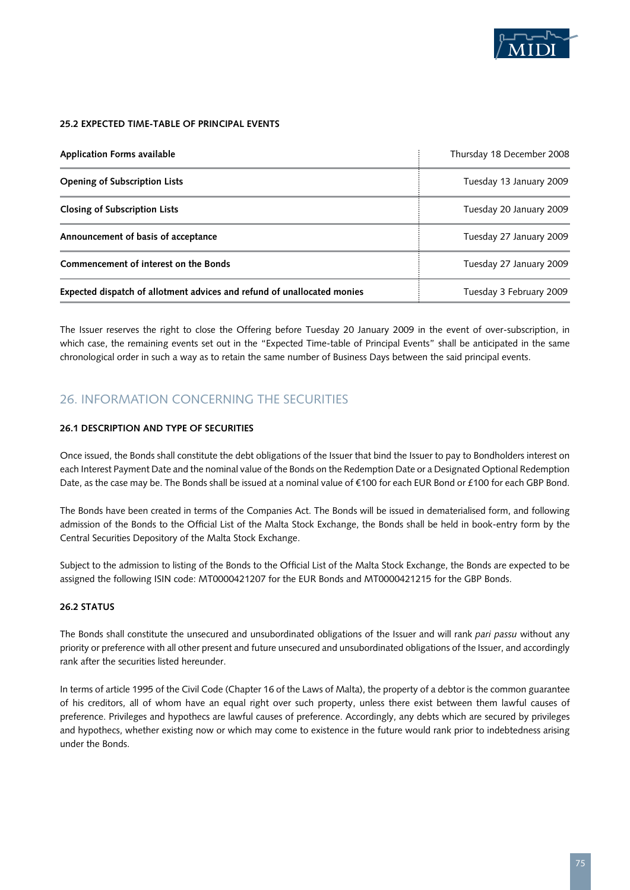### 25.2 EXPECTED TIME-TABLE OF PRINCIPAL EVENTS

| | |
|---|---|
| **Application Forms available** | Thursday 18 December 2008 |
| **Opening of Subscription Lists** | Tuesday 13 January 2009 |
| **Closing of Subscription Lists** | Tuesday 20 January 2009 |
| **Announcement of basis of acceptance** | Tuesday 27 January 2009 |
| **Commencement of interest on the Bonds** | Tuesday 27 January 2009 |
| **Expected dispatch of allotment advices and refund of unallocated monies** | Tuesday 3 February 2009 |

The Issuer reserves the right to close the Offering before Tuesday 20 January 2009 in the event of over-subscription, in which case, the remaining events set out in the "Expected Time-table of Principal Events" shall be anticipated in the same chronological order in such a way as to retain the same number of Business Days between the said principal events.

## 26. INFORMATION CONCERNING THE SECURITIES

### 26.1 DESCRIPTION AND TYPE OF SECURITIES

Once issued, the Bonds shall constitute the debt obligations of the Issuer that bind the Issuer to pay to Bondholders interest on each Interest Payment Date and the nominal value of the Bonds on the Redemption Date or a Designated Optional Redemption Date, as the case may be. The Bonds shall be issued at a nominal value of €100 for each EUR Bond or £100 for each GBP Bond.

The Bonds have been created in terms of the Companies Act. The Bonds will be issued in dematerialised form, and following admission of the Bonds to the Official List of the Malta Stock Exchange, the Bonds shall be held in book-entry form by the Central Securities Depository of the Malta Stock Exchange.

Subject to the admission to listing of the Bonds to the Official List of the Malta Stock Exchange, the Bonds are expected to be assigned the following ISIN code: MT0000421207 for the EUR Bonds and MT0000421215 for the GBP Bonds.

### 26.2 STATUS

The Bonds shall constitute the unsecured and unsubordinated obligations of the Issuer and will rank *pari passu* without any priority or preference with all other present and future unsecured and unsubordinated obligations of the Issuer, and accordingly rank after the securities listed hereunder.

In terms of article 1995 of the Civil Code (Chapter 16 of the Laws of Malta), the property of a debtor is the common guarantee of his creditors, all of whom have an equal right over such property, unless there exist between them lawful causes of preference. Privileges and hypothecs are lawful causes of preference. Accordingly, any debts which are secured by privileges and hypothecs, whether existing now or which may come to existence in the future would rank prior to indebtedness arising under the Bonds.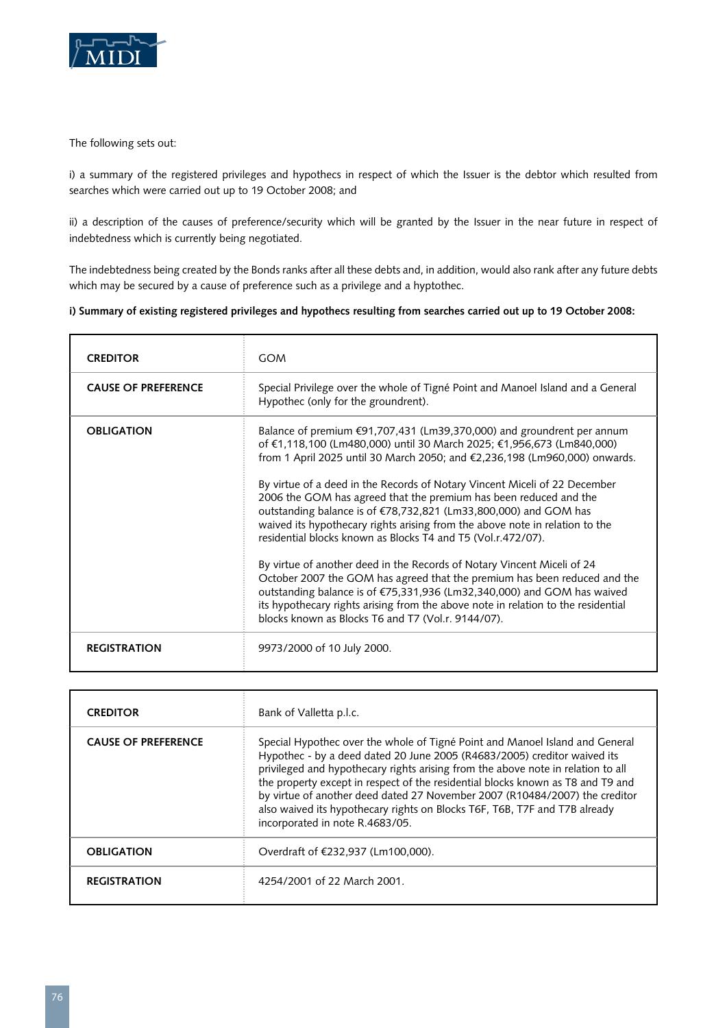The following sets out:

i) a summary of the registered privileges and hypothecs in respect of which the Issuer is the debtor which resulted from searches which were carried out up to 19 October 2008; and

ii) a description of the causes of preference/security which will be granted by the Issuer in the near future in respect of indebtedness which is currently being negotiated.

The indebtedness being created by the Bonds ranks after all these debts and, in addition, would also rank after any future debts which may be secured by a cause of preference such as a privilege and a hyptothec.

**i) Summary of existing registered privileges and hypothecs resulting from searches carried out up to 19 October 2008:**

| **CREDITOR** | GOM |
|---|---|
| **CAUSE OF PREFERENCE** | Special Privilege over the whole of Tigné Point and Manoel Island and a General Hypothec (only for the groundrent). |
| **OBLIGATION** | Balance of premium €91,707,431 (Lm39,370,000) and groundrent per annum of €1,118,100 (Lm480,000) until 30 March 2025; €1,956,673 (Lm840,000) from 1 April 2025 until 30 March 2050; and €2,236,198 (Lm960,000) onwards.<br><br>By virtue of a deed in the Records of Notary Vincent Miceli of 22 December 2006 the GOM has agreed that the premium has been reduced and the outstanding balance is of €78,732,821 (Lm33,800,000) and GOM has waived its hypothecary rights arising from the above note in relation to the residential blocks known as Blocks T4 and T5 (Vol.r.472/07).<br><br>By virtue of another deed in the Records of Notary Vincent Miceli of 24 October 2007 the GOM has agreed that the premium has been reduced and the outstanding balance is of €75,331,936 (Lm32,340,000) and GOM has waived its hypothecary rights arising from the above note in relation to the residential blocks known as Blocks T6 and T7 (Vol.r. 9144/07). |
| **REGISTRATION** | 9973/2000 of 10 July 2000. |

| **CREDITOR** | Bank of Valletta p.l.c. |
|---|---|
| **CAUSE OF PREFERENCE** | Special Hypothec over the whole of Tigné Point and Manoel Island and General Hypothec - by a deed dated 20 June 2005 (R4683/2005) creditor waived its privileged and hypothecary rights arising from the above note in relation to all the property except in respect of the residential blocks known as T8 and T9 and by virtue of another deed dated 27 November 2007 (R10484/2007) the creditor also waived its hypothecary rights on Blocks T6F, T6B, T7F and T7B already incorporated in note R.4683/05. |
| **OBLIGATION** | Overdraft of €232,937 (Lm100,000). |
| **REGISTRATION** | 4254/2001 of 22 March 2001. |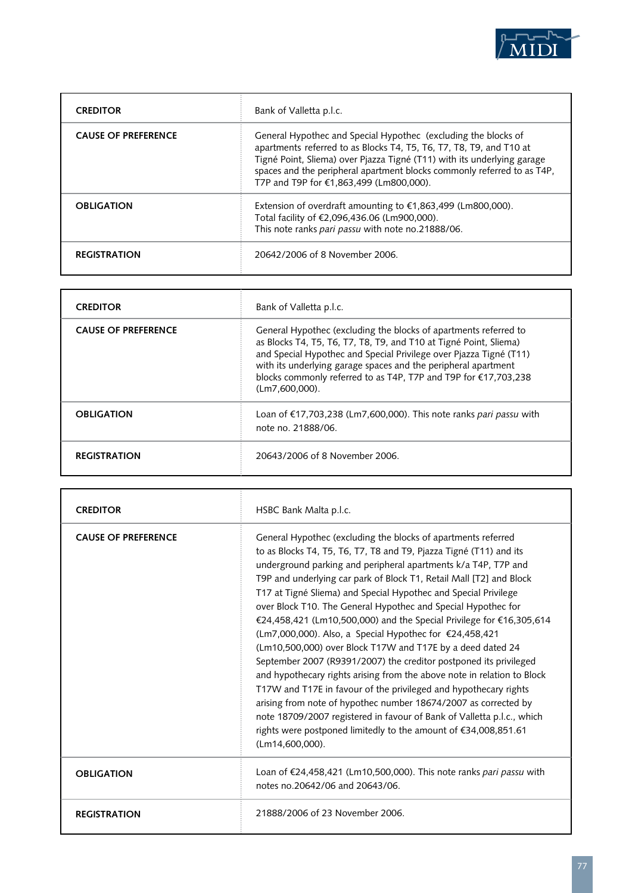| CREDITOR | Bank of Valletta p.l.c. |
|---|---|
| CAUSE OF PREFERENCE | General Hypothec and Special Hypothec (excluding the blocks of apartments referred to as Blocks T4, T5, T6, T7, T8, T9, and T10 at Tigné Point, Sliema) over Pjazza Tigné (T11) with its underlying garage spaces and the peripheral apartment blocks commonly referred to as T4P, T7P and T9P for €1,863,499 (Lm800,000). |
| OBLIGATION | Extension of overdraft amounting to €1,863,499 (Lm800,000). Total facility of €2,096,436.06 (Lm900,000). This note ranks *pari passu* with note no.21888/06. |
| REGISTRATION | 20642/2006 of 8 November 2006. |

| CREDITOR | Bank of Valletta p.l.c. |
|---|---|
| CAUSE OF PREFERENCE | General Hypothec (excluding the blocks of apartments referred to as Blocks T4, T5, T6, T7, T8, T9, and T10 at Tigné Point, Sliema) and Special Hypothec and Special Privilege over Pjazza Tigné (T11) with its underlying garage spaces and the peripheral apartment blocks commonly referred to as T4P, T7P and T9P for €17,703,238 (Lm7,600,000). |
| OBLIGATION | Loan of €17,703,238 (Lm7,600,000). This note ranks *pari passu* with note no. 21888/06. |
| REGISTRATION | 20643/2006 of 8 November 2006. |

| CREDITOR | HSBC Bank Malta p.l.c. |
|---|---|
| CAUSE OF PREFERENCE | General Hypothec (excluding the blocks of apartments referred to as Blocks T4, T5, T6, T7, T8 and T9, Pjazza Tigné (T11) and its underground parking and peripheral apartments k/a T4P, T7P and T9P and underlying car park of Block T1, Retail Mall [T2] and Block T17 at Tigné Sliema) and Special Hypothec and Special Privilege over Block T10. The General Hypothec and Special Hypothec for €24,458,421 (Lm10,500,000) and the Special Privilege for €16,305,614 (Lm7,000,000). Also, a Special Hypothec for €24,458,421 (Lm10,500,000) over Block T17W and T17E by a deed dated 24 September 2007 (R9391/2007) the creditor postponed its privileged and hypothecary rights arising from the above note in relation to Block T17W and T17E in favour of the privileged and hypothecary rights arising from note of hypothec number 18674/2007 as corrected by note 18709/2007 registered in favour of Bank of Valletta p.l.c., which rights were postponed limitedly to the amount of €34,008,851.61 (Lm14,600,000). |
| OBLIGATION | Loan of €24,458,421 (Lm10,500,000). This note ranks *pari passu* with notes no.20642/06 and 20643/06. |
| REGISTRATION | 21888/2006 of 23 November 2006. |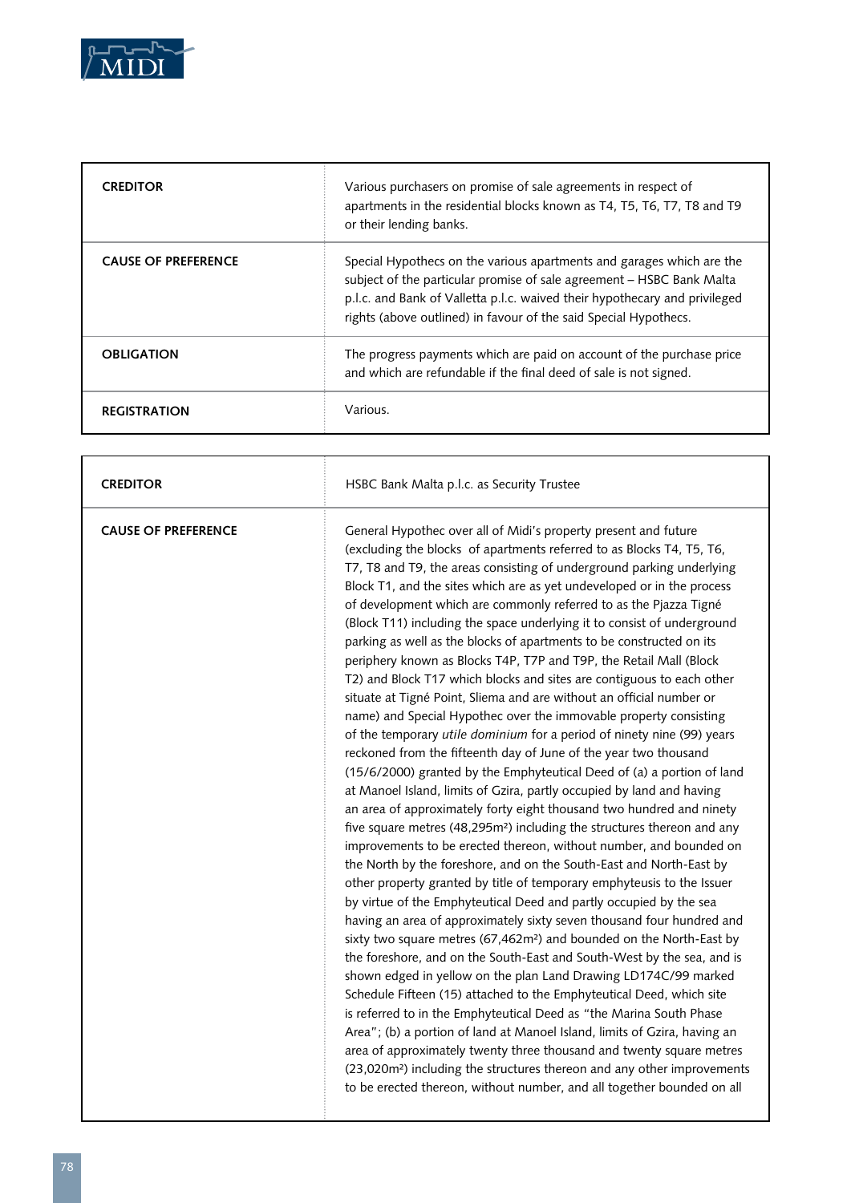| | |
|---|---|
| **CREDITOR** | Various purchasers on promise of sale agreements in respect of apartments in the residential blocks known as T4, T5, T6, T7, T8 and T9 or their lending banks. |
| **CAUSE OF PREFERENCE** | Special Hypothecs on the various apartments and garages which are the subject of the particular promise of sale agreement – HSBC Bank Malta p.l.c. and Bank of Valletta p.l.c. waived their hypothecary and privileged rights (above outlined) in favour of the said Special Hypothecs. |
| **OBLIGATION** | The progress payments which are paid on account of the purchase price and which are refundable if the final deed of sale is not signed. |
| **REGISTRATION** | Various. |

| | |
|---|---|
| **CREDITOR** | HSBC Bank Malta p.l.c. as Security Trustee |
| **CAUSE OF PREFERENCE** | General Hypothec over all of Midi's property present and future (excluding the blocks of apartments referred to as Blocks T4, T5, T6, T7, T8 and T9, the areas consisting of underground parking underlying Block T1, and the sites which are as yet undeveloped or in the process of development which are commonly referred to as the Pjazza Tigné (Block T11) including the space underlying it to consist of underground parking as well as the blocks of apartments to be constructed on its periphery known as Blocks T4P, T7P and T9P, the Retail Mall (Block T2) and Block T17 which blocks and sites are contiguous to each other situate at Tigné Point, Sliema and are without an official number or name) and Special Hypothec over the immovable property consisting of the temporary *utile dominium* for a period of ninety nine (99) years reckoned from the fifteenth day of June of the year two thousand (15/6/2000) granted by the Emphyteutical Deed of (a) a portion of land at Manoel Island, limits of Gzira, partly occupied by land and having an area of approximately forty eight thousand two hundred and ninety five square metres (48,295m²) including the structures thereon and any improvements to be erected thereon, without number, and bounded on the North by the foreshore, and on the South-East and North-East by other property granted by title of temporary emphyteusis to the Issuer by virtue of the Emphyteutical Deed and partly occupied by the sea having an area of approximately sixty seven thousand four hundred and sixty two square metres (67,462m²) and bounded on the North-East by the foreshore, and on the South-East and South-West by the sea, and is shown edged in yellow on the plan Land Drawing LD174C/99 marked Schedule Fifteen (15) attached to the Emphyteutical Deed, which site is referred to in the Emphyteutical Deed as "the Marina South Phase Area"; (b) a portion of land at Manoel Island, limits of Gzira, having an area of approximately twenty three thousand and twenty square metres (23,020m²) including the structures thereon and any other improvements to be erected thereon, without number, and all together bounded on all |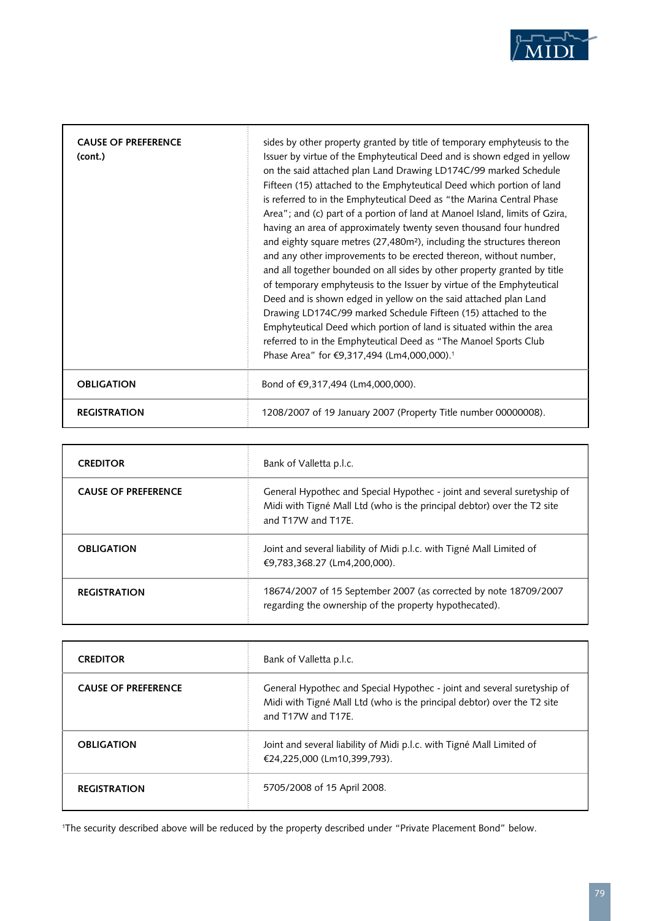| CAUSE OF PREFERENCE (cont.) | sides by other property granted by title of temporary emphyteusis to the Issuer by virtue of the Emphyteutical Deed and is shown edged in yellow on the said attached plan Land Drawing LD174C/99 marked Schedule Fifteen (15) attached to the Emphyteutical Deed which portion of land is referred to in the Emphyteutical Deed as "the Marina Central Phase Area"; and (c) part of a portion of land at Manoel Island, limits of Gzira, having an area of approximately twenty seven thousand four hundred and eighty square metres (27,480m²), including the structures thereon and any other improvements to be erected thereon, without number, and all together bounded on all sides by other property granted by title of temporary emphyteusis to the Issuer by virtue of the Emphyteutical Deed and is shown edged in yellow on the said attached plan Land Drawing LD174C/99 marked Schedule Fifteen (15) attached to the Emphyteutical Deed which portion of land is situated within the area referred to in the Emphyteutical Deed as "The Manoel Sports Club Phase Area" for €9,317,494 (Lm4,000,000).[1] |
|---|---|
| OBLIGATION | Bond of €9,317,494 (Lm4,000,000). |
| REGISTRATION | 1208/2007 of 19 January 2007 (Property Title number 00000008). |

| CREDITOR | Bank of Valletta p.l.c. |
|---|---|
| CAUSE OF PREFERENCE | General Hypothec and Special Hypothec - joint and several suretyship of Midi with Tigné Mall Ltd (who is the principal debtor) over the T2 site and T17W and T17E. |
| OBLIGATION | Joint and several liability of Midi p.l.c. with Tigné Mall Limited of €9,783,368.27 (Lm4,200,000). |
| REGISTRATION | 18674/2007 of 15 September 2007 (as corrected by note 18709/2007 regarding the ownership of the property hypothecated). |

| CREDITOR | Bank of Valletta p.l.c. |
|---|---|
| CAUSE OF PREFERENCE | General Hypothec and Special Hypothec - joint and several suretyship of Midi with Tigné Mall Ltd (who is the principal debtor) over the T2 site and T17W and T17E. |
| OBLIGATION | Joint and several liability of Midi p.l.c. with Tigné Mall Limited of €24,225,000 (Lm10,399,793). |
| REGISTRATION | 5705/2008 of 15 April 2008. |

[1]The security described above will be reduced by the property described under "Private Placement Bond" below.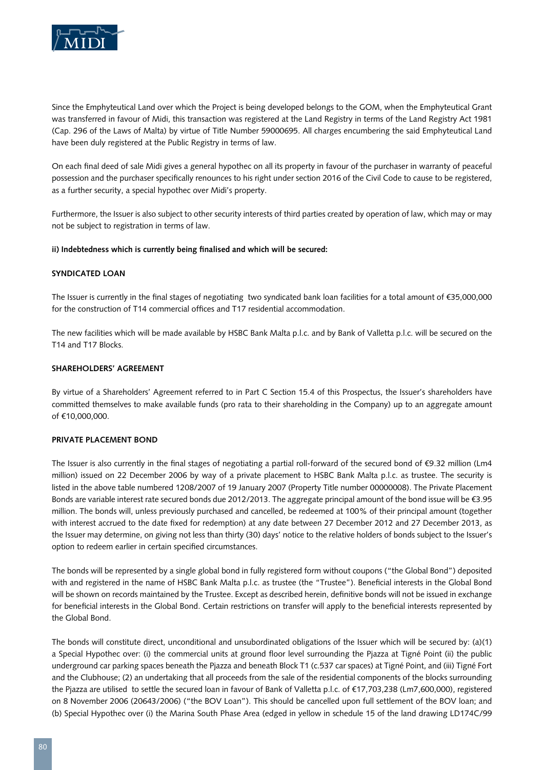Since the Emphyteutical Land over which the Project is being developed belongs to the GOM, when the Emphyteutical Grant was transferred in favour of Midi, this transaction was registered at the Land Registry in terms of the Land Registry Act 1981 (Cap. 296 of the Laws of Malta) by virtue of Title Number 59000695. All charges encumbering the said Emphyteutical Land have been duly registered at the Public Registry in terms of law.

On each final deed of sale Midi gives a general hypothec on all its property in favour of the purchaser in warranty of peaceful possession and the purchaser specifically renounces to his right under section 2016 of the Civil Code to cause to be registered, as a further security, a special hypothec over Midi's property.

Furthermore, the Issuer is also subject to other security interests of third parties created by operation of law, which may or may not be subject to registration in terms of law.

**ii) Indebtedness which is currently being finalised and which will be secured:**

**SYNDICATED LOAN**

The Issuer is currently in the final stages of negotiating two syndicated bank loan facilities for a total amount of €35,000,000 for the construction of T14 commercial offices and T17 residential accommodation.

The new facilities which will be made available by HSBC Bank Malta p.l.c. and by Bank of Valletta p.l.c. will be secured on the T14 and T17 Blocks.

**SHAREHOLDERS' AGREEMENT**

By virtue of a Shareholders' Agreement referred to in Part C Section 15.4 of this Prospectus, the Issuer's shareholders have committed themselves to make available funds (pro rata to their shareholding in the Company) up to an aggregate amount of €10,000,000.

**PRIVATE PLACEMENT BOND**

The Issuer is also currently in the final stages of negotiating a partial roll-forward of the secured bond of €9.32 million (Lm4 million) issued on 22 December 2006 by way of a private placement to HSBC Bank Malta p.l.c. as trustee. The security is listed in the above table numbered 1208/2007 of 19 January 2007 (Property Title number 00000008). The Private Placement Bonds are variable interest rate secured bonds due 2012/2013. The aggregate principal amount of the bond issue will be €3.95 million. The bonds will, unless previously purchased and cancelled, be redeemed at 100% of their principal amount (together with interest accrued to the date fixed for redemption) at any date between 27 December 2012 and 27 December 2013, as the Issuer may determine, on giving not less than thirty (30) days' notice to the relative holders of bonds subject to the Issuer's option to redeem earlier in certain specified circumstances.

The bonds will be represented by a single global bond in fully registered form without coupons ("the Global Bond") deposited with and registered in the name of HSBC Bank Malta p.l.c. as trustee (the "Trustee"). Beneficial interests in the Global Bond will be shown on records maintained by the Trustee. Except as described herein, definitive bonds will not be issued in exchange for beneficial interests in the Global Bond. Certain restrictions on transfer will apply to the beneficial interests represented by the Global Bond.

The bonds will constitute direct, unconditional and unsubordinated obligations of the Issuer which will be secured by: (a)(1) a Special Hypothec over: (i) the commercial units at ground floor level surrounding the Pjazza at Tigné Point (ii) the public underground car parking spaces beneath the Pjazza and beneath Block T1 (c.537 car spaces) at Tigné Point, and (iii) Tigné Fort and the Clubhouse; (2) an undertaking that all proceeds from the sale of the residential components of the blocks surrounding the Pjazza are utilised to settle the secured loan in favour of Bank of Valletta p.l.c. of €17,703,238 (Lm7,600,000), registered on 8 November 2006 (20643/2006) ("the BOV Loan"). This should be cancelled upon full settlement of the BOV loan; and (b) Special Hypothec over (i) the Marina South Phase Area (edged in yellow in schedule 15 of the land drawing LD174C/99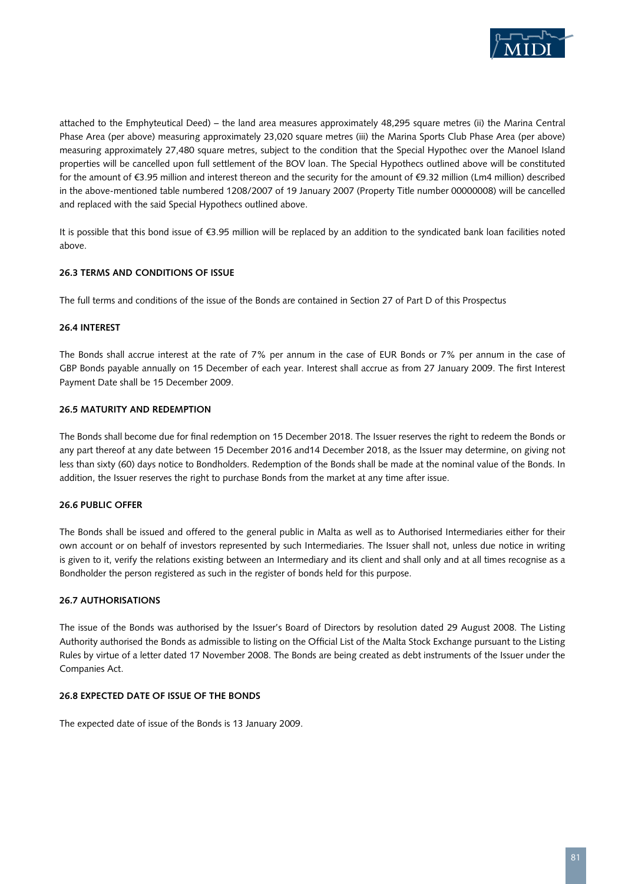attached to the Emphyteutical Deed) – the land area measures approximately 48,295 square metres (ii) the Marina Central Phase Area (per above) measuring approximately 23,020 square metres (iii) the Marina Sports Club Phase Area (per above) measuring approximately 27,480 square metres, subject to the condition that the Special Hypothec over the Manoel Island properties will be cancelled upon full settlement of the BOV loan. The Special Hypothecs outlined above will be constituted for the amount of €3.95 million and interest thereon and the security for the amount of €9.32 million (Lm4 million) described in the above-mentioned table numbered 1208/2007 of 19 January 2007 (Property Title number 00000008) will be cancelled and replaced with the said Special Hypothecs outlined above.

It is possible that this bond issue of €3.95 million will be replaced by an addition to the syndicated bank loan facilities noted above.

#### 26.3 TERMS AND CONDITIONS OF ISSUE

The full terms and conditions of the issue of the Bonds are contained in Section 27 of Part D of this Prospectus

#### 26.4 INTEREST

The Bonds shall accrue interest at the rate of 7% per annum in the case of EUR Bonds or 7% per annum in the case of GBP Bonds payable annually on 15 December of each year. Interest shall accrue as from 27 January 2009. The first Interest Payment Date shall be 15 December 2009.

#### 26.5 MATURITY AND REDEMPTION

The Bonds shall become due for final redemption on 15 December 2018. The Issuer reserves the right to redeem the Bonds or any part thereof at any date between 15 December 2016 and14 December 2018, as the Issuer may determine, on giving not less than sixty (60) days notice to Bondholders. Redemption of the Bonds shall be made at the nominal value of the Bonds. In addition, the Issuer reserves the right to purchase Bonds from the market at any time after issue.

#### 26.6 PUBLIC OFFER

The Bonds shall be issued and offered to the general public in Malta as well as to Authorised Intermediaries either for their own account or on behalf of investors represented by such Intermediaries. The Issuer shall not, unless due notice in writing is given to it, verify the relations existing between an Intermediary and its client and shall only and at all times recognise as a Bondholder the person registered as such in the register of bonds held for this purpose.

#### 26.7 AUTHORISATIONS

The issue of the Bonds was authorised by the Issuer's Board of Directors by resolution dated 29 August 2008. The Listing Authority authorised the Bonds as admissible to listing on the Official List of the Malta Stock Exchange pursuant to the Listing Rules by virtue of a letter dated 17 November 2008. The Bonds are being created as debt instruments of the Issuer under the Companies Act.

#### 26.8 EXPECTED DATE OF ISSUE OF THE BONDS

The expected date of issue of the Bonds is 13 January 2009.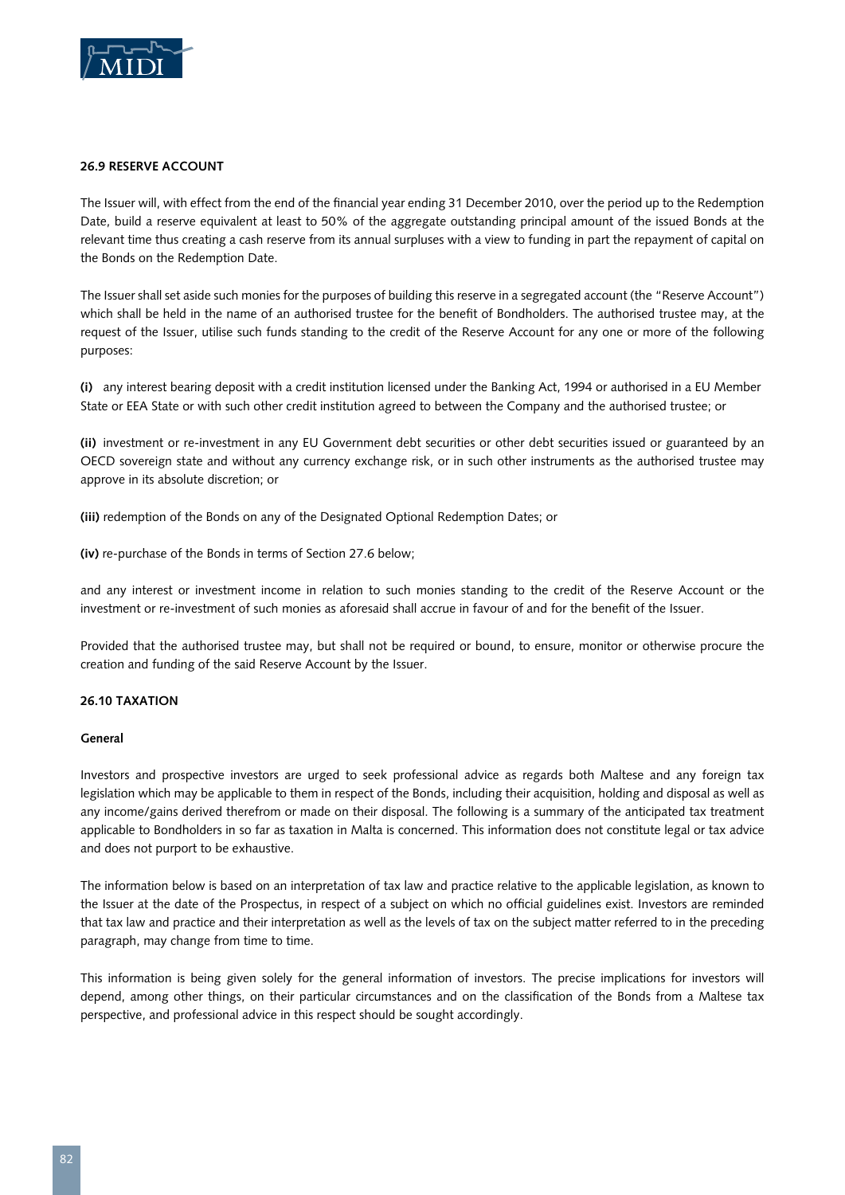#### 26.9 RESERVE ACCOUNT

The Issuer will, with effect from the end of the financial year ending 31 December 2010, over the period up to the Redemption Date, build a reserve equivalent at least to 50% of the aggregate outstanding principal amount of the issued Bonds at the relevant time thus creating a cash reserve from its annual surpluses with a view to funding in part the repayment of capital on the Bonds on the Redemption Date.

The Issuer shall set aside such monies for the purposes of building this reserve in a segregated account (the "Reserve Account") which shall be held in the name of an authorised trustee for the benefit of Bondholders. The authorised trustee may, at the request of the Issuer, utilise such funds standing to the credit of the Reserve Account for any one or more of the following purposes:

**(i)** any interest bearing deposit with a credit institution licensed under the Banking Act, 1994 or authorised in a EU Member State or EEA State or with such other credit institution agreed to between the Company and the authorised trustee; or

**(ii)** investment or re-investment in any EU Government debt securities or other debt securities issued or guaranteed by an OECD sovereign state and without any currency exchange risk, or in such other instruments as the authorised trustee may approve in its absolute discretion; or

**(iii)** redemption of the Bonds on any of the Designated Optional Redemption Dates; or

**(iv)** re-purchase of the Bonds in terms of Section 27.6 below;

and any interest or investment income in relation to such monies standing to the credit of the Reserve Account or the investment or re-investment of such monies as aforesaid shall accrue in favour of and for the benefit of the Issuer.

Provided that the authorised trustee may, but shall not be required or bound, to ensure, monitor or otherwise procure the creation and funding of the said Reserve Account by the Issuer.

#### 26.10 TAXATION

**General**

Investors and prospective investors are urged to seek professional advice as regards both Maltese and any foreign tax legislation which may be applicable to them in respect of the Bonds, including their acquisition, holding and disposal as well as any income/gains derived therefrom or made on their disposal. The following is a summary of the anticipated tax treatment applicable to Bondholders in so far as taxation in Malta is concerned. This information does not constitute legal or tax advice and does not purport to be exhaustive.

The information below is based on an interpretation of tax law and practice relative to the applicable legislation, as known to the Issuer at the date of the Prospectus, in respect of a subject on which no official guidelines exist. Investors are reminded that tax law and practice and their interpretation as well as the levels of tax on the subject matter referred to in the preceding paragraph, may change from time to time.

This information is being given solely for the general information of investors. The precise implications for investors will depend, among other things, on their particular circumstances and on the classification of the Bonds from a Maltese tax perspective, and professional advice in this respect should be sought accordingly.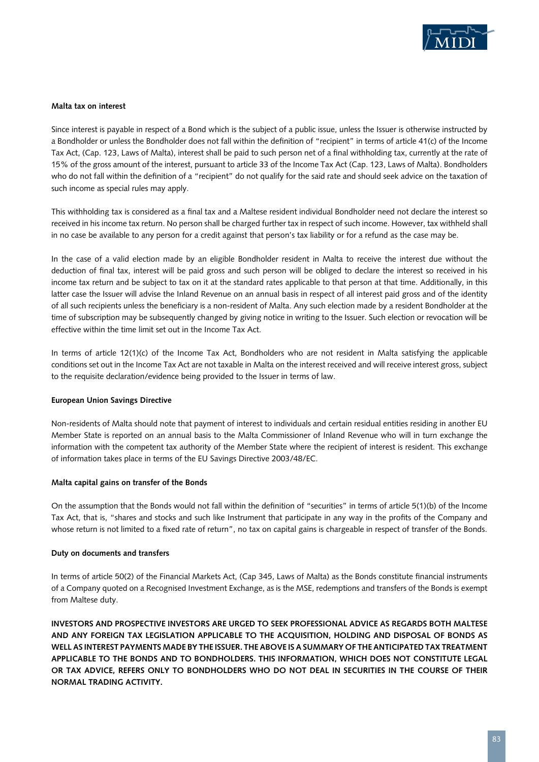**Malta tax on interest**

Since interest is payable in respect of a Bond which is the subject of a public issue, unless the Issuer is otherwise instructed by a Bondholder or unless the Bondholder does not fall within the definition of "recipient" in terms of article 41(c) of the Income Tax Act, (Cap. 123, Laws of Malta), interest shall be paid to such person net of a final withholding tax, currently at the rate of 15% of the gross amount of the interest, pursuant to article 33 of the Income Tax Act (Cap. 123, Laws of Malta). Bondholders who do not fall within the definition of a "recipient" do not qualify for the said rate and should seek advice on the taxation of such income as special rules may apply.

This withholding tax is considered as a final tax and a Maltese resident individual Bondholder need not declare the interest so received in his income tax return. No person shall be charged further tax in respect of such income. However, tax withheld shall in no case be available to any person for a credit against that person's tax liability or for a refund as the case may be.

In the case of a valid election made by an eligible Bondholder resident in Malta to receive the interest due without the deduction of final tax, interest will be paid gross and such person will be obliged to declare the interest so received in his income tax return and be subject to tax on it at the standard rates applicable to that person at that time. Additionally, in this latter case the Issuer will advise the Inland Revenue on an annual basis in respect of all interest paid gross and of the identity of all such recipients unless the beneficiary is a non-resident of Malta. Any such election made by a resident Bondholder at the time of subscription may be subsequently changed by giving notice in writing to the Issuer. Such election or revocation will be effective within the time limit set out in the Income Tax Act.

In terms of article 12(1)(c) of the Income Tax Act, Bondholders who are not resident in Malta satisfying the applicable conditions set out in the Income Tax Act are not taxable in Malta on the interest received and will receive interest gross, subject to the requisite declaration/evidence being provided to the Issuer in terms of law.

**European Union Savings Directive**

Non-residents of Malta should note that payment of interest to individuals and certain residual entities residing in another EU Member State is reported on an annual basis to the Malta Commissioner of Inland Revenue who will in turn exchange the information with the competent tax authority of the Member State where the recipient of interest is resident. This exchange of information takes place in terms of the EU Savings Directive 2003/48/EC.

**Malta capital gains on transfer of the Bonds**

On the assumption that the Bonds would not fall within the definition of "securities" in terms of article 5(1)(b) of the Income Tax Act, that is, "shares and stocks and such like Instrument that participate in any way in the profits of the Company and whose return is not limited to a fixed rate of return", no tax on capital gains is chargeable in respect of transfer of the Bonds.

**Duty on documents and transfers**

In terms of article 50(2) of the Financial Markets Act, (Cap 345, Laws of Malta) as the Bonds constitute financial instruments of a Company quoted on a Recognised Investment Exchange, as is the MSE, redemptions and transfers of the Bonds is exempt from Maltese duty.

**INVESTORS AND PROSPECTIVE INVESTORS ARE URGED TO SEEK PROFESSIONAL ADVICE AS REGARDS BOTH MALTESE AND ANY FOREIGN TAX LEGISLATION APPLICABLE TO THE ACQUISITION, HOLDING AND DISPOSAL OF BONDS AS WELL AS INTEREST PAYMENTS MADE BY THE ISSUER. THE ABOVE IS A SUMMARY OF THE ANTICIPATED TAX TREATMENT APPLICABLE TO THE BONDS AND TO BONDHOLDERS. THIS INFORMATION, WHICH DOES NOT CONSTITUTE LEGAL OR TAX ADVICE, REFERS ONLY TO BONDHOLDERS WHO DO NOT DEAL IN SECURITIES IN THE COURSE OF THEIR NORMAL TRADING ACTIVITY.**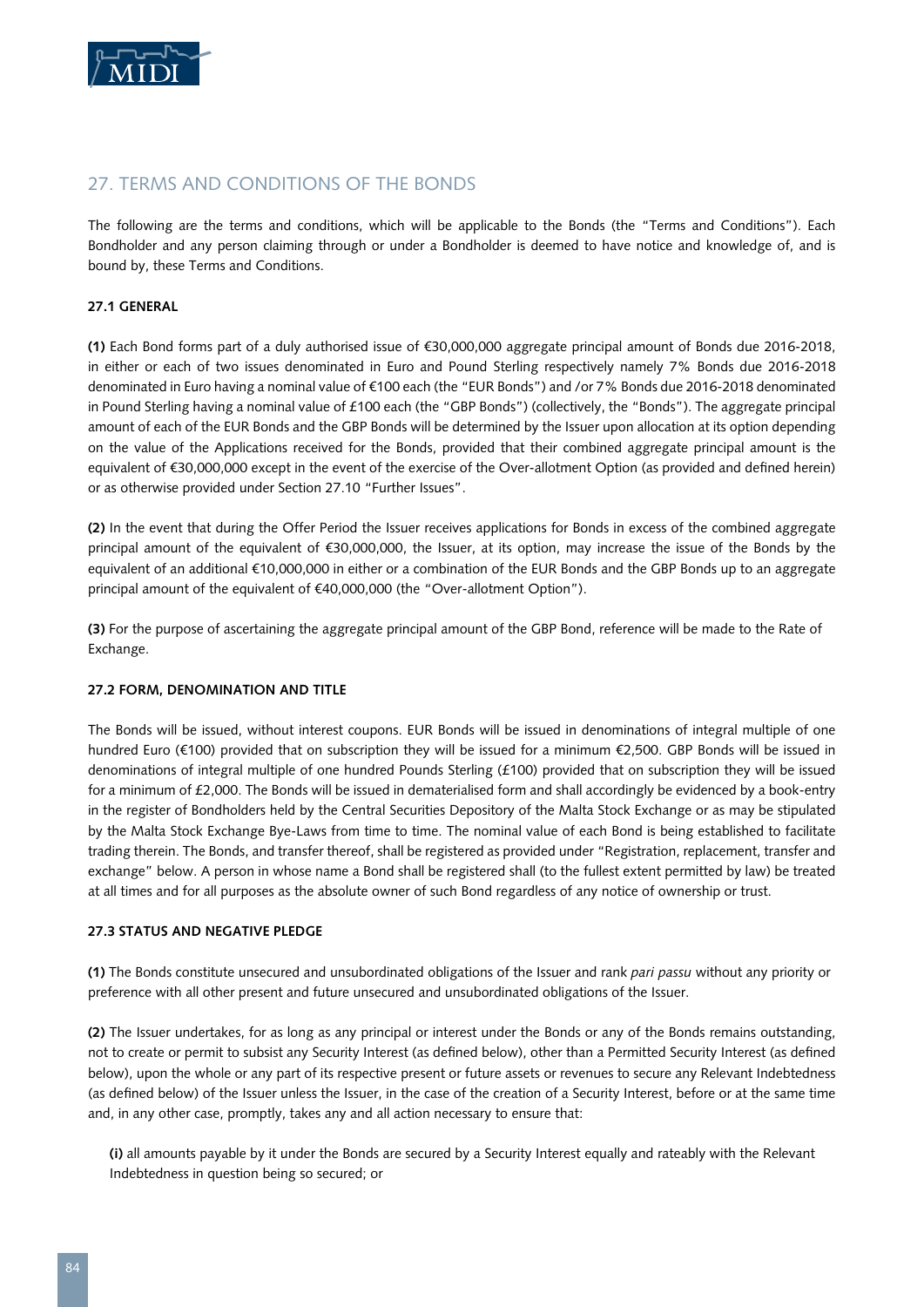## 27. TERMS AND CONDITIONS OF THE BONDS

The following are the terms and conditions, which will be applicable to the Bonds (the "Terms and Conditions"). Each Bondholder and any person claiming through or under a Bondholder is deemed to have notice and knowledge of, and is bound by, these Terms and Conditions.

### 27.1 GENERAL

**(1)** Each Bond forms part of a duly authorised issue of €30,000,000 aggregate principal amount of Bonds due 2016-2018, in either or each of two issues denominated in Euro and Pound Sterling respectively namely 7% Bonds due 2016-2018 denominated in Euro having a nominal value of €100 each (the "EUR Bonds") and /or 7% Bonds due 2016-2018 denominated in Pound Sterling having a nominal value of £100 each (the "GBP Bonds") (collectively, the "Bonds"). The aggregate principal amount of each of the EUR Bonds and the GBP Bonds will be determined by the Issuer upon allocation at its option depending on the value of the Applications received for the Bonds, provided that their combined aggregate principal amount is the equivalent of €30,000,000 except in the event of the exercise of the Over-allotment Option (as provided and defined herein) or as otherwise provided under Section 27.10 "Further Issues".

**(2)** In the event that during the Offer Period the Issuer receives applications for Bonds in excess of the combined aggregate principal amount of the equivalent of €30,000,000, the Issuer, at its option, may increase the issue of the Bonds by the equivalent of an additional €10,000,000 in either or a combination of the EUR Bonds and the GBP Bonds up to an aggregate principal amount of the equivalent of €40,000,000 (the "Over-allotment Option").

**(3)** For the purpose of ascertaining the aggregate principal amount of the GBP Bond, reference will be made to the Rate of Exchange.

### 27.2 FORM, DENOMINATION AND TITLE

The Bonds will be issued, without interest coupons. EUR Bonds will be issued in denominations of integral multiple of one hundred Euro (€100) provided that on subscription they will be issued for a minimum €2,500. GBP Bonds will be issued in denominations of integral multiple of one hundred Pounds Sterling (£100) provided that on subscription they will be issued for a minimum of £2,000. The Bonds will be issued in dematerialised form and shall accordingly be evidenced by a book-entry in the register of Bondholders held by the Central Securities Depository of the Malta Stock Exchange or as may be stipulated by the Malta Stock Exchange Bye-Laws from time to time. The nominal value of each Bond is being established to facilitate trading therein. The Bonds, and transfer thereof, shall be registered as provided under "Registration, replacement, transfer and exchange" below. A person in whose name a Bond shall be registered shall (to the fullest extent permitted by law) be treated at all times and for all purposes as the absolute owner of such Bond regardless of any notice of ownership or trust.

### 27.3 STATUS AND NEGATIVE PLEDGE

**(1)** The Bonds constitute unsecured and unsubordinated obligations of the Issuer and rank *pari passu* without any priority or preference with all other present and future unsecured and unsubordinated obligations of the Issuer.

**(2)** The Issuer undertakes, for as long as any principal or interest under the Bonds or any of the Bonds remains outstanding, not to create or permit to subsist any Security Interest (as defined below), other than a Permitted Security Interest (as defined below), upon the whole or any part of its respective present or future assets or revenues to secure any Relevant Indebtedness (as defined below) of the Issuer unless the Issuer, in the case of the creation of a Security Interest, before or at the same time and, in any other case, promptly, takes any and all action necessary to ensure that:

**(i)** all amounts payable by it under the Bonds are secured by a Security Interest equally and rateably with the Relevant Indebtedness in question being so secured; or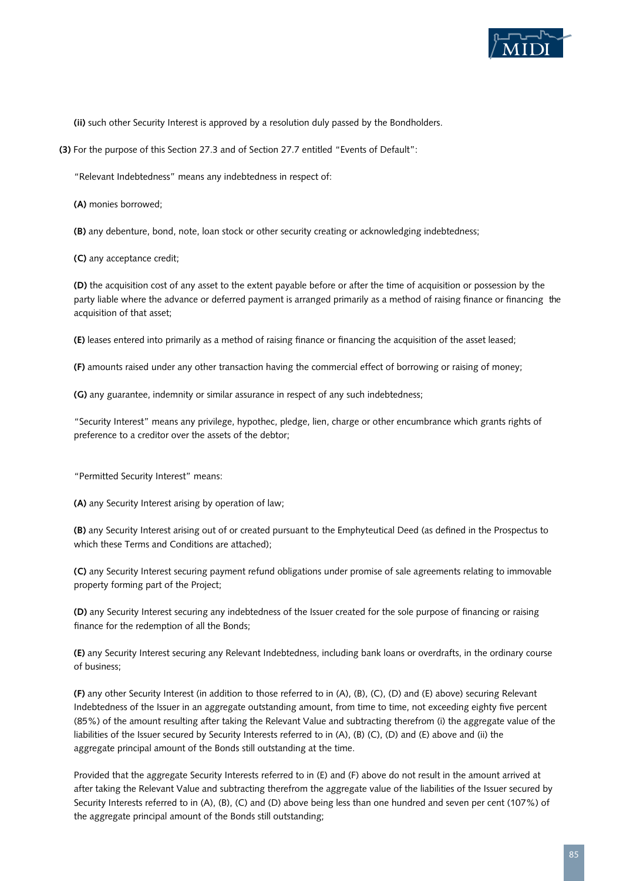**(ii)** such other Security Interest is approved by a resolution duly passed by the Bondholders.

**(3)** For the purpose of this Section 27.3 and of Section 27.7 entitled "Events of Default":

"Relevant Indebtedness" means any indebtedness in respect of:

**(A)** monies borrowed;

**(B)** any debenture, bond, note, loan stock or other security creating or acknowledging indebtedness;

**(C)** any acceptance credit;

**(D)** the acquisition cost of any asset to the extent payable before or after the time of acquisition or possession by the party liable where the advance or deferred payment is arranged primarily as a method of raising finance or financing the acquisition of that asset;

**(E)** leases entered into primarily as a method of raising finance or financing the acquisition of the asset leased;

**(F)** amounts raised under any other transaction having the commercial effect of borrowing or raising of money;

**(G)** any guarantee, indemnity or similar assurance in respect of any such indebtedness;

"Security Interest" means any privilege, hypothec, pledge, lien, charge or other encumbrance which grants rights of preference to a creditor over the assets of the debtor;

"Permitted Security Interest" means:

**(A)** any Security Interest arising by operation of law;

**(B)** any Security Interest arising out of or created pursuant to the Emphyteutical Deed (as defined in the Prospectus to which these Terms and Conditions are attached);

**(C)** any Security Interest securing payment refund obligations under promise of sale agreements relating to immovable property forming part of the Project;

**(D)** any Security Interest securing any indebtedness of the Issuer created for the sole purpose of financing or raising finance for the redemption of all the Bonds;

**(E)** any Security Interest securing any Relevant Indebtedness, including bank loans or overdrafts, in the ordinary course of business;

**(F)** any other Security Interest (in addition to those referred to in (A), (B), (C), (D) and (E) above) securing Relevant Indebtedness of the Issuer in an aggregate outstanding amount, from time to time, not exceeding eighty five percent (85%) of the amount resulting after taking the Relevant Value and subtracting therefrom (i) the aggregate value of the liabilities of the Issuer secured by Security Interests referred to in (A), (B) (C), (D) and (E) above and (ii) the aggregate principal amount of the Bonds still outstanding at the time.

Provided that the aggregate Security Interests referred to in (E) and (F) above do not result in the amount arrived at after taking the Relevant Value and subtracting therefrom the aggregate value of the liabilities of the Issuer secured by Security Interests referred to in (A), (B), (C) and (D) above being less than one hundred and seven per cent (107%) of the aggregate principal amount of the Bonds still outstanding;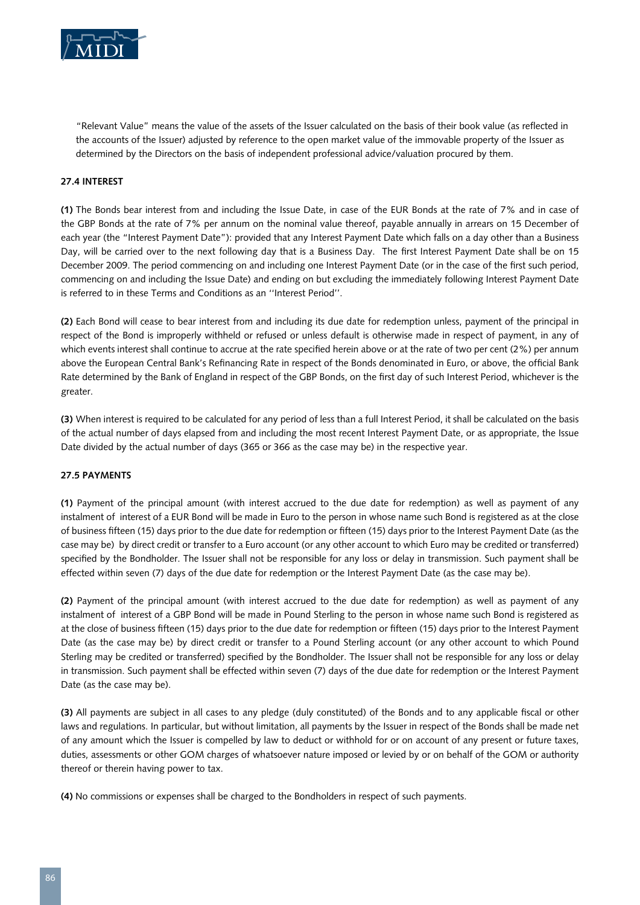"Relevant Value" means the value of the assets of the Issuer calculated on the basis of their book value (as reflected in the accounts of the Issuer) adjusted by reference to the open market value of the immovable property of the Issuer as determined by the Directors on the basis of independent professional advice/valuation procured by them.

#### 27.4 INTEREST

**(1)** The Bonds bear interest from and including the Issue Date, in case of the EUR Bonds at the rate of 7% and in case of the GBP Bonds at the rate of 7% per annum on the nominal value thereof, payable annually in arrears on 15 December of each year (the "Interest Payment Date"): provided that any Interest Payment Date which falls on a day other than a Business Day, will be carried over to the next following day that is a Business Day. The first Interest Payment Date shall be on 15 December 2009. The period commencing on and including one Interest Payment Date (or in the case of the first such period, commencing on and including the Issue Date) and ending on but excluding the immediately following Interest Payment Date is referred to in these Terms and Conditions as an ''Interest Period''.

**(2)** Each Bond will cease to bear interest from and including its due date for redemption unless, payment of the principal in respect of the Bond is improperly withheld or refused or unless default is otherwise made in respect of payment, in any of which events interest shall continue to accrue at the rate specified herein above or at the rate of two per cent (2%) per annum above the European Central Bank's Refinancing Rate in respect of the Bonds denominated in Euro, or above, the official Bank Rate determined by the Bank of England in respect of the GBP Bonds, on the first day of such Interest Period, whichever is the greater.

**(3)** When interest is required to be calculated for any period of less than a full Interest Period, it shall be calculated on the basis of the actual number of days elapsed from and including the most recent Interest Payment Date, or as appropriate, the Issue Date divided by the actual number of days (365 or 366 as the case may be) in the respective year.

#### 27.5 PAYMENTS

**(1)** Payment of the principal amount (with interest accrued to the due date for redemption) as well as payment of any instalment of interest of a EUR Bond will be made in Euro to the person in whose name such Bond is registered as at the close of business fifteen (15) days prior to the due date for redemption or fifteen (15) days prior to the Interest Payment Date (as the case may be) by direct credit or transfer to a Euro account (or any other account to which Euro may be credited or transferred) specified by the Bondholder. The Issuer shall not be responsible for any loss or delay in transmission. Such payment shall be effected within seven (7) days of the due date for redemption or the Interest Payment Date (as the case may be).

**(2)** Payment of the principal amount (with interest accrued to the due date for redemption) as well as payment of any instalment of interest of a GBP Bond will be made in Pound Sterling to the person in whose name such Bond is registered as at the close of business fifteen (15) days prior to the due date for redemption or fifteen (15) days prior to the Interest Payment Date (as the case may be) by direct credit or transfer to a Pound Sterling account (or any other account to which Pound Sterling may be credited or transferred) specified by the Bondholder. The Issuer shall not be responsible for any loss or delay in transmission. Such payment shall be effected within seven (7) days of the due date for redemption or the Interest Payment Date (as the case may be).

**(3)** All payments are subject in all cases to any pledge (duly constituted) of the Bonds and to any applicable fiscal or other laws and regulations. In particular, but without limitation, all payments by the Issuer in respect of the Bonds shall be made net of any amount which the Issuer is compelled by law to deduct or withhold for or on account of any present or future taxes, duties, assessments or other GOM charges of whatsoever nature imposed or levied by or on behalf of the GOM or authority thereof or therein having power to tax.

**(4)** No commissions or expenses shall be charged to the Bondholders in respect of such payments.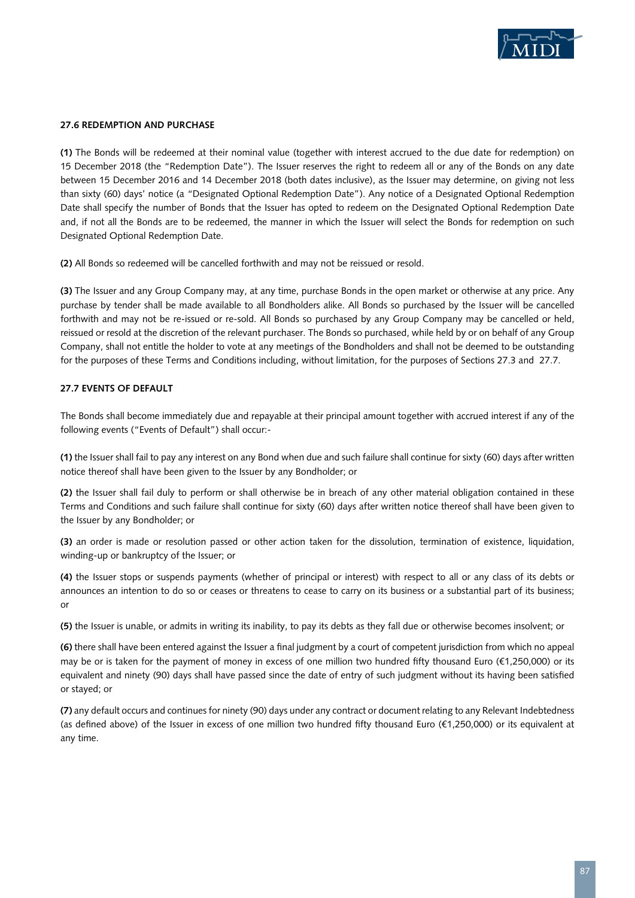### 27.6 REDEMPTION AND PURCHASE

**(1)** The Bonds will be redeemed at their nominal value (together with interest accrued to the due date for redemption) on 15 December 2018 (the "Redemption Date"). The Issuer reserves the right to redeem all or any of the Bonds on any date between 15 December 2016 and 14 December 2018 (both dates inclusive), as the Issuer may determine, on giving not less than sixty (60) days' notice (a "Designated Optional Redemption Date"). Any notice of a Designated Optional Redemption Date shall specify the number of Bonds that the Issuer has opted to redeem on the Designated Optional Redemption Date and, if not all the Bonds are to be redeemed, the manner in which the Issuer will select the Bonds for redemption on such Designated Optional Redemption Date.

**(2)** All Bonds so redeemed will be cancelled forthwith and may not be reissued or resold.

**(3)** The Issuer and any Group Company may, at any time, purchase Bonds in the open market or otherwise at any price. Any purchase by tender shall be made available to all Bondholders alike. All Bonds so purchased by the Issuer will be cancelled forthwith and may not be re-issued or re-sold. All Bonds so purchased by any Group Company may be cancelled or held, reissued or resold at the discretion of the relevant purchaser. The Bonds so purchased, while held by or on behalf of any Group Company, shall not entitle the holder to vote at any meetings of the Bondholders and shall not be deemed to be outstanding for the purposes of these Terms and Conditions including, without limitation, for the purposes of Sections 27.3 and 27.7.

### 27.7 EVENTS OF DEFAULT

The Bonds shall become immediately due and repayable at their principal amount together with accrued interest if any of the following events ("Events of Default") shall occur:-

**(1)** the Issuer shall fail to pay any interest on any Bond when due and such failure shall continue for sixty (60) days after written notice thereof shall have been given to the Issuer by any Bondholder; or

**(2)** the Issuer shall fail duly to perform or shall otherwise be in breach of any other material obligation contained in these Terms and Conditions and such failure shall continue for sixty (60) days after written notice thereof shall have been given to the Issuer by any Bondholder; or

**(3)** an order is made or resolution passed or other action taken for the dissolution, termination of existence, liquidation, winding-up or bankruptcy of the Issuer; or

**(4)** the Issuer stops or suspends payments (whether of principal or interest) with respect to all or any class of its debts or announces an intention to do so or ceases or threatens to cease to carry on its business or a substantial part of its business; or

**(5)** the Issuer is unable, or admits in writing its inability, to pay its debts as they fall due or otherwise becomes insolvent; or

**(6)** there shall have been entered against the Issuer a final judgment by a court of competent jurisdiction from which no appeal may be or is taken for the payment of money in excess of one million two hundred fifty thousand Euro (€1,250,000) or its equivalent and ninety (90) days shall have passed since the date of entry of such judgment without its having been satisfied or stayed; or

**(7)** any default occurs and continues for ninety (90) days under any contract or document relating to any Relevant Indebtedness (as defined above) of the Issuer in excess of one million two hundred fifty thousand Euro (€1,250,000) or its equivalent at any time.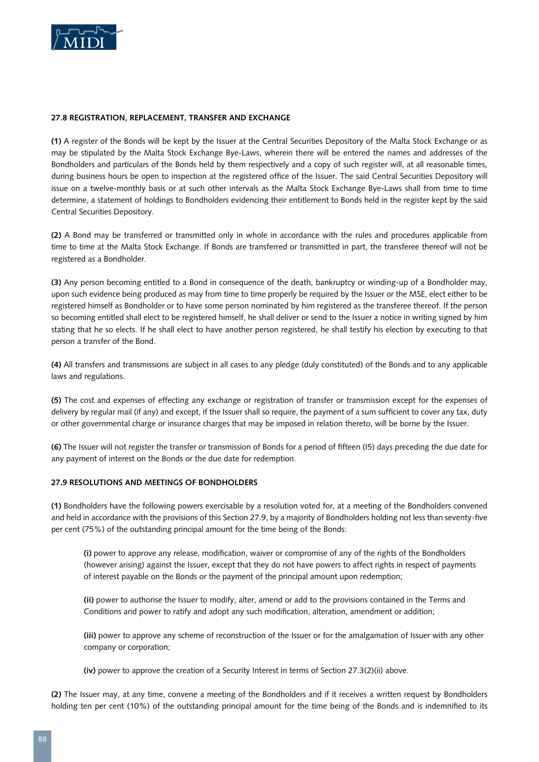### 27.8 REGISTRATION, REPLACEMENT, TRANSFER AND EXCHANGE

**(1)** A register of the Bonds will be kept by the Issuer at the Central Securities Depository of the Malta Stock Exchange or as may be stipulated by the Malta Stock Exchange Bye-Laws, wherein there will be entered the names and addresses of the Bondholders and particulars of the Bonds held by them respectively and a copy of such register will, at all reasonable times, during business hours be open to inspection at the registered office of the Issuer. The said Central Securities Depository will issue on a twelve-monthly basis or at such other intervals as the Malta Stock Exchange Bye-Laws shall from time to time determine, a statement of holdings to Bondholders evidencing their entitlement to Bonds held in the register kept by the said Central Securities Depository.

**(2)** A Bond may be transferred or transmitted only in whole in accordance with the rules and procedures applicable from time to time at the Malta Stock Exchange. If Bonds are transferred or transmitted in part, the transferee thereof will not be registered as a Bondholder.

**(3)** Any person becoming entitled to a Bond in consequence of the death, bankruptcy or winding-up of a Bondholder may, upon such evidence being produced as may from time to time properly be required by the Issuer or the MSE, elect either to be registered himself as Bondholder or to have some person nominated by him registered as the transferee thereof. If the person so becoming entitled shall elect to be registered himself, he shall deliver or send to the Issuer a notice in writing signed by him stating that he so elects. If he shall elect to have another person registered, he shall testify his election by executing to that person a transfer of the Bond.

**(4)** All transfers and transmissions are subject in all cases to any pledge (duly constituted) of the Bonds and to any applicable laws and regulations.

**(5)** The cost and expenses of effecting any exchange or registration of transfer or transmission except for the expenses of delivery by regular mail (if any) and except, if the Issuer shall so require, the payment of a sum sufficient to cover any tax, duty or other governmental charge or insurance charges that may be imposed in relation thereto, will be borne by the Issuer.

**(6)** The Issuer will not register the transfer or transmission of Bonds for a period of fifteen (15) days preceding the due date for any payment of interest on the Bonds or the due date for redemption.

### 27.9 RESOLUTIONS AND MEETINGS OF BONDHOLDERS

**(1)** Bondholders have the following powers exercisable by a resolution voted for, at a meeting of the Bondholders convened and held in accordance with the provisions of this Section 27.9, by a majority of Bondholders holding not less than seventy-five per cent (75%) of the outstanding principal amount for the time being of the Bonds:

> **(i)** power to approve any release, modification, waiver or compromise of any of the rights of the Bondholders (however arising) against the Issuer, except that they do not have powers to affect rights in respect of payments of interest payable on the Bonds or the payment of the principal amount upon redemption;
>
> **(ii)** power to authorise the Issuer to modify, alter, amend or add to the provisions contained in the Terms and Conditions and power to ratify and adopt any such modification, alteration, amendment or addition;
>
> **(iii)** power to approve any scheme of reconstruction of the Issuer or for the amalgamation of Issuer with any other company or corporation;
>
> **(iv)** power to approve the creation of a Security Interest in terms of Section 27.3(2)(ii) above.

**(2)** The Issuer may, at any time, convene a meeting of the Bondholders and if it receives a written request by Bondholders holding ten per cent (10%) of the outstanding principal amount for the time being of the Bonds and is indemnified to its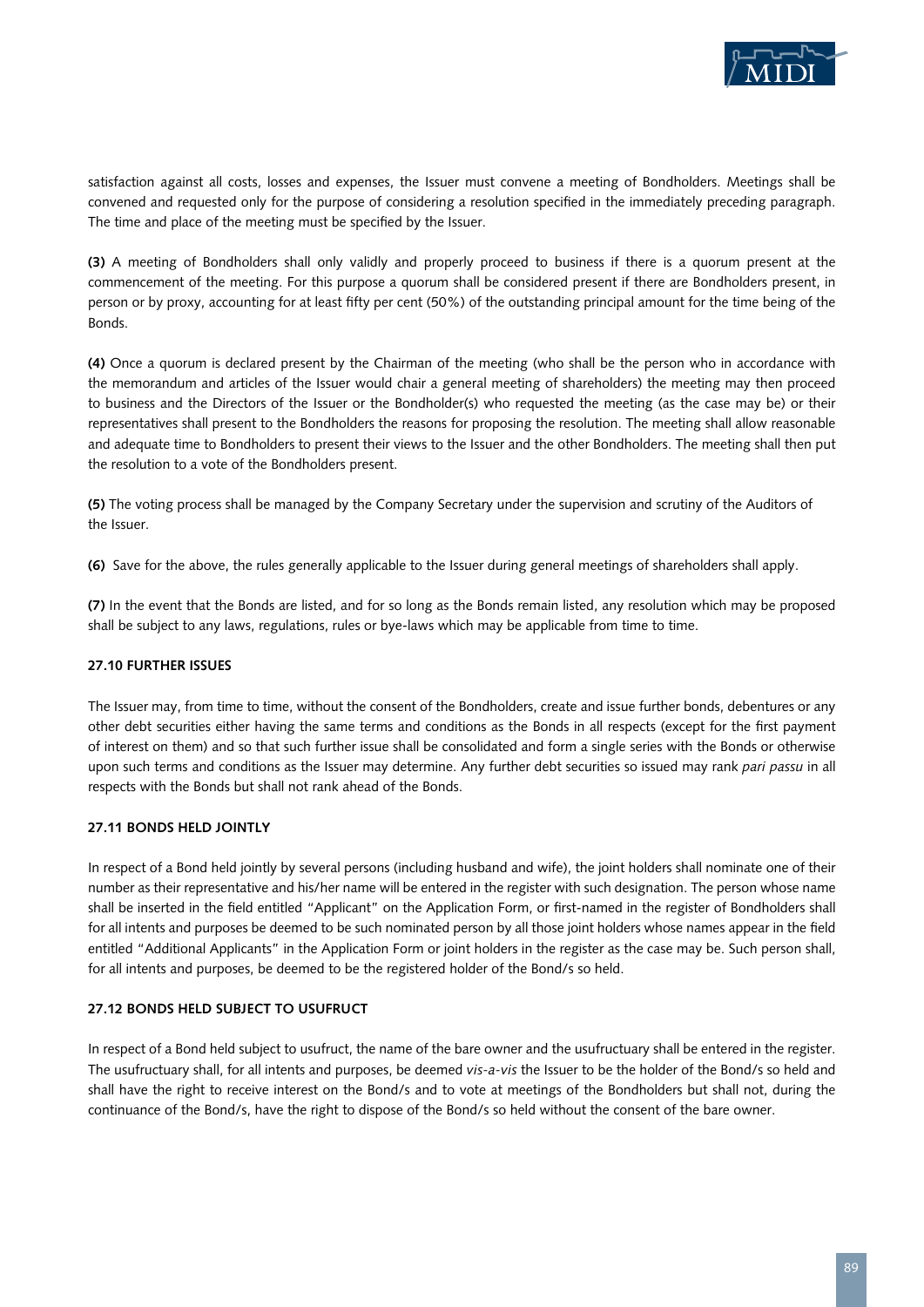satisfaction against all costs, losses and expenses, the Issuer must convene a meeting of Bondholders. Meetings shall be convened and requested only for the purpose of considering a resolution specified in the immediately preceding paragraph. The time and place of the meeting must be specified by the Issuer.

**(3)** A meeting of Bondholders shall only validly and properly proceed to business if there is a quorum present at the commencement of the meeting. For this purpose a quorum shall be considered present if there are Bondholders present, in person or by proxy, accounting for at least fifty per cent (50%) of the outstanding principal amount for the time being of the Bonds.

**(4)** Once a quorum is declared present by the Chairman of the meeting (who shall be the person who in accordance with the memorandum and articles of the Issuer would chair a general meeting of shareholders) the meeting may then proceed to business and the Directors of the Issuer or the Bondholder(s) who requested the meeting (as the case may be) or their representatives shall present to the Bondholders the reasons for proposing the resolution. The meeting shall allow reasonable and adequate time to Bondholders to present their views to the Issuer and the other Bondholders. The meeting shall then put the resolution to a vote of the Bondholders present.

**(5)** The voting process shall be managed by the Company Secretary under the supervision and scrutiny of the Auditors of the Issuer.

**(6)** Save for the above, the rules generally applicable to the Issuer during general meetings of shareholders shall apply.

**(7)** In the event that the Bonds are listed, and for so long as the Bonds remain listed, any resolution which may be proposed shall be subject to any laws, regulations, rules or bye-laws which may be applicable from time to time.

#### 27.10 FURTHER ISSUES

The Issuer may, from time to time, without the consent of the Bondholders, create and issue further bonds, debentures or any other debt securities either having the same terms and conditions as the Bonds in all respects (except for the first payment of interest on them) and so that such further issue shall be consolidated and form a single series with the Bonds or otherwise upon such terms and conditions as the Issuer may determine. Any further debt securities so issued may rank *pari passu* in all respects with the Bonds but shall not rank ahead of the Bonds.

#### 27.11 BONDS HELD JOINTLY

In respect of a Bond held jointly by several persons (including husband and wife), the joint holders shall nominate one of their number as their representative and his/her name will be entered in the register with such designation. The person whose name shall be inserted in the field entitled "Applicant" on the Application Form, or first-named in the register of Bondholders shall for all intents and purposes be deemed to be such nominated person by all those joint holders whose names appear in the field entitled "Additional Applicants" in the Application Form or joint holders in the register as the case may be. Such person shall, for all intents and purposes, be deemed to be the registered holder of the Bond/s so held.

#### 27.12 BONDS HELD SUBJECT TO USUFRUCT

In respect of a Bond held subject to usufruct, the name of the bare owner and the usufructuary shall be entered in the register. The usufructuary shall, for all intents and purposes, be deemed *vis-a-vis* the Issuer to be the holder of the Bond/s so held and shall have the right to receive interest on the Bond/s and to vote at meetings of the Bondholders but shall not, during the continuance of the Bond/s, have the right to dispose of the Bond/s so held without the consent of the bare owner.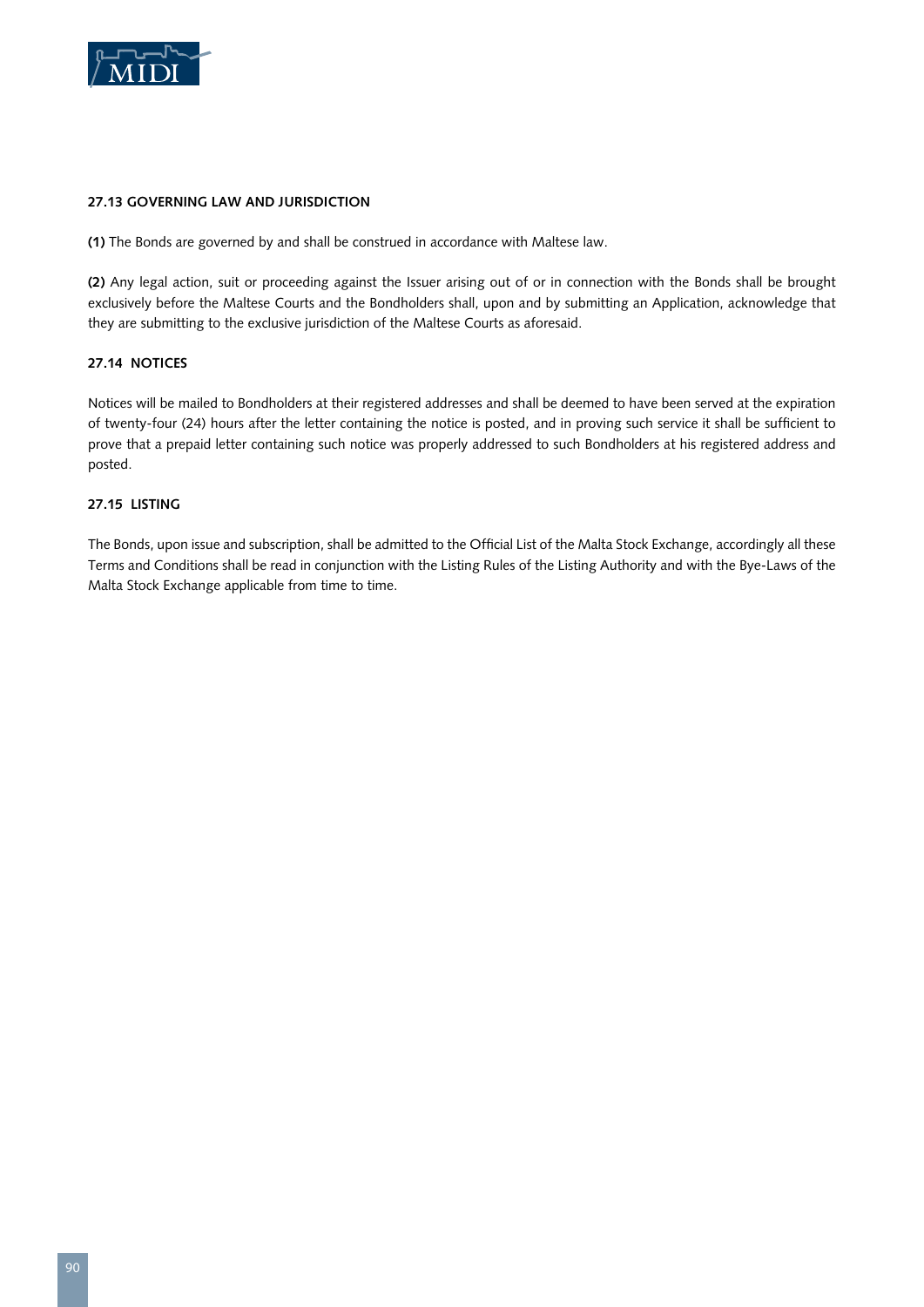### 27.13 GOVERNING LAW AND JURISDICTION

**(1)** The Bonds are governed by and shall be construed in accordance with Maltese law.

**(2)** Any legal action, suit or proceeding against the Issuer arising out of or in connection with the Bonds shall be brought exclusively before the Maltese Courts and the Bondholders shall, upon and by submitting an Application, acknowledge that they are submitting to the exclusive jurisdiction of the Maltese Courts as aforesaid.

### 27.14 NOTICES

Notices will be mailed to Bondholders at their registered addresses and shall be deemed to have been served at the expiration of twenty-four (24) hours after the letter containing the notice is posted, and in proving such service it shall be sufficient to prove that a prepaid letter containing such notice was properly addressed to such Bondholders at his registered address and posted.

### 27.15 LISTING

The Bonds, upon issue and subscription, shall be admitted to the Official List of the Malta Stock Exchange, accordingly all these Terms and Conditions shall be read in conjunction with the Listing Rules of the Listing Authority and with the Bye-Laws of the Malta Stock Exchange applicable from time to time.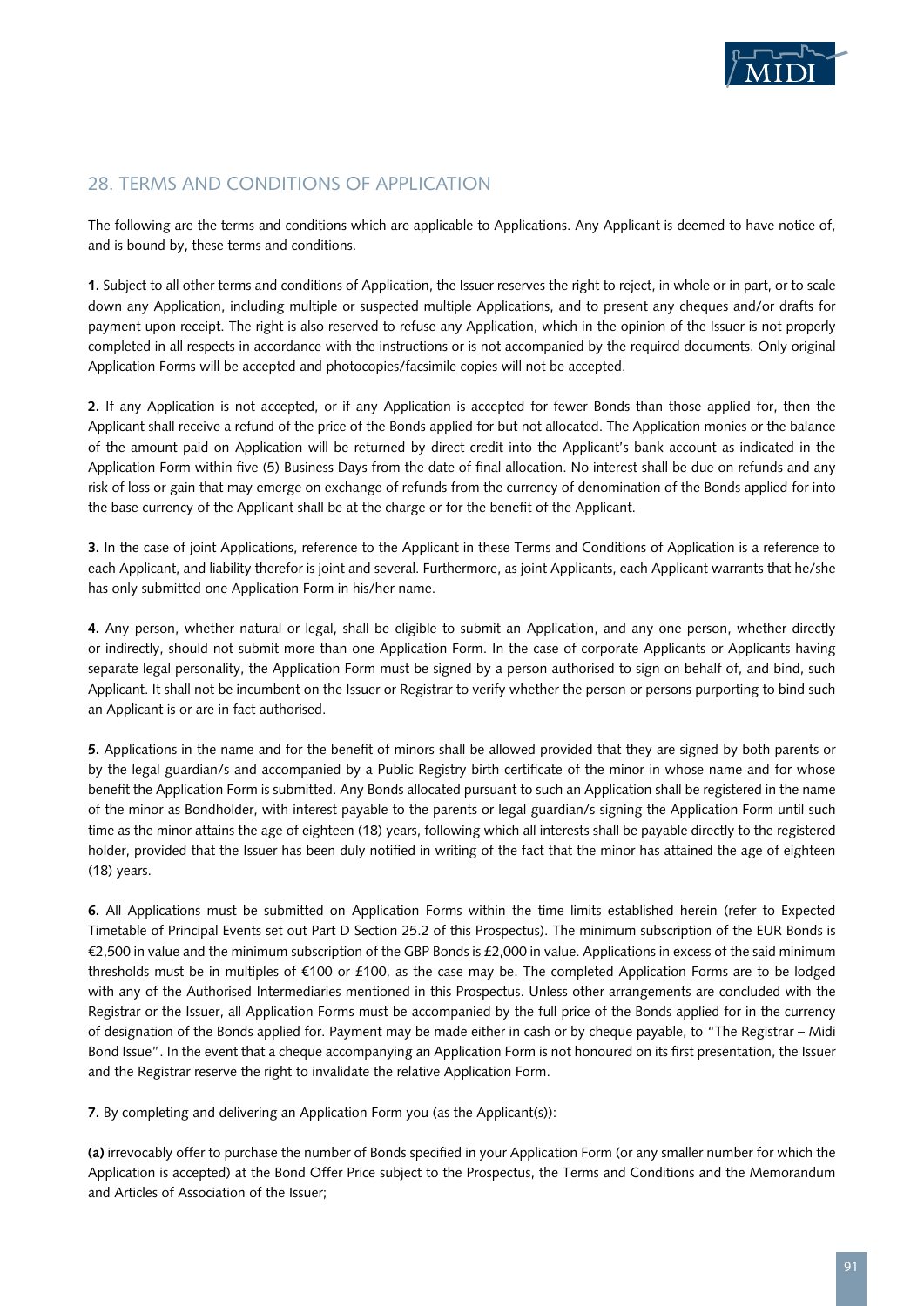## 28. TERMS AND CONDITIONS OF APPLICATION

The following are the terms and conditions which are applicable to Applications. Any Applicant is deemed to have notice of, and is bound by, these terms and conditions.

**1.** Subject to all other terms and conditions of Application, the Issuer reserves the right to reject, in whole or in part, or to scale down any Application, including multiple or suspected multiple Applications, and to present any cheques and/or drafts for payment upon receipt. The right is also reserved to refuse any Application, which in the opinion of the Issuer is not properly completed in all respects in accordance with the instructions or is not accompanied by the required documents. Only original Application Forms will be accepted and photocopies/facsimile copies will not be accepted.

**2.** If any Application is not accepted, or if any Application is accepted for fewer Bonds than those applied for, then the Applicant shall receive a refund of the price of the Bonds applied for but not allocated. The Application monies or the balance of the amount paid on Application will be returned by direct credit into the Applicant's bank account as indicated in the Application Form within five (5) Business Days from the date of final allocation. No interest shall be due on refunds and any risk of loss or gain that may emerge on exchange of refunds from the currency of denomination of the Bonds applied for into the base currency of the Applicant shall be at the charge or for the benefit of the Applicant.

**3.** In the case of joint Applications, reference to the Applicant in these Terms and Conditions of Application is a reference to each Applicant, and liability therefor is joint and several. Furthermore, as joint Applicants, each Applicant warrants that he/she has only submitted one Application Form in his/her name.

**4.** Any person, whether natural or legal, shall be eligible to submit an Application, and any one person, whether directly or indirectly, should not submit more than one Application Form. In the case of corporate Applicants or Applicants having separate legal personality, the Application Form must be signed by a person authorised to sign on behalf of, and bind, such Applicant. It shall not be incumbent on the Issuer or Registrar to verify whether the person or persons purporting to bind such an Applicant is or are in fact authorised.

**5.** Applications in the name and for the benefit of minors shall be allowed provided that they are signed by both parents or by the legal guardian/s and accompanied by a Public Registry birth certificate of the minor in whose name and for whose benefit the Application Form is submitted. Any Bonds allocated pursuant to such an Application shall be registered in the name of the minor as Bondholder, with interest payable to the parents or legal guardian/s signing the Application Form until such time as the minor attains the age of eighteen (18) years, following which all interests shall be payable directly to the registered holder, provided that the Issuer has been duly notified in writing of the fact that the minor has attained the age of eighteen (18) years.

**6.** All Applications must be submitted on Application Forms within the time limits established herein (refer to Expected Timetable of Principal Events set out Part D Section 25.2 of this Prospectus). The minimum subscription of the EUR Bonds is €2,500 in value and the minimum subscription of the GBP Bonds is £2,000 in value. Applications in excess of the said minimum thresholds must be in multiples of €100 or £100, as the case may be. The completed Application Forms are to be lodged with any of the Authorised Intermediaries mentioned in this Prospectus. Unless other arrangements are concluded with the Registrar or the Issuer, all Application Forms must be accompanied by the full price of the Bonds applied for in the currency of designation of the Bonds applied for. Payment may be made either in cash or by cheque payable, to "The Registrar – Midi Bond Issue". In the event that a cheque accompanying an Application Form is not honoured on its first presentation, the Issuer and the Registrar reserve the right to invalidate the relative Application Form.

**7.** By completing and delivering an Application Form you (as the Applicant(s)):

**(a)** irrevocably offer to purchase the number of Bonds specified in your Application Form (or any smaller number for which the Application is accepted) at the Bond Offer Price subject to the Prospectus, the Terms and Conditions and the Memorandum and Articles of Association of the Issuer;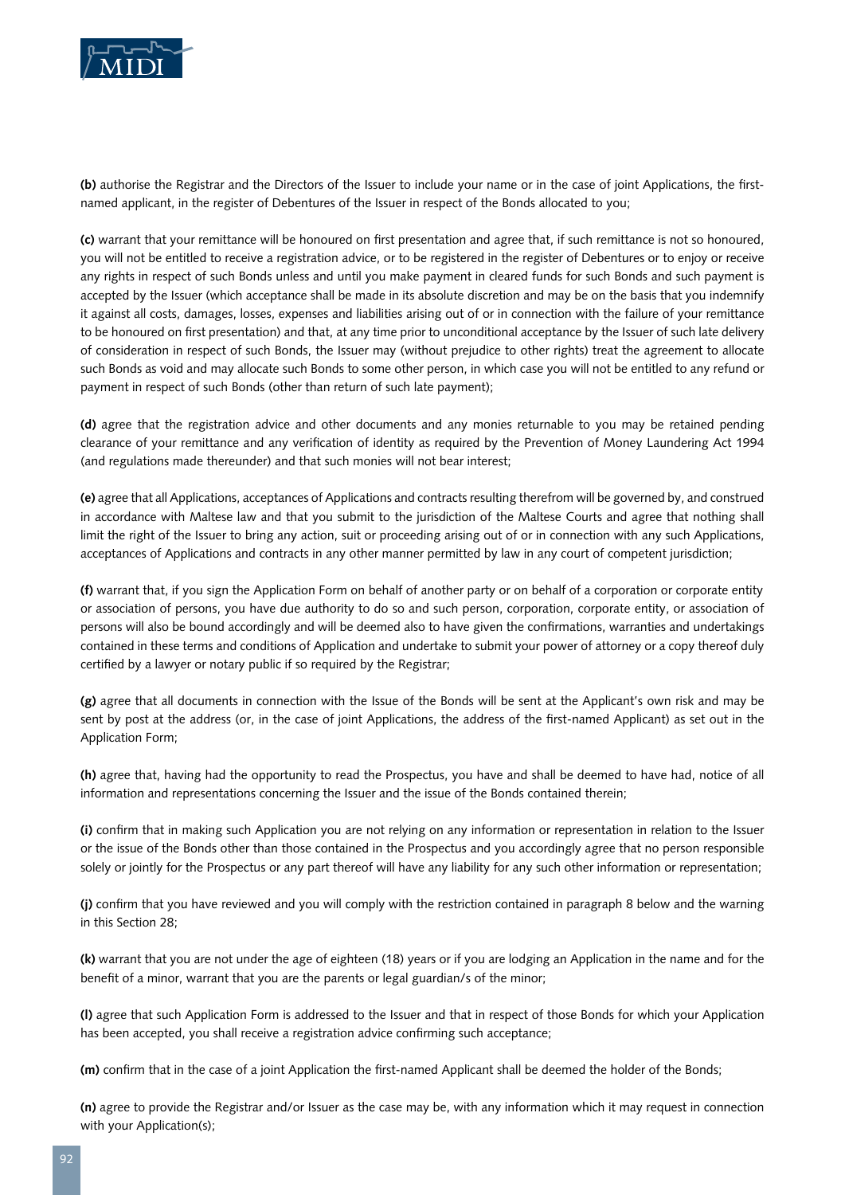**(b)** authorise the Registrar and the Directors of the Issuer to include your name or in the case of joint Applications, the first-named applicant, in the register of Debentures of the Issuer in respect of the Bonds allocated to you;

**(c)** warrant that your remittance will be honoured on first presentation and agree that, if such remittance is not so honoured, you will not be entitled to receive a registration advice, or to be registered in the register of Debentures or to enjoy or receive any rights in respect of such Bonds unless and until you make payment in cleared funds for such Bonds and such payment is accepted by the Issuer (which acceptance shall be made in its absolute discretion and may be on the basis that you indemnify it against all costs, damages, losses, expenses and liabilities arising out of or in connection with the failure of your remittance to be honoured on first presentation) and that, at any time prior to unconditional acceptance by the Issuer of such late delivery of consideration in respect of such Bonds, the Issuer may (without prejudice to other rights) treat the agreement to allocate such Bonds as void and may allocate such Bonds to some other person, in which case you will not be entitled to any refund or payment in respect of such Bonds (other than return of such late payment);

**(d)** agree that the registration advice and other documents and any monies returnable to you may be retained pending clearance of your remittance and any verification of identity as required by the Prevention of Money Laundering Act 1994 (and regulations made thereunder) and that such monies will not bear interest;

**(e)** agree that all Applications, acceptances of Applications and contracts resulting therefrom will be governed by, and construed in accordance with Maltese law and that you submit to the jurisdiction of the Maltese Courts and agree that nothing shall limit the right of the Issuer to bring any action, suit or proceeding arising out of or in connection with any such Applications, acceptances of Applications and contracts in any other manner permitted by law in any court of competent jurisdiction;

**(f)** warrant that, if you sign the Application Form on behalf of another party or on behalf of a corporation or corporate entity or association of persons, you have due authority to do so and such person, corporation, corporate entity, or association of persons will also be bound accordingly and will be deemed also to have given the confirmations, warranties and undertakings contained in these terms and conditions of Application and undertake to submit your power of attorney or a copy thereof duly certified by a lawyer or notary public if so required by the Registrar;

**(g)** agree that all documents in connection with the Issue of the Bonds will be sent at the Applicant's own risk and may be sent by post at the address (or, in the case of joint Applications, the address of the first-named Applicant) as set out in the Application Form;

**(h)** agree that, having had the opportunity to read the Prospectus, you have and shall be deemed to have had, notice of all information and representations concerning the Issuer and the issue of the Bonds contained therein;

**(i)** confirm that in making such Application you are not relying on any information or representation in relation to the Issuer or the issue of the Bonds other than those contained in the Prospectus and you accordingly agree that no person responsible solely or jointly for the Prospectus or any part thereof will have any liability for any such other information or representation;

**(j)** confirm that you have reviewed and you will comply with the restriction contained in paragraph 8 below and the warning in this Section 28;

**(k)** warrant that you are not under the age of eighteen (18) years or if you are lodging an Application in the name and for the benefit of a minor, warrant that you are the parents or legal guardian/s of the minor;

**(l)** agree that such Application Form is addressed to the Issuer and that in respect of those Bonds for which your Application has been accepted, you shall receive a registration advice confirming such acceptance;

**(m)** confirm that in the case of a joint Application the first-named Applicant shall be deemed the holder of the Bonds;

**(n)** agree to provide the Registrar and/or Issuer as the case may be, with any information which it may request in connection with your Application(s);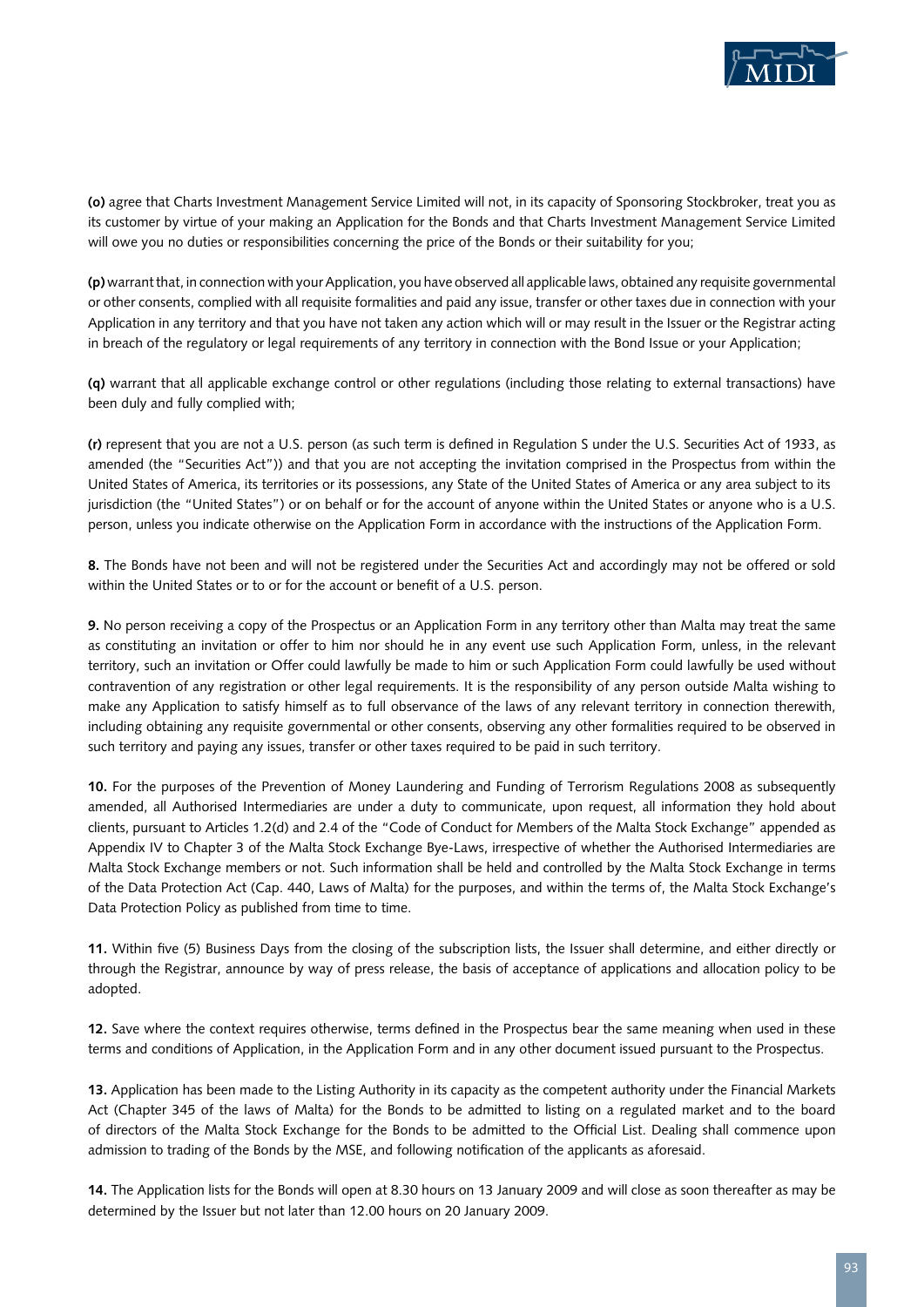**(o)** agree that Charts Investment Management Service Limited will not, in its capacity of Sponsoring Stockbroker, treat you as its customer by virtue of your making an Application for the Bonds and that Charts Investment Management Service Limited will owe you no duties or responsibilities concerning the price of the Bonds or their suitability for you;

**(p)** warrant that, in connection with your Application, you have observed all applicable laws, obtained any requisite governmental or other consents, complied with all requisite formalities and paid any issue, transfer or other taxes due in connection with your Application in any territory and that you have not taken any action which will or may result in the Issuer or the Registrar acting in breach of the regulatory or legal requirements of any territory in connection with the Bond Issue or your Application;

**(q)** warrant that all applicable exchange control or other regulations (including those relating to external transactions) have been duly and fully complied with;

**(r)** represent that you are not a U.S. person (as such term is defined in Regulation S under the U.S. Securities Act of 1933, as amended (the "Securities Act")) and that you are not accepting the invitation comprised in the Prospectus from within the United States of America, its territories or its possessions, any State of the United States of America or any area subject to its jurisdiction (the "United States") or on behalf or for the account of anyone within the United States or anyone who is a U.S. person, unless you indicate otherwise on the Application Form in accordance with the instructions of the Application Form.

**8.** The Bonds have not been and will not be registered under the Securities Act and accordingly may not be offered or sold within the United States or to or for the account or benefit of a U.S. person.

**9.** No person receiving a copy of the Prospectus or an Application Form in any territory other than Malta may treat the same as constituting an invitation or offer to him nor should he in any event use such Application Form, unless, in the relevant territory, such an invitation or Offer could lawfully be made to him or such Application Form could lawfully be used without contravention of any registration or other legal requirements. It is the responsibility of any person outside Malta wishing to make any Application to satisfy himself as to full observance of the laws of any relevant territory in connection therewith, including obtaining any requisite governmental or other consents, observing any other formalities required to be observed in such territory and paying any issues, transfer or other taxes required to be paid in such territory.

**10.** For the purposes of the Prevention of Money Laundering and Funding of Terrorism Regulations 2008 as subsequently amended, all Authorised Intermediaries are under a duty to communicate, upon request, all information they hold about clients, pursuant to Articles 1.2(d) and 2.4 of the "Code of Conduct for Members of the Malta Stock Exchange" appended as Appendix IV to Chapter 3 of the Malta Stock Exchange Bye-Laws, irrespective of whether the Authorised Intermediaries are Malta Stock Exchange members or not. Such information shall be held and controlled by the Malta Stock Exchange in terms of the Data Protection Act (Cap. 440, Laws of Malta) for the purposes, and within the terms of, the Malta Stock Exchange's Data Protection Policy as published from time to time.

**11.** Within five (5) Business Days from the closing of the subscription lists, the Issuer shall determine, and either directly or through the Registrar, announce by way of press release, the basis of acceptance of applications and allocation policy to be adopted.

**12.** Save where the context requires otherwise, terms defined in the Prospectus bear the same meaning when used in these terms and conditions of Application, in the Application Form and in any other document issued pursuant to the Prospectus.

**13.** Application has been made to the Listing Authority in its capacity as the competent authority under the Financial Markets Act (Chapter 345 of the laws of Malta) for the Bonds to be admitted to listing on a regulated market and to the board of directors of the Malta Stock Exchange for the Bonds to be admitted to the Official List. Dealing shall commence upon admission to trading of the Bonds by the MSE, and following notification of the applicants as aforesaid.

**14.** The Application lists for the Bonds will open at 8.30 hours on 13 January 2009 and will close as soon thereafter as may be determined by the Issuer but not later than 12.00 hours on 20 January 2009.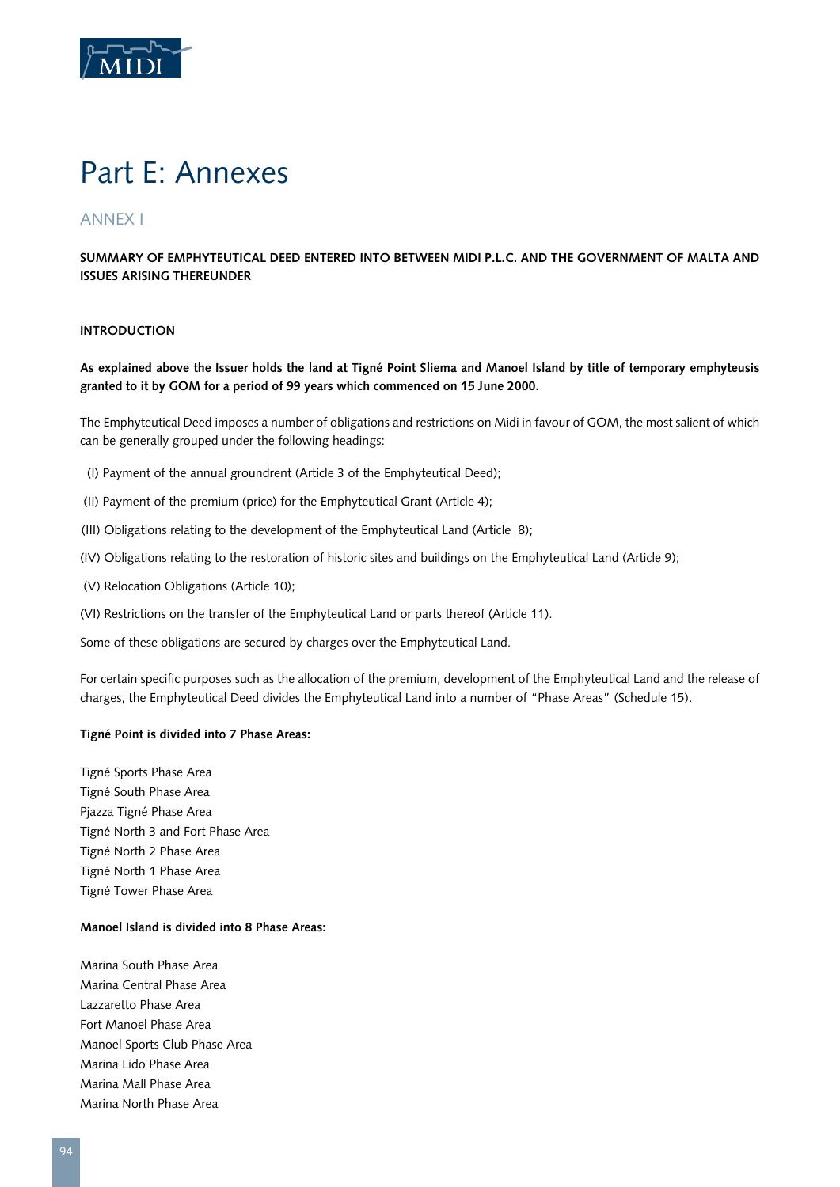# Part E: Annexes

## ANNEX I

**SUMMARY OF EMPHYTEUTICAL DEED ENTERED INTO BETWEEN MIDI P.L.C. AND THE GOVERNMENT OF MALTA AND ISSUES ARISING THEREUNDER**

**INTRODUCTION**

**As explained above the Issuer holds the land at Tigné Point Sliema and Manoel Island by title of temporary emphyteusis granted to it by GOM for a period of 99 years which commenced on 15 June 2000.**

The Emphyteutical Deed imposes a number of obligations and restrictions on Midi in favour of GOM, the most salient of which can be generally grouped under the following headings:

(I) Payment of the annual groundrent (Article 3 of the Emphyteutical Deed);

(II) Payment of the premium (price) for the Emphyteutical Grant (Article 4);

(III) Obligations relating to the development of the Emphyteutical Land (Article 8);

(IV) Obligations relating to the restoration of historic sites and buildings on the Emphyteutical Land (Article 9);

(V) Relocation Obligations (Article 10);

(VI) Restrictions on the transfer of the Emphyteutical Land or parts thereof (Article 11).

Some of these obligations are secured by charges over the Emphyteutical Land.

For certain specific purposes such as the allocation of the premium, development of the Emphyteutical Land and the release of charges, the Emphyteutical Deed divides the Emphyteutical Land into a number of "Phase Areas" (Schedule 15).

**Tigné Point is divided into 7 Phase Areas:**

Tigné Sports Phase Area
Tigné South Phase Area
Pjazza Tigné Phase Area
Tigné North 3 and Fort Phase Area
Tigné North 2 Phase Area
Tigné North 1 Phase Area
Tigné Tower Phase Area

**Manoel Island is divided into 8 Phase Areas:**

Marina South Phase Area
Marina Central Phase Area
Lazzaretto Phase Area
Fort Manoel Phase Area
Manoel Sports Club Phase Area
Marina Lido Phase Area
Marina Mall Phase Area
Marina North Phase Area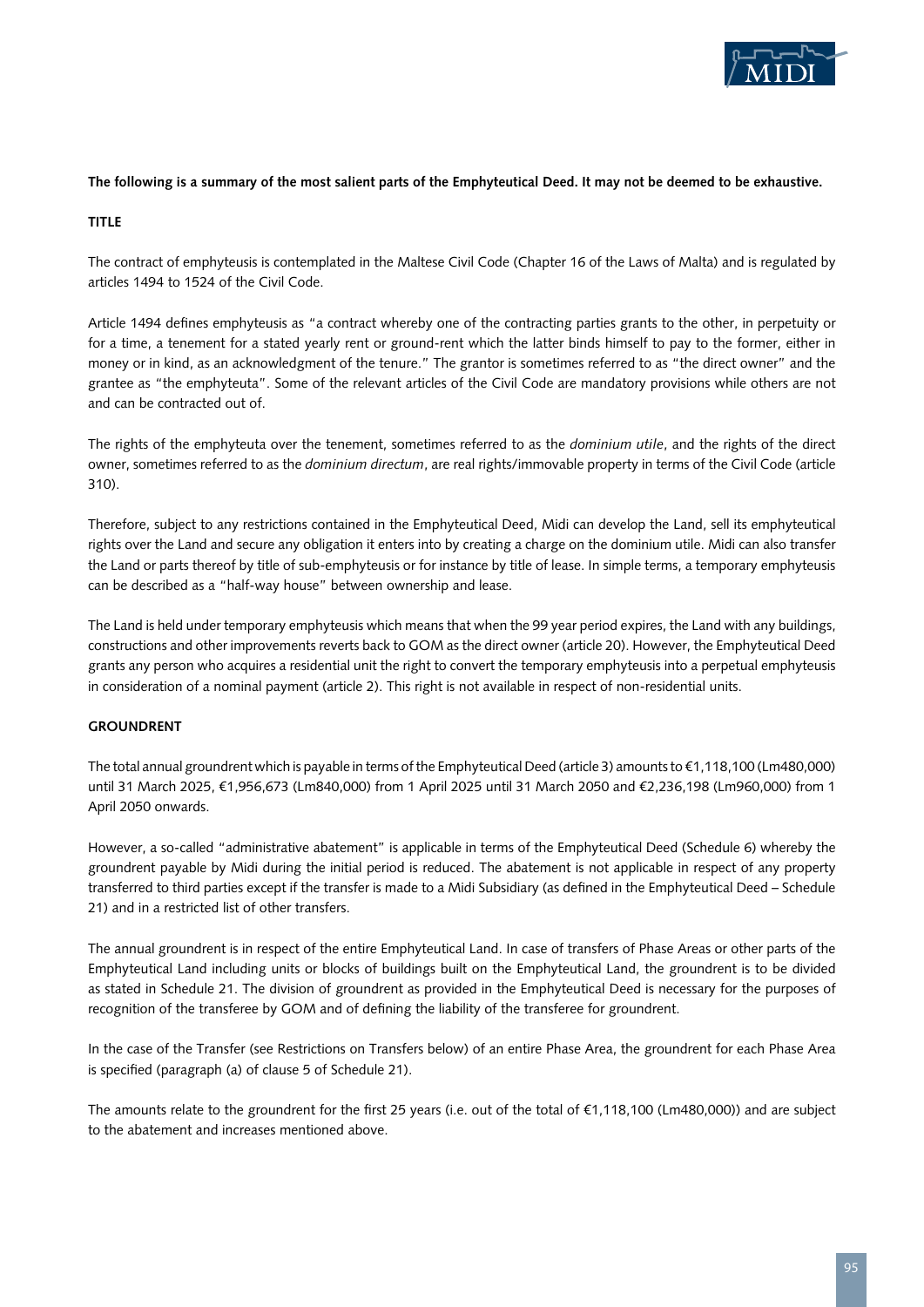**The following is a summary of the most salient parts of the Emphyteutical Deed. It may not be deemed to be exhaustive.**

## TITLE

The contract of emphyteusis is contemplated in the Maltese Civil Code (Chapter 16 of the Laws of Malta) and is regulated by articles 1494 to 1524 of the Civil Code.

Article 1494 defines emphyteusis as "a contract whereby one of the contracting parties grants to the other, in perpetuity or for a time, a tenement for a stated yearly rent or ground-rent which the latter binds himself to pay to the former, either in money or in kind, as an acknowledgment of the tenure." The grantor is sometimes referred to as "the direct owner" and the grantee as "the emphyteuta". Some of the relevant articles of the Civil Code are mandatory provisions while others are not and can be contracted out of.

The rights of the emphyteuta over the tenement, sometimes referred to as the *dominium utile*, and the rights of the direct owner, sometimes referred to as the *dominium directum*, are real rights/immovable property in terms of the Civil Code (article 310).

Therefore, subject to any restrictions contained in the Emphyteutical Deed, Midi can develop the Land, sell its emphyteutical rights over the Land and secure any obligation it enters into by creating a charge on the dominium utile. Midi can also transfer the Land or parts thereof by title of sub-emphyteusis or for instance by title of lease. In simple terms, a temporary emphyteusis can be described as a "half-way house" between ownership and lease.

The Land is held under temporary emphyteusis which means that when the 99 year period expires, the Land with any buildings, constructions and other improvements reverts back to GOM as the direct owner (article 20). However, the Emphyteutical Deed grants any person who acquires a residential unit the right to convert the temporary emphyteusis into a perpetual emphyteusis in consideration of a nominal payment (article 2). This right is not available in respect of non-residential units.

## GROUNDRENT

The total annual groundrent which is payable in terms of the Emphyteutical Deed (article 3) amounts to €1,118,100 (Lm480,000) until 31 March 2025, €1,956,673 (Lm840,000) from 1 April 2025 until 31 March 2050 and €2,236,198 (Lm960,000) from 1 April 2050 onwards.

However, a so-called "administrative abatement" is applicable in terms of the Emphyteutical Deed (Schedule 6) whereby the groundrent payable by Midi during the initial period is reduced. The abatement is not applicable in respect of any property transferred to third parties except if the transfer is made to a Midi Subsidiary (as defined in the Emphyteutical Deed – Schedule 21) and in a restricted list of other transfers.

The annual groundrent is in respect of the entire Emphyteutical Land. In case of transfers of Phase Areas or other parts of the Emphyteutical Land including units or blocks of buildings built on the Emphyteutical Land, the groundrent is to be divided as stated in Schedule 21. The division of groundrent as provided in the Emphyteutical Deed is necessary for the purposes of recognition of the transferee by GOM and of defining the liability of the transferee for groundrent.

In the case of the Transfer (see Restrictions on Transfers below) of an entire Phase Area, the groundrent for each Phase Area is specified (paragraph (a) of clause 5 of Schedule 21).

The amounts relate to the groundrent for the first 25 years (i.e. out of the total of €1,118,100 (Lm480,000)) and are subject to the abatement and increases mentioned above.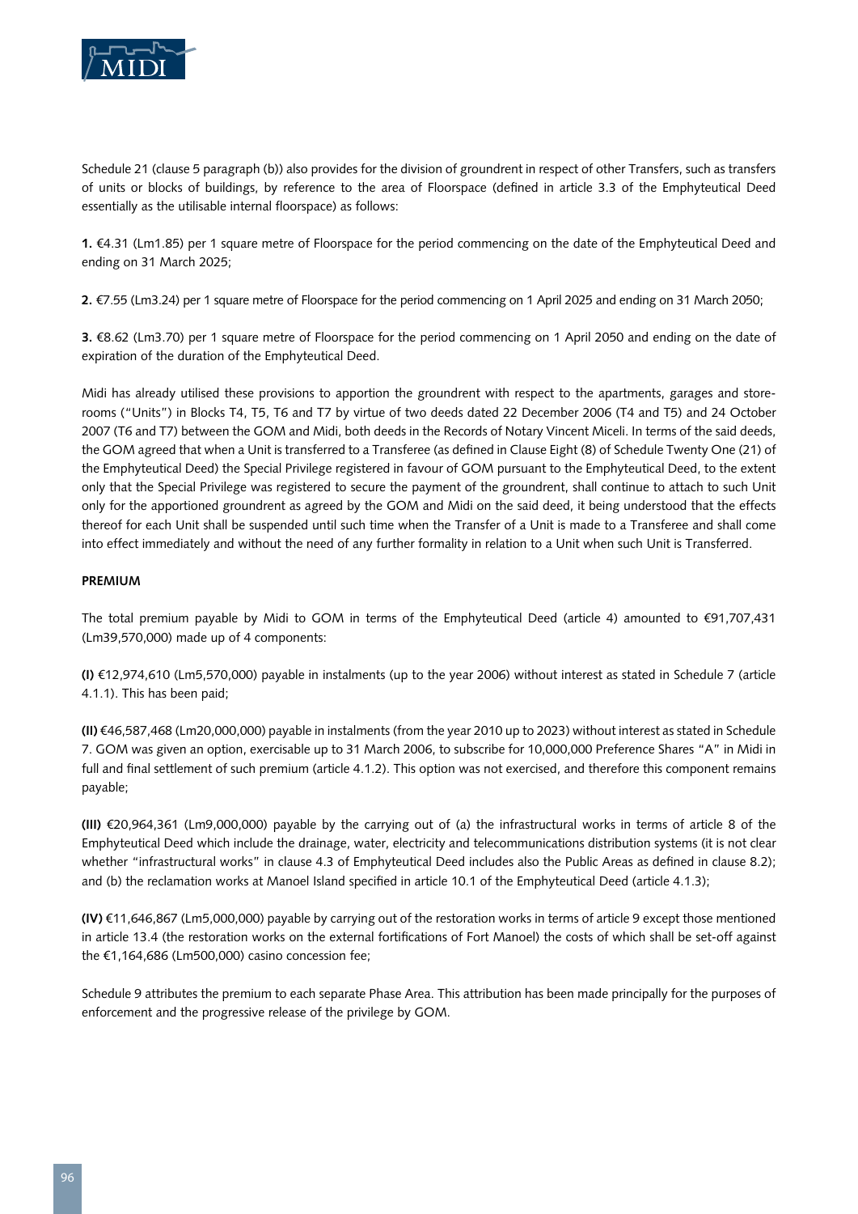Schedule 21 (clause 5 paragraph (b)) also provides for the division of groundrent in respect of other Transfers, such as transfers of units or blocks of buildings, by reference to the area of Floorspace (defined in article 3.3 of the Emphyteutical Deed essentially as the utilisable internal floorspace) as follows:

**1.** €4.31 (Lm1.85) per 1 square metre of Floorspace for the period commencing on the date of the Emphyteutical Deed and ending on 31 March 2025;

**2.** €7.55 (Lm3.24) per 1 square metre of Floorspace for the period commencing on 1 April 2025 and ending on 31 March 2050;

**3.** €8.62 (Lm3.70) per 1 square metre of Floorspace for the period commencing on 1 April 2050 and ending on the date of expiration of the duration of the Emphyteutical Deed.

Midi has already utilised these provisions to apportion the groundrent with respect to the apartments, garages and store-rooms ("Units") in Blocks T4, T5, T6 and T7 by virtue of two deeds dated 22 December 2006 (T4 and T5) and 24 October 2007 (T6 and T7) between the GOM and Midi, both deeds in the Records of Notary Vincent Miceli. In terms of the said deeds, the GOM agreed that when a Unit is transferred to a Transferee (as defined in Clause Eight (8) of Schedule Twenty One (21) of the Emphyteutical Deed) the Special Privilege registered in favour of GOM pursuant to the Emphyteutical Deed, to the extent only that the Special Privilege was registered to secure the payment of the groundrent, shall continue to attach to such Unit only for the apportioned groundrent as agreed by the GOM and Midi on the said deed, it being understood that the effects thereof for each Unit shall be suspended until such time when the Transfer of a Unit is made to a Transferee and shall come into effect immediately and without the need of any further formality in relation to a Unit when such Unit is Transferred.

**PREMIUM**

The total premium payable by Midi to GOM in terms of the Emphyteutical Deed (article 4) amounted to €91,707,431 (Lm39,570,000) made up of 4 components:

**(I)** €12,974,610 (Lm5,570,000) payable in instalments (up to the year 2006) without interest as stated in Schedule 7 (article 4.1.1). This has been paid;

**(II)** €46,587,468 (Lm20,000,000) payable in instalments (from the year 2010 up to 2023) without interest as stated in Schedule 7. GOM was given an option, exercisable up to 31 March 2006, to subscribe for 10,000,000 Preference Shares "A" in Midi in full and final settlement of such premium (article 4.1.2). This option was not exercised, and therefore this component remains payable;

**(III)** €20,964,361 (Lm9,000,000) payable by the carrying out of (a) the infrastructural works in terms of article 8 of the Emphyteutical Deed which include the drainage, water, electricity and telecommunications distribution systems (it is not clear whether "infrastructural works" in clause 4.3 of Emphyteutical Deed includes also the Public Areas as defined in clause 8.2); and (b) the reclamation works at Manoel Island specified in article 10.1 of the Emphyteutical Deed (article 4.1.3);

**(IV)** €11,646,867 (Lm5,000,000) payable by carrying out of the restoration works in terms of article 9 except those mentioned in article 13.4 (the restoration works on the external fortifications of Fort Manoel) the costs of which shall be set-off against the €1,164,686 (Lm500,000) casino concession fee;

Schedule 9 attributes the premium to each separate Phase Area. This attribution has been made principally for the purposes of enforcement and the progressive release of the privilege by GOM.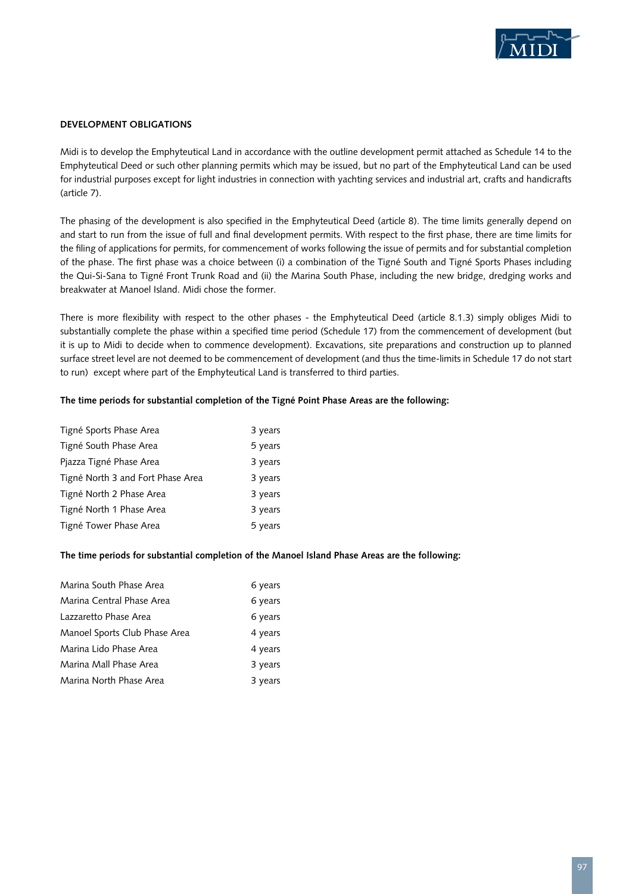## DEVELOPMENT OBLIGATIONS

Midi is to develop the Emphyteutical Land in accordance with the outline development permit attached as Schedule 14 to the Emphyteutical Deed or such other planning permits which may be issued, but no part of the Emphyteutical Land can be used for industrial purposes except for light industries in connection with yachting services and industrial art, crafts and handicrafts (article 7).

The phasing of the development is also specified in the Emphyteutical Deed (article 8). The time limits generally depend on and start to run from the issue of full and final development permits. With respect to the first phase, there are time limits for the filing of applications for permits, for commencement of works following the issue of permits and for substantial completion of the phase. The first phase was a choice between (i) a combination of the Tigné South and Tigné Sports Phases including the Qui-Si-Sana to Tigné Front Trunk Road and (ii) the Marina South Phase, including the new bridge, dredging works and breakwater at Manoel Island. Midi chose the former.

There is more flexibility with respect to the other phases - the Emphyteutical Deed (article 8.1.3) simply obliges Midi to substantially complete the phase within a specified time period (Schedule 17) from the commencement of development (but it is up to Midi to decide when to commence development). Excavations, site preparations and construction up to planned surface street level are not deemed to be commencement of development (and thus the time-limits in Schedule 17 do not start to run) except where part of the Emphyteutical Land is transferred to third parties.

**The time periods for substantial completion of the Tigné Point Phase Areas are the following:**

| | |
|---|---|
| Tigné Sports Phase Area | 3 years |
| Tigné South Phase Area | 5 years |
| Pjazza Tigné Phase Area | 3 years |
| Tigné North 3 and Fort Phase Area | 3 years |
| Tigné North 2 Phase Area | 3 years |
| Tigné North 1 Phase Area | 3 years |
| Tigné Tower Phase Area | 5 years |

**The time periods for substantial completion of the Manoel Island Phase Areas are the following:**

| | |
|---|---|
| Marina South Phase Area | 6 years |
| Marina Central Phase Area | 6 years |
| Lazzaretto Phase Area | 6 years |
| Manoel Sports Club Phase Area | 4 years |
| Marina Lido Phase Area | 4 years |
| Marina Mall Phase Area | 3 years |
| Marina North Phase Area | 3 years |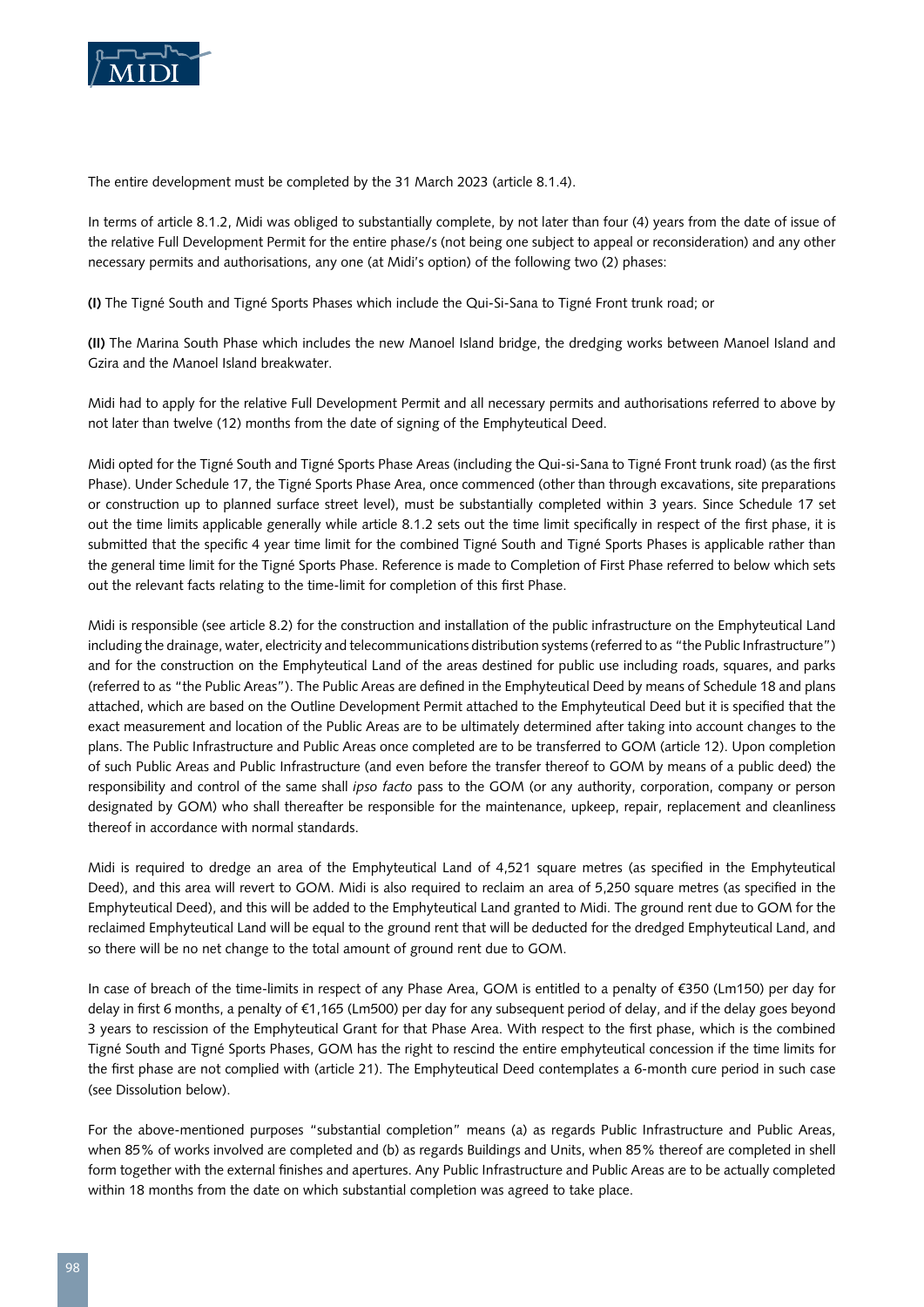The entire development must be completed by the 31 March 2023 (article 8.1.4).

In terms of article 8.1.2, Midi was obliged to substantially complete, by not later than four (4) years from the date of issue of the relative Full Development Permit for the entire phase/s (not being one subject to appeal or reconsideration) and any other necessary permits and authorisations, any one (at Midi's option) of the following two (2) phases:

**(I)** The Tigné South and Tigné Sports Phases which include the Qui-Si-Sana to Tigné Front trunk road; or

**(II)** The Marina South Phase which includes the new Manoel Island bridge, the dredging works between Manoel Island and Gzira and the Manoel Island breakwater.

Midi had to apply for the relative Full Development Permit and all necessary permits and authorisations referred to above by not later than twelve (12) months from the date of signing of the Emphyteutical Deed.

Midi opted for the Tigné South and Tigné Sports Phase Areas (including the Qui-si-Sana to Tigné Front trunk road) (as the first Phase). Under Schedule 17, the Tigné Sports Phase Area, once commenced (other than through excavations, site preparations or construction up to planned surface street level), must be substantially completed within 3 years. Since Schedule 17 set out the time limits applicable generally while article 8.1.2 sets out the time limit specifically in respect of the first phase, it is submitted that the specific 4 year time limit for the combined Tigné South and Tigné Sports Phases is applicable rather than the general time limit for the Tigné Sports Phase. Reference is made to Completion of First Phase referred to below which sets out the relevant facts relating to the time-limit for completion of this first Phase.

Midi is responsible (see article 8.2) for the construction and installation of the public infrastructure on the Emphyteutical Land including the drainage, water, electricity and telecommunications distribution systems (referred to as "the Public Infrastructure") and for the construction on the Emphyteutical Land of the areas destined for public use including roads, squares, and parks (referred to as "the Public Areas"). The Public Areas are defined in the Emphyteutical Deed by means of Schedule 18 and plans attached, which are based on the Outline Development Permit attached to the Emphyteutical Deed but it is specified that the exact measurement and location of the Public Areas are to be ultimately determined after taking into account changes to the plans. The Public Infrastructure and Public Areas once completed are to be transferred to GOM (article 12). Upon completion of such Public Areas and Public Infrastructure (and even before the transfer thereof to GOM by means of a public deed) the responsibility and control of the same shall *ipso facto* pass to the GOM (or any authority, corporation, company or person designated by GOM) who shall thereafter be responsible for the maintenance, upkeep, repair, replacement and cleanliness thereof in accordance with normal standards.

Midi is required to dredge an area of the Emphyteutical Land of 4,521 square metres (as specified in the Emphyteutical Deed), and this area will revert to GOM. Midi is also required to reclaim an area of 5,250 square metres (as specified in the Emphyteutical Deed), and this will be added to the Emphyteutical Land granted to Midi. The ground rent due to GOM for the reclaimed Emphyteutical Land will be equal to the ground rent that will be deducted for the dredged Emphyteutical Land, and so there will be no net change to the total amount of ground rent due to GOM.

In case of breach of the time-limits in respect of any Phase Area, GOM is entitled to a penalty of €350 (Lm150) per day for delay in first 6 months, a penalty of €1,165 (Lm500) per day for any subsequent period of delay, and if the delay goes beyond 3 years to rescission of the Emphyteutical Grant for that Phase Area. With respect to the first phase, which is the combined Tigné South and Tigné Sports Phases, GOM has the right to rescind the entire emphyteutical concession if the time limits for the first phase are not complied with (article 21). The Emphyteutical Deed contemplates a 6-month cure period in such case (see Dissolution below).

For the above-mentioned purposes "substantial completion" means (a) as regards Public Infrastructure and Public Areas, when 85% of works involved are completed and (b) as regards Buildings and Units, when 85% thereof are completed in shell form together with the external finishes and apertures. Any Public Infrastructure and Public Areas are to be actually completed within 18 months from the date on which substantial completion was agreed to take place.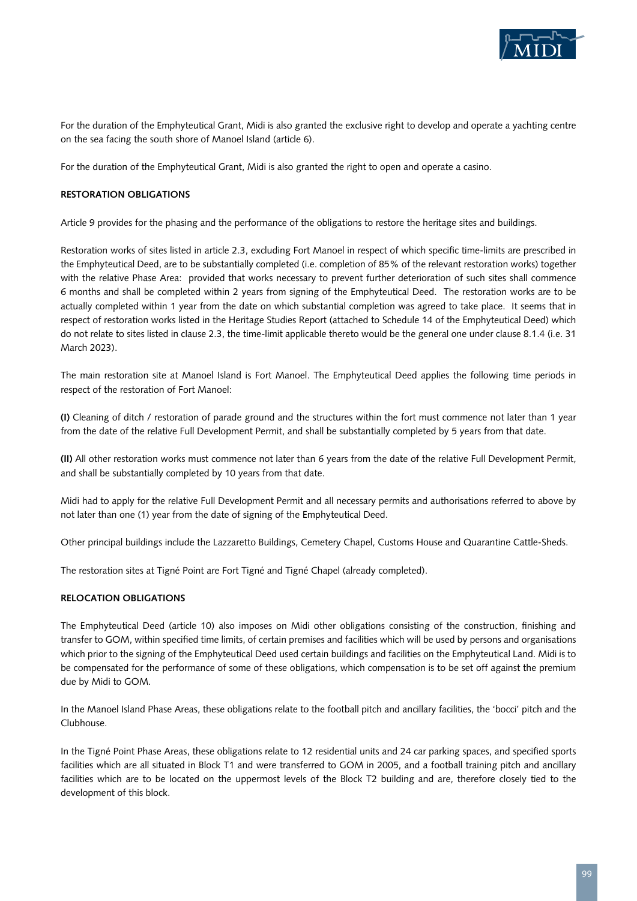For the duration of the Emphyteutical Grant, Midi is also granted the exclusive right to develop and operate a yachting centre on the sea facing the south shore of Manoel Island (article 6).

For the duration of the Emphyteutical Grant, Midi is also granted the right to open and operate a casino.

**RESTORATION OBLIGATIONS**

Article 9 provides for the phasing and the performance of the obligations to restore the heritage sites and buildings.

Restoration works of sites listed in article 2.3, excluding Fort Manoel in respect of which specific time-limits are prescribed in the Emphyteutical Deed, are to be substantially completed (i.e. completion of 85% of the relevant restoration works) together with the relative Phase Area: provided that works necessary to prevent further deterioration of such sites shall commence 6 months and shall be completed within 2 years from signing of the Emphyteutical Deed. The restoration works are to be actually completed within 1 year from the date on which substantial completion was agreed to take place. It seems that in respect of restoration works listed in the Heritage Studies Report (attached to Schedule 14 of the Emphyteutical Deed) which do not relate to sites listed in clause 2.3, the time-limit applicable thereto would be the general one under clause 8.1.4 (i.e. 31 March 2023).

The main restoration site at Manoel Island is Fort Manoel. The Emphyteutical Deed applies the following time periods in respect of the restoration of Fort Manoel:

**(I)** Cleaning of ditch / restoration of parade ground and the structures within the fort must commence not later than 1 year from the date of the relative Full Development Permit, and shall be substantially completed by 5 years from that date.

**(II)** All other restoration works must commence not later than 6 years from the date of the relative Full Development Permit, and shall be substantially completed by 10 years from that date.

Midi had to apply for the relative Full Development Permit and all necessary permits and authorisations referred to above by not later than one (1) year from the date of signing of the Emphyteutical Deed.

Other principal buildings include the Lazzaretto Buildings, Cemetery Chapel, Customs House and Quarantine Cattle-Sheds.

The restoration sites at Tigné Point are Fort Tigné and Tigné Chapel (already completed).

**RELOCATION OBLIGATIONS**

The Emphyteutical Deed (article 10) also imposes on Midi other obligations consisting of the construction, finishing and transfer to GOM, within specified time limits, of certain premises and facilities which will be used by persons and organisations which prior to the signing of the Emphyteutical Deed used certain buildings and facilities on the Emphyteutical Land. Midi is to be compensated for the performance of some of these obligations, which compensation is to be set off against the premium due by Midi to GOM.

In the Manoel Island Phase Areas, these obligations relate to the football pitch and ancillary facilities, the 'bocci' pitch and the Clubhouse.

In the Tigné Point Phase Areas, these obligations relate to 12 residential units and 24 car parking spaces, and specified sports facilities which are all situated in Block T1 and were transferred to GOM in 2005, and a football training pitch and ancillary facilities which are to be located on the uppermost levels of the Block T2 building and are, therefore closely tied to the development of this block.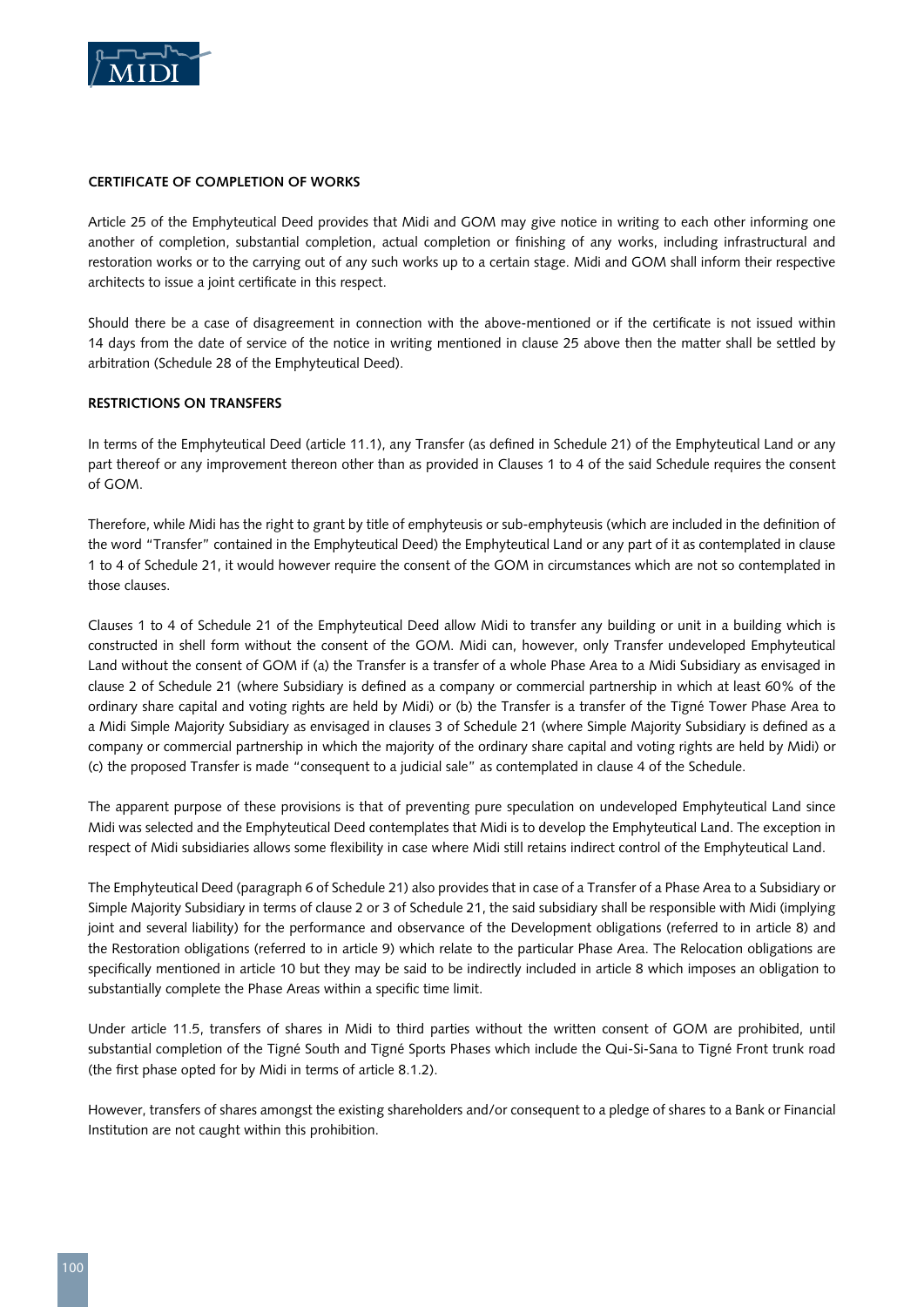## CERTIFICATE OF COMPLETION OF WORKS

Article 25 of the Emphyteutical Deed provides that Midi and GOM may give notice in writing to each other informing one another of completion, substantial completion, actual completion or finishing of any works, including infrastructural and restoration works or to the carrying out of any such works up to a certain stage. Midi and GOM shall inform their respective architects to issue a joint certificate in this respect.

Should there be a case of disagreement in connection with the above-mentioned or if the certificate is not issued within 14 days from the date of service of the notice in writing mentioned in clause 25 above then the matter shall be settled by arbitration (Schedule 28 of the Emphyteutical Deed).

## RESTRICTIONS ON TRANSFERS

In terms of the Emphyteutical Deed (article 11.1), any Transfer (as defined in Schedule 21) of the Emphyteutical Land or any part thereof or any improvement thereon other than as provided in Clauses 1 to 4 of the said Schedule requires the consent of GOM.

Therefore, while Midi has the right to grant by title of emphyteusis or sub-emphyteusis (which are included in the definition of the word "Transfer" contained in the Emphyteutical Deed) the Emphyteutical Land or any part of it as contemplated in clause 1 to 4 of Schedule 21, it would however require the consent of the GOM in circumstances which are not so contemplated in those clauses.

Clauses 1 to 4 of Schedule 21 of the Emphyteutical Deed allow Midi to transfer any building or unit in a building which is constructed in shell form without the consent of the GOM. Midi can, however, only Transfer undeveloped Emphyteutical Land without the consent of GOM if (a) the Transfer is a transfer of a whole Phase Area to a Midi Subsidiary as envisaged in clause 2 of Schedule 21 (where Subsidiary is defined as a company or commercial partnership in which at least 60% of the ordinary share capital and voting rights are held by Midi) or (b) the Transfer is a transfer of the Tigné Tower Phase Area to a Midi Simple Majority Subsidiary as envisaged in clauses 3 of Schedule 21 (where Simple Majority Subsidiary is defined as a company or commercial partnership in which the majority of the ordinary share capital and voting rights are held by Midi) or (c) the proposed Transfer is made "consequent to a judicial sale" as contemplated in clause 4 of the Schedule.

The apparent purpose of these provisions is that of preventing pure speculation on undeveloped Emphyteutical Land since Midi was selected and the Emphyteutical Deed contemplates that Midi is to develop the Emphyteutical Land. The exception in respect of Midi subsidiaries allows some flexibility in case where Midi still retains indirect control of the Emphyteutical Land.

The Emphyteutical Deed (paragraph 6 of Schedule 21) also provides that in case of a Transfer of a Phase Area to a Subsidiary or Simple Majority Subsidiary in terms of clause 2 or 3 of Schedule 21, the said subsidiary shall be responsible with Midi (implying joint and several liability) for the performance and observance of the Development obligations (referred to in article 8) and the Restoration obligations (referred to in article 9) which relate to the particular Phase Area. The Relocation obligations are specifically mentioned in article 10 but they may be said to be indirectly included in article 8 which imposes an obligation to substantially complete the Phase Areas within a specific time limit.

Under article 11.5, transfers of shares in Midi to third parties without the written consent of GOM are prohibited, until substantial completion of the Tigné South and Tigné Sports Phases which include the Qui-Si-Sana to Tigné Front trunk road (the first phase opted for by Midi in terms of article 8.1.2).

However, transfers of shares amongst the existing shareholders and/or consequent to a pledge of shares to a Bank or Financial Institution are not caught within this prohibition.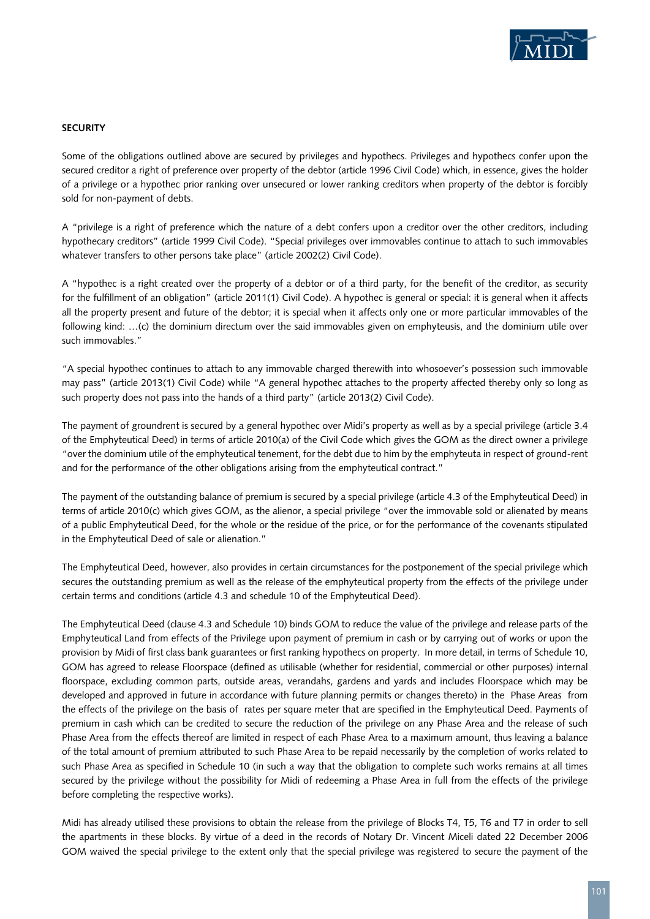**SECURITY**

Some of the obligations outlined above are secured by privileges and hypothecs. Privileges and hypothecs confer upon the secured creditor a right of preference over property of the debtor (article 1996 Civil Code) which, in essence, gives the holder of a privilege or a hypothec prior ranking over unsecured or lower ranking creditors when property of the debtor is forcibly sold for non-payment of debts.

A "privilege is a right of preference which the nature of a debt confers upon a creditor over the other creditors, including hypothecary creditors" (article 1999 Civil Code). "Special privileges over immovables continue to attach to such immovables whatever transfers to other persons take place" (article 2002(2) Civil Code).

A "hypothec is a right created over the property of a debtor or of a third party, for the benefit of the creditor, as security for the fulfillment of an obligation" (article 2011(1) Civil Code). A hypothec is general or special: it is general when it affects all the property present and future of the debtor; it is special when it affects only one or more particular immovables of the following kind: …(c) the dominium directum over the said immovables given on emphyteusis, and the dominium utile over such immovables."

"A special hypothec continues to attach to any immovable charged therewith into whosoever's possession such immovable may pass" (article 2013(1) Civil Code) while "A general hypothec attaches to the property affected thereby only so long as such property does not pass into the hands of a third party" (article 2013(2) Civil Code).

The payment of groundrent is secured by a general hypothec over Midi's property as well as by a special privilege (article 3.4 of the Emphyteutical Deed) in terms of article 2010(a) of the Civil Code which gives the GOM as the direct owner a privilege "over the dominium utile of the emphyteutical tenement, for the debt due to him by the emphyteuta in respect of ground-rent and for the performance of the other obligations arising from the emphyteutical contract."

The payment of the outstanding balance of premium is secured by a special privilege (article 4.3 of the Emphyteutical Deed) in terms of article 2010(c) which gives GOM, as the alienor, a special privilege "over the immovable sold or alienated by means of a public Emphyteutical Deed, for the whole or the residue of the price, or for the performance of the covenants stipulated in the Emphyteutical Deed of sale or alienation."

The Emphyteutical Deed, however, also provides in certain circumstances for the postponement of the special privilege which secures the outstanding premium as well as the release of the emphyteutical property from the effects of the privilege under certain terms and conditions (article 4.3 and schedule 10 of the Emphyteutical Deed).

The Emphyteutical Deed (clause 4.3 and Schedule 10) binds GOM to reduce the value of the privilege and release parts of the Emphyteutical Land from effects of the Privilege upon payment of premium in cash or by carrying out of works or upon the provision by Midi of first class bank guarantees or first ranking hypothecs on property. In more detail, in terms of Schedule 10, GOM has agreed to release Floorspace (defined as utilisable (whether for residential, commercial or other purposes) internal floorspace, excluding common parts, outside areas, verandahs, gardens and yards and includes Floorspace which may be developed and approved in future in accordance with future planning permits or changes thereto) in the Phase Areas from the effects of the privilege on the basis of rates per square meter that are specified in the Emphyteutical Deed. Payments of premium in cash which can be credited to secure the reduction of the privilege on any Phase Area and the release of such Phase Area from the effects thereof are limited in respect of each Phase Area to a maximum amount, thus leaving a balance of the total amount of premium attributed to such Phase Area to be repaid necessarily by the completion of works related to such Phase Area as specified in Schedule 10 (in such a way that the obligation to complete such works remains at all times secured by the privilege without the possibility for Midi of redeeming a Phase Area in full from the effects of the privilege before completing the respective works).

Midi has already utilised these provisions to obtain the release from the privilege of Blocks T4, T5, T6 and T7 in order to sell the apartments in these blocks. By virtue of a deed in the records of Notary Dr. Vincent Miceli dated 22 December 2006 GOM waived the special privilege to the extent only that the special privilege was registered to secure the payment of the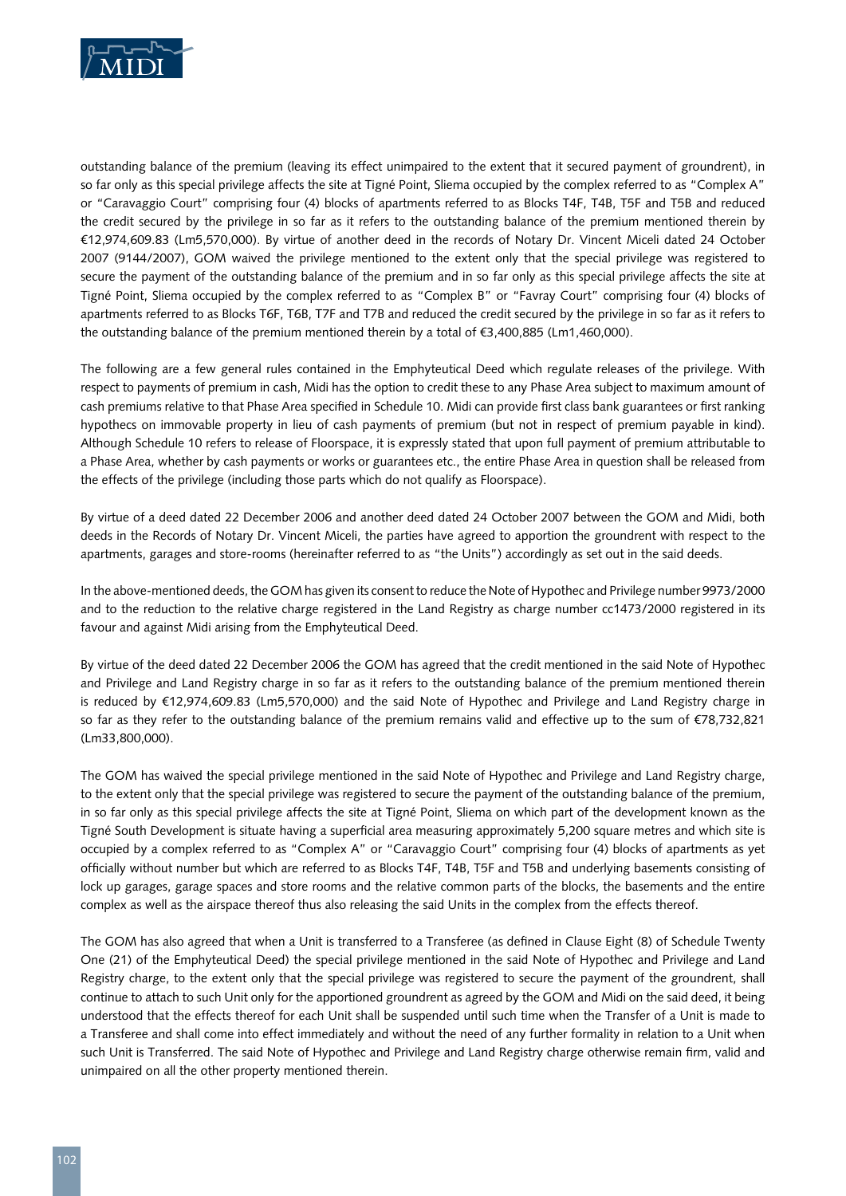outstanding balance of the premium (leaving its effect unimpaired to the extent that it secured payment of groundrent), in so far only as this special privilege affects the site at Tigné Point, Sliema occupied by the complex referred to as "Complex A" or "Caravaggio Court" comprising four (4) blocks of apartments referred to as Blocks T4F, T4B, T5F and T5B and reduced the credit secured by the privilege in so far as it refers to the outstanding balance of the premium mentioned therein by €12,974,609.83 (Lm5,570,000). By virtue of another deed in the records of Notary Dr. Vincent Miceli dated 24 October 2007 (9144/2007), GOM waived the privilege mentioned to the extent only that the special privilege was registered to secure the payment of the outstanding balance of the premium and in so far only as this special privilege affects the site at Tigné Point, Sliema occupied by the complex referred to as "Complex B" or "Favray Court" comprising four (4) blocks of apartments referred to as Blocks T6F, T6B, T7F and T7B and reduced the credit secured by the privilege in so far as it refers to the outstanding balance of the premium mentioned therein by a total of €3,400,885 (Lm1,460,000).

The following are a few general rules contained in the Emphyteutical Deed which regulate releases of the privilege. With respect to payments of premium in cash, Midi has the option to credit these to any Phase Area subject to maximum amount of cash premiums relative to that Phase Area specified in Schedule 10. Midi can provide first class bank guarantees or first ranking hypothecs on immovable property in lieu of cash payments of premium (but not in respect of premium payable in kind). Although Schedule 10 refers to release of Floorspace, it is expressly stated that upon full payment of premium attributable to a Phase Area, whether by cash payments or works or guarantees etc., the entire Phase Area in question shall be released from the effects of the privilege (including those parts which do not qualify as Floorspace).

By virtue of a deed dated 22 December 2006 and another deed dated 24 October 2007 between the GOM and Midi, both deeds in the Records of Notary Dr. Vincent Miceli, the parties have agreed to apportion the groundrent with respect to the apartments, garages and store-rooms (hereinafter referred to as "the Units") accordingly as set out in the said deeds.

In the above-mentioned deeds, the GOM has given its consent to reduce the Note of Hypothec and Privilege number 9973/2000 and to the reduction to the relative charge registered in the Land Registry as charge number cc1473/2000 registered in its favour and against Midi arising from the Emphyteutical Deed.

By virtue of the deed dated 22 December 2006 the GOM has agreed that the credit mentioned in the said Note of Hypothec and Privilege and Land Registry charge in so far as it refers to the outstanding balance of the premium mentioned therein is reduced by €12,974,609.83 (Lm5,570,000) and the said Note of Hypothec and Privilege and Land Registry charge in so far as they refer to the outstanding balance of the premium remains valid and effective up to the sum of €78,732,821 (Lm33,800,000).

The GOM has waived the special privilege mentioned in the said Note of Hypothec and Privilege and Land Registry charge, to the extent only that the special privilege was registered to secure the payment of the outstanding balance of the premium, in so far only as this special privilege affects the site at Tigné Point, Sliema on which part of the development known as the Tigné South Development is situate having a superficial area measuring approximately 5,200 square metres and which site is occupied by a complex referred to as "Complex A" or "Caravaggio Court" comprising four (4) blocks of apartments as yet officially without number but which are referred to as Blocks T4F, T4B, T5F and T5B and underlying basements consisting of lock up garages, garage spaces and store rooms and the relative common parts of the blocks, the basements and the entire complex as well as the airspace thereof thus also releasing the said Units in the complex from the effects thereof.

The GOM has also agreed that when a Unit is transferred to a Transferee (as defined in Clause Eight (8) of Schedule Twenty One (21) of the Emphyteutical Deed) the special privilege mentioned in the said Note of Hypothec and Privilege and Land Registry charge, to the extent only that the special privilege was registered to secure the payment of the groundrent, shall continue to attach to such Unit only for the apportioned groundrent as agreed by the GOM and Midi on the said deed, it being understood that the effects thereof for each Unit shall be suspended until such time when the Transfer of a Unit is made to a Transferee and shall come into effect immediately and without the need of any further formality in relation to a Unit when such Unit is Transferred. The said Note of Hypothec and Privilege and Land Registry charge otherwise remain firm, valid and unimpaired on all the other property mentioned therein.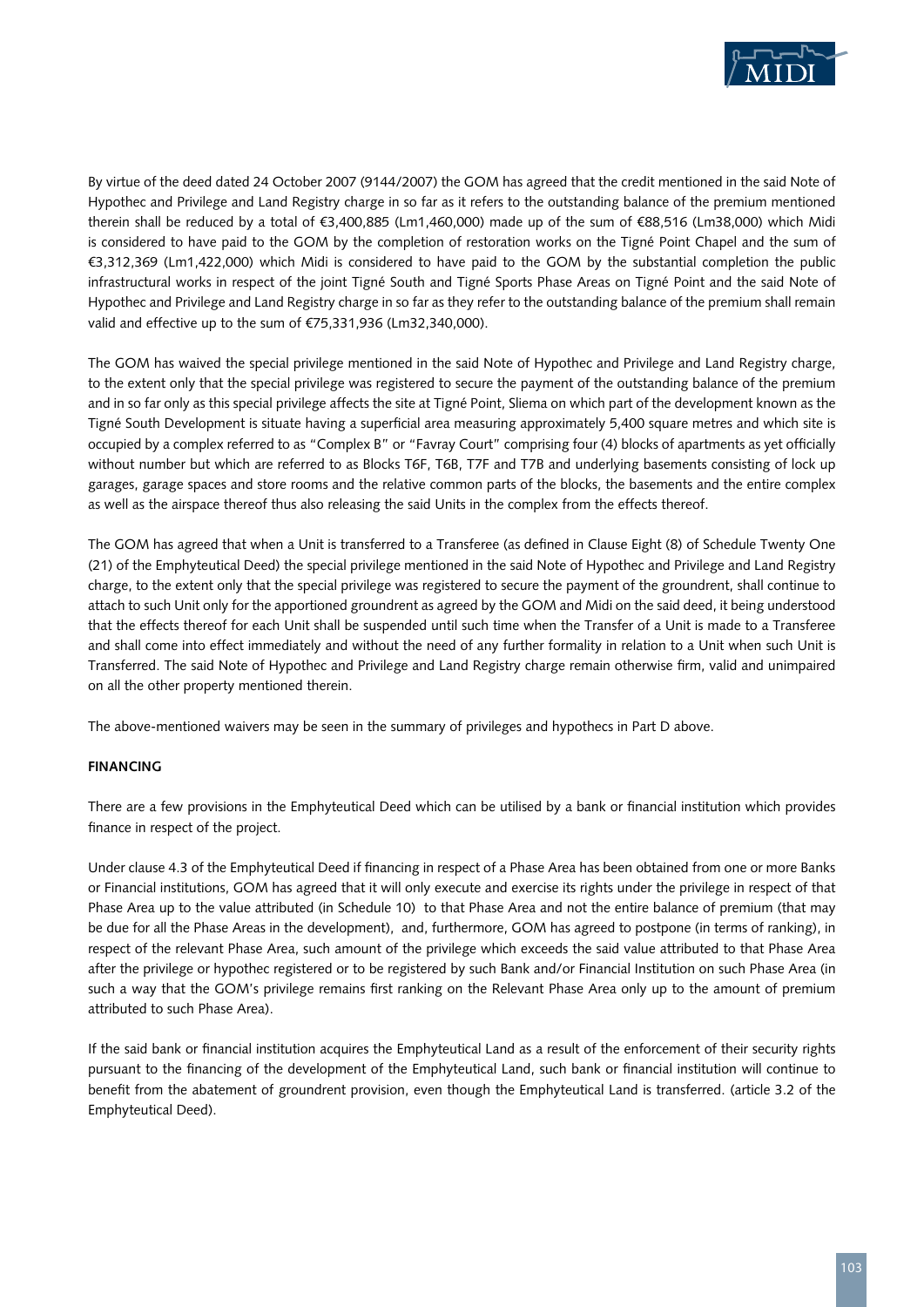By virtue of the deed dated 24 October 2007 (9144/2007) the GOM has agreed that the credit mentioned in the said Note of Hypothec and Privilege and Land Registry charge in so far as it refers to the outstanding balance of the premium mentioned therein shall be reduced by a total of €3,400,885 (Lm1,460,000) made up of the sum of €88,516 (Lm38,000) which Midi is considered to have paid to the GOM by the completion of restoration works on the Tigné Point Chapel and the sum of €3,312,369 (Lm1,422,000) which Midi is considered to have paid to the GOM by the substantial completion the public infrastructural works in respect of the joint Tigné South and Tigné Sports Phase Areas on Tigné Point and the said Note of Hypothec and Privilege and Land Registry charge in so far as they refer to the outstanding balance of the premium shall remain valid and effective up to the sum of €75,331,936 (Lm32,340,000).

The GOM has waived the special privilege mentioned in the said Note of Hypothec and Privilege and Land Registry charge, to the extent only that the special privilege was registered to secure the payment of the outstanding balance of the premium and in so far only as this special privilege affects the site at Tigné Point, Sliema on which part of the development known as the Tigné South Development is situate having a superficial area measuring approximately 5,400 square metres and which site is occupied by a complex referred to as "Complex B" or "Favray Court" comprising four (4) blocks of apartments as yet officially without number but which are referred to as Blocks T6F, T6B, T7F and T7B and underlying basements consisting of lock up garages, garage spaces and store rooms and the relative common parts of the blocks, the basements and the entire complex as well as the airspace thereof thus also releasing the said Units in the complex from the effects thereof.

The GOM has agreed that when a Unit is transferred to a Transferee (as defined in Clause Eight (8) of Schedule Twenty One (21) of the Emphyteutical Deed) the special privilege mentioned in the said Note of Hypothec and Privilege and Land Registry charge, to the extent only that the special privilege was registered to secure the payment of the groundrent, shall continue to attach to such Unit only for the apportioned groundrent as agreed by the GOM and Midi on the said deed, it being understood that the effects thereof for each Unit shall be suspended until such time when the Transfer of a Unit is made to a Transferee and shall come into effect immediately and without the need of any further formality in relation to a Unit when such Unit is Transferred. The said Note of Hypothec and Privilege and Land Registry charge remain otherwise firm, valid and unimpaired on all the other property mentioned therein.

The above-mentioned waivers may be seen in the summary of privileges and hypothecs in Part D above.

**FINANCING**

There are a few provisions in the Emphyteutical Deed which can be utilised by a bank or financial institution which provides finance in respect of the project.

Under clause 4.3 of the Emphyteutical Deed if financing in respect of a Phase Area has been obtained from one or more Banks or Financial institutions, GOM has agreed that it will only execute and exercise its rights under the privilege in respect of that Phase Area up to the value attributed (in Schedule 10) to that Phase Area and not the entire balance of premium (that may be due for all the Phase Areas in the development), and, furthermore, GOM has agreed to postpone (in terms of ranking), in respect of the relevant Phase Area, such amount of the privilege which exceeds the said value attributed to that Phase Area after the privilege or hypothec registered or to be registered by such Bank and/or Financial Institution on such Phase Area (in such a way that the GOM's privilege remains first ranking on the Relevant Phase Area only up to the amount of premium attributed to such Phase Area).

If the said bank or financial institution acquires the Emphyteutical Land as a result of the enforcement of their security rights pursuant to the financing of the development of the Emphyteutical Land, such bank or financial institution will continue to benefit from the abatement of groundrent provision, even though the Emphyteutical Land is transferred. (article 3.2 of the Emphyteutical Deed).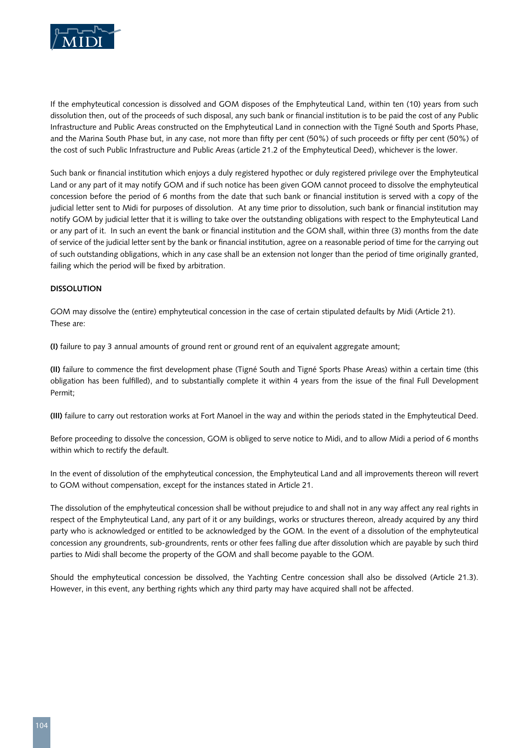If the emphyteutical concession is dissolved and GOM disposes of the Emphyteutical Land, within ten (10) years from such dissolution then, out of the proceeds of such disposal, any such bank or financial institution is to be paid the cost of any Public Infrastructure and Public Areas constructed on the Emphyteutical Land in connection with the Tigné South and Sports Phase, and the Marina South Phase but, in any case, not more than fifty per cent (50%) of such proceeds or fifty per cent (50%) of the cost of such Public Infrastructure and Public Areas (article 21.2 of the Emphyteutical Deed), whichever is the lower.

Such bank or financial institution which enjoys a duly registered hypothec or duly registered privilege over the Emphyteutical Land or any part of it may notify GOM and if such notice has been given GOM cannot proceed to dissolve the emphyteutical concession before the period of 6 months from the date that such bank or financial institution is served with a copy of the judicial letter sent to Midi for purposes of dissolution. At any time prior to dissolution, such bank or financial institution may notify GOM by judicial letter that it is willing to take over the outstanding obligations with respect to the Emphyteutical Land or any part of it. In such an event the bank or financial institution and the GOM shall, within three (3) months from the date of service of the judicial letter sent by the bank or financial institution, agree on a reasonable period of time for the carrying out of such outstanding obligations, which in any case shall be an extension not longer than the period of time originally granted, failing which the period will be fixed by arbitration.

**DISSOLUTION**

GOM may dissolve the (entire) emphyteutical concession in the case of certain stipulated defaults by Midi (Article 21). These are:

**(I)** failure to pay 3 annual amounts of ground rent or ground rent of an equivalent aggregate amount;

**(II)** failure to commence the first development phase (Tigné South and Tigné Sports Phase Areas) within a certain time (this obligation has been fulfilled), and to substantially complete it within 4 years from the issue of the final Full Development Permit;

**(III)** failure to carry out restoration works at Fort Manoel in the way and within the periods stated in the Emphyteutical Deed.

Before proceeding to dissolve the concession, GOM is obliged to serve notice to Midi, and to allow Midi a period of 6 months within which to rectify the default.

In the event of dissolution of the emphyteutical concession, the Emphyteutical Land and all improvements thereon will revert to GOM without compensation, except for the instances stated in Article 21.

The dissolution of the emphyteutical concession shall be without prejudice to and shall not in any way affect any real rights in respect of the Emphyteutical Land, any part of it or any buildings, works or structures thereon, already acquired by any third party who is acknowledged or entitled to be acknowledged by the GOM. In the event of a dissolution of the emphyteutical concession any groundrents, sub-groundrents, rents or other fees falling due after dissolution which are payable by such third parties to Midi shall become the property of the GOM and shall become payable to the GOM.

Should the emphyteutical concession be dissolved, the Yachting Centre concession shall also be dissolved (Article 21.3). However, in this event, any berthing rights which any third party may have acquired shall not be affected.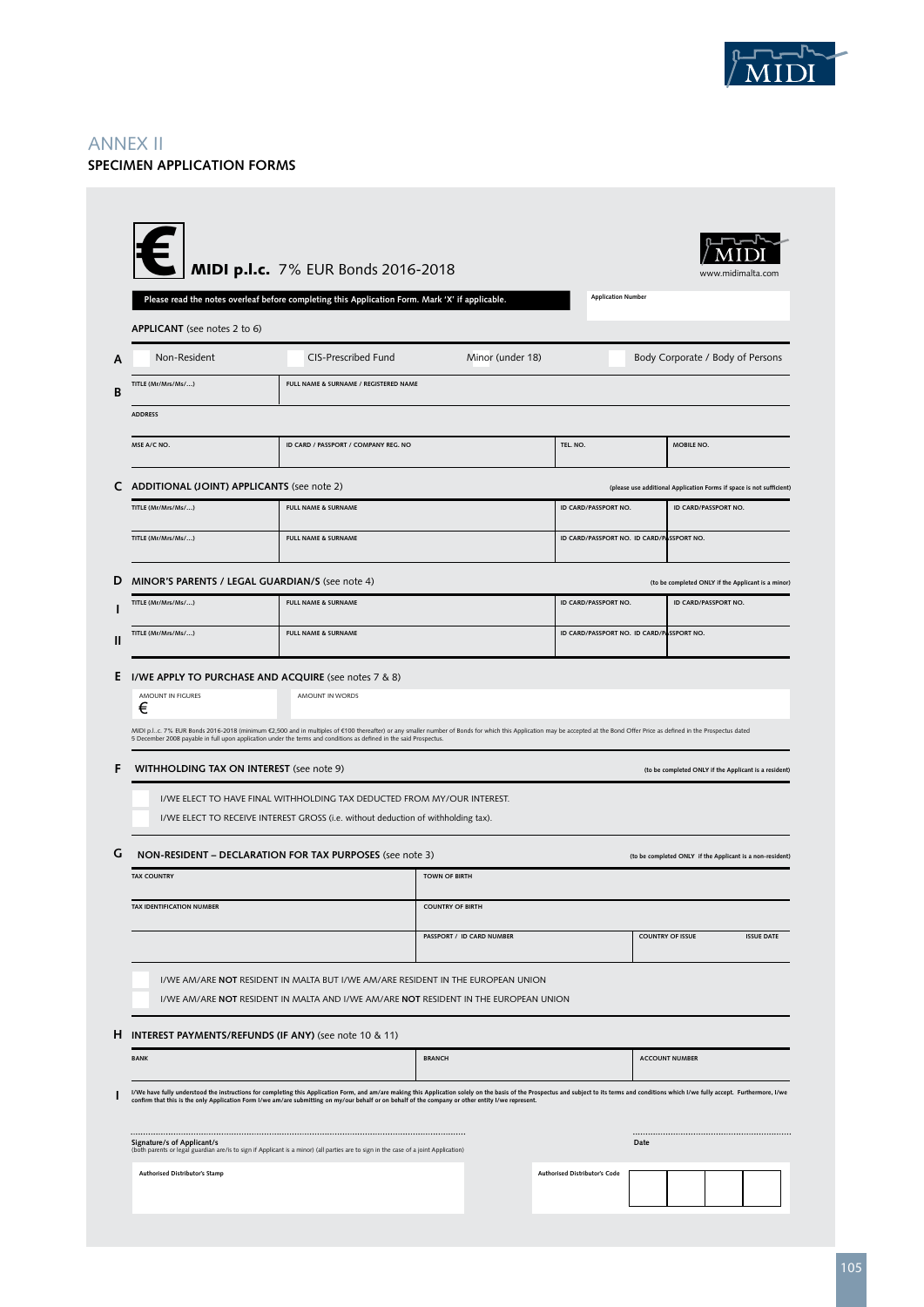## ANNEX II

### SPECIMEN APPLICATION FORMS

**MIDI p.l.c.** 7% EUR Bonds 2016-2018

www.midimalta.com

**Please read the notes overleaf before completing this Application Form. Mark 'X' if applicable.**

Application Number

**APPLICANT** (see notes 2 to 6)

**A**

| Non-Resident | CIS-Prescribed Fund | Minor (under 18) | Body Corporate / Body of Persons |
|---|---|---|---|

**B**

| TITLE (Mr/Mrs/Ms/...) | FULL NAME & SURNAME / REGISTERED NAME | | |
|---|---|---|---|
| ADDRESS | | | |
| MSE A/C NO. | ID CARD / PASSPORT / COMPANY REG. NO | TEL. NO. | MOBILE NO. |

**C ADDITIONAL (JOINT) APPLICANTS** (see note 2) (please use additional Application Forms if space is not sufficient)

| TITLE (Mr/Mrs/Ms/...) | FULL NAME & SURNAME | ID CARD/PASSPORT NO. | ID CARD/PASSPORT NO. |
|---|---|---|---|
| TITLE (Mr/Mrs/Ms/...) | FULL NAME & SURNAME | ID CARD/PASSPORT NO. | ID CARD/PASSPORT NO. |

**D MINOR'S PARENTS / LEGAL GUARDIAN/S** (see note 4) (to be completed ONLY if the Applicant is a minor)

| | | | | |
|---|---|---|---|---|
| I | TITLE (Mr/Mrs/Ms/...) | FULL NAME & SURNAME | ID CARD/PASSPORT NO. | ID CARD/PASSPORT NO. |
| II | TITLE (Mr/Mrs/Ms/...) | FULL NAME & SURNAME | ID CARD/PASSPORT NO. | ID CARD/PASSPORT NO. |

**E I/WE APPLY TO PURCHASE AND ACQUIRE** (see notes 7 & 8)

| AMOUNT IN FIGURES | AMOUNT IN WORDS |
|---|---|
| € | |

MIDI p.l..c. 7% EUR Bonds 2016-2018 (minimum €2,500 and in multiples of €100 thereafter) or any smaller number of Bonds for which this Application may be accepted at the Bond Offer Price as defined in the Prospectus dated 5 December 2008 payable in full upon application under the terms and conditions as defined in the said Prospectus.

**F WITHHOLDING TAX ON INTEREST** (see note 9) (to be completed ONLY if the Applicant is a resident)

- I/WE ELECT TO HAVE FINAL WITHHOLDING TAX DEDUCTED FROM MY/OUR INTEREST.
- I/WE ELECT TO RECEIVE INTEREST GROSS (i.e. without deduction of withholding tax).

**G NON-RESIDENT – DECLARATION FOR TAX PURPOSES** (see note 3) (to be completed ONLY if the Applicant is a non-resident)

| TAX COUNTRY | TOWN OF BIRTH | | |
|---|---|---|---|
| TAX IDENTIFICATION NUMBER | COUNTRY OF BIRTH | | |
| | PASSPORT / ID CARD NUMBER | COUNTRY OF ISSUE | ISSUE DATE |

- I/WE AM/ARE **NOT** RESIDENT IN MALTA BUT I/WE AM/ARE RESIDENT IN THE EUROPEAN UNION
- I/WE AM/ARE **NOT** RESIDENT IN MALTA AND I/WE AM/ARE **NOT** RESIDENT IN THE EUROPEAN UNION

**H INTEREST PAYMENTS/REFUNDS (IF ANY)** (see note 10 & 11)

| BANK | BRANCH | ACCOUNT NUMBER |
|---|---|---|

**I** I/We have fully understood the instructions for completing this Application Form, and am/are making this Application solely on the basis of the Prospectus and subject to its terms and conditions which I/we fully accept. Furthermore, I/we confirm that this is the only Application Form I/we am/are submitting on my/our behalf or on behalf of the company or other entity I/we represent.

.................................................................................................

**Signature/s of Applicant/s**
(both parents or legal guardian are/is to sign if Applicant is a minor) (all parties are to sign in the case of a joint Application)

.................................................

**Date**

Authorised Distributor's Stamp

Authorised Distributor's Code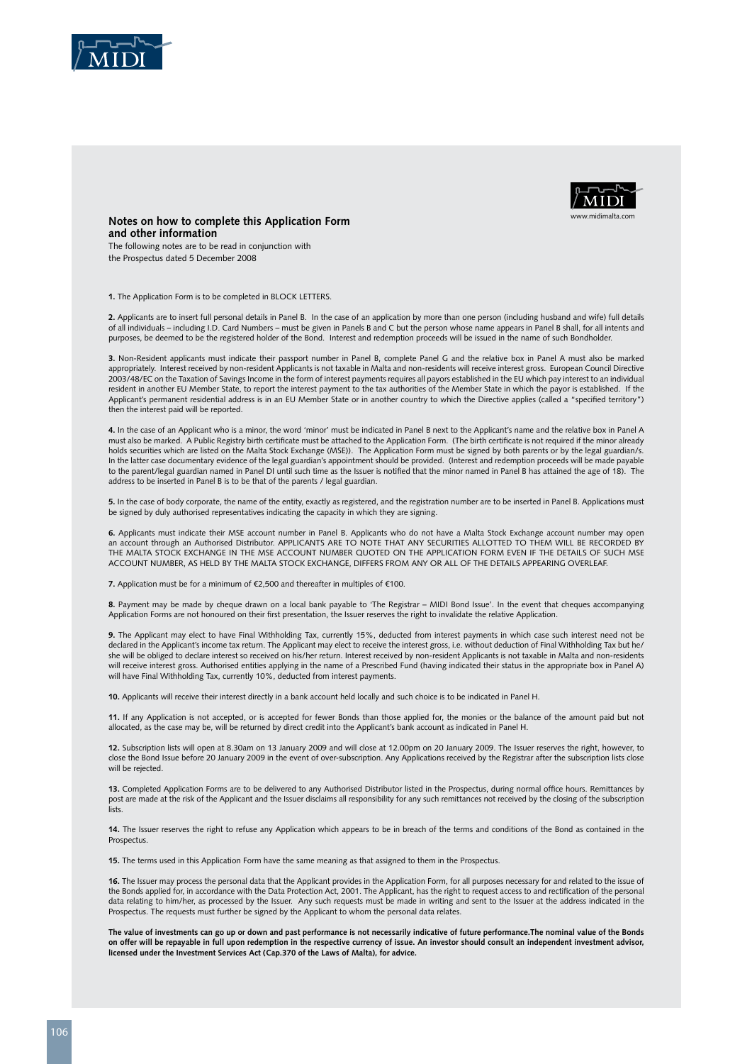## Notes on how to complete this Application Form and other information

www.midimalta.com

The following notes are to be read in conjunction with the Prospectus dated 5 December 2008

**1.** The Application Form is to be completed in BLOCK LETTERS.

**2.** Applicants are to insert full personal details in Panel B. In the case of an application by more than one person (including husband and wife) full details of all individuals – including I.D. Card Numbers – must be given in Panels B and C but the person whose name appears in Panel B shall, for all intents and purposes, be deemed to be the registered holder of the Bond. Interest and redemption proceeds will be issued in the name of such Bondholder.

**3.** Non-Resident applicants must indicate their passport number in Panel B, complete Panel G and the relative box in Panel A must also be marked appropriately. Interest received by non-resident Applicants is not taxable in Malta and non-residents will receive interest gross. European Council Directive 2003/48/EC on the Taxation of Savings Income in the form of interest payments requires all payors established in the EU which pay interest to an individual resident in another EU Member State, to report the interest payment to the tax authorities of the Member State in which the payor is established. If the Applicant's permanent residential address is in an EU Member State or in another country to which the Directive applies (called a "specified territory") then the interest paid will be reported.

**4.** In the case of an Applicant who is a minor, the word 'minor' must be indicated in Panel B next to the Applicant's name and the relative box in Panel A must also be marked. A Public Registry birth certificate must be attached to the Application Form. (The birth certificate is not required if the minor already holds securities which are listed on the Malta Stock Exchange (MSE)). The Application Form must be signed by both parents or by the legal guardian/s. In the latter case documentary evidence of the legal guardian's appointment should be provided. (Interest and redemption proceeds will be made payable to the parent/legal guardian named in Panel DI until such time as the Issuer is notified that the minor named in Panel B has attained the age of 18). The address to be inserted in Panel B is to be that of the parents / legal guardian.

**5.** In the case of body corporate, the name of the entity, exactly as registered, and the registration number are to be inserted in Panel B. Applications must be signed by duly authorised representatives indicating the capacity in which they are signing.

**6.** Applicants must indicate their MSE account number in Panel B. Applicants who do not have a Malta Stock Exchange account number may open an account through an Authorised Distributor. APPLICANTS ARE TO NOTE THAT ANY SECURITIES ALLOTTED TO THEM WILL BE RECORDED BY THE MALTA STOCK EXCHANGE IN THE MSE ACCOUNT NUMBER QUOTED ON THE APPLICATION FORM EVEN IF THE DETAILS OF SUCH MSE ACCOUNT NUMBER, AS HELD BY THE MALTA STOCK EXCHANGE, DIFFERS FROM ANY OR ALL OF THE DETAILS APPEARING OVERLEAF.

**7.** Application must be for a minimum of €2,500 and thereafter in multiples of €100.

**8.** Payment may be made by cheque drawn on a local bank payable to 'The Registrar – MIDI Bond Issue'. In the event that cheques accompanying Application Forms are not honoured on their first presentation, the Issuer reserves the right to invalidate the relative Application.

**9.** The Applicant may elect to have Final Withholding Tax, currently 15%, deducted from interest payments in which case such interest need not be declared in the Applicant's income tax return. The Applicant may elect to receive the interest gross, i.e. without deduction of Final Withholding Tax but he/she will be obliged to declare interest so received on his/her return. Interest received by non-resident Applicants is not taxable in Malta and non-residents will receive interest gross. Authorised entities applying in the name of a Prescribed Fund (having indicated their status in the appropriate box in Panel A) will have Final Withholding Tax, currently 10%, deducted from interest payments.

**10.** Applicants will receive their interest directly in a bank account held locally and such choice is to be indicated in Panel H.

**11.** If any Application is not accepted, or is accepted for fewer Bonds than those applied for, the monies or the balance of the amount paid but not allocated, as the case may be, will be returned by direct credit into the Applicant's bank account as indicated in Panel H.

**12.** Subscription lists will open at 8.30am on 13 January 2009 and will close at 12.00pm on 20 January 2009. The Issuer reserves the right, however, to close the Bond Issue before 20 January 2009 in the event of over-subscription. Any Applications received by the Registrar after the subscription lists close will be rejected.

**13.** Completed Application Forms are to be delivered to any Authorised Distributor listed in the Prospectus, during normal office hours. Remittances by post are made at the risk of the Applicant and the Issuer disclaims all responsibility for any such remittances not received by the closing of the subscription lists.

**14.** The Issuer reserves the right to refuse any Application which appears to be in breach of the terms and conditions of the Bond as contained in the Prospectus.

**15.** The terms used in this Application Form have the same meaning as that assigned to them in the Prospectus.

**16.** The Issuer may process the personal data that the Applicant provides in the Application Form, for all purposes necessary for and related to the issue of the Bonds applied for, in accordance with the Data Protection Act, 2001. The Applicant, has the right to request access to and rectification of the personal data relating to him/her, as processed by the Issuer. Any such requests must be made in writing and sent to the Issuer at the address indicated in the Prospectus. The requests must further be signed by the Applicant to whom the personal data relates.

**The value of investments can go up or down and past performance is not necessarily indicative of future performance.The nominal value of the Bonds on offer will be repayable in full upon redemption in the respective currency of issue. An investor should consult an independent investment advisor, licensed under the Investment Services Act (Cap.370 of the Laws of Malta), for advice.**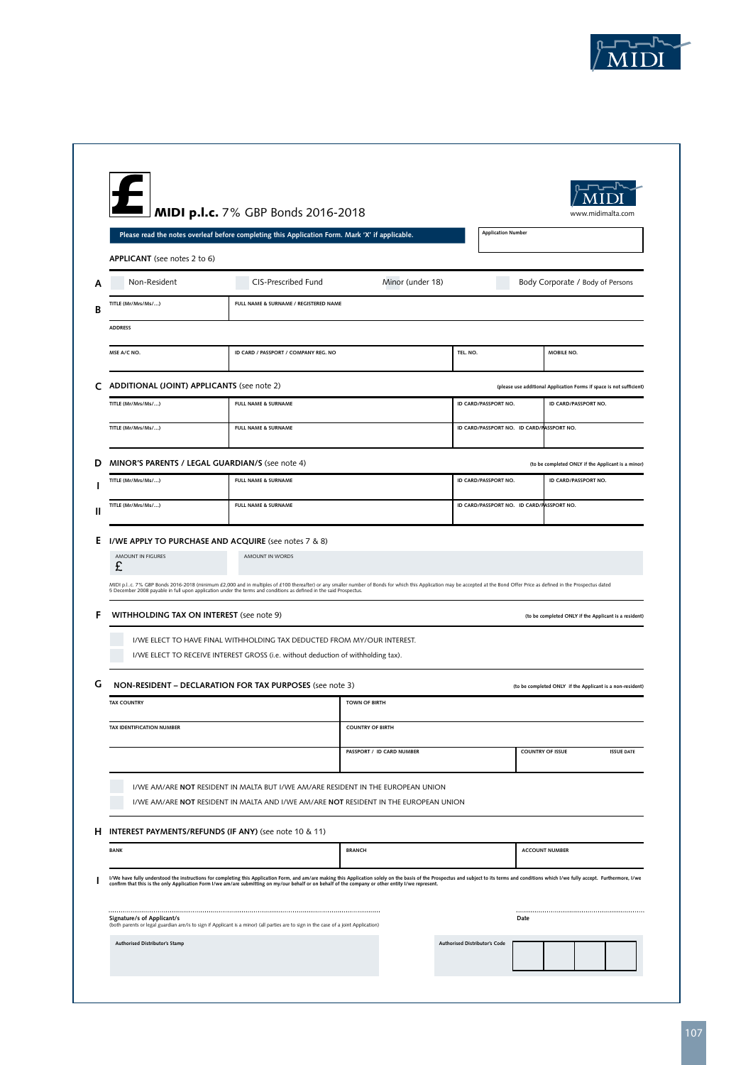# MIDI p.l.c. 7% GBP Bonds 2016-2018

www.midimalta.com

**Please read the notes overleaf before completing this Application Form. Mark 'X' if applicable.**

Application Number

**APPLICANT** (see notes 2 to 6)

**A**

| | Non-Resident | | CIS-Prescribed Fund | Minor (under 18) | | Body Corporate / Body of Persons |
|---|---|---|---|---|---|---|

**B**

| TITLE (Mr/Mrs/Ms/...) | FULL NAME & SURNAME / REGISTERED NAME | | |
|---|---|---|---|
| ADDRESS | | | |
| MSE A/C NO. | ID CARD / PASSPORT / COMPANY REG. NO | TEL. NO. | MOBILE NO. |

**C ADDITIONAL (JOINT) APPLICANTS** (see note 2)

(please use additional Application Forms if space is not sufficient)

| TITLE (Mr/Mrs/Ms/...) | FULL NAME & SURNAME | ID CARD/PASSPORT NO. | ID CARD/PASSPORT NO. |
|---|---|---|---|
| TITLE (Mr/Mrs/Ms/...) | FULL NAME & SURNAME | ID CARD/PASSPORT NO. | ID CARD/PASSPORT NO. |

**D MINOR'S PARENTS / LEGAL GUARDIAN/S** (see note 4)

(to be completed ONLY if the Applicant is a minor)

| | TITLE (Mr/Mrs/Ms/...) | FULL NAME & SURNAME | ID CARD/PASSPORT NO. | ID CARD/PASSPORT NO. |
|---|---|---|---|---|
| I | TITLE (Mr/Mrs/Ms/...) | FULL NAME & SURNAME | ID CARD/PASSPORT NO. | ID CARD/PASSPORT NO. |
| II | TITLE (Mr/Mrs/Ms/...) | FULL NAME & SURNAME | ID CARD/PASSPORT NO. | ID CARD/PASSPORT NO. |

**E I/WE APPLY TO PURCHASE AND ACQUIRE** (see notes 7 & 8)

| AMOUNT IN FIGURES | AMOUNT IN WORDS |
|---|---|
| £ | |

MIDI p.l.c. 7% GBP Bonds 2016-2018 (minimum £2,000 and in multiples of £100 thereafter) or any smaller number of Bonds for which this Application may be accepted at the Bond Offer Price as defined in the Prospectus dated 5 December 2008 payable in full upon application under the terms and conditions as defined in the said Prospectus.

**F WITHHOLDING TAX ON INTEREST** (see note 9)

(to be completed ONLY if the Applicant is a resident)

- I/WE ELECT TO HAVE FINAL WITHHOLDING TAX DEDUCTED FROM MY/OUR INTEREST.
- I/WE ELECT TO RECEIVE INTEREST GROSS (i.e. without deduction of withholding tax).

**G NON-RESIDENT – DECLARATION FOR TAX PURPOSES** (see note 3)

(to be completed ONLY if the Applicant is a non-resident)

| TAX COUNTRY | TOWN OF BIRTH | | |
|---|---|---|---|
| TAX IDENTIFICATION NUMBER | COUNTRY OF BIRTH | | |
| | PASSPORT / ID CARD NUMBER | COUNTRY OF ISSUE | ISSUE DATE |

- I/WE AM/ARE **NOT** RESIDENT IN MALTA BUT I/WE AM/ARE RESIDENT IN THE EUROPEAN UNION
- I/WE AM/ARE **NOT** RESIDENT IN MALTA AND I/WE AM/ARE **NOT** RESIDENT IN THE EUROPEAN UNION

**H INTEREST PAYMENTS/REFUNDS (IF ANY)** (see note 10 & 11)

| BANK | BRANCH | ACCOUNT NUMBER |
|---|---|---|
| | | |

**I** I/We have fully understood the instructions for completing this Application Form, and am/are making this Application solely on the basis of the Prospectus and subject to its terms and conditions which I/we fully accept. Furthermore, I/we confirm that this is the only Application Form I/we am/are submitting on my/our behalf or on behalf of the company or other entity I/we represent.

...........................................................................

**Signature/s of Applicant/s**
(both parents or legal guardian are/is to sign if Applicant is a minor) (all parties are to sign in the case of a joint Application)

...........................................................................

**Date**

**Authorised Distributor's Stamp**

**Authorised Distributor's Code**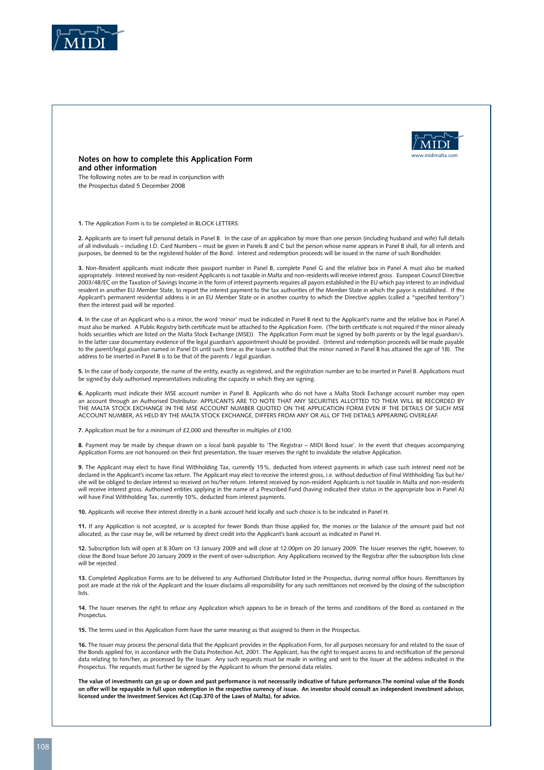## Notes on how to complete this Application Form and other information

The following notes are to be read in conjunction with the Prospectus dated 5 December 2008

www.midimalta.com

**1.** The Application Form is to be completed in BLOCK LETTERS.

**2.** Applicants are to insert full personal details in Panel B. In the case of an application by more than one person (including husband and wife) full details of all individuals – including I.D. Card Numbers – must be given in Panels B and C but the person whose name appears in Panel B shall, for all intents and purposes, be deemed to be the registered holder of the Bond. Interest and redemption proceeds will be issued in the name of such Bondholder.

**3.** Non-Resident applicants must indicate their passport number in Panel B, complete Panel G and the relative box in Panel A must also be marked appropriately. Interest received by non-resident Applicants is not taxable in Malta and non-residents will receive interest gross. European Council Directive 2003/48/EC on the Taxation of Savings Income in the form of interest payments requires all payors established in the EU which pay interest to an individual resident in another EU Member State, to report the interest payment to the tax authorities of the Member State in which the payor is established. If the Applicant's permanent residential address is in an EU Member State or in another country to which the Directive applies (called a "specified territory") then the interest paid will be reported.

**4.** In the case of an Applicant who is a minor, the word 'minor' must be indicated in Panel B next to the Applicant's name and the relative box in Panel A must also be marked. A Public Registry birth certificate must be attached to the Application Form. (The birth certificate is not required if the minor already holds securities which are listed on the Malta Stock Exchange (MSE)). The Application Form must be signed by both parents or by the legal guardian/s. In the latter case documentary evidence of the legal guardian's appointment should be provided. (Interest and redemption proceeds will be made payable to the parent/legal guardian named in Panel DI until such time as the Issuer is notified that the minor named in Panel B has attained the age of 18). The address to be inserted in Panel B is to be that of the parents / legal guardian.

**5.** In the case of body corporate, the name of the entity, exactly as registered, and the registration number are to be inserted in Panel B. Applications must be signed by duly authorised representatives indicating the capacity in which they are signing.

**6.** Applicants must indicate their MSE account number in Panel B. Applicants who do not have a Malta Stock Exchange account number may open an account through an Authorised Distributor. APPLICANTS ARE TO NOTE THAT ANY SECURITIES ALLOTTED TO THEM WILL BE RECORDED BY THE MALTA STOCK EXCHANGE IN THE MSE ACCOUNT NUMBER QUOTED ON THE APPLICATION FORM EVEN IF THE DETAILS OF SUCH MSE ACCOUNT NUMBER, AS HELD BY THE MALTA STOCK EXCHANGE, DIFFERS FROM ANY OR ALL OF THE DETAILS APPEARING OVERLEAF.

**7.** Application must be for a minimum of £2,000 and thereafter in multiples of £100.

**8.** Payment may be made by cheque drawn on a local bank payable to 'The Registrar – MIDI Bond Issue'. In the event that cheques accompanying Application Forms are not honoured on their first presentation, the Issuer reserves the right to invalidate the relative Application.

**9.** The Applicant may elect to have Final Withholding Tax, currently 15%, deducted from interest payments in which case such interest need not be declared in the Applicant's income tax return. The Applicant may elect to receive the interest gross, i.e. without deduction of Final Withholding Tax but he/she will be obliged to declare interest so received on his/her return. Interest received by non-resident Applicants is not taxable in Malta and non-residents will receive interest gross. Authorised entities applying in the name of a Prescribed Fund (having indicated their status in the appropriate box in Panel A) will have Final Withholding Tax, currently 10%, deducted from interest payments.

**10.** Applicants will receive their interest directly in a bank account held locally and such choice is to be indicated in Panel H.

**11.** If any Application is not accepted, or is accepted for fewer Bonds than those applied for, the monies or the balance of the amount paid but not allocated, as the case may be, will be returned by direct credit into the Applicant's bank account as indicated in Panel H.

**12.** Subscription lists will open at 8.30am on 13 January 2009 and will close at 12.00pm on 20 January 2009. The Issuer reserves the right, however, to close the Bond Issue before 20 January 2009 in the event of over-subscription. Any Applications received by the Registrar after the subscription lists close will be rejected.

**13.** Completed Application Forms are to be delivered to any Authorised Distributor listed in the Prospectus, during normal office hours. Remittances by post are made at the risk of the Applicant and the Issuer disclaims all responsibility for any such remittances not received by the closing of the subscription lists.

**14.** The Issuer reserves the right to refuse any Application which appears to be in breach of the terms and conditions of the Bond as contained in the Prospectus.

**15.** The terms used in this Application Form have the same meaning as that assigned to them in the Prospectus.

**16.** The Issuer may process the personal data that the Applicant provides in the Application Form, for all purposes necessary for and related to the issue of the Bonds applied for, in accordance with the Data Protection Act, 2001. The Applicant, has the right to request access to and rectification of the personal data relating to him/her, as processed by the Issuer. Any such requests must be made in writing and sent to the Issuer at the address indicated in the Prospectus. The requests must further be signed by the Applicant to whom the personal data relates.

**The value of investments can go up or down and past performance is not necessarily indicative of future performance.The nominal value of the Bonds on offer will be repayable in full upon redemption in the respective currency of issue. An investor should consult an independent investment advisor, licensed under the Investment Services Act (Cap.370 of the Laws of Malta), for advice.**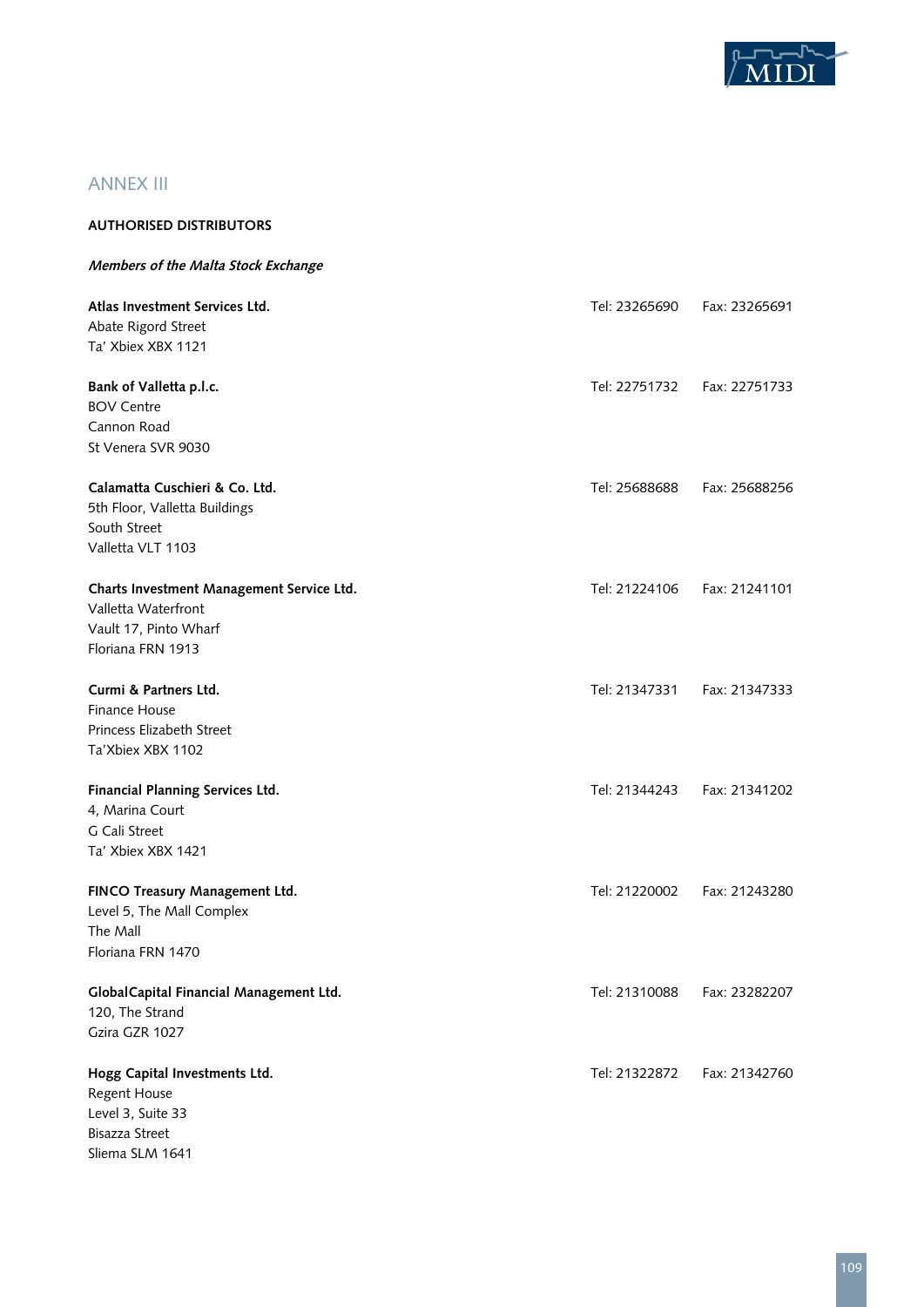## ANNEX III

**AUTHORISED DISTRIBUTORS**

***Members of the Malta Stock Exchange***

**Atlas Investment Services Ltd.**
Abate Rigord Street
Ta' Xbiex XBX 1121
Tel: 23265690 Fax: 23265691

**Bank of Valletta p.l.c.**
BOV Centre
Cannon Road
St Venera SVR 9030
Tel: 22751732 Fax: 22751733

**Calamatta Cuschieri & Co. Ltd.**
5th Floor, Valletta Buildings
South Street
Valletta VLT 1103
Tel: 25688688 Fax: 25688256

**Charts Investment Management Service Ltd.**
Valletta Waterfront
Vault 17, Pinto Wharf
Floriana FRN 1913
Tel: 21224106 Fax: 21241101

**Curmi & Partners Ltd.**
Finance House
Princess Elizabeth Street
Ta'Xbiex XBX 1102
Tel: 21347331 Fax: 21347333

**Financial Planning Services Ltd.**
4, Marina Court
G Cali Street
Ta' Xbiex XBX 1421
Tel: 21344243 Fax: 21341202

**FINCO Treasury Management Ltd.**
Level 5, The Mall Complex
The Mall
Floriana FRN 1470
Tel: 21220002 Fax: 21243280

**GlobalCapital Financial Management Ltd.**
120, The Strand
Gzira GZR 1027
Tel: 21310088 Fax: 23282207

**Hogg Capital Investments Ltd.**
Regent House
Level 3, Suite 33
Bisazza Street
Sliema SLM 1641
Tel: 21322872 Fax: 21342760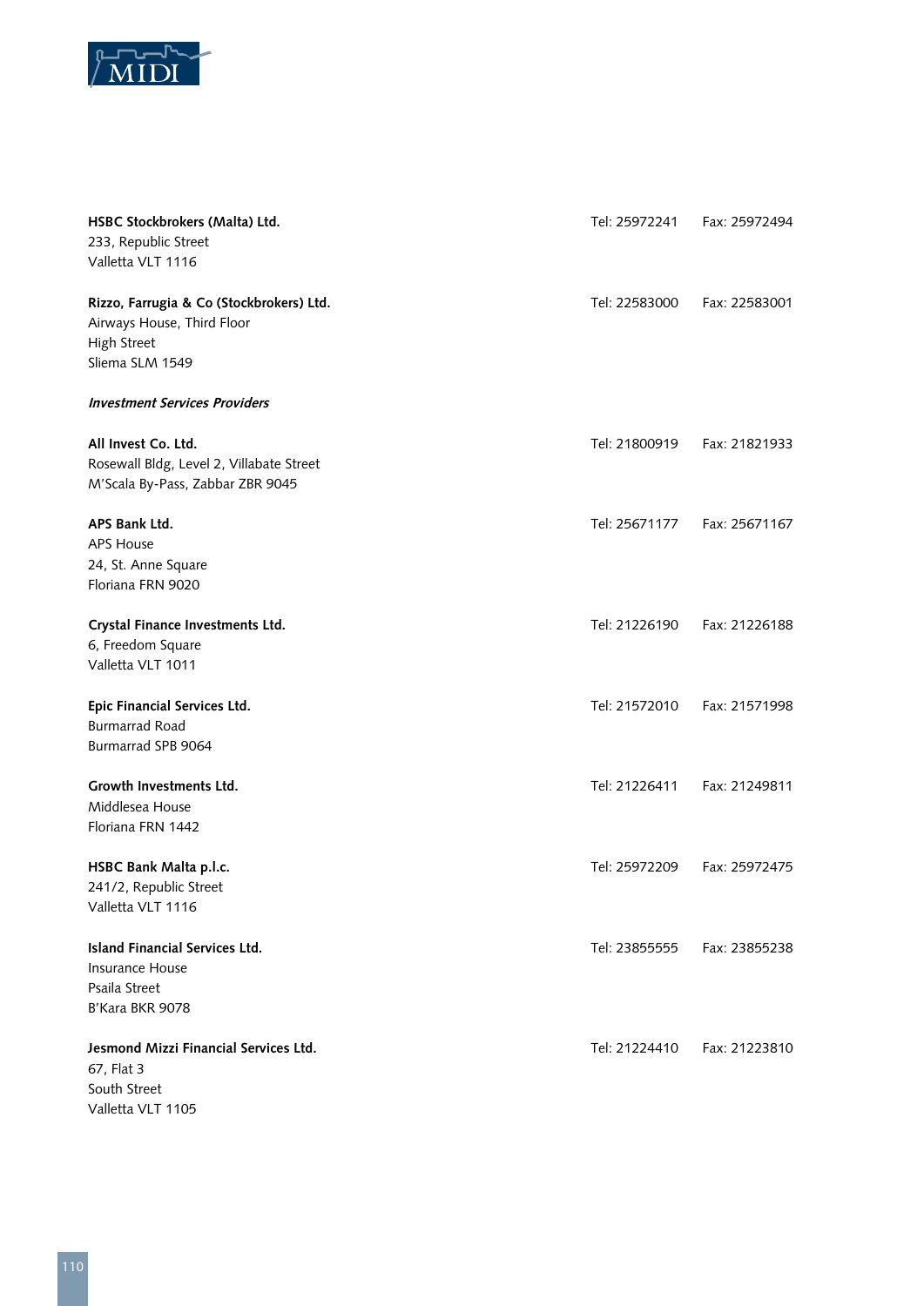**HSBC Stockbrokers (Malta) Ltd.**
233, Republic Street
Valletta VLT 1116

Tel: 25972241 Fax: 25972494

**Rizzo, Farrugia & Co (Stockbrokers) Ltd.**
Airways House, Third Floor
High Street
Sliema SLM 1549

Tel: 22583000 Fax: 22583001

***Investment Services Providers***

**All Invest Co. Ltd.**
Rosewall Bldg, Level 2, Villabate Street
M'Scala By-Pass, Zabbar ZBR 9045

Tel: 21800919 Fax: 21821933

**APS Bank Ltd.**
APS House
24, St. Anne Square
Floriana FRN 9020

Tel: 25671177 Fax: 25671167

**Crystal Finance Investments Ltd.**
6, Freedom Square
Valletta VLT 1011

Tel: 21226190 Fax: 21226188

**Epic Financial Services Ltd.**
Burmarrad Road
Burmarrad SPB 9064

Tel: 21572010 Fax: 21571998

**Growth Investments Ltd.**
Middlesea House
Floriana FRN 1442

Tel: 21226411 Fax: 21249811

**HSBC Bank Malta p.l.c.**
241/2, Republic Street
Valletta VLT 1116

Tel: 25972209 Fax: 25972475

**Island Financial Services Ltd.**
Insurance House
Psaila Street
B'Kara BKR 9078

Tel: 23855555 Fax: 23855238

**Jesmond Mizzi Financial Services Ltd.**
67, Flat 3
South Street
Valletta VLT 1105

Tel: 21224410 Fax: 21223810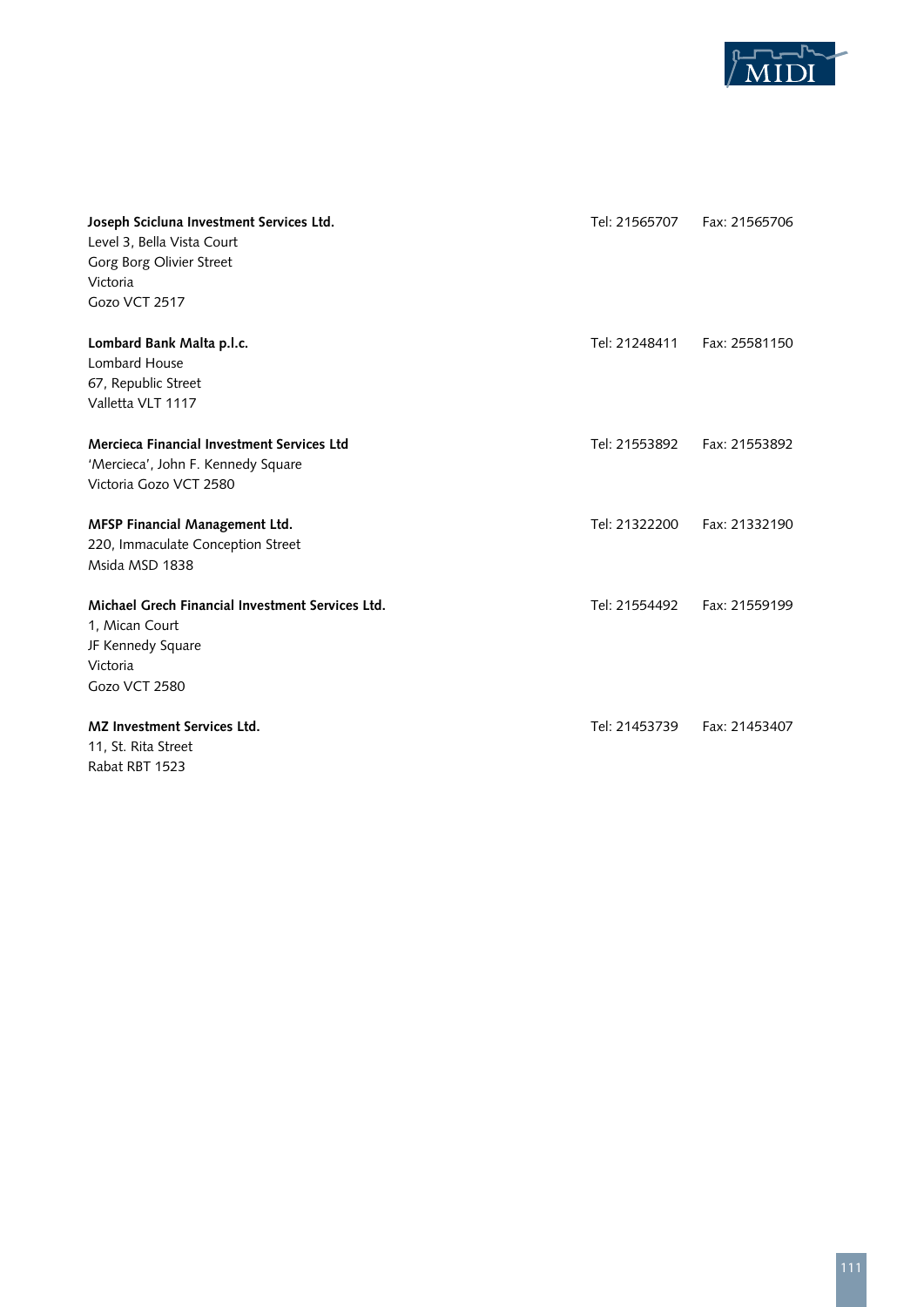**Joseph Scicluna Investment Services Ltd.**
Level 3, Bella Vista Court
Gorg Borg Olivier Street
Victoria
Gozo VCT 2517
Tel: 21565707 Fax: 21565706

**Lombard Bank Malta p.l.c.**
Lombard House
67, Republic Street
Valletta VLT 1117
Tel: 21248411 Fax: 25581150

**Mercieca Financial Investment Services Ltd**
'Mercieca', John F. Kennedy Square
Victoria Gozo VCT 2580
Tel: 21553892 Fax: 21553892

**MFSP Financial Management Ltd.**
220, Immaculate Conception Street
Msida MSD 1838
Tel: 21322200 Fax: 21332190

**Michael Grech Financial Investment Services Ltd.**
1, Mican Court
JF Kennedy Square
Victoria
Gozo VCT 2580
Tel: 21554492 Fax: 21559199

**MZ Investment Services Ltd.**
11, St. Rita Street
Rabat RBT 1523
Tel: 21453739 Fax: 21453407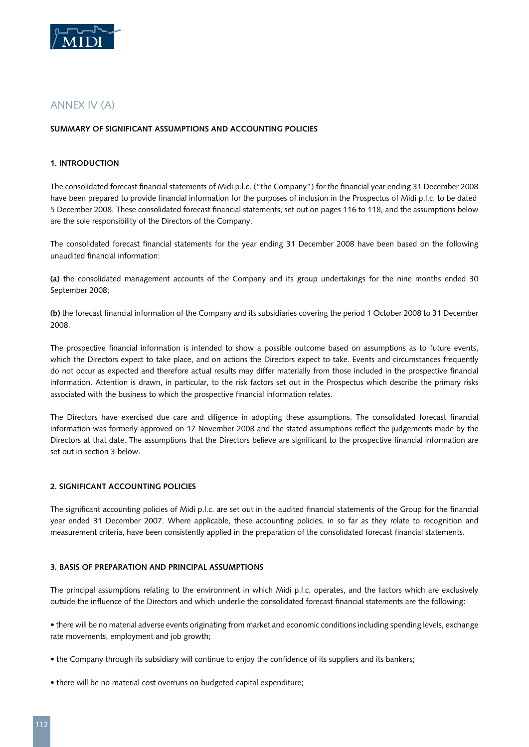## ANNEX IV (A)

**SUMMARY OF SIGNIFICANT ASSUMPTIONS AND ACCOUNTING POLICIES**

### 1. INTRODUCTION

The consolidated forecast financial statements of Midi p.l.c. ("the Company") for the financial year ending 31 December 2008 have been prepared to provide financial information for the purposes of inclusion in the Prospectus of Midi p.l.c. to be dated 5 December 2008. These consolidated forecast financial statements, set out on pages 116 to 118, and the assumptions below are the sole responsibility of the Directors of the Company.

The consolidated forecast financial statements for the year ending 31 December 2008 have been based on the following unaudited financial information:

**(a)** the consolidated management accounts of the Company and its group undertakings for the nine months ended 30 September 2008;

**(b)** the forecast financial information of the Company and its subsidiaries covering the period 1 October 2008 to 31 December 2008.

The prospective financial information is intended to show a possible outcome based on assumptions as to future events, which the Directors expect to take place, and on actions the Directors expect to take. Events and circumstances frequently do not occur as expected and therefore actual results may differ materially from those included in the prospective financial information. Attention is drawn, in particular, to the risk factors set out in the Prospectus which describe the primary risks associated with the business to which the prospective financial information relates.

The Directors have exercised due care and diligence in adopting these assumptions. The consolidated forecast financial information was formerly approved on 17 November 2008 and the stated assumptions reflect the judgements made by the Directors at that date. The assumptions that the Directors believe are significant to the prospective financial information are set out in section 3 below.

### 2. SIGNIFICANT ACCOUNTING POLICIES

The significant accounting policies of Midi p.l.c. are set out in the audited financial statements of the Group for the financial year ended 31 December 2007. Where applicable, these accounting policies, in so far as they relate to recognition and measurement criteria, have been consistently applied in the preparation of the consolidated forecast financial statements.

### 3. BASIS OF PREPARATION AND PRINCIPAL ASSUMPTIONS

The principal assumptions relating to the environment in which Midi p.l.c. operates, and the factors which are exclusively outside the influence of the Directors and which underlie the consolidated forecast financial statements are the following:

- there will be no material adverse events originating from market and economic conditions including spending levels, exchange rate movements, employment and job growth;
- the Company through its subsidiary will continue to enjoy the confidence of its suppliers and its bankers;
- there will be no material cost overruns on budgeted capital expenditure;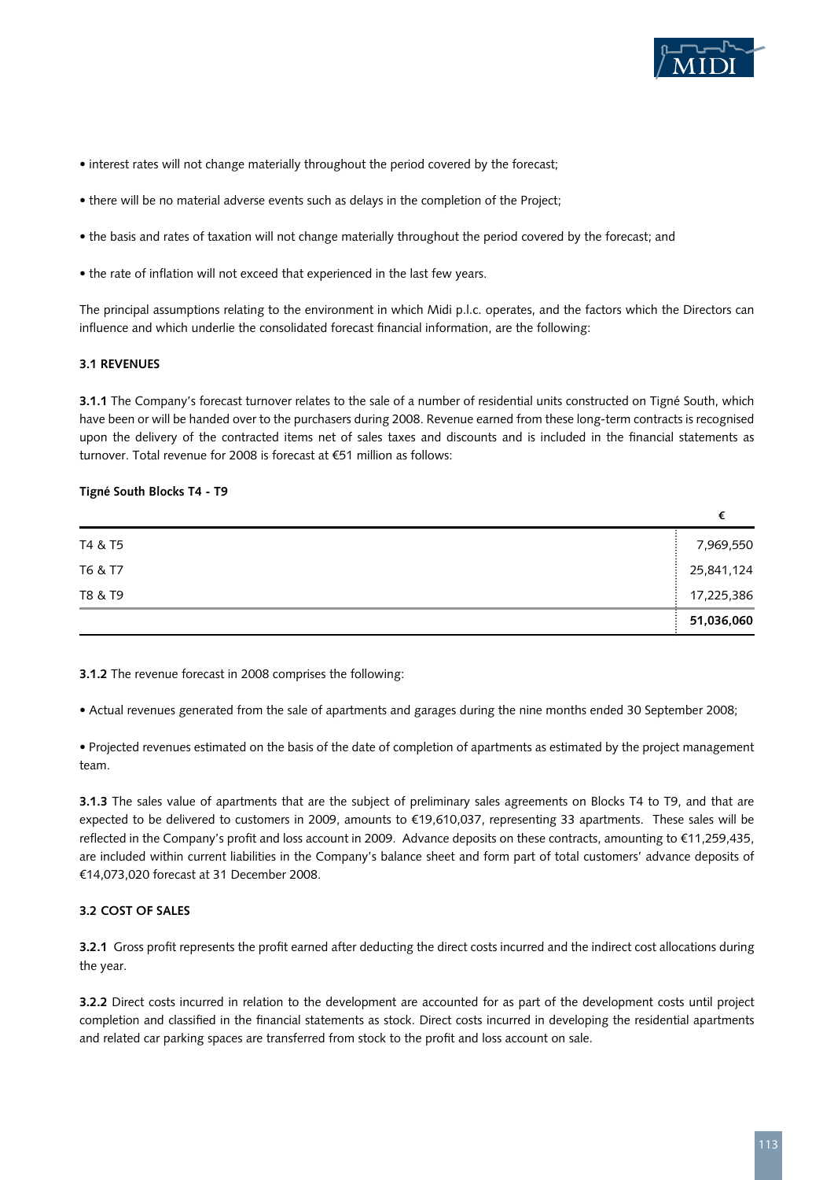- interest rates will not change materially throughout the period covered by the forecast;

- there will be no material adverse events such as delays in the completion of the Project;

- the basis and rates of taxation will not change materially throughout the period covered by the forecast; and

- the rate of inflation will not exceed that experienced in the last few years.

The principal assumptions relating to the environment in which Midi p.l.c. operates, and the factors which the Directors can influence and which underlie the consolidated forecast financial information, are the following:

**3.1 REVENUES**

**3.1.1** The Company's forecast turnover relates to the sale of a number of residential units constructed on Tigné South, which have been or will be handed over to the purchasers during 2008. Revenue earned from these long-term contracts is recognised upon the delivery of the contracted items net of sales taxes and discounts and is included in the financial statements as turnover. Total revenue for 2008 is forecast at €51 million as follows:

**Tigné South Blocks T4 - T9**

| | € |
|---|---|
| T4 & T5 | 7,969,550 |
| T6 & T7 | 25,841,124 |
| T8 & T9 | 17,225,386 |
| | **51,036,060** |

**3.1.2** The revenue forecast in 2008 comprises the following:

- Actual revenues generated from the sale of apartments and garages during the nine months ended 30 September 2008;

- Projected revenues estimated on the basis of the date of completion of apartments as estimated by the project management team.

**3.1.3** The sales value of apartments that are the subject of preliminary sales agreements on Blocks T4 to T9, and that are expected to be delivered to customers in 2009, amounts to €19,610,037, representing 33 apartments. These sales will be reflected in the Company's profit and loss account in 2009. Advance deposits on these contracts, amounting to €11,259,435, are included within current liabilities in the Company's balance sheet and form part of total customers' advance deposits of €14,073,020 forecast at 31 December 2008.

**3.2 COST OF SALES**

**3.2.1** Gross profit represents the profit earned after deducting the direct costs incurred and the indirect cost allocations during the year.

**3.2.2** Direct costs incurred in relation to the development are accounted for as part of the development costs until project completion and classified in the financial statements as stock. Direct costs incurred in developing the residential apartments and related car parking spaces are transferred from stock to the profit and loss account on sale.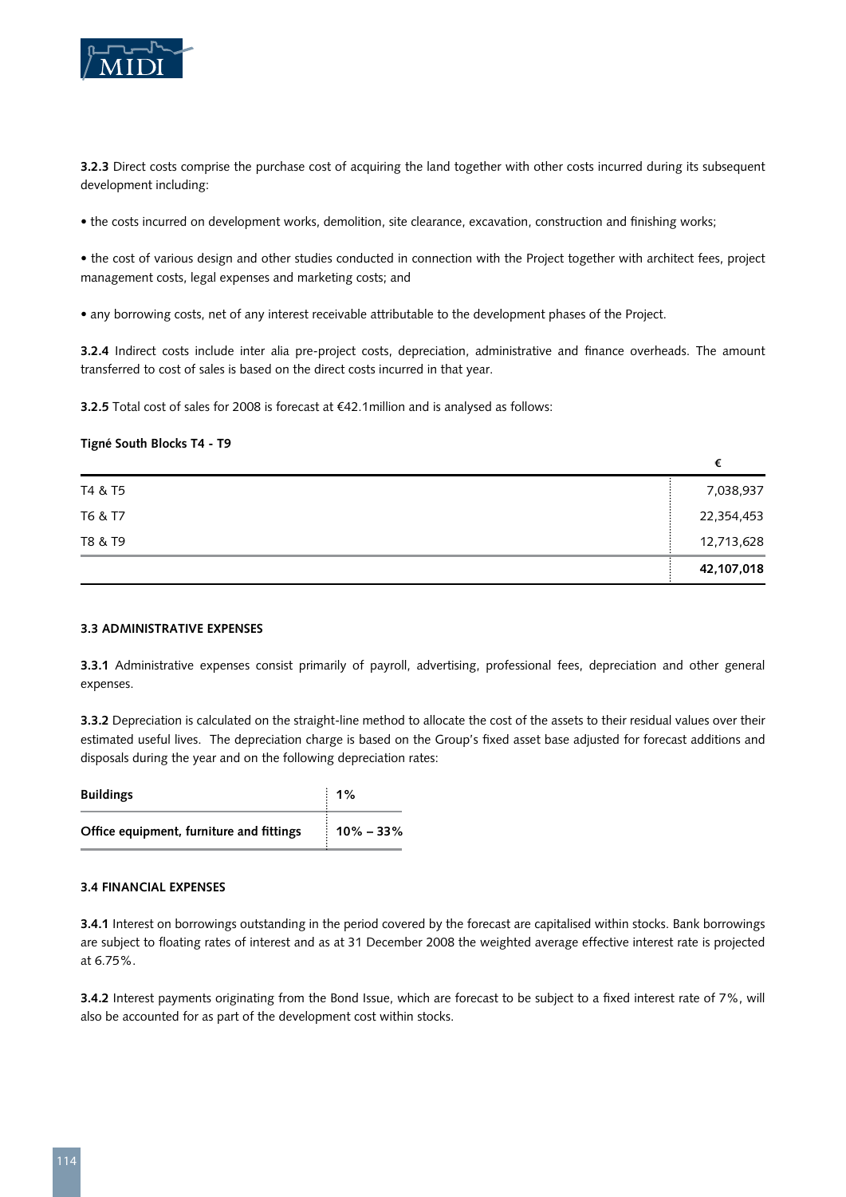**3.2.3** Direct costs comprise the purchase cost of acquiring the land together with other costs incurred during its subsequent development including:

• the costs incurred on development works, demolition, site clearance, excavation, construction and finishing works;

• the cost of various design and other studies conducted in connection with the Project together with architect fees, project management costs, legal expenses and marketing costs; and

• any borrowing costs, net of any interest receivable attributable to the development phases of the Project.

**3.2.4** Indirect costs include inter alia pre-project costs, depreciation, administrative and finance overheads. The amount transferred to cost of sales is based on the direct costs incurred in that year.

**3.2.5** Total cost of sales for 2008 is forecast at €42.1million and is analysed as follows:

**Tigné South Blocks T4 - T9**

| | € |
|---|---|
| T4 & T5 | 7,038,937 |
| T6 & T7 | 22,354,453 |
| T8 & T9 | 12,713,628 |
| | **42,107,018** |

### 3.3 ADMINISTRATIVE EXPENSES

**3.3.1** Administrative expenses consist primarily of payroll, advertising, professional fees, depreciation and other general expenses.

**3.3.2** Depreciation is calculated on the straight-line method to allocate the cost of the assets to their residual values over their estimated useful lives. The depreciation charge is based on the Group's fixed asset base adjusted for forecast additions and disposals during the year and on the following depreciation rates:

| | |
|---|---|
| **Buildings** | **1%** |
| **Office equipment, furniture and fittings** | **10% – 33%** |

### 3.4 FINANCIAL EXPENSES

**3.4.1** Interest on borrowings outstanding in the period covered by the forecast are capitalised within stocks. Bank borrowings are subject to floating rates of interest and as at 31 December 2008 the weighted average effective interest rate is projected at 6.75%.

**3.4.2** Interest payments originating from the Bond Issue, which are forecast to be subject to a fixed interest rate of 7%, will also be accounted for as part of the development cost within stocks.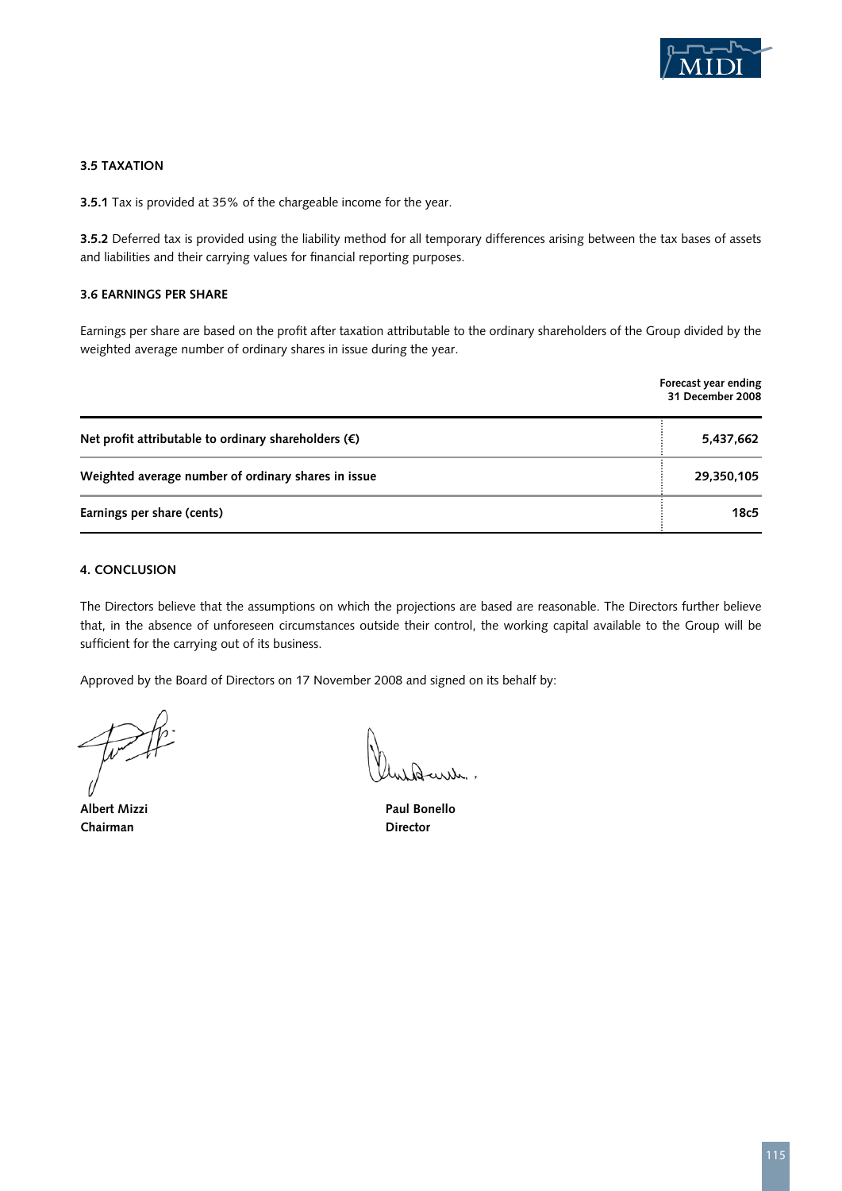### 3.5 TAXATION

**3.5.1** Tax is provided at 35% of the chargeable income for the year.

**3.5.2** Deferred tax is provided using the liability method for all temporary differences arising between the tax bases of assets and liabilities and their carrying values for financial reporting purposes.

### 3.6 EARNINGS PER SHARE

Earnings per share are based on the profit after taxation attributable to the ordinary shareholders of the Group divided by the weighted average number of ordinary shares in issue during the year.

| | Forecast year ending 31 December 2008 |
|---|---|
| **Net profit attributable to ordinary shareholders (€)** | **5,437,662** |
| **Weighted average number of ordinary shares in issue** | **29,350,105** |
| **Earnings per share (cents)** | **18c5** |

## 4. CONCLUSION

The Directors believe that the assumptions on which the projections are based are reasonable. The Directors further believe that, in the absence of unforeseen circumstances outside their control, the working capital available to the Group will be sufficient for the carrying out of its business.

Approved by the Board of Directors on 17 November 2008 and signed on its behalf by:

**Albert Mizzi**
**Chairman**

**Paul Bonello**
**Director**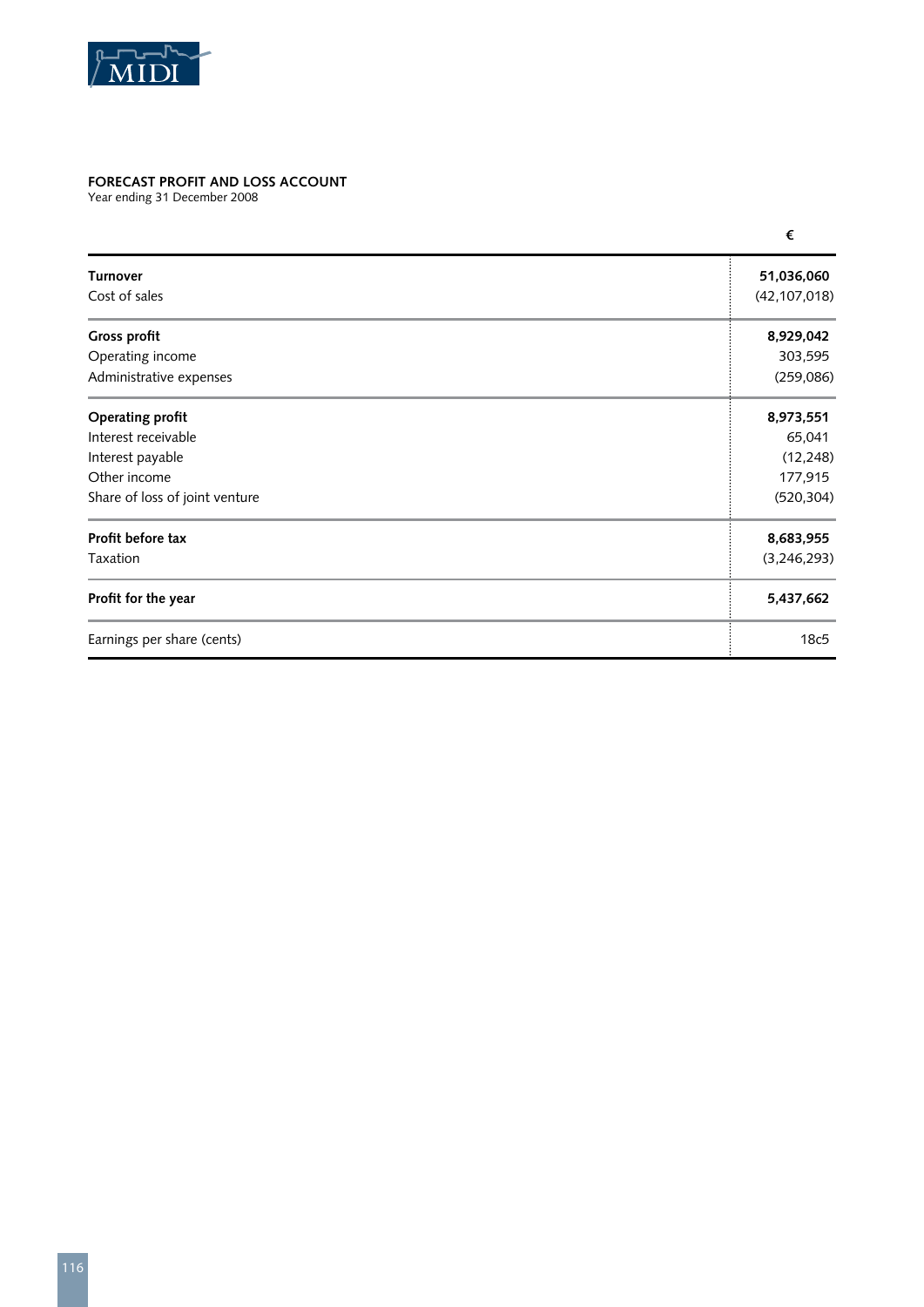**FORECAST PROFIT AND LOSS ACCOUNT**
Year ending 31 December 2008

| | € |
|---|---|
| **Turnover** | **51,036,060** |
| Cost of sales | (42,107,018) |
| **Gross profit** | **8,929,042** |
| Operating income | 303,595 |
| Administrative expenses | (259,086) |
| **Operating profit** | **8,973,551** |
| Interest receivable | 65,041 |
| Interest payable | (12,248) |
| Other income | 177,915 |
| Share of loss of joint venture | (520,304) |
| **Profit before tax** | **8,683,955** |
| Taxation | (3,246,293) |
| **Profit for the year** | **5,437,662** |
| Earnings per share (cents) | 18c5 |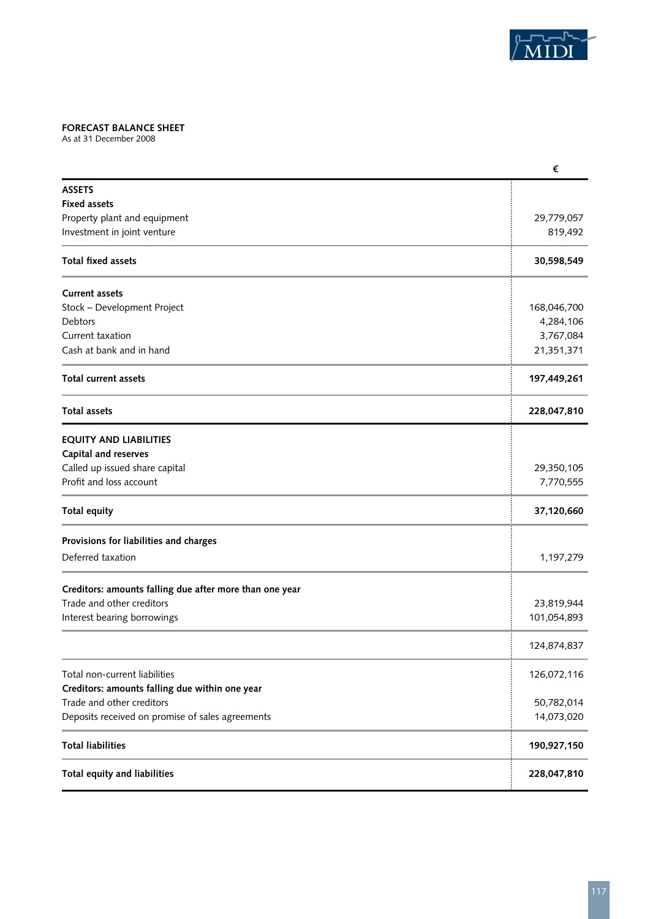**FORECAST BALANCE SHEET**
As at 31 December 2008

| | € |
|---|---:|
| **ASSETS** | |
| **Fixed assets** | |
| Property plant and equipment | 29,779,057 |
| Investment in joint venture | 819,492 |
| **Total fixed assets** | **30,598,549** |
| **Current assets** | |
| Stock – Development Project | 168,046,700 |
| Debtors | 4,284,106 |
| Current taxation | 3,767,084 |
| Cash at bank and in hand | 21,351,371 |
| **Total current assets** | **197,449,261** |
| **Total assets** | **228,047,810** |
| **EQUITY AND LIABILITIES** | |
| **Capital and reserves** | |
| Called up issued share capital | 29,350,105 |
| Profit and loss account | 7,770,555 |
| **Total equity** | **37,120,660** |
| **Provisions for liabilities and charges** | |
| Deferred taxation | 1,197,279 |
| **Creditors: amounts falling due after more than one year** | |
| Trade and other creditors | 23,819,944 |
| Interest bearing borrowings | 101,054,893 |
| | 124,874,837 |
| Total non-current liabilities | 126,072,116 |
| **Creditors: amounts falling due within one year** | |
| Trade and other creditors | 50,782,014 |
| Deposits received on promise of sales agreements | 14,073,020 |
| **Total liabilities** | **190,927,150** |
| **Total equity and liabilities** | **228,047,810** |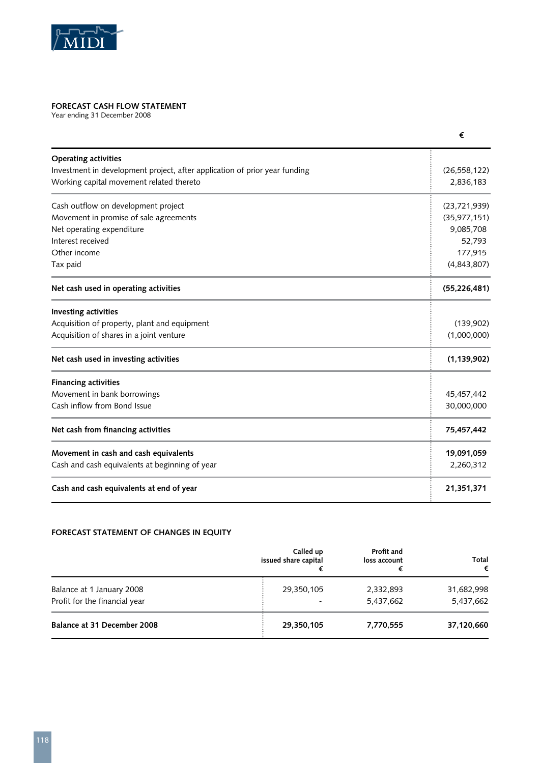### FORECAST CASH FLOW STATEMENT

Year ending 31 December 2008

| | € |
|---|---|
| **Operating activities** | |
| Investment in development project, after application of prior year funding | (26,558,122) |
| Working capital movement related thereto | 2,836,183 |
| Cash outflow on development project | (23,721,939) |
| Movement in promise of sale agreements | (35,977,151) |
| Net operating expenditure | 9,085,708 |
| Interest received | 52,793 |
| Other income | 177,915 |
| Tax paid | (4,843,807) |
| **Net cash used in operating activities** | **(55,226,481)** |
| **Investing activities** | |
| Acquisition of property, plant and equipment | (139,902) |
| Acquisition of shares in a joint venture | (1,000,000) |
| **Net cash used in investing activities** | **(1,139,902)** |
| **Financing activities** | |
| Movement in bank borrowings | 45,457,442 |
| Cash inflow from Bond Issue | 30,000,000 |
| **Net cash from financing activities** | **75,457,442** |
| **Movement in cash and cash equivalents** | **19,091,059** |
| Cash and cash equivalents at beginning of year | 2,260,312 |
| **Cash and cash equivalents at end of year** | **21,351,371** |

### FORECAST STATEMENT OF CHANGES IN EQUITY

| | Called up issued share capital € | Profit and loss account € | Total € |
|---|---|---|---|
| Balance at 1 January 2008 | 29,350,105 | 2,332,893 | 31,682,998 |
| Profit for the financial year | - | 5,437,662 | 5,437,662 |
| **Balance at 31 December 2008** | **29,350,105** | **7,770,555** | **37,120,660** |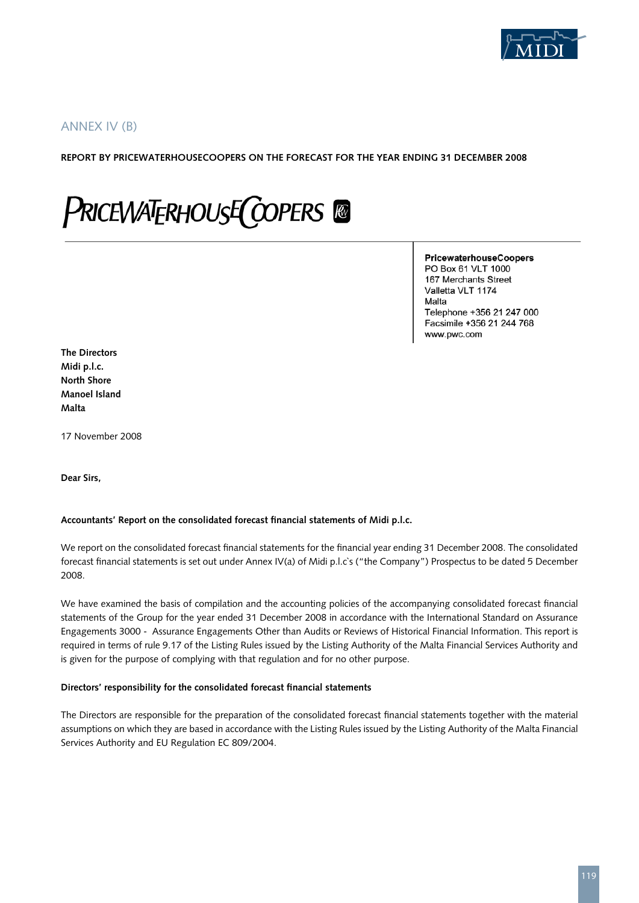ANNEX IV (B)

**REPORT BY PRICEWATERHOUSECOOPERS ON THE FORECAST FOR THE YEAR ENDING 31 DECEMBER 2008**

PRICEWATERHOUSECOOPERS

**PricewaterhouseCoopers**
PO Box 61 VLT 1000
167 Merchants Street
Valletta VLT 1174
Malta
Telephone +356 21 247 000
Facsimile +356 21 244 768
www.pwc.com

**The Directors**
**Midi p.l.c.**
**North Shore**
**Manoel Island**
**Malta**

17 November 2008

**Dear Sirs,**

**Accountants' Report on the consolidated forecast financial statements of Midi p.l.c.**

We report on the consolidated forecast financial statements for the financial year ending 31 December 2008. The consolidated forecast financial statements is set out under Annex IV(a) of Midi p.l.c`s ("the Company") Prospectus to be dated 5 December 2008.

We have examined the basis of compilation and the accounting policies of the accompanying consolidated forecast financial statements of the Group for the year ended 31 December 2008 in accordance with the International Standard on Assurance Engagements 3000 - Assurance Engagements Other than Audits or Reviews of Historical Financial Information. This report is required in terms of rule 9.17 of the Listing Rules issued by the Listing Authority of the Malta Financial Services Authority and is given for the purpose of complying with that regulation and for no other purpose.

**Directors' responsibility for the consolidated forecast financial statements**

The Directors are responsible for the preparation of the consolidated forecast financial statements together with the material assumptions on which they are based in accordance with the Listing Rules issued by the Listing Authority of the Malta Financial Services Authority and EU Regulation EC 809/2004.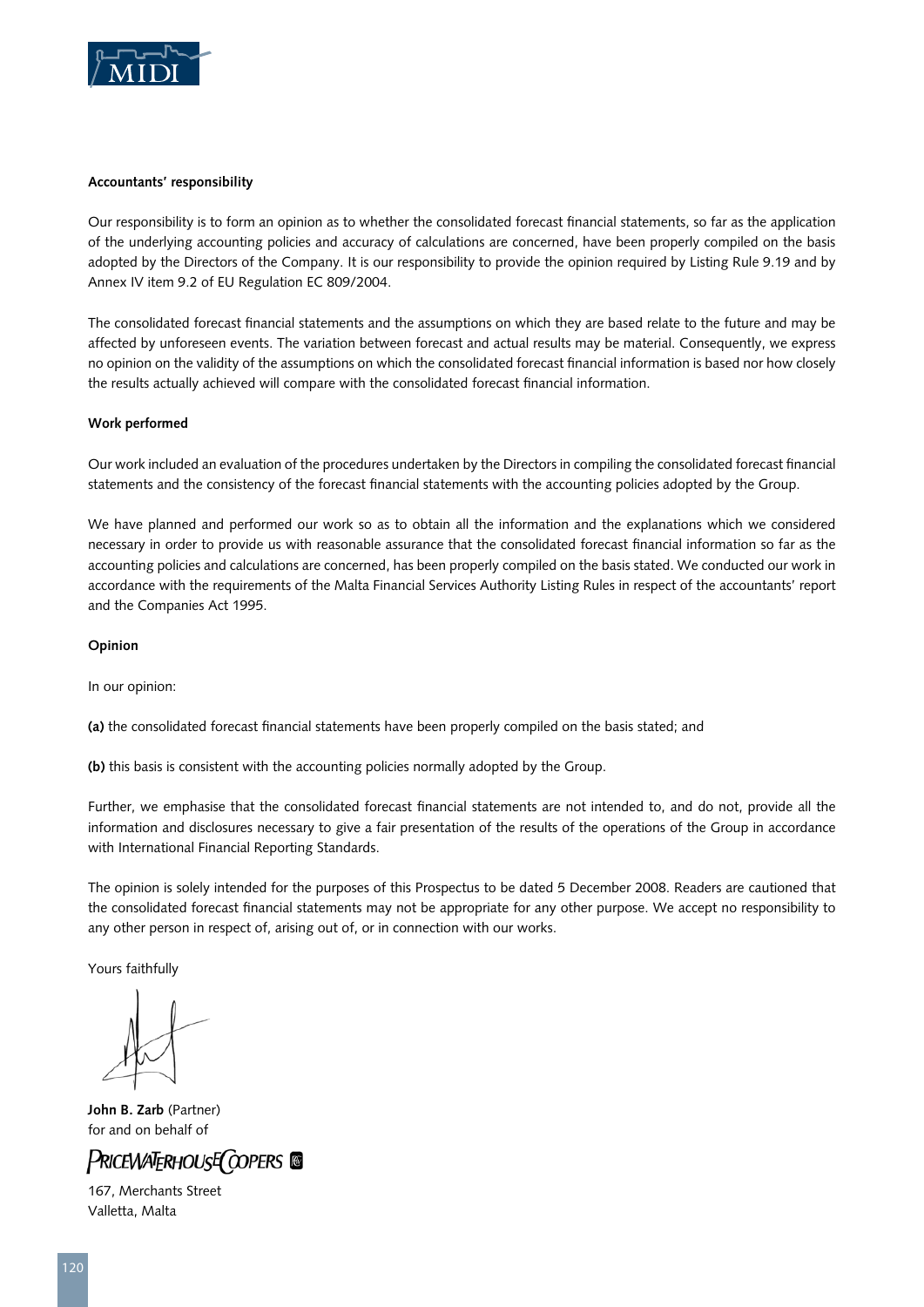**Accountants' responsibility**

Our responsibility is to form an opinion as to whether the consolidated forecast financial statements, so far as the application of the underlying accounting policies and accuracy of calculations are concerned, have been properly compiled on the basis adopted by the Directors of the Company. It is our responsibility to provide the opinion required by Listing Rule 9.19 and by Annex IV item 9.2 of EU Regulation EC 809/2004.

The consolidated forecast financial statements and the assumptions on which they are based relate to the future and may be affected by unforeseen events. The variation between forecast and actual results may be material. Consequently, we express no opinion on the validity of the assumptions on which the consolidated forecast financial information is based nor how closely the results actually achieved will compare with the consolidated forecast financial information.

**Work performed**

Our work included an evaluation of the procedures undertaken by the Directors in compiling the consolidated forecast financial statements and the consistency of the forecast financial statements with the accounting policies adopted by the Group.

We have planned and performed our work so as to obtain all the information and the explanations which we considered necessary in order to provide us with reasonable assurance that the consolidated forecast financial information so far as the accounting policies and calculations are concerned, has been properly compiled on the basis stated. We conducted our work in accordance with the requirements of the Malta Financial Services Authority Listing Rules in respect of the accountants' report and the Companies Act 1995.

**Opinion**

In our opinion:

**(a)** the consolidated forecast financial statements have been properly compiled on the basis stated; and

**(b)** this basis is consistent with the accounting policies normally adopted by the Group.

Further, we emphasise that the consolidated forecast financial statements are not intended to, and do not, provide all the information and disclosures necessary to give a fair presentation of the results of the operations of the Group in accordance with International Financial Reporting Standards.

The opinion is solely intended for the purposes of this Prospectus to be dated 5 December 2008. Readers are cautioned that the consolidated forecast financial statements may not be appropriate for any other purpose. We accept no responsibility to any other person in respect of, arising out of, or in connection with our works.

Yours faithfully

**John B. Zarb** (Partner)
for and on behalf of

PRICEWATERHOUSECOOPERS

167, Merchants Street
Valletta, Malta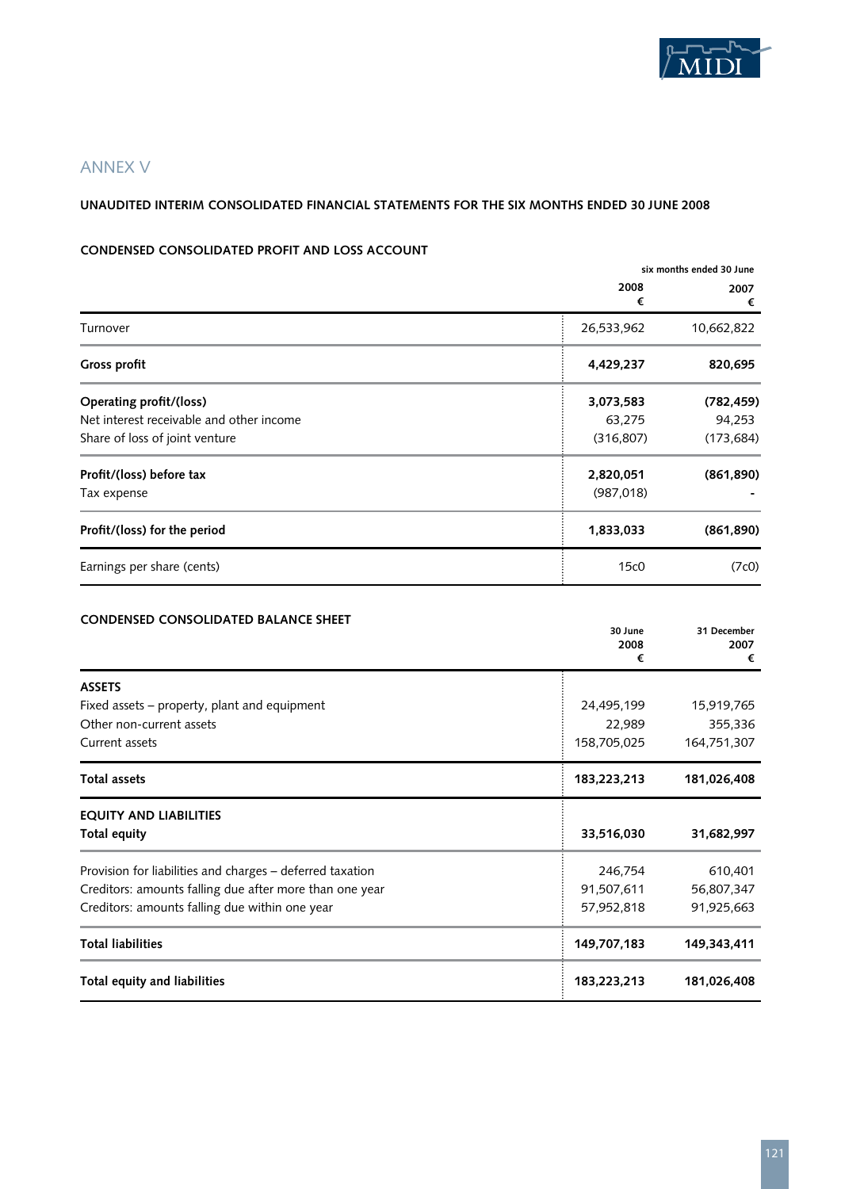## ANNEX V

### UNAUDITED INTERIM CONSOLIDATED FINANCIAL STATEMENTS FOR THE SIX MONTHS ENDED 30 JUNE 2008

#### CONDENSED CONSOLIDATED PROFIT AND LOSS ACCOUNT

| | six months ended 30 June 2008 € | six months ended 30 June 2007 € |
|---|---|---|
| Turnover | 26,533,962 | 10,662,822 |
| **Gross profit** | **4,429,237** | **820,695** |
| **Operating profit/(loss)** | **3,073,583** | **(782,459)** |
| Net interest receivable and other income | 63,275 | 94,253 |
| Share of loss of joint venture | (316,807) | (173,684) |
| **Profit/(loss) before tax** | **2,820,051** | **(861,890)** |
| Tax expense | (987,018) | - |
| **Profit/(loss) for the period** | **1,833,033** | **(861,890)** |
| Earnings per share (cents) | 15c0 | (7c0) |

#### CONDENSED CONSOLIDATED BALANCE SHEET

| | 30 June 2008 € | 31 December 2007 € |
|---|---|---|
| **ASSETS** | | |
| Fixed assets – property, plant and equipment | 24,495,199 | 15,919,765 |
| Other non-current assets | 22,989 | 355,336 |
| Current assets | 158,705,025 | 164,751,307 |
| **Total assets** | **183,223,213** | **181,026,408** |
| **EQUITY AND LIABILITIES** | | |
| **Total equity** | **33,516,030** | **31,682,997** |
| Provision for liabilities and charges – deferred taxation | 246,754 | 610,401 |
| Creditors: amounts falling due after more than one year | 91,507,611 | 56,807,347 |
| Creditors: amounts falling due within one year | 57,952,818 | 91,925,663 |
| **Total liabilities** | **149,707,183** | **149,343,411** |
| **Total equity and liabilities** | **183,223,213** | **181,026,408** |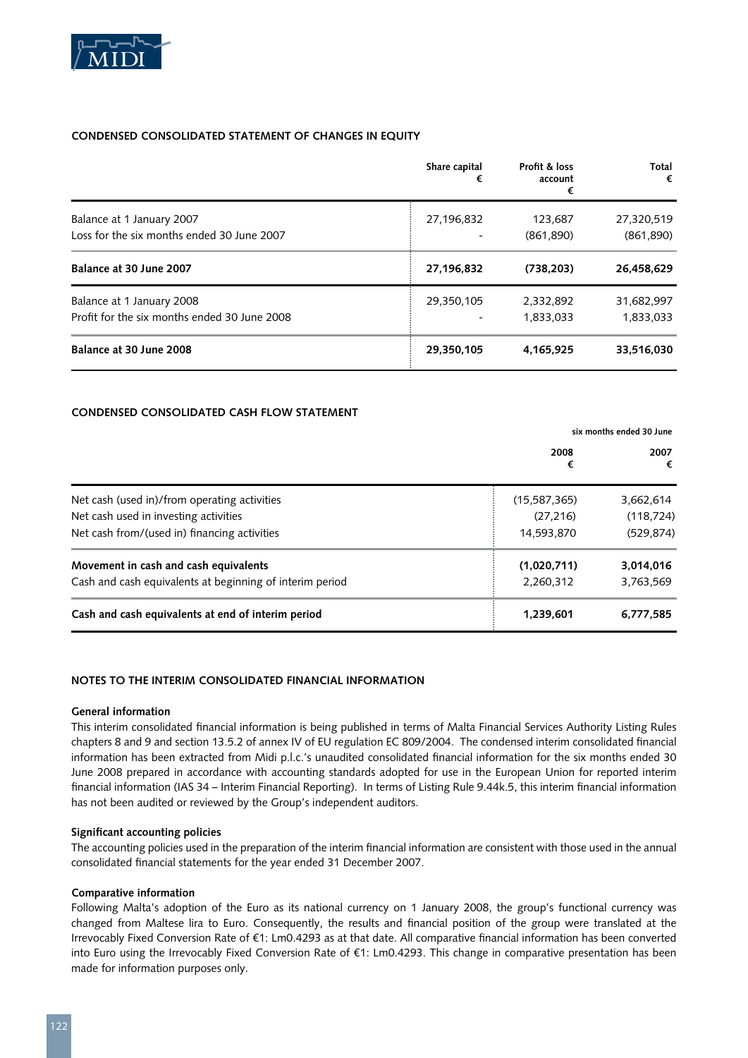## CONDENSED CONSOLIDATED STATEMENT OF CHANGES IN EQUITY

| | Share capital € | Profit & loss account € | Total € |
|---|---|---|---|
| Balance at 1 January 2007 | 27,196,832 | 123,687 | 27,320,519 |
| Loss for the six months ended 30 June 2007 | - | (861,890) | (861,890) |
| **Balance at 30 June 2007** | **27,196,832** | **(738,203)** | **26,458,629** |
| Balance at 1 January 2008 | 29,350,105 | 2,332,892 | 31,682,997 |
| Profit for the six months ended 30 June 2008 | - | 1,833,033 | 1,833,033 |
| **Balance at 30 June 2008** | **29,350,105** | **4,165,925** | **33,516,030** |

## CONDENSED CONSOLIDATED CASH FLOW STATEMENT

| | six months ended 30 June | |
|---|---|---|
| | 2008 € | 2007 € |
| Net cash (used in)/from operating activities | (15,587,365) | 3,662,614 |
| Net cash used in investing activities | (27,216) | (118,724) |
| Net cash from/(used in) financing activities | 14,593,870 | (529,874) |
| **Movement in cash and cash equivalents** | **(1,020,711)** | **3,014,016** |
| Cash and cash equivalents at beginning of interim period | 2,260,312 | 3,763,569 |
| **Cash and cash equivalents at end of interim period** | **1,239,601** | **6,777,585** |

## NOTES TO THE INTERIM CONSOLIDATED FINANCIAL INFORMATION

### General information

This interim consolidated financial information is being published in terms of Malta Financial Services Authority Listing Rules chapters 8 and 9 and section 13.5.2 of annex IV of EU regulation EC 809/2004. The condensed interim consolidated financial information has been extracted from Midi p.l.c.'s unaudited consolidated financial information for the six months ended 30 June 2008 prepared in accordance with accounting standards adopted for use in the European Union for reported interim financial information (IAS 34 – Interim Financial Reporting). In terms of Listing Rule 9.44k.5, this interim financial information has not been audited or reviewed by the Group's independent auditors.

### Significant accounting policies

The accounting policies used in the preparation of the interim financial information are consistent with those used in the annual consolidated financial statements for the year ended 31 December 2007.

### Comparative information

Following Malta's adoption of the Euro as its national currency on 1 January 2008, the group's functional currency was changed from Maltese lira to Euro. Consequently, the results and financial position of the group were translated at the Irrevocably Fixed Conversion Rate of €1: Lm0.4293 as at that date. All comparative financial information has been converted into Euro using the Irrevocably Fixed Conversion Rate of €1: Lm0.4293. This change in comparative presentation has been made for information purposes only.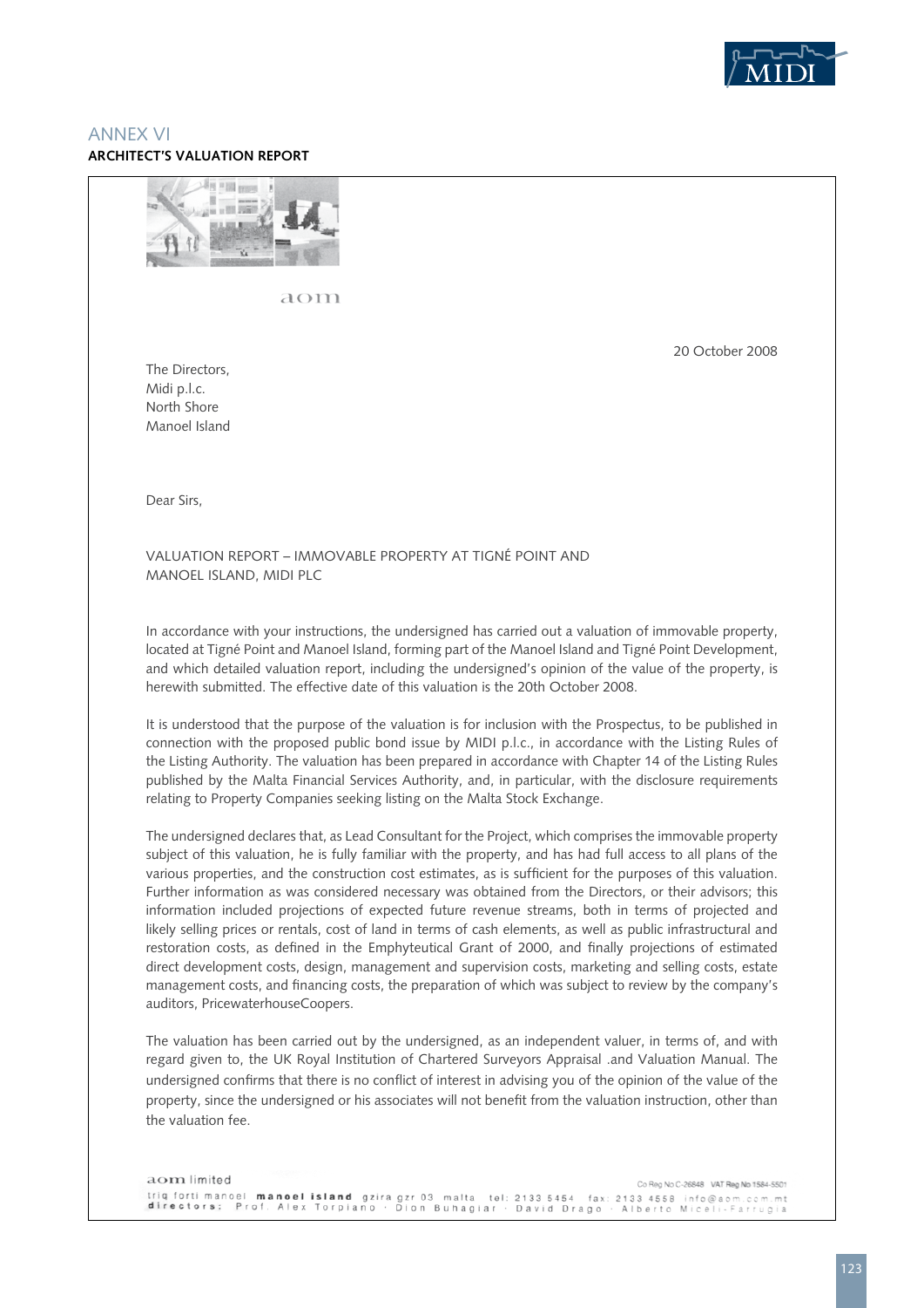# ANNEX VI

## ARCHITECT'S VALUATION REPORT

aom

20 October 2008

The Directors,
Midi p.l.c.
North Shore
Manoel Island

Dear Sirs,

VALUATION REPORT – IMMOVABLE PROPERTY AT TIGNÉ POINT AND MANOEL ISLAND, MIDI PLC

In accordance with your instructions, the undersigned has carried out a valuation of immovable property, located at Tigné Point and Manoel Island, forming part of the Manoel Island and Tigné Point Development, and which detailed valuation report, including the undersigned's opinion of the value of the property, is herewith submitted. The effective date of this valuation is the 20th October 2008.

It is understood that the purpose of the valuation is for inclusion with the Prospectus, to be published in connection with the proposed public bond issue by MIDI p.l.c., in accordance with the Listing Rules of the Listing Authority. The valuation has been prepared in accordance with Chapter 14 of the Listing Rules published by the Malta Financial Services Authority, and, in particular, with the disclosure requirements relating to Property Companies seeking listing on the Malta Stock Exchange.

The undersigned declares that, as Lead Consultant for the Project, which comprises the immovable property subject of this valuation, he is fully familiar with the property, and has had full access to all plans of the various properties, and the construction cost estimates, as is sufficient for the purposes of this valuation. Further information as was considered necessary was obtained from the Directors, or their advisors; this information included projections of expected future revenue streams, both in terms of projected and likely selling prices or rentals, cost of land in terms of cash elements, as well as public infrastructural and restoration costs, as defined in the Emphyteutical Grant of 2000, and finally projections of estimated direct development costs, design, management and supervision costs, marketing and selling costs, estate management costs, and financing costs, the preparation of which was subject to review by the company's auditors, PricewaterhouseCoopers.

The valuation has been carried out by the undersigned, as an independent valuer, in terms of, and with regard given to, the UK Royal Institution of Chartered Surveyors Appraisal .and Valuation Manual. The undersigned confirms that there is no conflict of interest in advising you of the opinion of the value of the property, since the undersigned or his associates will not benefit from the valuation instruction, other than the valuation fee.

aom limited
triq forti manoel **manoel island** gzira gzr 03 malta tel: 2133 5454 fax: 2133 4558 info@aom.com.mt
Co Reg No C-26848 VAT Reg No 1584-5501
**directors:** Prof. Alex Torpiano · Dion Buhagiar · David Drago · Alberto Miceli-Farrugia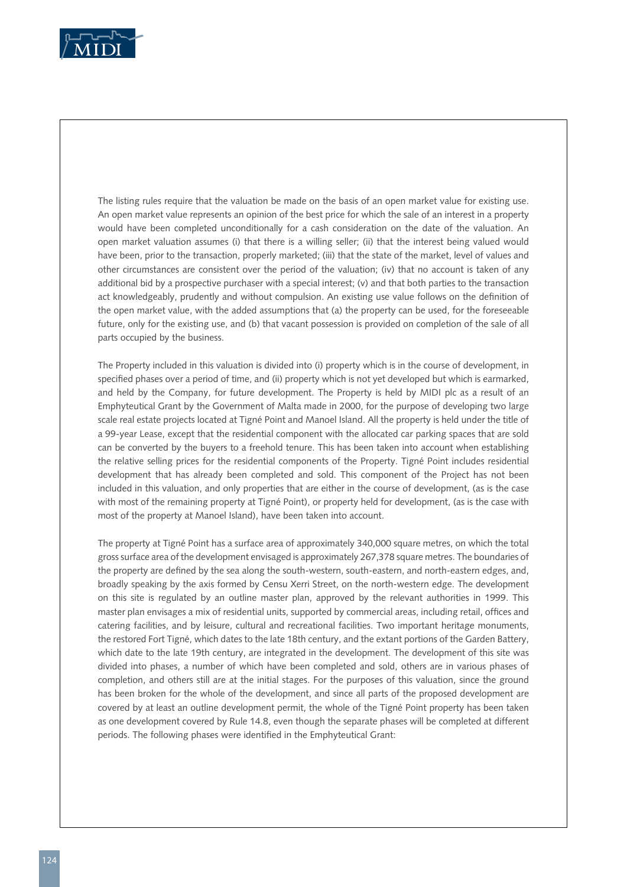The listing rules require that the valuation be made on the basis of an open market value for existing use. An open market value represents an opinion of the best price for which the sale of an interest in a property would have been completed unconditionally for a cash consideration on the date of the valuation. An open market valuation assumes (i) that there is a willing seller; (ii) that the interest being valued would have been, prior to the transaction, properly marketed; (iii) that the state of the market, level of values and other circumstances are consistent over the period of the valuation; (iv) that no account is taken of any additional bid by a prospective purchaser with a special interest; (v) and that both parties to the transaction act knowledgeably, prudently and without compulsion. An existing use value follows on the definition of the open market value, with the added assumptions that (a) the property can be used, for the foreseeable future, only for the existing use, and (b) that vacant possession is provided on completion of the sale of all parts occupied by the business.

The Property included in this valuation is divided into (i) property which is in the course of development, in specified phases over a period of time, and (ii) property which is not yet developed but which is earmarked, and held by the Company, for future development. The Property is held by MIDI plc as a result of an Emphyteutical Grant by the Government of Malta made in 2000, for the purpose of developing two large scale real estate projects located at Tigné Point and Manoel Island. All the property is held under the title of a 99-year Lease, except that the residential component with the allocated car parking spaces that are sold can be converted by the buyers to a freehold tenure. This has been taken into account when establishing the relative selling prices for the residential components of the Property. Tigné Point includes residential development that has already been completed and sold. This component of the Project has not been included in this valuation, and only properties that are either in the course of development, (as is the case with most of the remaining property at Tigné Point), or property held for development, (as is the case with most of the property at Manoel Island), have been taken into account.

The property at Tigné Point has a surface area of approximately 340,000 square metres, on which the total gross surface area of the development envisaged is approximately 267,378 square metres. The boundaries of the property are defined by the sea along the south-western, south-eastern, and north-eastern edges, and, broadly speaking by the axis formed by Censu Xerri Street, on the north-western edge. The development on this site is regulated by an outline master plan, approved by the relevant authorities in 1999. This master plan envisages a mix of residential units, supported by commercial areas, including retail, offices and catering facilities, and by leisure, cultural and recreational facilities. Two important heritage monuments, the restored Fort Tigné, which dates to the late 18th century, and the extant portions of the Garden Battery, which date to the late 19th century, are integrated in the development. The development of this site was divided into phases, a number of which have been completed and sold, others are in various phases of completion, and others still are at the initial stages. For the purposes of this valuation, since the ground has been broken for the whole of the development, and since all parts of the proposed development are covered by at least an outline development permit, the whole of the Tigné Point property has been taken as one development covered by Rule 14.8, even though the separate phases will be completed at different periods. The following phases were identified in the Emphyteutical Grant: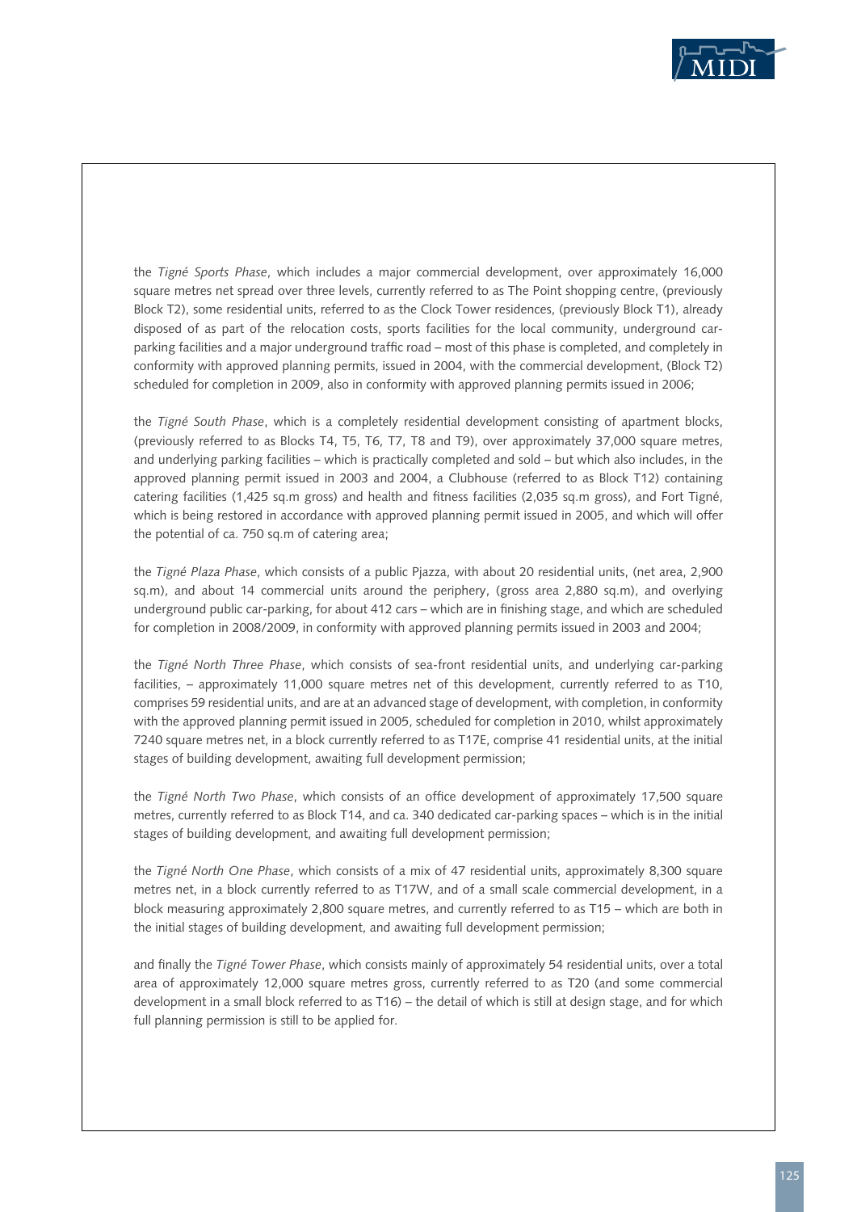the *Tigné Sports Phase*, which includes a major commercial development, over approximately 16,000 square metres net spread over three levels, currently referred to as The Point shopping centre, (previously Block T2), some residential units, referred to as the Clock Tower residences, (previously Block T1), already disposed of as part of the relocation costs, sports facilities for the local community, underground car-parking facilities and a major underground traffic road – most of this phase is completed, and completely in conformity with approved planning permits, issued in 2004, with the commercial development, (Block T2) scheduled for completion in 2009, also in conformity with approved planning permits issued in 2006;

the *Tigné South Phase*, which is a completely residential development consisting of apartment blocks, (previously referred to as Blocks T4, T5, T6, T7, T8 and T9), over approximately 37,000 square metres, and underlying parking facilities – which is practically completed and sold – but which also includes, in the approved planning permit issued in 2003 and 2004, a Clubhouse (referred to as Block T12) containing catering facilities (1,425 sq.m gross) and health and fitness facilities (2,035 sq.m gross), and Fort Tigné, which is being restored in accordance with approved planning permit issued in 2005, and which will offer the potential of ca. 750 sq.m of catering area;

the *Tigné Plaza Phase*, which consists of a public Pjazza, with about 20 residential units, (net area, 2,900 sq.m), and about 14 commercial units around the periphery, (gross area 2,880 sq.m), and overlying underground public car-parking, for about 412 cars – which are in finishing stage, and which are scheduled for completion in 2008/2009, in conformity with approved planning permits issued in 2003 and 2004;

the *Tigné North Three Phase*, which consists of sea-front residential units, and underlying car-parking facilities, – approximately 11,000 square metres net of this development, currently referred to as T10, comprises 59 residential units, and are at an advanced stage of development, with completion, in conformity with the approved planning permit issued in 2005, scheduled for completion in 2010, whilst approximately 7240 square metres net, in a block currently referred to as T17E, comprise 41 residential units, at the initial stages of building development, awaiting full development permission;

the *Tigné North Two Phase*, which consists of an office development of approximately 17,500 square metres, currently referred to as Block T14, and ca. 340 dedicated car-parking spaces – which is in the initial stages of building development, and awaiting full development permission;

the *Tigné North One Phase*, which consists of a mix of 47 residential units, approximately 8,300 square metres net, in a block currently referred to as T17W, and of a small scale commercial development, in a block measuring approximately 2,800 square metres, and currently referred to as T15 – which are both in the initial stages of building development, and awaiting full development permission;

and finally the *Tigné Tower Phase*, which consists mainly of approximately 54 residential units, over a total area of approximately 12,000 square metres gross, currently referred to as T20 (and some commercial development in a small block referred to as T16) – the detail of which is still at design stage, and for which full planning permission is still to be applied for.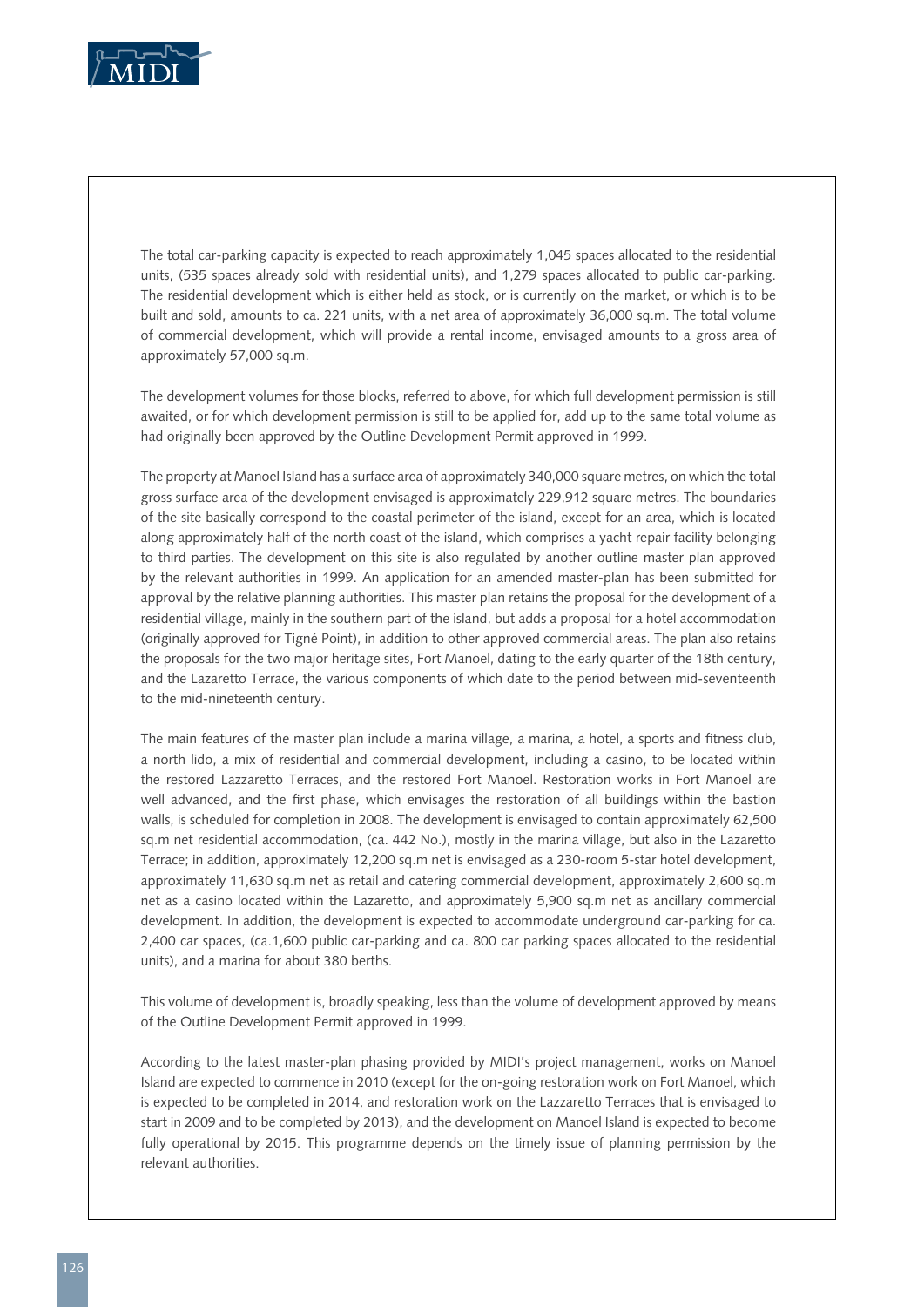The total car-parking capacity is expected to reach approximately 1,045 spaces allocated to the residential units, (535 spaces already sold with residential units), and 1,279 spaces allocated to public car-parking. The residential development which is either held as stock, or is currently on the market, or which is to be built and sold, amounts to ca. 221 units, with a net area of approximately 36,000 sq.m. The total volume of commercial development, which will provide a rental income, envisaged amounts to a gross area of approximately 57,000 sq.m.

The development volumes for those blocks, referred to above, for which full development permission is still awaited, or for which development permission is still to be applied for, add up to the same total volume as had originally been approved by the Outline Development Permit approved in 1999.

The property at Manoel Island has a surface area of approximately 340,000 square metres, on which the total gross surface area of the development envisaged is approximately 229,912 square metres. The boundaries of the site basically correspond to the coastal perimeter of the island, except for an area, which is located along approximately half of the north coast of the island, which comprises a yacht repair facility belonging to third parties. The development on this site is also regulated by another outline master plan approved by the relevant authorities in 1999. An application for an amended master-plan has been submitted for approval by the relative planning authorities. This master plan retains the proposal for the development of a residential village, mainly in the southern part of the island, but adds a proposal for a hotel accommodation (originally approved for Tigné Point), in addition to other approved commercial areas. The plan also retains the proposals for the two major heritage sites, Fort Manoel, dating to the early quarter of the 18th century, and the Lazaretto Terrace, the various components of which date to the period between mid-seventeenth to the mid-nineteenth century.

The main features of the master plan include a marina village, a marina, a hotel, a sports and fitness club, a north lido, a mix of residential and commercial development, including a casino, to be located within the restored Lazzaretto Terraces, and the restored Fort Manoel. Restoration works in Fort Manoel are well advanced, and the first phase, which envisages the restoration of all buildings within the bastion walls, is scheduled for completion in 2008. The development is envisaged to contain approximately 62,500 sq.m net residential accommodation, (ca. 442 No.), mostly in the marina village, but also in the Lazaretto Terrace; in addition, approximately 12,200 sq.m net is envisaged as a 230-room 5-star hotel development, approximately 11,630 sq.m net as retail and catering commercial development, approximately 2,600 sq.m net as a casino located within the Lazaretto, and approximately 5,900 sq.m net as ancillary commercial development. In addition, the development is expected to accommodate underground car-parking for ca. 2,400 car spaces, (ca.1,600 public car-parking and ca. 800 car parking spaces allocated to the residential units), and a marina for about 380 berths.

This volume of development is, broadly speaking, less than the volume of development approved by means of the Outline Development Permit approved in 1999.

According to the latest master-plan phasing provided by MIDI's project management, works on Manoel Island are expected to commence in 2010 (except for the on-going restoration work on Fort Manoel, which is expected to be completed in 2014, and restoration work on the Lazzaretto Terraces that is envisaged to start in 2009 and to be completed by 2013), and the development on Manoel Island is expected to become fully operational by 2015. This programme depends on the timely issue of planning permission by the relevant authorities.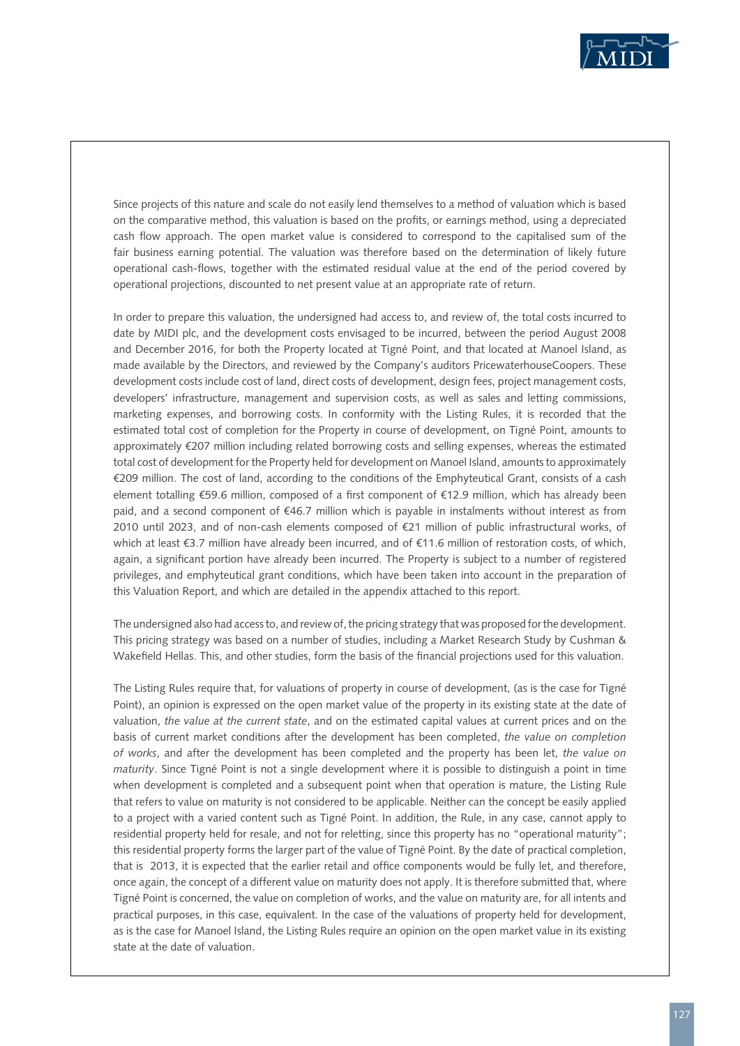Since projects of this nature and scale do not easily lend themselves to a method of valuation which is based on the comparative method, this valuation is based on the profits, or earnings method, using a depreciated cash flow approach. The open market value is considered to correspond to the capitalised sum of the fair business earning potential. The valuation was therefore based on the determination of likely future operational cash-flows, together with the estimated residual value at the end of the period covered by operational projections, discounted to net present value at an appropriate rate of return.

In order to prepare this valuation, the undersigned had access to, and review of, the total costs incurred to date by MIDI plc, and the development costs envisaged to be incurred, between the period August 2008 and December 2016, for both the Property located at Tigné Point, and that located at Manoel Island, as made available by the Directors, and reviewed by the Company's auditors PricewaterhouseCoopers. These development costs include cost of land, direct costs of development, design fees, project management costs, developers' infrastructure, management and supervision costs, as well as sales and letting commissions, marketing expenses, and borrowing costs. In conformity with the Listing Rules, it is recorded that the estimated total cost of completion for the Property in course of development, on Tigné Point, amounts to approximately €207 million including related borrowing costs and selling expenses, whereas the estimated total cost of development for the Property held for development on Manoel Island, amounts to approximately €209 million. The cost of land, according to the conditions of the Emphyteutical Grant, consists of a cash element totalling €59.6 million, composed of a first component of €12.9 million, which has already been paid, and a second component of €46.7 million which is payable in instalments without interest as from 2010 until 2023, and of non-cash elements composed of €21 million of public infrastructural works, of which at least €3.7 million have already been incurred, and of €11.6 million of restoration costs, of which, again, a significant portion have already been incurred. The Property is subject to a number of registered privileges, and emphyteutical grant conditions, which have been taken into account in the preparation of this Valuation Report, and which are detailed in the appendix attached to this report.

The undersigned also had access to, and review of, the pricing strategy that was proposed for the development. This pricing strategy was based on a number of studies, including a Market Research Study by Cushman & Wakefield Hellas. This, and other studies, form the basis of the financial projections used for this valuation.

The Listing Rules require that, for valuations of property in course of development, (as is the case for Tigné Point), an opinion is expressed on the open market value of the property in its existing state at the date of valuation, *the value at the current state*, and on the estimated capital values at current prices and on the basis of current market conditions after the development has been completed, *the value on completion of works*, and after the development has been completed and the property has been let, *the value on maturity*. Since Tigné Point is not a single development where it is possible to distinguish a point in time when development is completed and a subsequent point when that operation is mature, the Listing Rule that refers to value on maturity is not considered to be applicable. Neither can the concept be easily applied to a project with a varied content such as Tigné Point. In addition, the Rule, in any case, cannot apply to residential property held for resale, and not for reletting, since this property has no "operational maturity"; this residential property forms the larger part of the value of Tigné Point. By the date of practical completion, that is 2013, it is expected that the earlier retail and office components would be fully let, and therefore, once again, the concept of a different value on maturity does not apply. It is therefore submitted that, where Tigné Point is concerned, the value on completion of works, and the value on maturity are, for all intents and practical purposes, in this case, equivalent. In the case of the valuations of property held for development, as is the case for Manoel Island, the Listing Rules require an opinion on the open market value in its existing state at the date of valuation.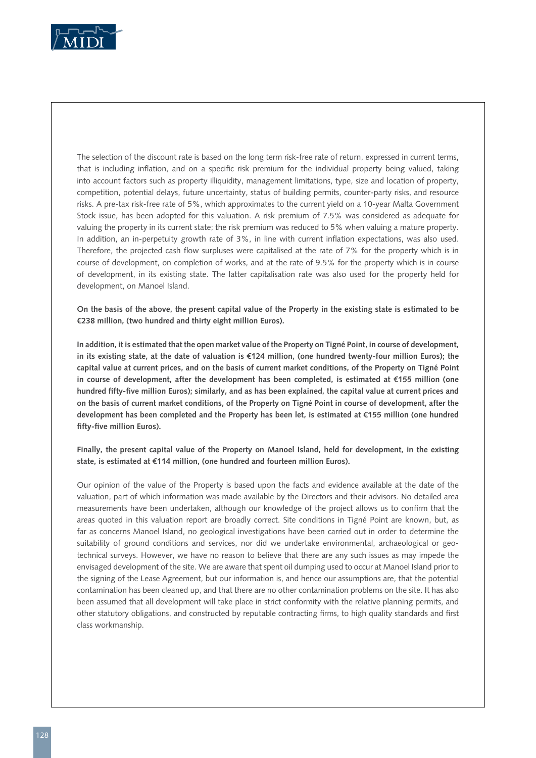The selection of the discount rate is based on the long term risk-free rate of return, expressed in current terms, that is including inflation, and on a specific risk premium for the individual property being valued, taking into account factors such as property illiquidity, management limitations, type, size and location of property, competition, potential delays, future uncertainty, status of building permits, counter-party risks, and resource risks. A pre-tax risk-free rate of 5%, which approximates to the current yield on a 10-year Malta Government Stock issue, has been adopted for this valuation. A risk premium of 7.5% was considered as adequate for valuing the property in its current state; the risk premium was reduced to 5% when valuing a mature property. In addition, an in-perpetuity growth rate of 3%, in line with current inflation expectations, was also used. Therefore, the projected cash flow surpluses were capitalised at the rate of 7% for the property which is in course of development, on completion of works, and at the rate of 9.5% for the property which is in course of development, in its existing state. The latter capitalisation rate was also used for the property held for development, on Manoel Island.

**On the basis of the above, the present capital value of the Property in the existing state is estimated to be €238 million, (two hundred and thirty eight million Euros).**

**In addition, it is estimated that the open market value of the Property on Tigné Point, in course of development, in its existing state, at the date of valuation is €124 million, (one hundred twenty-four million Euros); the capital value at current prices, and on the basis of current market conditions, of the Property on Tigné Point in course of development, after the development has been completed, is estimated at €155 million (one hundred fifty-five million Euros); similarly, and as has been explained, the capital value at current prices and on the basis of current market conditions, of the Property on Tigné Point in course of development, after the development has been completed and the Property has been let, is estimated at €155 million (one hundred fifty-five million Euros).**

**Finally, the present capital value of the Property on Manoel Island, held for development, in the existing state, is estimated at €114 million, (one hundred and fourteen million Euros).**

Our opinion of the value of the Property is based upon the facts and evidence available at the date of the valuation, part of which information was made available by the Directors and their advisors. No detailed area measurements have been undertaken, although our knowledge of the project allows us to confirm that the areas quoted in this valuation report are broadly correct. Site conditions in Tigné Point are known, but, as far as concerns Manoel Island, no geological investigations have been carried out in order to determine the suitability of ground conditions and services, nor did we undertake environmental, archaeological or geo-technical surveys. However, we have no reason to believe that there are any such issues as may impede the envisaged development of the site. We are aware that spent oil dumping used to occur at Manoel Island prior to the signing of the Lease Agreement, but our information is, and hence our assumptions are, that the potential contamination has been cleaned up, and that there are no other contamination problems on the site. It has also been assumed that all development will take place in strict conformity with the relative planning permits, and other statutory obligations, and constructed by reputable contracting firms, to high quality standards and first class workmanship.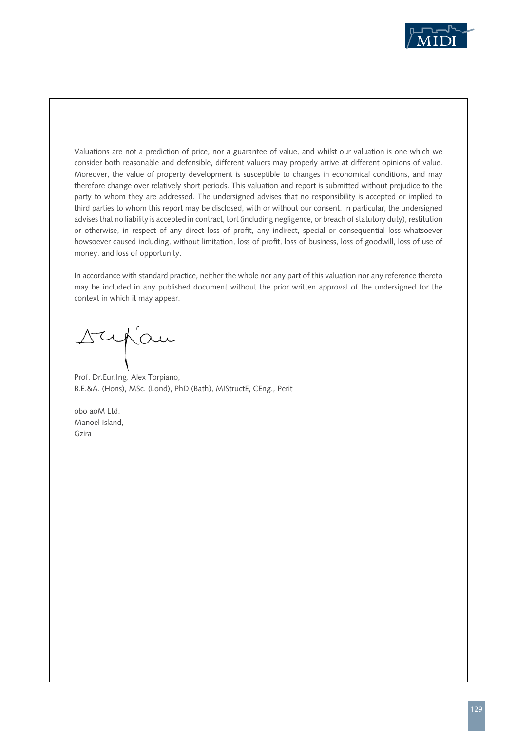Valuations are not a prediction of price, nor a guarantee of value, and whilst our valuation is one which we consider both reasonable and defensible, different valuers may properly arrive at different opinions of value. Moreover, the value of property development is susceptible to changes in economical conditions, and may therefore change over relatively short periods. This valuation and report is submitted without prejudice to the party to whom they are addressed. The undersigned advises that no responsibility is accepted or implied to third parties to whom this report may be disclosed, with or without our consent. In particular, the undersigned advises that no liability is accepted in contract, tort (including negligence, or breach of statutory duty), restitution or otherwise, in respect of any direct loss of profit, any indirect, special or consequential loss whatsoever howsoever caused including, without limitation, loss of profit, loss of business, loss of goodwill, loss of use of money, and loss of opportunity.

In accordance with standard practice, neither the whole nor any part of this valuation nor any reference thereto may be included in any published document without the prior written approval of the undersigned for the context in which it may appear.

Prof. Dr.Eur.Ing. Alex Torpiano,
B.E.&A. (Hons), MSc. (Lond), PhD (Bath), MIStructE, CEng., Perit

obo aoM Ltd.
Manoel Island,
Gzira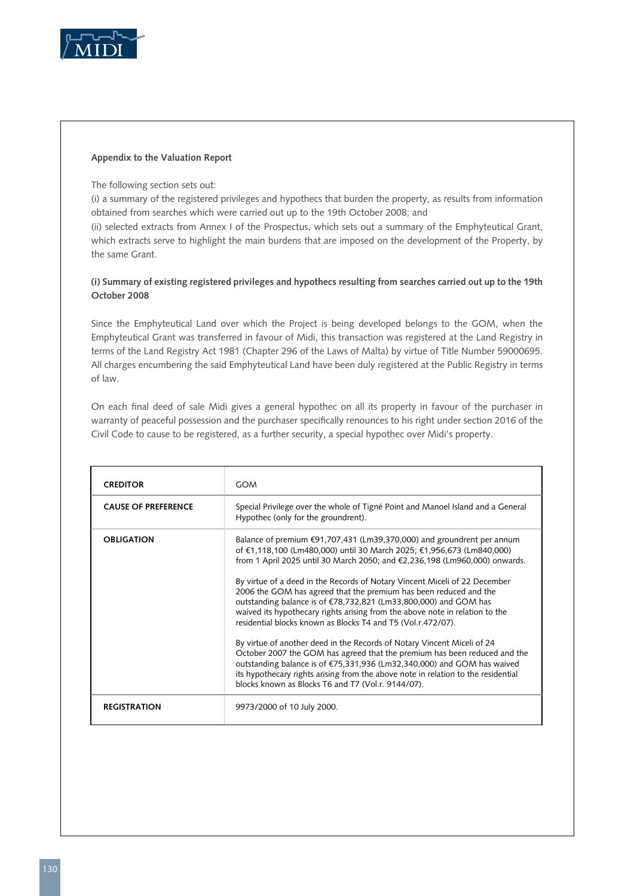**Appendix to the Valuation Report**

The following section sets out:

(i) a summary of the registered privileges and hypothecs that burden the property, as results from information obtained from searches which were carried out up to the 19th October 2008; and

(ii) selected extracts from Annex I of the Prospectus, which sets out a summary of the Emphyteutical Grant, which extracts serve to highlight the main burdens that are imposed on the development of the Property, by the same Grant.

**(i) Summary of existing registered privileges and hypothecs resulting from searches carried out up to the 19th October 2008**

Since the Emphyteutical Land over which the Project is being developed belongs to the GOM, when the Emphyteutical Grant was transferred in favour of Midi, this transaction was registered at the Land Registry in terms of the Land Registry Act 1981 (Chapter 296 of the Laws of Malta) by virtue of Title Number 59000695. All charges encumbering the said Emphyteutical Land have been duly registered at the Public Registry in terms of law.

On each final deed of sale Midi gives a general hypothec on all its property in favour of the purchaser in warranty of peaceful possession and the purchaser specifically renounces to his right under section 2016 of the Civil Code to cause to be registered, as a further security, a special hypothec over Midi's property.

| **CREDITOR** | GOM |
|---|---|
| **CAUSE OF PREFERENCE** | Special Privilege over the whole of Tigné Point and Manoel Island and a General Hypothec (only for the groundrent). |
| **OBLIGATION** | Balance of premium €91,707,431 (Lm39,370,000) and groundrent per annum of €1,118,100 (Lm480,000) until 30 March 2025; €1,956,673 (Lm840,000) from 1 April 2025 until 30 March 2050; and €2,236,198 (Lm960,000) onwards.<br><br>By virtue of a deed in the Records of Notary Vincent Miceli of 22 December 2006 the GOM has agreed that the premium has been reduced and the outstanding balance is of €78,732,821 (Lm33,800,000) and GOM has waived its hypothecary rights arising from the above note in relation to the residential blocks known as Blocks T4 and T5 (Vol.r.472/07).<br><br>By virtue of another deed in the Records of Notary Vincent Miceli of 24 October 2007 the GOM has agreed that the premium has been reduced and the outstanding balance is of €75,331,936 (Lm32,340,000) and GOM has waived its hypothecary rights arising from the above note in relation to the residential blocks known as Blocks T6 and T7 (Vol.r. 9144/07). |
| **REGISTRATION** | 9973/2000 of 10 July 2000. |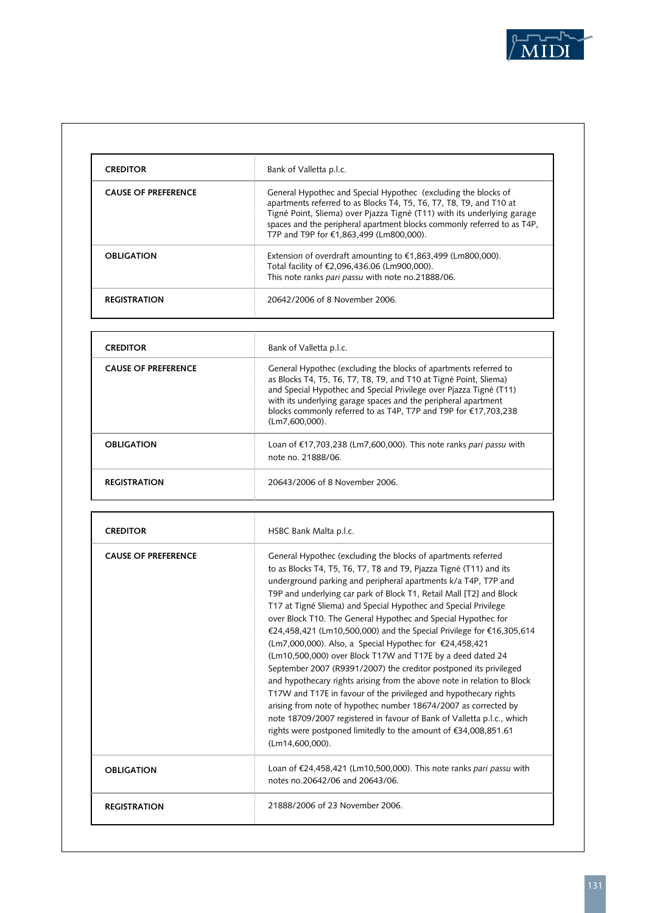| CREDITOR | Bank of Valletta p.l.c. |
|---|---|
| CAUSE OF PREFERENCE | General Hypothec and Special Hypothec (excluding the blocks of apartments referred to as Blocks T4, T5, T6, T7, T8, T9, and T10 at Tigné Point, Sliema) over Pjazza Tigné (T11) with its underlying garage spaces and the peripheral apartment blocks commonly referred to as T4P, T7P and T9P for €1,863,499 (Lm800,000). |
| OBLIGATION | Extension of overdraft amounting to €1,863,499 (Lm800,000). Total facility of €2,096,436.06 (Lm900,000). This note ranks *pari passu* with note no.21888/06. |
| REGISTRATION | 20642/2006 of 8 November 2006. |

| CREDITOR | Bank of Valletta p.l.c. |
|---|---|
| CAUSE OF PREFERENCE | General Hypothec (excluding the blocks of apartments referred to as Blocks T4, T5, T6, T7, T8, T9, and T10 at Tigné Point, Sliema) and Special Hypothec and Special Privilege over Pjazza Tigné (T11) with its underlying garage spaces and the peripheral apartment blocks commonly referred to as T4P, T7P and T9P for €17,703,238 (Lm7,600,000). |
| OBLIGATION | Loan of €17,703,238 (Lm7,600,000). This note ranks *pari passu* with note no. 21888/06. |
| REGISTRATION | 20643/2006 of 8 November 2006. |

| CREDITOR | HSBC Bank Malta p.l.c. |
|---|---|
| CAUSE OF PREFERENCE | General Hypothec (excluding the blocks of apartments referred to as Blocks T4, T5, T6, T7, T8 and T9, Pjazza Tigné (T11) and its underground parking and peripheral apartments k/a T4P, T7P and T9P and underlying car park of Block T1, Retail Mall [T2] and Block T17 at Tigné Sliema) and Special Hypothec and Special Privilege over Block T10. The General Hypothec and Special Hypothec for €24,458,421 (Lm10,500,000) and the Special Privilege for €16,305,614 (Lm7,000,000). Also, a Special Hypothec for €24,458,421 (Lm10,500,000) over Block T17W and T17E by a deed dated 24 September 2007 (R9391/2007) the creditor postponed its privileged and hypothecary rights arising from the above note in relation to Block T17W and T17E in favour of the privileged and hypothecary rights arising from note of hypothec number 18674/2007 as corrected by note 18709/2007 registered in favour of Bank of Valletta p.l.c., which rights were postponed limitedly to the amount of €34,008,851.61 (Lm14,600,000). |
| OBLIGATION | Loan of €24,458,421 (Lm10,500,000). This note ranks *pari passu* with notes no.20642/06 and 20643/06. |
| REGISTRATION | 21888/2006 of 23 November 2006. |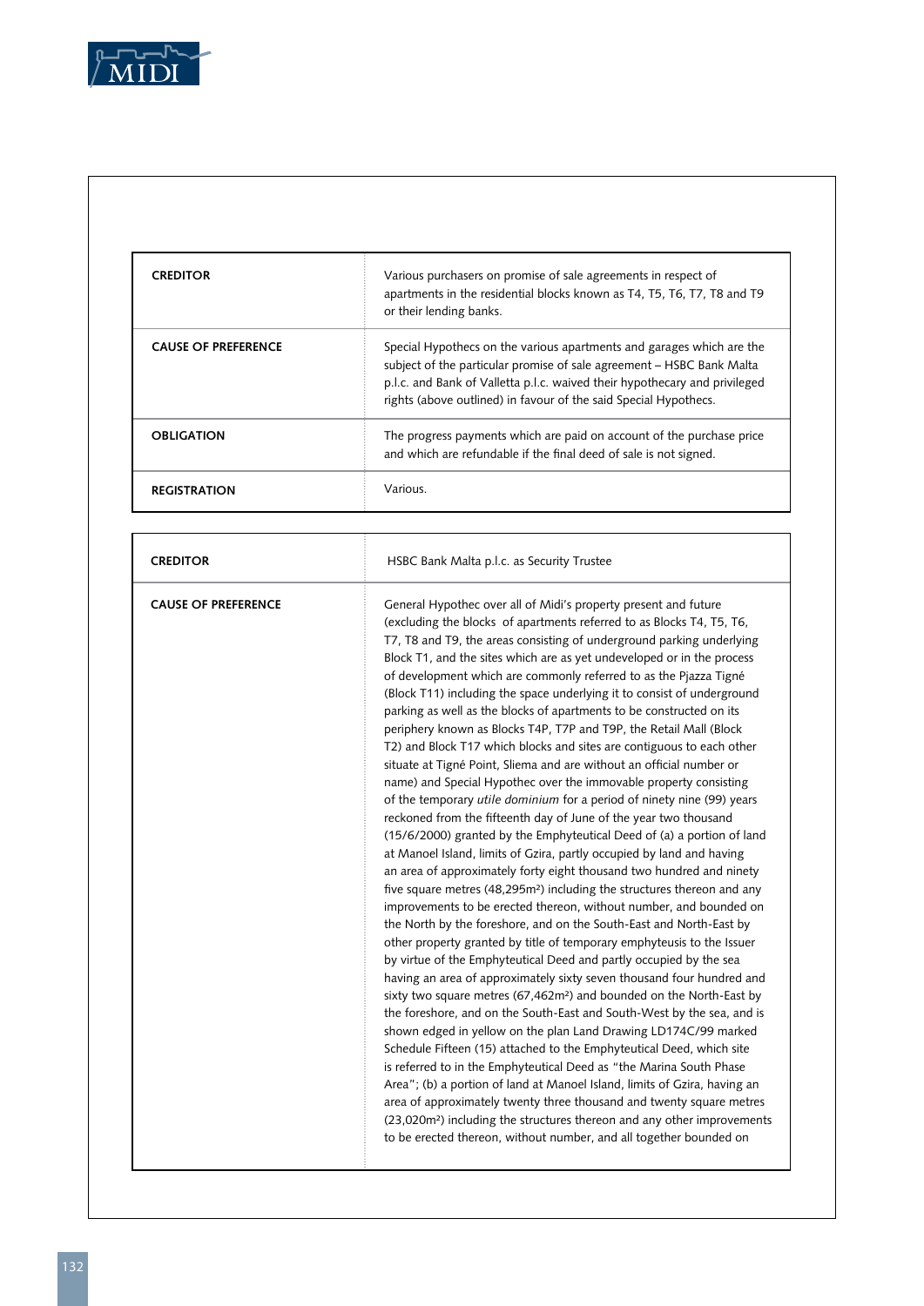| | |
|---|---|
| **CREDITOR** | Various purchasers on promise of sale agreements in respect of apartments in the residential blocks known as T4, T5, T6, T7, T8 and T9 or their lending banks. |
| **CAUSE OF PREFERENCE** | Special Hypothecs on the various apartments and garages which are the subject of the particular promise of sale agreement – HSBC Bank Malta p.l.c. and Bank of Valletta p.l.c. waived their hypothecary and privileged rights (above outlined) in favour of the said Special Hypothecs. |
| **OBLIGATION** | The progress payments which are paid on account of the purchase price and which are refundable if the final deed of sale is not signed. |
| **REGISTRATION** | Various. |

| | |
|---|---|
| **CREDITOR** | HSBC Bank Malta p.l.c. as Security Trustee |
| **CAUSE OF PREFERENCE** | General Hypothec over all of Midi's property present and future (excluding the blocks of apartments referred to as Blocks T4, T5, T6, T7, T8 and T9, the areas consisting of underground parking underlying Block T1, and the sites which are as yet undeveloped or in the process of development which are commonly referred to as the Pjazza Tigné (Block T11) including the space underlying it to consist of underground parking as well as the blocks of apartments to be constructed on its periphery known as Blocks T4P, T7P and T9P, the Retail Mall (Block T2) and Block T17 which blocks and sites are contiguous to each other situate at Tigné Point, Sliema and are without an official number or name) and Special Hypothec over the immovable property consisting of the temporary *utile dominium* for a period of ninety nine (99) years reckoned from the fifteenth day of June of the year two thousand (15/6/2000) granted by the Emphyteutical Deed of (a) a portion of land at Manoel Island, limits of Gzira, partly occupied by land and having an area of approximately forty eight thousand two hundred and ninety five square metres (48,295m²) including the structures thereon and any improvements to be erected thereon, without number, and bounded on the North by the foreshore, and on the South-East and North-East by other property granted by title of temporary emphyteusis to the Issuer by virtue of the Emphyteutical Deed and partly occupied by the sea having an area of approximately sixty seven thousand four hundred and sixty two square metres (67,462m²) and bounded on the North-East by the foreshore, and on the South-East and South-West by the sea, and is shown edged in yellow on the plan Land Drawing LD174C/99 marked Schedule Fifteen (15) attached to the Emphyteutical Deed, which site is referred to in the Emphyteutical Deed as "the Marina South Phase Area"; (b) a portion of land at Manoel Island, limits of Gzira, having an area of approximately twenty three thousand and twenty square metres (23,020m²) including the structures thereon and any other improvements to be erected thereon, without number, and all together bounded on |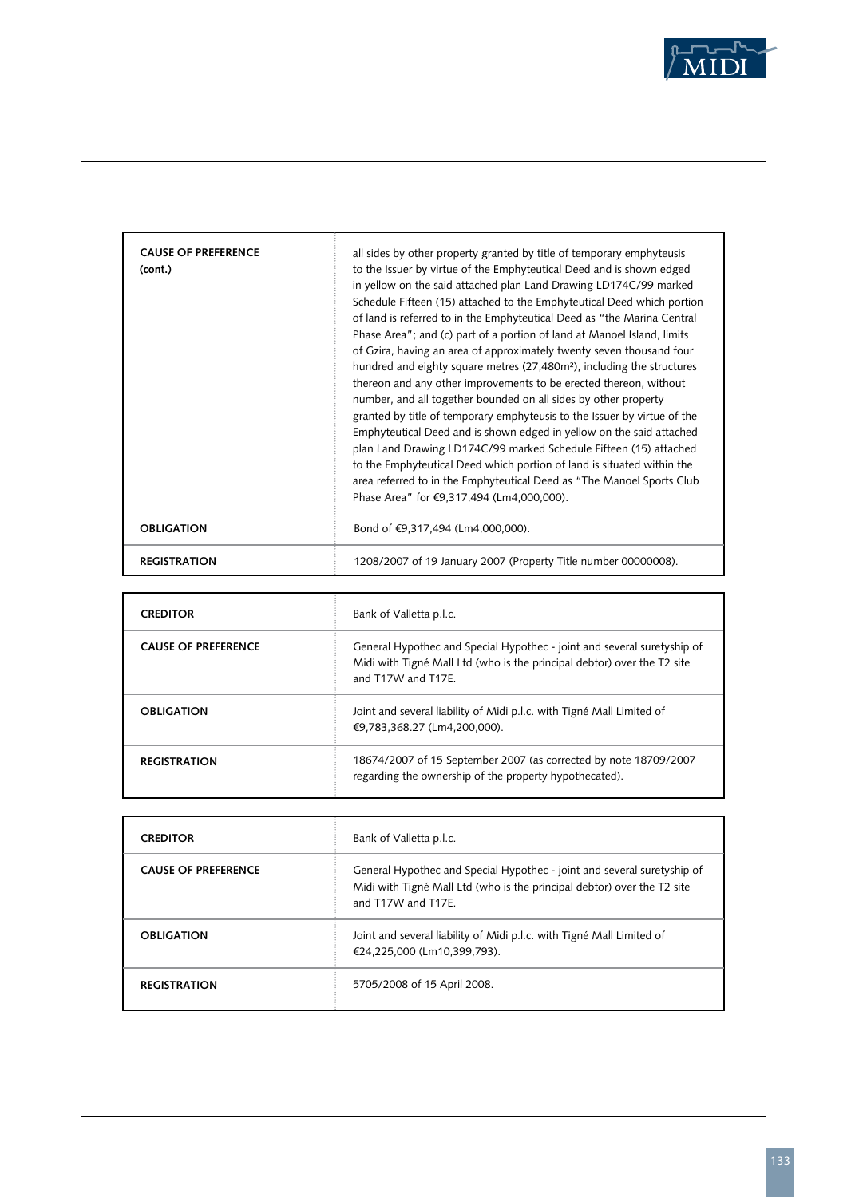| | |
|---|---|
| **CAUSE OF PREFERENCE (cont.)** | all sides by other property granted by title of temporary emphyteusis to the Issuer by virtue of the Emphyteutical Deed and is shown edged in yellow on the said attached plan Land Drawing LD174C/99 marked Schedule Fifteen (15) attached to the Emphyteutical Deed which portion of land is referred to in the Emphyteutical Deed as "the Marina Central Phase Area"; and (c) part of a portion of land at Manoel Island, limits of Gzira, having an area of approximately twenty seven thousand four hundred and eighty square metres (27,480m²), including the structures thereon and any other improvements to be erected thereon, without number, and all together bounded on all sides by other property granted by title of temporary emphyteusis to the Issuer by virtue of the Emphyteutical Deed and is shown edged in yellow on the said attached plan Land Drawing LD174C/99 marked Schedule Fifteen (15) attached to the Emphyteutical Deed which portion of land is situated within the area referred to in the Emphyteutical Deed as "The Manoel Sports Club Phase Area" for €9,317,494 (Lm4,000,000). |
| **OBLIGATION** | Bond of €9,317,494 (Lm4,000,000). |
| **REGISTRATION** | 1208/2007 of 19 January 2007 (Property Title number 00000008). |

| | |
|---|---|
| **CREDITOR** | Bank of Valletta p.l.c. |
| **CAUSE OF PREFERENCE** | General Hypothec and Special Hypothec - joint and several suretyship of Midi with Tigné Mall Ltd (who is the principal debtor) over the T2 site and T17W and T17E. |
| **OBLIGATION** | Joint and several liability of Midi p.l.c. with Tigné Mall Limited of €9,783,368.27 (Lm4,200,000). |
| **REGISTRATION** | 18674/2007 of 15 September 2007 (as corrected by note 18709/2007 regarding the ownership of the property hypothecated). |

| | |
|---|---|
| **CREDITOR** | Bank of Valletta p.l.c. |
| **CAUSE OF PREFERENCE** | General Hypothec and Special Hypothec - joint and several suretyship of Midi with Tigné Mall Ltd (who is the principal debtor) over the T2 site and T17W and T17E. |
| **OBLIGATION** | Joint and several liability of Midi p.l.c. with Tigné Mall Limited of €24,225,000 (Lm10,399,793). |
| **REGISTRATION** | 5705/2008 of 15 April 2008. |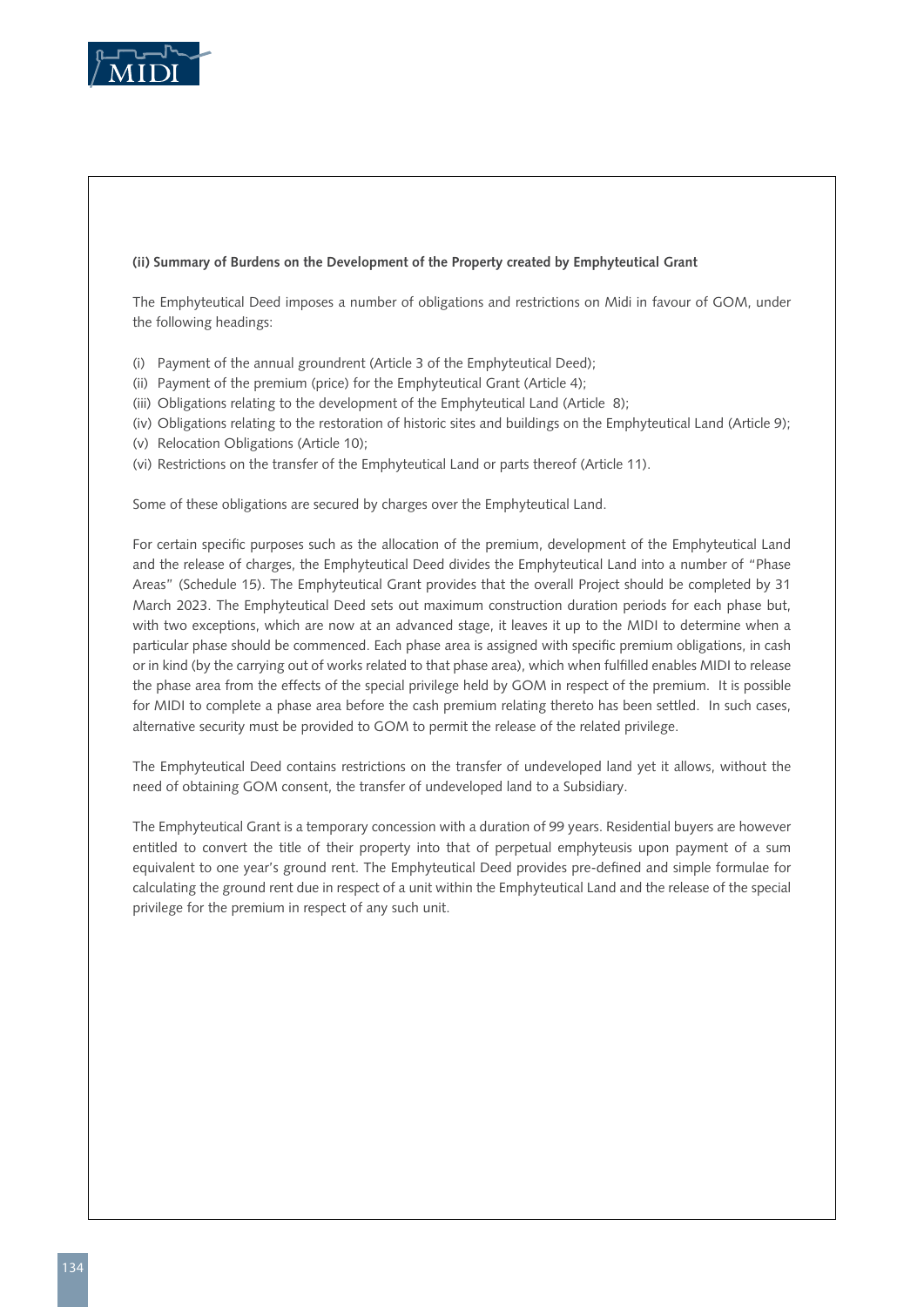**(ii) Summary of Burdens on the Development of the Property created by Emphyteutical Grant**

The Emphyteutical Deed imposes a number of obligations and restrictions on Midi in favour of GOM, under the following headings:

(i) Payment of the annual groundrent (Article 3 of the Emphyteutical Deed);
(ii) Payment of the premium (price) for the Emphyteutical Grant (Article 4);
(iii) Obligations relating to the development of the Emphyteutical Land (Article 8);
(iv) Obligations relating to the restoration of historic sites and buildings on the Emphyteutical Land (Article 9);
(v) Relocation Obligations (Article 10);
(vi) Restrictions on the transfer of the Emphyteutical Land or parts thereof (Article 11).

Some of these obligations are secured by charges over the Emphyteutical Land.

For certain specific purposes such as the allocation of the premium, development of the Emphyteutical Land and the release of charges, the Emphyteutical Deed divides the Emphyteutical Land into a number of "Phase Areas" (Schedule 15). The Emphyteutical Grant provides that the overall Project should be completed by 31 March 2023. The Emphyteutical Deed sets out maximum construction duration periods for each phase but, with two exceptions, which are now at an advanced stage, it leaves it up to the MIDI to determine when a particular phase should be commenced. Each phase area is assigned with specific premium obligations, in cash or in kind (by the carrying out of works related to that phase area), which when fulfilled enables MIDI to release the phase area from the effects of the special privilege held by GOM in respect of the premium. It is possible for MIDI to complete a phase area before the cash premium relating thereto has been settled. In such cases, alternative security must be provided to GOM to permit the release of the related privilege.

The Emphyteutical Deed contains restrictions on the transfer of undeveloped land yet it allows, without the need of obtaining GOM consent, the transfer of undeveloped land to a Subsidiary.

The Emphyteutical Grant is a temporary concession with a duration of 99 years. Residential buyers are however entitled to convert the title of their property into that of perpetual emphyteusis upon payment of a sum equivalent to one year's ground rent. The Emphyteutical Deed provides pre-defined and simple formulae for calculating the ground rent due in respect of a unit within the Emphyteutical Land and the release of the special privilege for the premium in respect of any such unit.